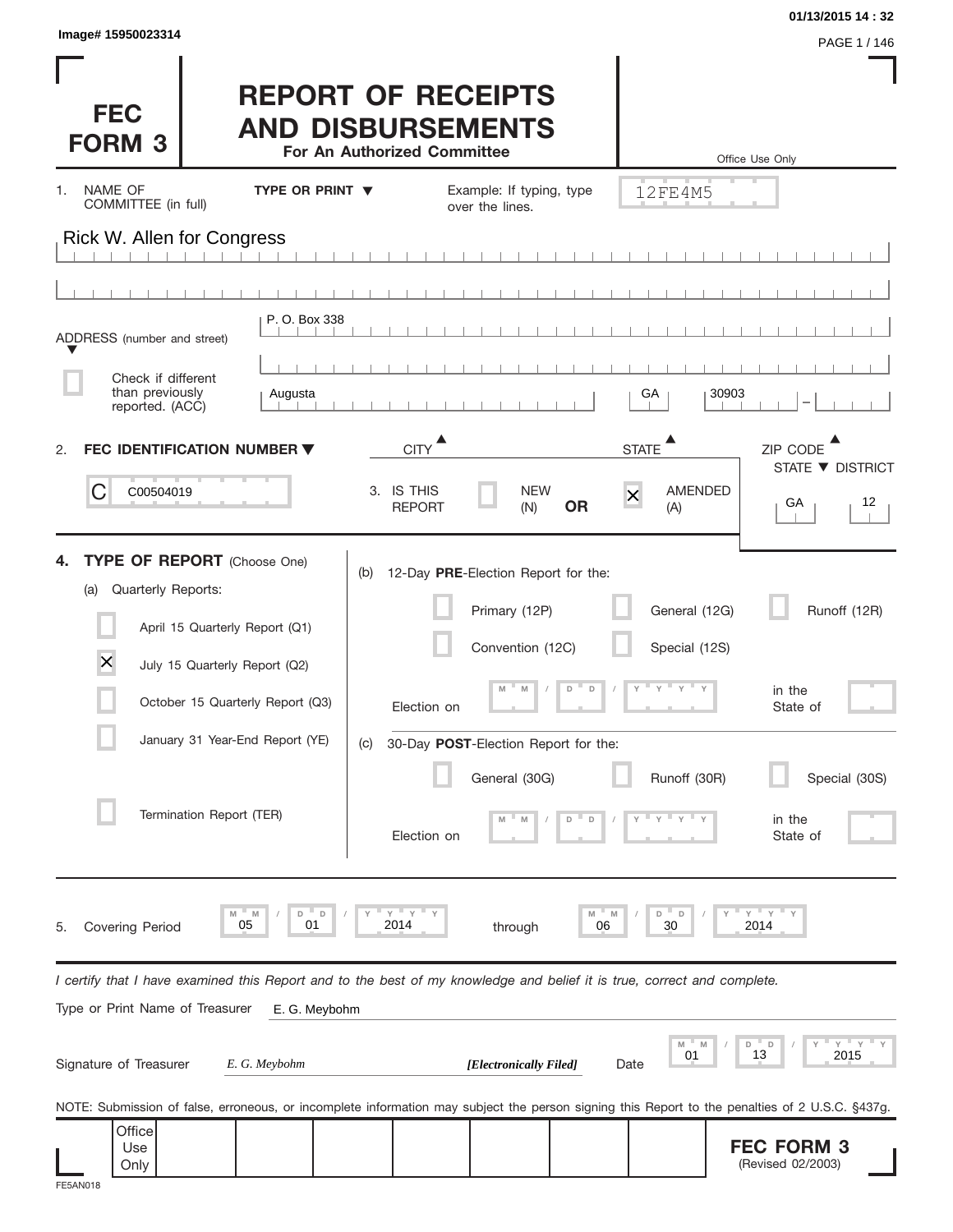Image# 15950023314

01/13/2015 14 : 32

# FEC FORM 3

# REPORT OF RECEIPTS AND DISBURSEMENTS

**For An Authorized Committee**

Office Use Only

12FE4M5

1. NAME OF COMMITTEE (in full) **TYPE OR PRINT ▼** Example: If typing, type over the lines.

Rick W. Allen for Congress

ADDRESS (number and street) P. O. Box 338

☐ Check if different than previously reported. (ACC)

Augusta | GA | 30903

CITY ▲ STATE ▲ ZIP CODE ▲

2. **FEC IDENTIFICATION NUMBER ▼**

C00504019

3. IS THIS REPORT ☐ NEW (N) **OR** ☒ AMENDED (A)

STATE ▼ DISTRICT: GA 12

4. **TYPE OF REPORT** (Choose One)

(a) Quarterly Reports:

- ☐ April 15 Quarterly Report (Q1)
- ☒ July 15 Quarterly Report (Q2)
- ☐ October 15 Quarterly Report (Q3)
- ☐ January 31 Year-End Report (YE)
- ☐ Termination Report (TER)

(b) 12-Day **PRE**-Election Report for the:

- ☐ Primary (12P)
- ☐ General (12G)
- ☐ Runoff (12R)
- ☐ Convention (12C)
- ☐ Special (12S)

Election on MM / DD / YYYY in the State of

(c) 30-Day **POST**-Election Report for the:

- ☐ General (30G)
- ☐ Runoff (30R)
- ☐ Special (30S)

Election on MM / DD / YYYY in the State of

5. Covering Period 05 / 01 / 2014 through 06 / 30 / 2014

*I certify that I have examined this Report and to the best of my knowledge and belief it is true, correct and complete.*

Type or Print Name of Treasurer: E. G. Meybohm

Signature of Treasurer: *E. G. Meybohm* ***[Electronically Filed]*** Date: 01 / 13 / 2015

NOTE: Submission of false, erroneous, or incomplete information may subject the person signing this Report to the penalties of 2 U.S.C. §437g.

Office Use Only

**FEC FORM 3** (Revised 02/2003)

FE5AN018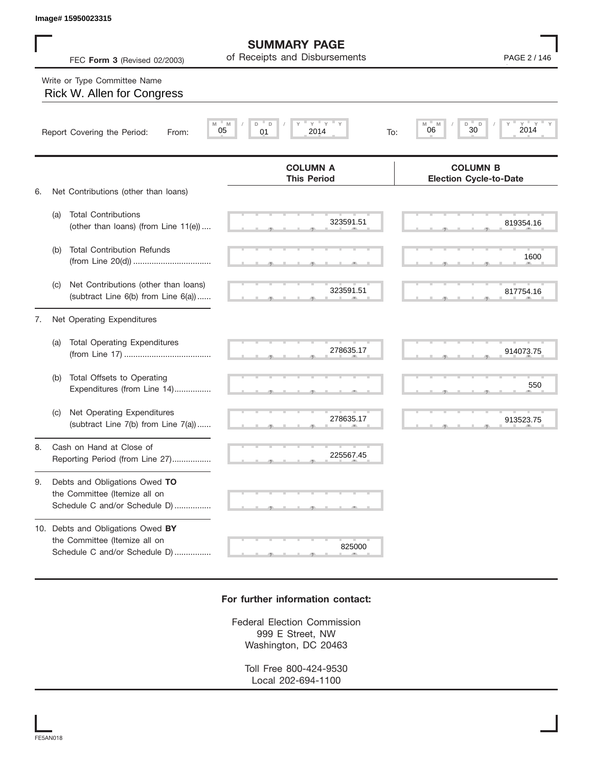# SUMMARY PAGE
of Receipts and Disbursements

FEC **Form 3** (Revised 02/2003)

Write or Type Committee Name

Rick W. Allen for Congress

Report Covering the Period: From: 05 / 01 / 2014 To: 06 / 30 / 2014

| | | COLUMN A This Period | COLUMN B Election Cycle-to-Date |
|---|---|---|---|
| 6. | Net Contributions (other than loans) | | |
| (a) | Total Contributions (other than loans) (from Line 11(e)) .... | 323591.51 | 819354.16 |
| (b) | Total Contribution Refunds (from Line 20(d)) .... | | 1600 |
| (c) | Net Contributions (other than loans) (subtract Line 6(b) from Line 6(a)) ...... | 323591.51 | 817754.16 |
| 7. | Net Operating Expenditures | | |
| (a) | Total Operating Expenditures (from Line 17) .... | 278635.17 | 914073.75 |
| (b) | Total Offsets to Operating Expenditures (from Line 14)................ | | 550 |
| (c) | Net Operating Expenditures (subtract Line 7(b) from Line 7(a)) ...... | 278635.17 | 913523.75 |
| 8. | Cash on Hand at Close of Reporting Period (from Line 27)................. | 225567.45 | |
| 9. | Debts and Obligations Owed **TO** the Committee (Itemize all on Schedule C and/or Schedule D) ................ | | |
| 10. | Debts and Obligations Owed **BY** the Committee (Itemize all on Schedule C and/or Schedule D) ................ | 825000 | |

**For further information contact:**

Federal Election Commission
999 E Street, NW
Washington, DC 20463

Toll Free 800-424-9530
Local 202-694-1100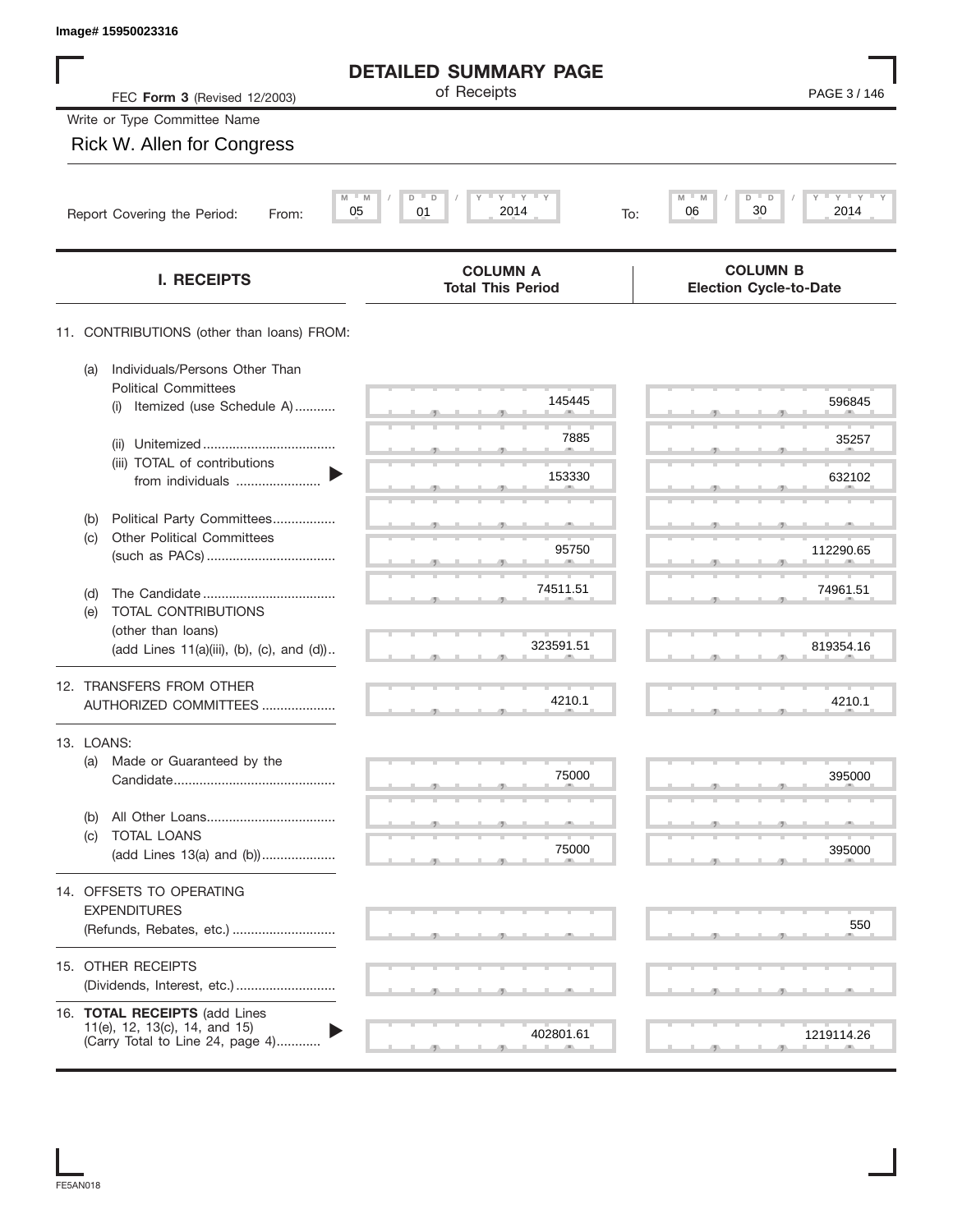Image# 15950023316

# DETAILED SUMMARY PAGE

of Receipts

FEC **Form 3** (Revised 12/2003)

Write or Type Committee Name

Rick W. Allen for Congress

Report Covering the Period: From: 05 / 01 / 2014 To: 06 / 30 / 2014

| I. RECEIPTS | COLUMN A Total This Period | COLUMN B Election Cycle-to-Date |
|---|---|---|
| 11. CONTRIBUTIONS (other than loans) FROM: | | |
| (a) Individuals/Persons Other Than Political Committees (i) Itemized (use Schedule A) | 145445 | 596845 |
| (ii) Unitemized | 7885 | 35257 |
| (iii) TOTAL of contributions from individuals | 153330 | 632102 |
| (b) Political Party Committees | | |
| (c) Other Political Committees (such as PACs) | 95750 | 112290.65 |
| (d) The Candidate | 74511.51 | 74961.51 |
| (e) TOTAL CONTRIBUTIONS (other than loans) (add Lines 11(a)(iii), (b), (c), and (d)) | 323591.51 | 819354.16 |
| 12. TRANSFERS FROM OTHER AUTHORIZED COMMITTEES | 4210.1 | 4210.1 |
| 13. LOANS: | | |
| (a) Made or Guaranteed by the Candidate | 75000 | 395000 |
| (b) All Other Loans | | |
| (c) TOTAL LOANS (add Lines 13(a) and (b)) | 75000 | 395000 |
| 14. OFFSETS TO OPERATING EXPENDITURES (Refunds, Rebates, etc.) | | 550 |
| 15. OTHER RECEIPTS (Dividends, Interest, etc.) | | |
| 16. **TOTAL RECEIPTS** (add Lines 11(e), 12, 13(c), 14, and 15) (Carry Total to Line 24, page 4) | 402801.61 | 1219114.26 |

FE5AN018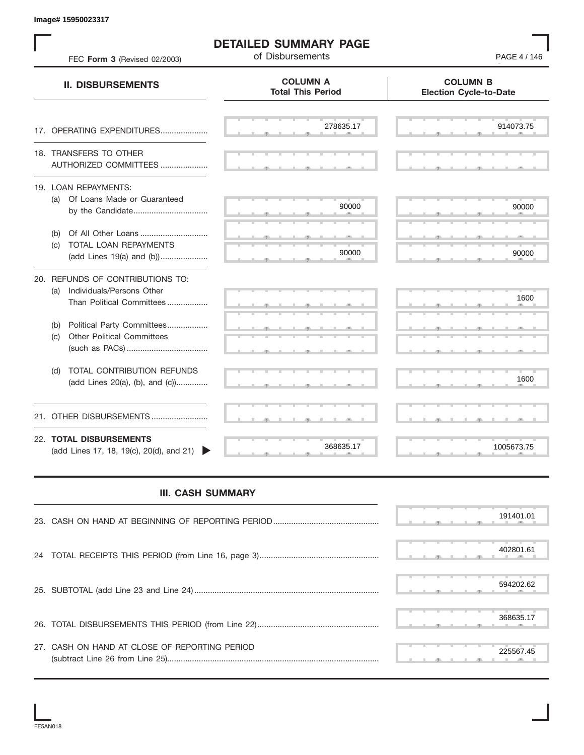Image# 15950023317

# DETAILED SUMMARY PAGE

of Disbursements

FEC **Form 3** (Revised 02/2003)

| II. DISBURSEMENTS | COLUMN A Total This Period | COLUMN B Election Cycle-to-Date |
|---|---|---|
| 17. OPERATING EXPENDITURES | 278635.17 | 914073.75 |
| 18. TRANSFERS TO OTHER AUTHORIZED COMMITTEES | | |
| 19. LOAN REPAYMENTS: | | |
| (a) Of Loans Made or Guaranteed by the Candidate | 90000 | 90000 |
| (b) Of All Other Loans | | |
| (c) TOTAL LOAN REPAYMENTS (add Lines 19(a) and (b)) | 90000 | 90000 |
| 20. REFUNDS OF CONTRIBUTIONS TO: | | |
| (a) Individuals/Persons Other Than Political Committees | | 1600 |
| (b) Political Party Committees | | |
| (c) Other Political Committees (such as PACs) | | |
| (d) TOTAL CONTRIBUTION REFUNDS (add Lines 20(a), (b), and (c)) | | 1600 |
| 21. OTHER DISBURSEMENTS | | |
| 22. **TOTAL DISBURSEMENTS** (add Lines 17, 18, 19(c), 20(d), and 21) | 368635.17 | 1005673.75 |

## III. CASH SUMMARY

| | |
|---|---|
| 23. CASH ON HAND AT BEGINNING OF REPORTING PERIOD | 191401.01 |
| 24 TOTAL RECEIPTS THIS PERIOD (from Line 16, page 3) | 402801.61 |
| 25. SUBTOTAL (add Line 23 and Line 24) | 594202.62 |
| 26. TOTAL DISBURSEMENTS THIS PERIOD (from Line 22) | 368635.17 |
| 27. CASH ON HAND AT CLOSE OF REPORTING PERIOD (subtract Line 26 from Line 25) | 225567.45 |

FE5AN018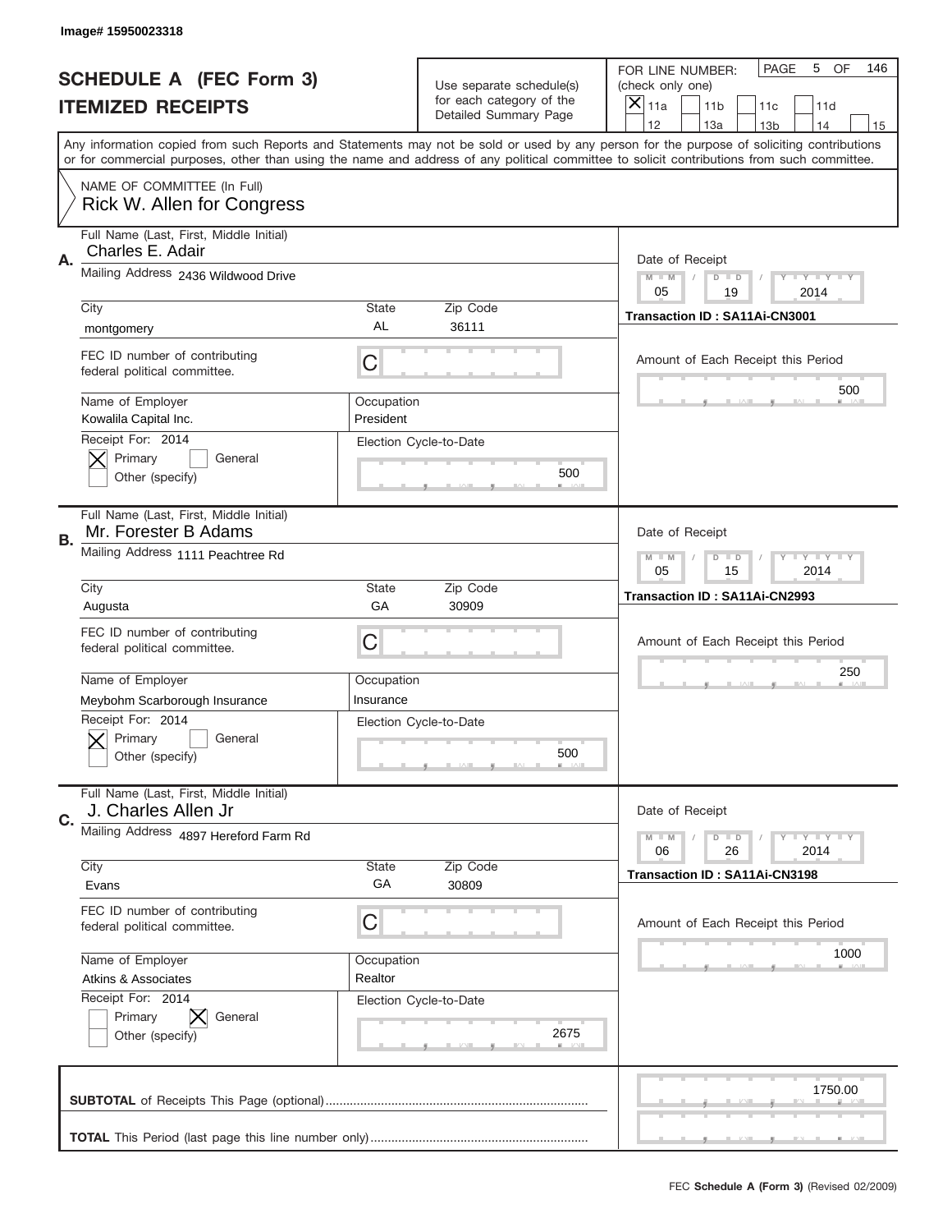Image# 15950023318

# SCHEDULE A (FEC Form 3)
## ITEMIZED RECEIPTS

Use separate schedule(s) for each category of the Detailed Summary Page

FOR LINE NUMBER: (check only one)
[X] 11a [ ] 11b [ ] 11c [ ] 11d
[ ] 12 [ ] 13a [ ] 13b [ ] 14 [ ] 15

PAGE 5 OF 146

Any information copied from such Reports and Statements may not be sold or used by any person for the purpose of soliciting contributions or for commercial purposes, other than using the name and address of any political committee to solicit contributions from such committee.

NAME OF COMMITTEE (In Full)
Rick W. Allen for Congress

---

**A.** Full Name (Last, First, Middle Initial): Charles E. Adair

Mailing Address: 2436 Wildwood Drive

City: montgomery | State: AL | Zip Code: 36111

FEC ID number of contributing federal political committee: C

Name of Employer: Kowalila Capital Inc.

Occupation: President

Receipt For: 2014 — [X] Primary [ ] General [ ] Other (specify)

Election Cycle-to-Date: 500

Date of Receipt: 05 / 19 / 2014

Transaction ID : SA11Ai-CN3001

Amount of Each Receipt this Period: 500

---

**B.** Full Name (Last, First, Middle Initial): Mr. Forester B Adams

Mailing Address: 1111 Peachtree Rd

City: Augusta | State: GA | Zip Code: 30909

FEC ID number of contributing federal political committee: C

Name of Employer: Meybohm Scarborough Insurance

Occupation: Insurance

Receipt For: 2014 — [X] Primary [ ] General [ ] Other (specify)

Election Cycle-to-Date: 500

Date of Receipt: 05 / 15 / 2014

Transaction ID : SA11Ai-CN2993

Amount of Each Receipt this Period: 250

---

**C.** Full Name (Last, First, Middle Initial): J. Charles Allen Jr

Mailing Address: 4897 Hereford Farm Rd

City: Evans | State: GA | Zip Code: 30809

FEC ID number of contributing federal political committee: C

Name of Employer: Atkins & Associates

Occupation: Realtor

Receipt For: 2014 — [ ] Primary [X] General [ ] Other (specify)

Election Cycle-to-Date: 2675

Date of Receipt: 06 / 26 / 2014

Transaction ID : SA11Ai-CN3198

Amount of Each Receipt this Period: 1000

---

**SUBTOTAL** of Receipts This Page (optional): 1750.00

**TOTAL** This Period (last page this line number only):

FEC Schedule A (Form 3) (Revised 02/2009)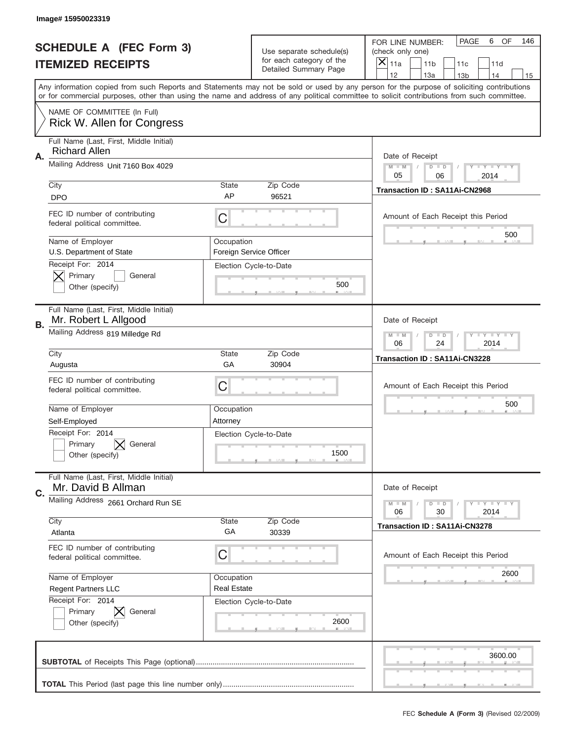Image# 15950023319

# SCHEDULE A (FEC Form 3)
## ITEMIZED RECEIPTS

Use separate schedule(s) for each category of the Detailed Summary Page

FOR LINE NUMBER: (check only one)

[X] 11a [ ] 11b [ ] 11c [ ] 11d [ ] 12 [ ] 13a [ ] 13b [ ] 14 [ ] 15

PAGE 6 OF 146

Any information copied from such Reports and Statements may not be sold or used by any person for the purpose of soliciting contributions or for commercial purposes, other than using the name and address of any political committee to solicit contributions from such committee.

NAME OF COMMITTEE (In Full)
Rick W. Allen for Congress

---

**A.**

Full Name (Last, First, Middle Initial): Richard Allen

Mailing Address: Unit 7160 Box 4029

City: DPO | State: AP | Zip Code: 96521

FEC ID number of contributing federal political committee: C

Name of Employer: U.S. Department of State

Occupation: Foreign Service Officer

Receipt For: 2014 — [X] Primary [ ] General [ ] Other (specify)

Election Cycle-to-Date: 500

Date of Receipt: 05 / 06 / 2014

Transaction ID : SA11Ai-CN2968

Amount of Each Receipt this Period: 500

---

**B.**

Full Name (Last, First, Middle Initial): Mr. Robert L Allgood

Mailing Address: 819 Milledge Rd

City: Augusta | State: GA | Zip Code: 30904

FEC ID number of contributing federal political committee: C

Name of Employer: Self-Employed

Occupation: Attorney

Receipt For: 2014 — [ ] Primary [X] General [ ] Other (specify)

Election Cycle-to-Date: 1500

Date of Receipt: 06 / 24 / 2014

Transaction ID : SA11Ai-CN3228

Amount of Each Receipt this Period: 500

---

**C.**

Full Name (Last, First, Middle Initial): Mr. David B Allman

Mailing Address: 2661 Orchard Run SE

City: Atlanta | State: GA | Zip Code: 30339

FEC ID number of contributing federal political committee: C

Name of Employer: Regent Partners LLC

Occupation: Real Estate

Receipt For: 2014 — [ ] Primary [X] General [ ] Other (specify)

Election Cycle-to-Date: 2600

Date of Receipt: 06 / 30 / 2014

Transaction ID : SA11Ai-CN3278

Amount of Each Receipt this Period: 2600

---

**SUBTOTAL** of Receipts This Page (optional): 3600.00

**TOTAL** This Period (last page this line number only):

FEC Schedule A (Form 3) (Revised 02/2009)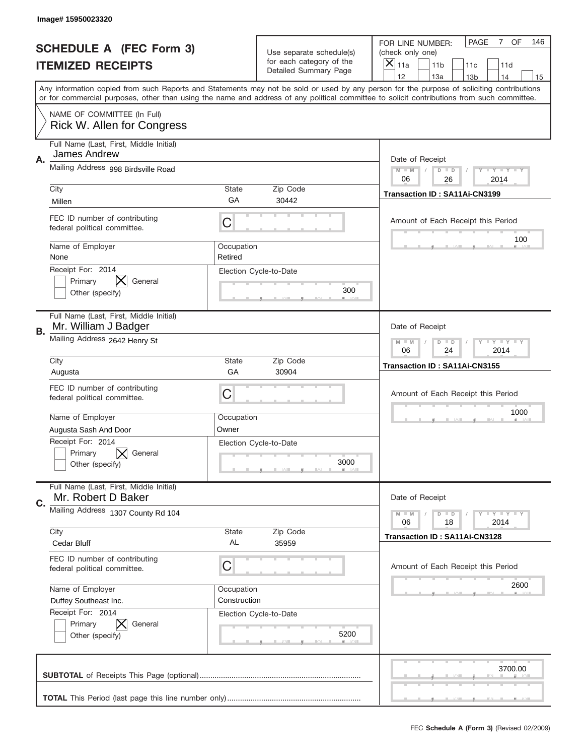Image# 15950023320

# SCHEDULE A (FEC Form 3)
## ITEMIZED RECEIPTS

Use separate schedule(s) for each category of the Detailed Summary Page

FOR LINE NUMBER: (check only one)

☒ 11a ☐ 11b ☐ 11c ☐ 11d ☐ 12 ☐ 13a ☐ 13b ☐ 14 ☐ 15

PAGE 7 OF 146

Any information copied from such Reports and Statements may not be sold or used by any person for the purpose of soliciting contributions or for commercial purposes, other than using the name and address of any political committee to solicit contributions from such committee.

NAME OF COMMITTEE (In Full)
Rick W. Allen for Congress

---

**A.**
Full Name (Last, First, Middle Initial): James Andrew
Mailing Address: 998 Birdsville Road
City: Millen | State: GA | Zip Code: 30442
FEC ID number of contributing federal political committee: C
Name of Employer: None | Occupation: Retired
Receipt For: 2014 ☐ Primary ☒ General ☐ Other (specify)
Election Cycle-to-Date: 300
Date of Receipt: 06 / 26 / 2014
Transaction ID : SA11Ai-CN3199
Amount of Each Receipt this Period: 100

---

**B.**
Full Name (Last, First, Middle Initial): Mr. William J Badger
Mailing Address: 2642 Henry St
City: Augusta | State: GA | Zip Code: 30904
FEC ID number of contributing federal political committee: C
Name of Employer: Augusta Sash And Door | Occupation: Owner
Receipt For: 2014 ☐ Primary ☒ General ☐ Other (specify)
Election Cycle-to-Date: 3000
Date of Receipt: 06 / 24 / 2014
Transaction ID : SA11Ai-CN3155
Amount of Each Receipt this Period: 1000

---

**C.**
Full Name (Last, First, Middle Initial): Mr. Robert D Baker
Mailing Address: 1307 County Rd 104
City: Cedar Bluff | State: AL | Zip Code: 35959
FEC ID number of contributing federal political committee: C
Name of Employer: Duffey Southeast Inc. | Occupation: Construction
Receipt For: 2014 ☐ Primary ☒ General ☐ Other (specify)
Election Cycle-to-Date: 5200
Date of Receipt: 06 / 18 / 2014
Transaction ID : SA11Ai-CN3128
Amount of Each Receipt this Period: 2600

---

**SUBTOTAL** of Receipts This Page (optional): 3700.00

**TOTAL** This Period (last page this line number only):

FEC Schedule A (Form 3) (Revised 02/2009)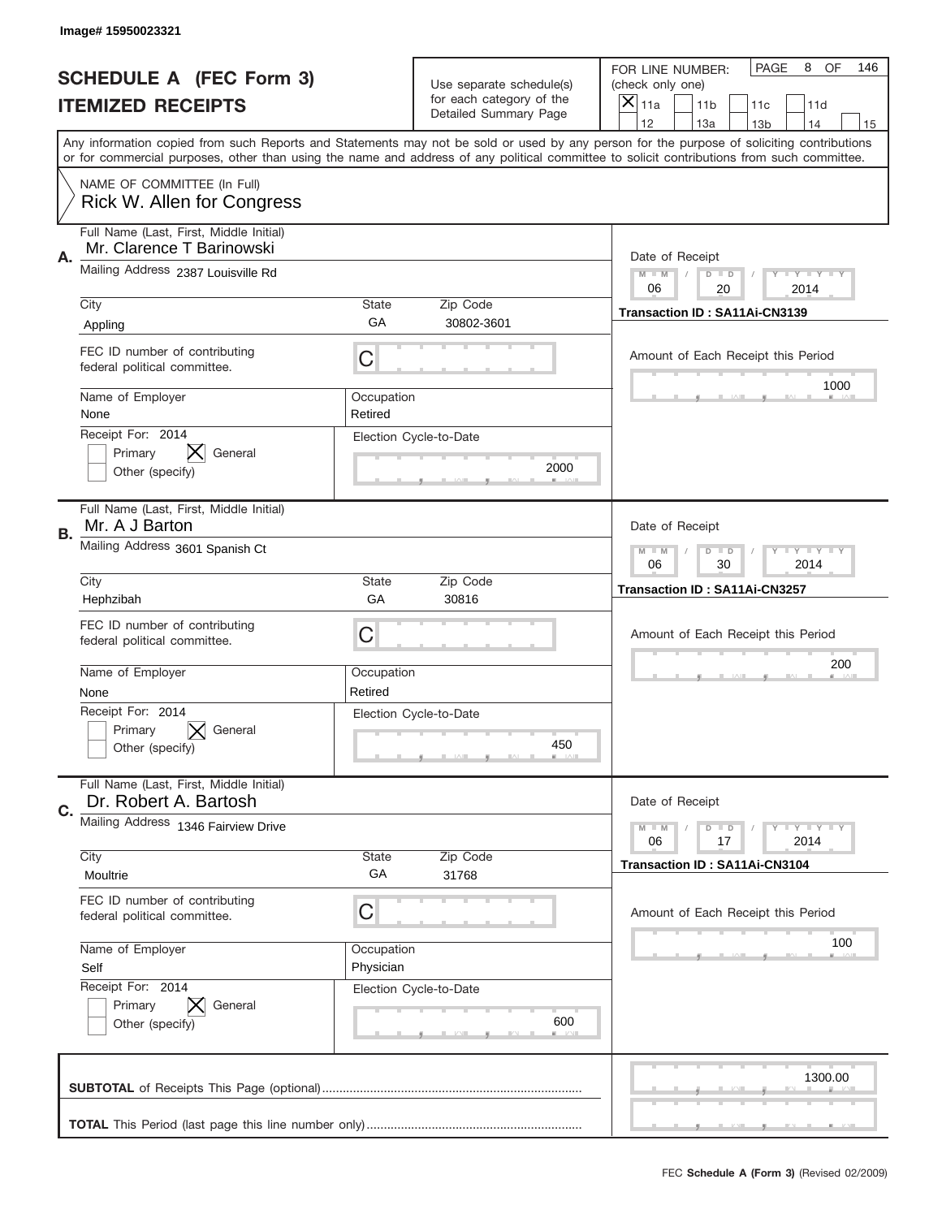Image# 15950023321

# SCHEDULE A (FEC Form 3)
## ITEMIZED RECEIPTS

Use separate schedule(s) for each category of the Detailed Summary Page

FOR LINE NUMBER: (check only one)
[X] 11a [ ] 11b [ ] 11c [ ] 11d [ ] 12 [ ] 13a [ ] 13b [ ] 14 [ ] 15

PAGE 8 OF 146

Any information copied from such Reports and Statements may not be sold or used by any person for the purpose of soliciting contributions or for commercial purposes, other than using the name and address of any political committee to solicit contributions from such committee.

NAME OF COMMITTEE (In Full)
Rick W. Allen for Congress

---

**A.** Full Name (Last, First, Middle Initial): Mr. Clarence T Barinowski
Mailing Address: 2387 Louisville Rd
City: Appling | State: GA | Zip Code: 30802-3601
FEC ID number of contributing federal political committee: C
Name of Employer: None | Occupation: Retired
Receipt For: 2014 — [ ] Primary [X] General [ ] Other (specify)
Election Cycle-to-Date: 2000
Date of Receipt: 06 / 20 / 2014
Transaction ID : SA11Ai-CN3139
Amount of Each Receipt this Period: 1000

---

**B.** Full Name (Last, First, Middle Initial): Mr. A J Barton
Mailing Address: 3601 Spanish Ct
City: Hephzibah | State: GA | Zip Code: 30816
FEC ID number of contributing federal political committee: C
Name of Employer: None | Occupation: Retired
Receipt For: 2014 — [ ] Primary [X] General [ ] Other (specify)
Election Cycle-to-Date: 450
Date of Receipt: 06 / 30 / 2014
Transaction ID : SA11Ai-CN3257
Amount of Each Receipt this Period: 200

---

**C.** Full Name (Last, First, Middle Initial): Dr. Robert A. Bartosh
Mailing Address: 1346 Fairview Drive
City: Moultrie | State: GA | Zip Code: 31768
FEC ID number of contributing federal political committee: C
Name of Employer: Self | Occupation: Physician
Receipt For: 2014 — [ ] Primary [X] General [ ] Other (specify)
Election Cycle-to-Date: 600
Date of Receipt: 06 / 17 / 2014
Transaction ID : SA11Ai-CN3104
Amount of Each Receipt this Period: 100

---

**SUBTOTAL** of Receipts This Page (optional): 1300.00

**TOTAL** This Period (last page this line number only):

FEC **Schedule A (Form 3)** (Revised 02/2009)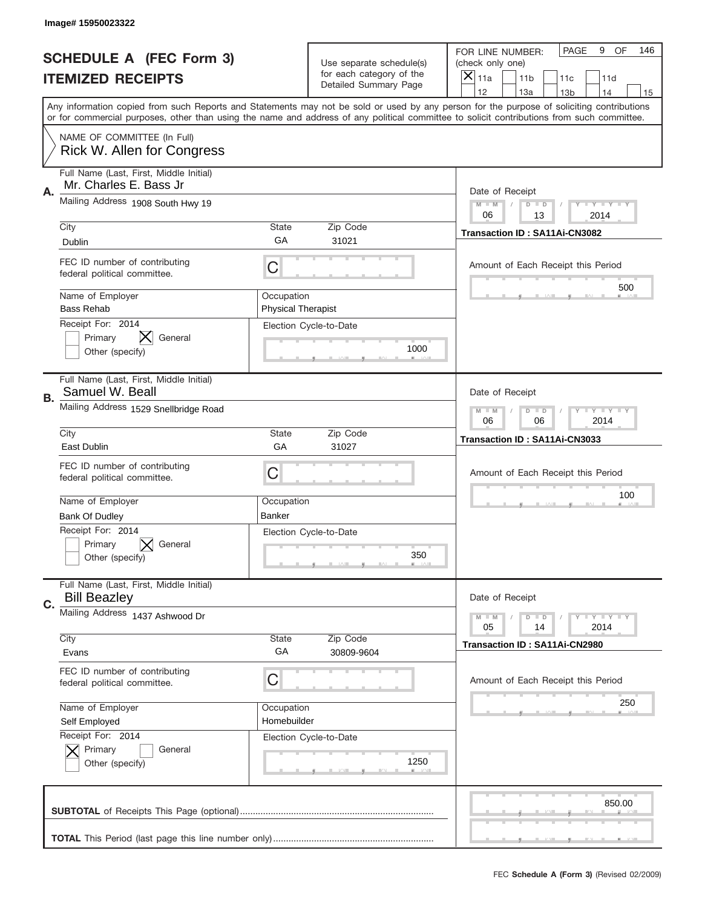Image# 15950023322

# SCHEDULE A (FEC Form 3)
# ITEMIZED RECEIPTS

Use separate schedule(s) for each category of the Detailed Summary Page

FOR LINE NUMBER: (check only one)

- [X] 11a
- [ ] 11b
- [ ] 11c
- [ ] 11d
- [ ] 12
- [ ] 13a
- [ ] 13b
- [ ] 14
- [ ] 15

PAGE 9 OF 146

Any information copied from such Reports and Statements may not be sold or used by any person for the purpose of soliciting contributions or for commercial purposes, other than using the name and address of any political committee to solicit contributions from such committee.

NAME OF COMMITTEE (In Full)
Rick W. Allen for Congress

---

**A.** Full Name (Last, First, Middle Initial): Mr. Charles E. Bass Jr

Mailing Address: 1908 South Hwy 19

City: Dublin | State: GA | Zip Code: 31021

FEC ID number of contributing federal political committee: C

Name of Employer: Bass Rehab

Occupation: Physical Therapist

Receipt For: 2014 — [ ] Primary [X] General [ ] Other (specify)

Election Cycle-to-Date: 1000

Date of Receipt: 06 / 13 / 2014

Transaction ID : SA11Ai-CN3082

Amount of Each Receipt this Period: 500

---

**B.** Full Name (Last, First, Middle Initial): Samuel W. Beall

Mailing Address: 1529 Snellbridge Road

City: East Dublin | State: GA | Zip Code: 31027

FEC ID number of contributing federal political committee: C

Name of Employer: Bank Of Dudley

Occupation: Banker

Receipt For: 2014 — [ ] Primary [X] General [ ] Other (specify)

Election Cycle-to-Date: 350

Date of Receipt: 06 / 06 / 2014

Transaction ID : SA11Ai-CN3033

Amount of Each Receipt this Period: 100

---

**C.** Full Name (Last, First, Middle Initial): Bill Beazley

Mailing Address: 1437 Ashwood Dr

City: Evans | State: GA | Zip Code: 30809-9604

FEC ID number of contributing federal political committee: C

Name of Employer: Self Employed

Occupation: Homebuilder

Receipt For: 2014 — [X] Primary [ ] General [ ] Other (specify)

Election Cycle-to-Date: 1250

Date of Receipt: 05 / 14 / 2014

Transaction ID : SA11Ai-CN2980

Amount of Each Receipt this Period: 250

---

**SUBTOTAL** of Receipts This Page (optional): 850.00

**TOTAL** This Period (last page this line number only):

FEC Schedule A (Form 3) (Revised 02/2009)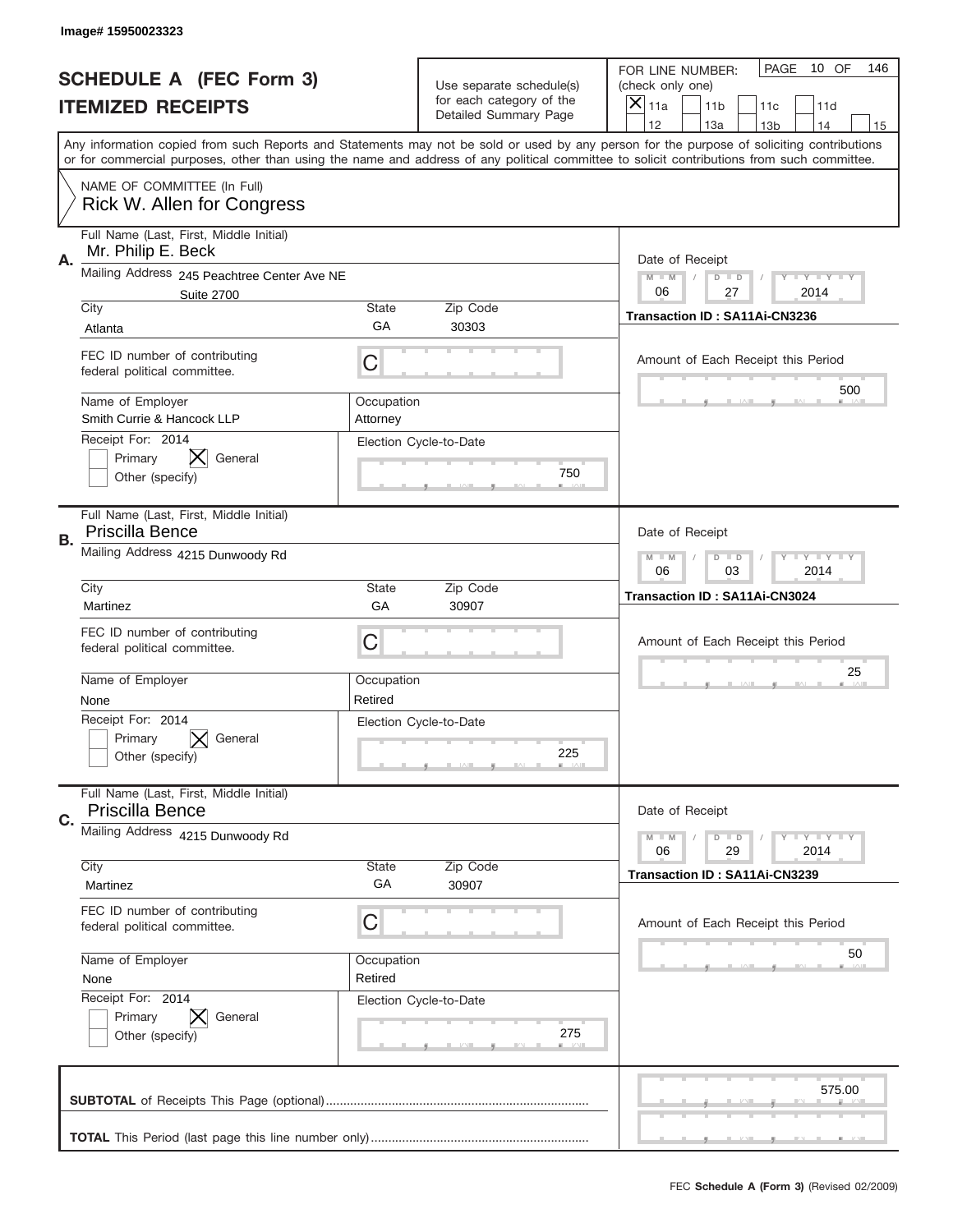Image# 15950023323

# SCHEDULE A (FEC Form 3)
## ITEMIZED RECEIPTS

Use separate schedule(s) for each category of the Detailed Summary Page

FOR LINE NUMBER: (check only one)
- [X] 11a
- [ ] 11b
- [ ] 11c
- [ ] 11d
- [ ] 12
- [ ] 13a
- [ ] 13b
- [ ] 14
- [ ] 15

PAGE 10 OF 146

Any information copied from such Reports and Statements may not be sold or used by any person for the purpose of soliciting contributions or for commercial purposes, other than using the name and address of any political committee to solicit contributions from such committee.

NAME OF COMMITTEE (In Full)
Rick W. Allen for Congress

---

**A.** Full Name (Last, First, Middle Initial): Mr. Philip E. Beck

Mailing Address: 245 Peachtree Center Ave NE, Suite 2700

City: Atlanta | State: GA | Zip Code: 30303

FEC ID number of contributing federal political committee: C

Name of Employer: Smith Currie & Hancock LLP | Occupation: Attorney

Receipt For: 2014
- [ ] Primary
- [X] General
- [ ] Other (specify)

Election Cycle-to-Date: 750

Date of Receipt: 06 / 27 / 2014

Transaction ID : SA11Ai-CN3236

Amount of Each Receipt this Period: 500

---

**B.** Full Name (Last, First, Middle Initial): Priscilla Bence

Mailing Address: 4215 Dunwoody Rd

City: Martinez | State: GA | Zip Code: 30907

FEC ID number of contributing federal political committee: C

Name of Employer: None | Occupation: Retired

Receipt For: 2014
- [ ] Primary
- [X] General
- [ ] Other (specify)

Election Cycle-to-Date: 225

Date of Receipt: 06 / 03 / 2014

Transaction ID : SA11Ai-CN3024

Amount of Each Receipt this Period: 25

---

**C.** Full Name (Last, First, Middle Initial): Priscilla Bence

Mailing Address: 4215 Dunwoody Rd

City: Martinez | State: GA | Zip Code: 30907

FEC ID number of contributing federal political committee: C

Name of Employer: None | Occupation: Retired

Receipt For: 2014
- [ ] Primary
- [X] General
- [ ] Other (specify)

Election Cycle-to-Date: 275

Date of Receipt: 06 / 29 / 2014

Transaction ID : SA11Ai-CN3239

Amount of Each Receipt this Period: 50

---

**SUBTOTAL** of Receipts This Page (optional): 575.00

**TOTAL** This Period (last page this line number only):

FEC Schedule A (Form 3) (Revised 02/2009)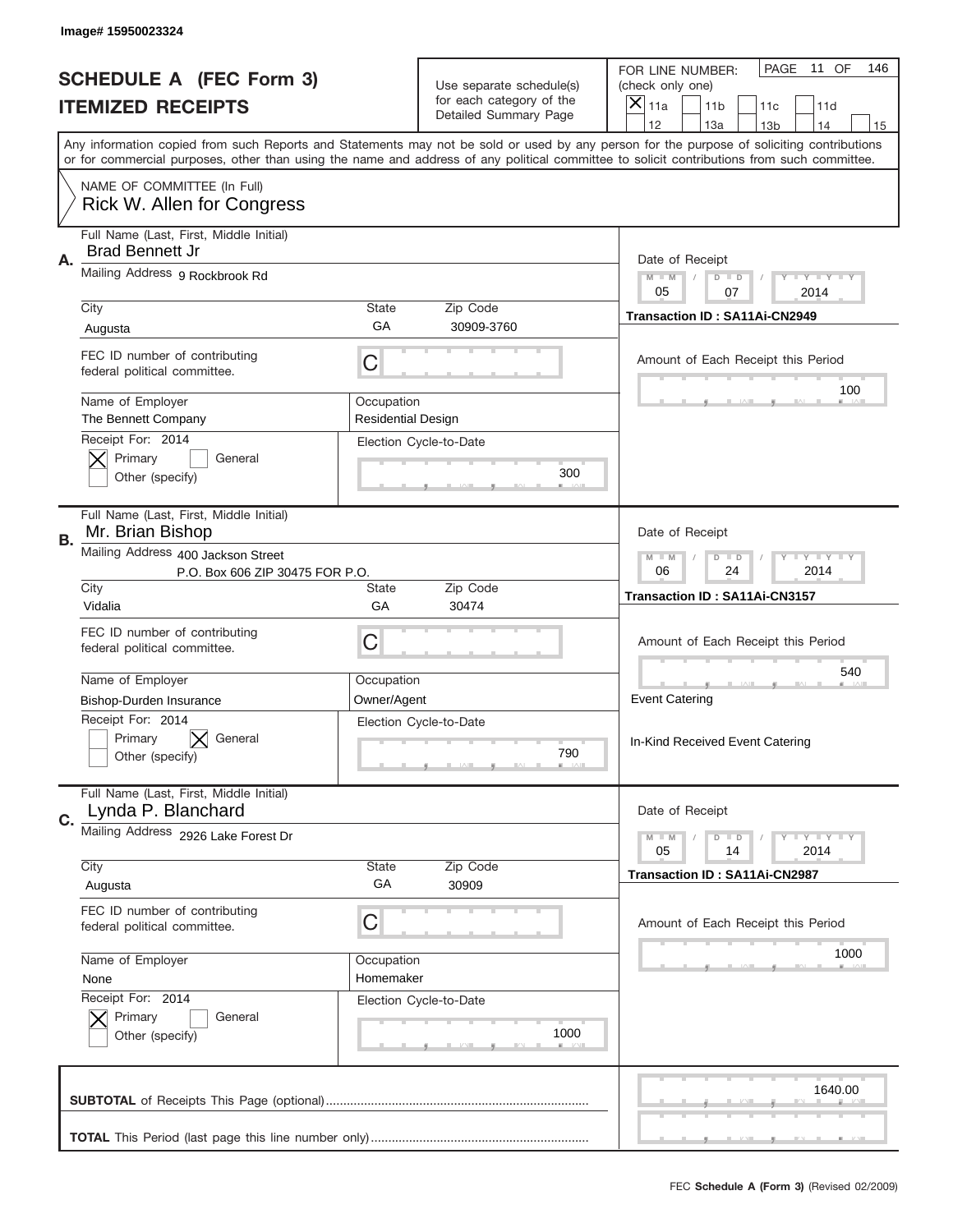Image# 15950023324

# SCHEDULE A (FEC Form 3)
## ITEMIZED RECEIPTS

Use separate schedule(s) for each category of the Detailed Summary Page

FOR LINE NUMBER: (check only one)
[X] 11a [ ] 11b [ ] 11c [ ] 11d [ ] 12 [ ] 13a [ ] 13b [ ] 14 [ ] 15

PAGE 11 OF 146

Any information copied from such Reports and Statements may not be sold or used by any person for the purpose of soliciting contributions or for commercial purposes, other than using the name and address of any political committee to solicit contributions from such committee.

NAME OF COMMITTEE (In Full)
Rick W. Allen for Congress

---

**A.** Full Name (Last, First, Middle Initial): Brad Bennett Jr
Mailing Address: 9 Rockbrook Rd
City: Augusta | State: GA | Zip Code: 30909-3760
FEC ID number of contributing federal political committee: C
Name of Employer: The Bennett Company
Occupation: Residential Design
Receipt For: 2014 — [X] Primary [ ] General [ ] Other (specify)
Election Cycle-to-Date: 300
Date of Receipt: 05 / 07 / 2014
Transaction ID : SA11Ai-CN2949
Amount of Each Receipt this Period: 100

---

**B.** Full Name (Last, First, Middle Initial): Mr. Brian Bishop
Mailing Address: 400 Jackson Street, P.O. Box 606 ZIP 30475 FOR P.O.
City: Vidalia | State: GA | Zip Code: 30474
FEC ID number of contributing federal political committee: C
Name of Employer: Bishop-Durden Insurance
Occupation: Owner/Agent
Receipt For: 2014 — [ ] Primary [X] General [ ] Other (specify)
Election Cycle-to-Date: 790
Date of Receipt: 06 / 24 / 2014
Transaction ID : SA11Ai-CN3157
Amount of Each Receipt this Period: 540
Event Catering
In-Kind Received Event Catering

---

**C.** Full Name (Last, First, Middle Initial): Lynda P. Blanchard
Mailing Address: 2926 Lake Forest Dr
City: Augusta | State: GA | Zip Code: 30909
FEC ID number of contributing federal political committee: C
Name of Employer: None
Occupation: Homemaker
Receipt For: 2014 — [X] Primary [ ] General [ ] Other (specify)
Election Cycle-to-Date: 1000
Date of Receipt: 05 / 14 / 2014
Transaction ID : SA11Ai-CN2987
Amount of Each Receipt this Period: 1000

---

**SUBTOTAL** of Receipts This Page (optional): 1640.00

**TOTAL** This Period (last page this line number only):

FEC Schedule A (Form 3) (Revised 02/2009)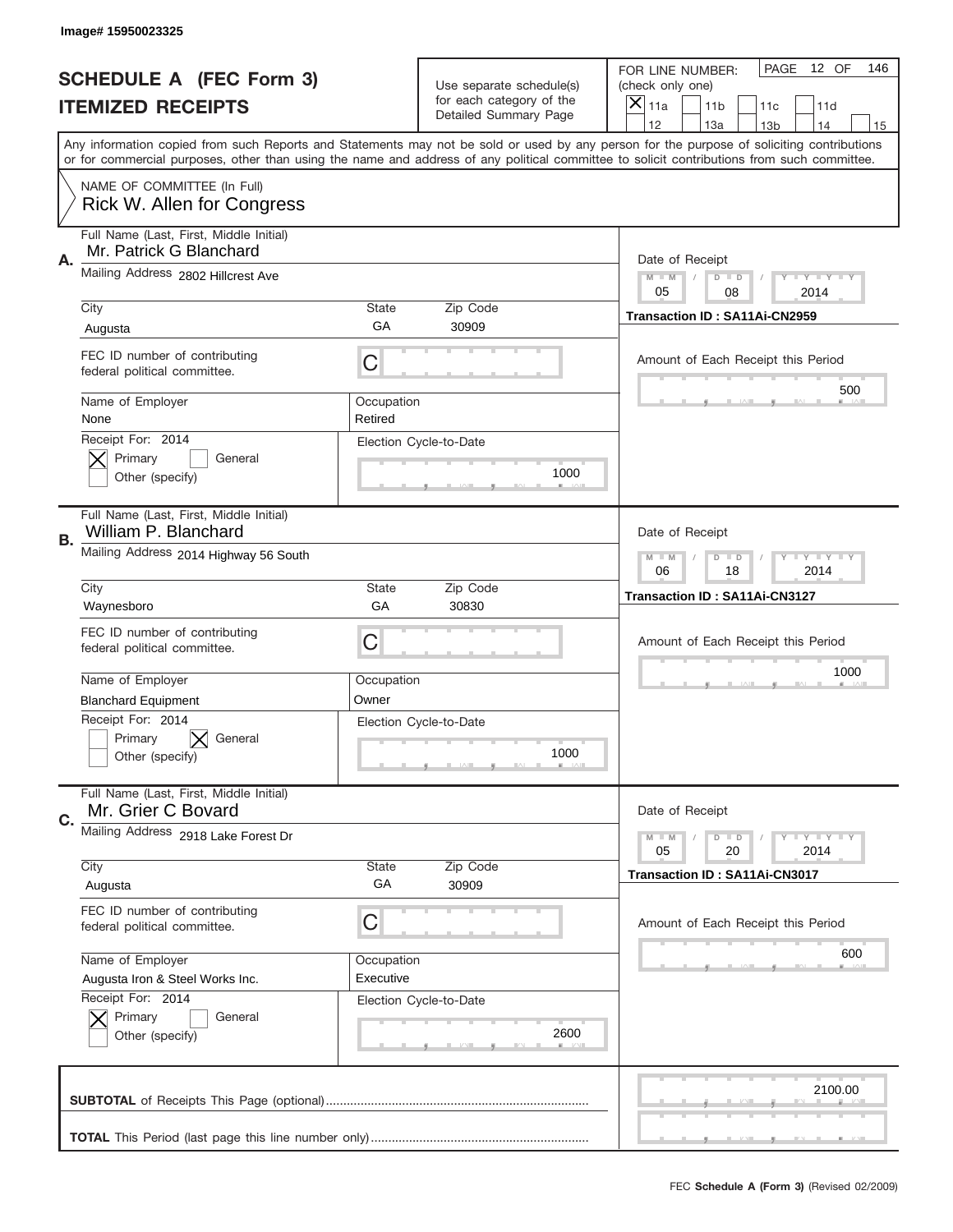Image# 15950023325

# SCHEDULE A (FEC Form 3)
## ITEMIZED RECEIPTS

Use separate schedule(s) for each category of the Detailed Summary Page

FOR LINE NUMBER: (check only one)
[X] 11a [ ] 11b [ ] 11c [ ] 11d [ ] 12 [ ] 13a [ ] 13b [ ] 14 [ ] 15

PAGE 12 OF 146

Any information copied from such Reports and Statements may not be sold or used by any person for the purpose of soliciting contributions or for commercial purposes, other than using the name and address of any political committee to solicit contributions from such committee.

NAME OF COMMITTEE (In Full)
Rick W. Allen for Congress

---

**A.** Full Name (Last, First, Middle Initial): Mr. Patrick G Blanchard

Mailing Address: 2802 Hillcrest Ave

City: Augusta | State: GA | Zip Code: 30909

FEC ID number of contributing federal political committee: C

Name of Employer: None | Occupation: Retired

Receipt For: 2014 — [X] Primary [ ] General [ ] Other (specify)

Election Cycle-to-Date: 1000

Date of Receipt: 05 / 08 / 2014

Transaction ID : SA11Ai-CN2959

Amount of Each Receipt this Period: 500

---

**B.** Full Name (Last, First, Middle Initial): William P. Blanchard

Mailing Address: 2014 Highway 56 South

City: Waynesboro | State: GA | Zip Code: 30830

FEC ID number of contributing federal political committee: C

Name of Employer: Blanchard Equipment | Occupation: Owner

Receipt For: 2014 — [ ] Primary [X] General [ ] Other (specify)

Election Cycle-to-Date: 1000

Date of Receipt: 06 / 18 / 2014

Transaction ID : SA11Ai-CN3127

Amount of Each Receipt this Period: 1000

---

**C.** Full Name (Last, First, Middle Initial): Mr. Grier C Bovard

Mailing Address: 2918 Lake Forest Dr

City: Augusta | State: GA | Zip Code: 30909

FEC ID number of contributing federal political committee: C

Name of Employer: Augusta Iron & Steel Works Inc. | Occupation: Executive

Receipt For: 2014 — [X] Primary [ ] General [ ] Other (specify)

Election Cycle-to-Date: 2600

Date of Receipt: 05 / 20 / 2014

Transaction ID : SA11Ai-CN3017

Amount of Each Receipt this Period: 600

---

**SUBTOTAL** of Receipts This Page (optional): 2100.00

**TOTAL** This Period (last page this line number only):

FEC **Schedule A (Form 3)** (Revised 02/2009)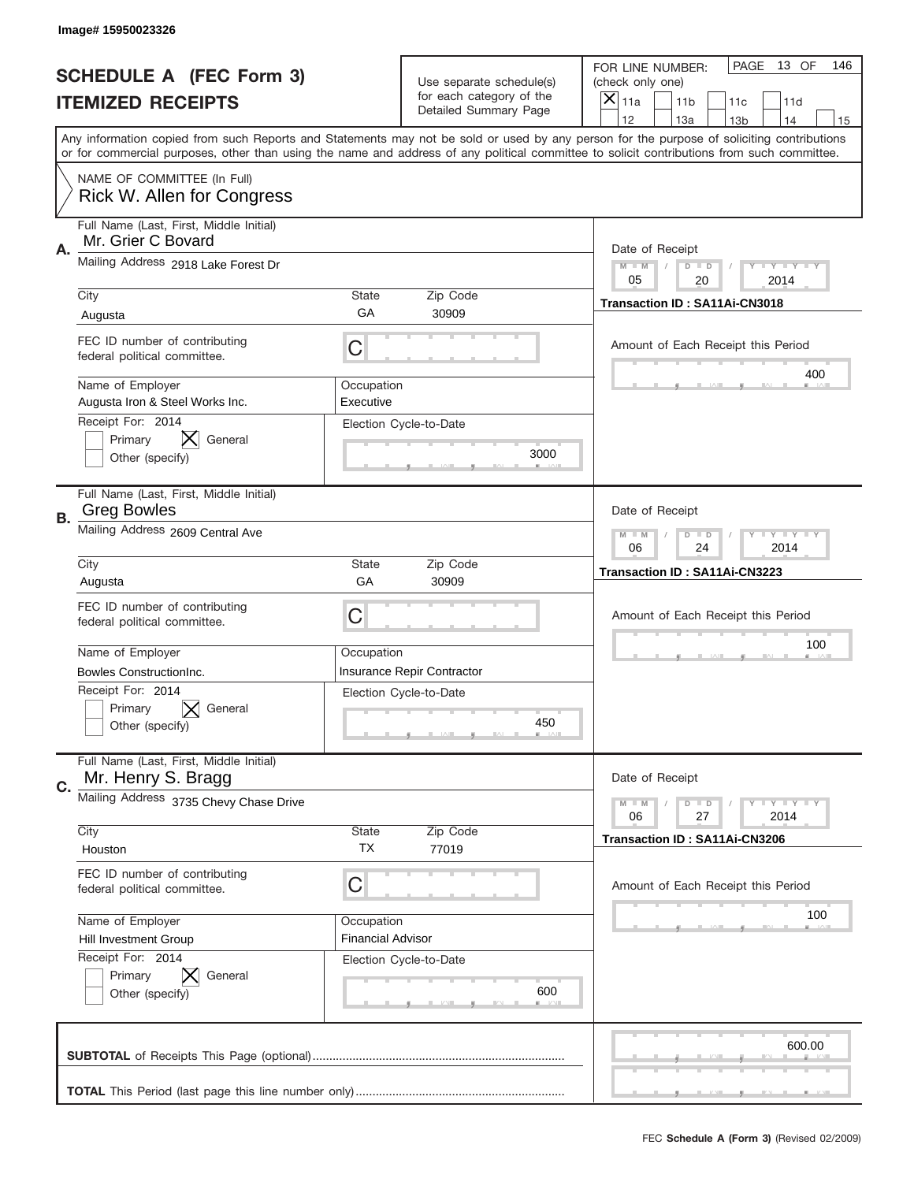Image# 15950023326

# SCHEDULE A (FEC Form 3)
## ITEMIZED RECEIPTS

Use separate schedule(s) for each category of the Detailed Summary Page

FOR LINE NUMBER: (check only one)

- [X] 11a
- [ ] 11b
- [ ] 11c
- [ ] 11d
- [ ] 12
- [ ] 13a
- [ ] 13b
- [ ] 14
- [ ] 15

PAGE 13 OF 146

Any information copied from such Reports and Statements may not be sold or used by any person for the purpose of soliciting contributions or for commercial purposes, other than using the name and address of any political committee to solicit contributions from such committee.

NAME OF COMMITTEE (In Full)
Rick W. Allen for Congress

---

**A.** Full Name (Last, First, Middle Initial): Mr. Grier C Bovard

Mailing Address: 2918 Lake Forest Dr

City: Augusta | State: GA | Zip Code: 30909

FEC ID number of contributing federal political committee: C

Name of Employer: Augusta Iron & Steel Works Inc.

Occupation: Executive

Receipt For: 2014 — Primary [ ] General [X] Other (specify) [ ]

Election Cycle-to-Date: 3000

Date of Receipt: 05 / 20 / 2014

Transaction ID : SA11Ai-CN3018

Amount of Each Receipt this Period: 400

---

**B.** Full Name (Last, First, Middle Initial): Greg Bowles

Mailing Address: 2609 Central Ave

City: Augusta | State: GA | Zip Code: 30909

FEC ID number of contributing federal political committee: C

Name of Employer: Bowles ConstructionInc.

Occupation: Insurance Repir Contractor

Receipt For: 2014 — Primary [ ] General [X] Other (specify) [ ]

Election Cycle-to-Date: 450

Date of Receipt: 06 / 24 / 2014

Transaction ID : SA11Ai-CN3223

Amount of Each Receipt this Period: 100

---

**C.** Full Name (Last, First, Middle Initial): Mr. Henry S. Bragg

Mailing Address: 3735 Chevy Chase Drive

City: Houston | State: TX | Zip Code: 77019

FEC ID number of contributing federal political committee: C

Name of Employer: Hill Investment Group

Occupation: Financial Advisor

Receipt For: 2014 — Primary [ ] General [X] Other (specify) [ ]

Election Cycle-to-Date: 600

Date of Receipt: 06 / 27 / 2014

Transaction ID : SA11Ai-CN3206

Amount of Each Receipt this Period: 100

---

**SUBTOTAL** of Receipts This Page (optional): 600.00

**TOTAL** This Period (last page this line number only):

FEC **Schedule A (Form 3)** (Revised 02/2009)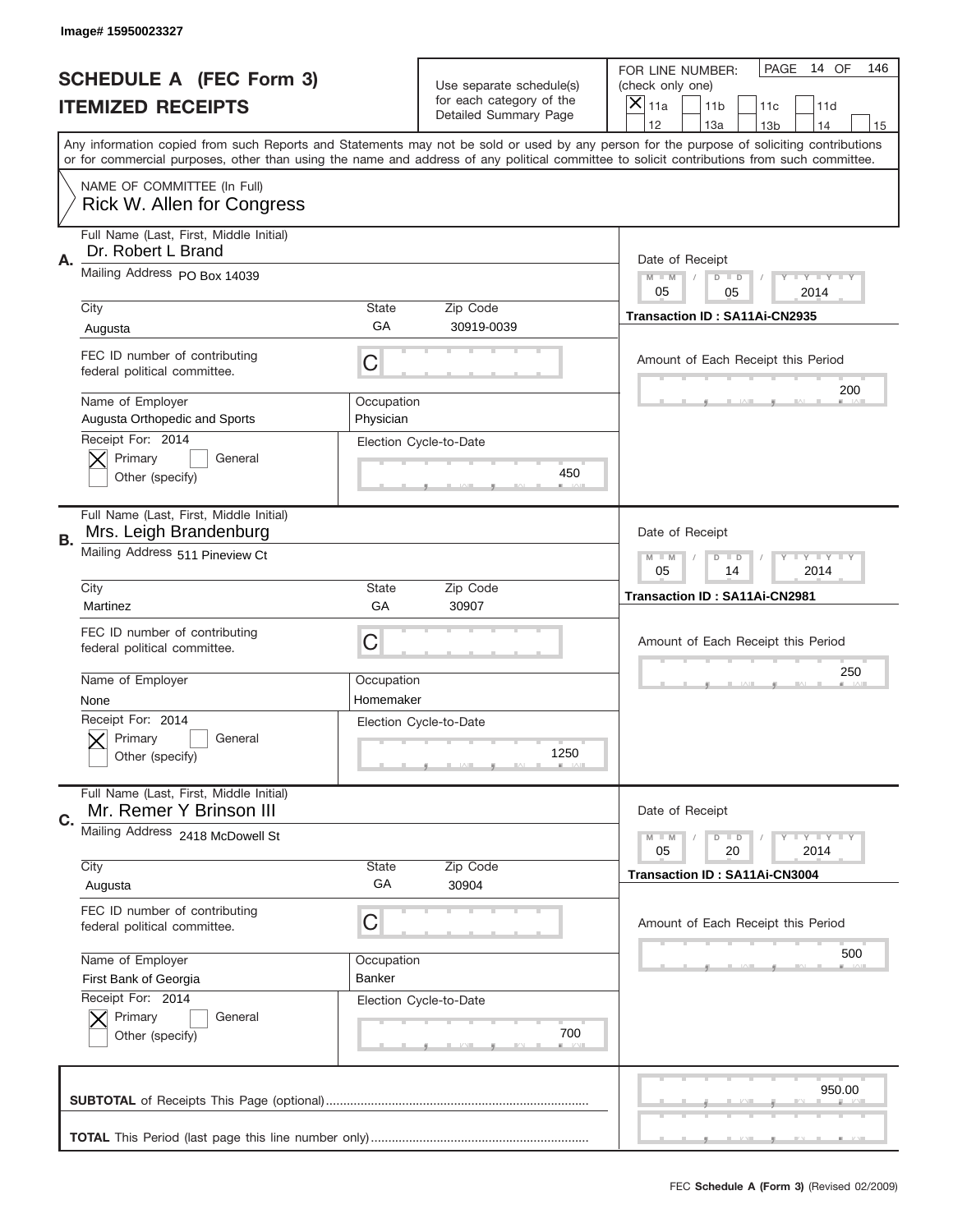Image# 15950023327

# SCHEDULE A (FEC Form 3)
## ITEMIZED RECEIPTS

Use separate schedule(s) for each category of the Detailed Summary Page

FOR LINE NUMBER: (check only one)

[X] 11a [ ] 11b [ ] 11c [ ] 11d [ ] 12 [ ] 13a [ ] 13b [ ] 14 [ ] 15

PAGE 14 OF 146

Any information copied from such Reports and Statements may not be sold or used by any person for the purpose of soliciting contributions or for commercial purposes, other than using the name and address of any political committee to solicit contributions from such committee.

NAME OF COMMITTEE (In Full)
Rick W. Allen for Congress

---

**A.** Full Name (Last, First, Middle Initial): Dr. Robert L Brand

Mailing Address: PO Box 14039

City: Augusta | State: GA | Zip Code: 30919-0039

FEC ID number of contributing federal political committee: C

Name of Employer: Augusta Orthopedic and Sports | Occupation: Physician

Receipt For: 2014 [X] Primary [ ] General [ ] Other (specify)

Election Cycle-to-Date: 450

Date of Receipt: 05 / 05 / 2014

Transaction ID : SA11Ai-CN2935

Amount of Each Receipt this Period: 200

---

**B.** Full Name (Last, First, Middle Initial): Mrs. Leigh Brandenburg

Mailing Address: 511 Pineview Ct

City: Martinez | State: GA | Zip Code: 30907

FEC ID number of contributing federal political committee: C

Name of Employer: None | Occupation: Homemaker

Receipt For: 2014 [X] Primary [ ] General [ ] Other (specify)

Election Cycle-to-Date: 1250

Date of Receipt: 05 / 14 / 2014

Transaction ID : SA11Ai-CN2981

Amount of Each Receipt this Period: 250

---

**C.** Full Name (Last, First, Middle Initial): Mr. Remer Y Brinson III

Mailing Address: 2418 McDowell St

City: Augusta | State: GA | Zip Code: 30904

FEC ID number of contributing federal political committee: C

Name of Employer: First Bank of Georgia | Occupation: Banker

Receipt For: 2014 [X] Primary [ ] General [ ] Other (specify)

Election Cycle-to-Date: 700

Date of Receipt: 05 / 20 / 2014

Transaction ID : SA11Ai-CN3004

Amount of Each Receipt this Period: 500

---

**SUBTOTAL** of Receipts This Page (optional): 950.00

**TOTAL** This Period (last page this line number only):

FEC **Schedule A (Form 3)** (Revised 02/2009)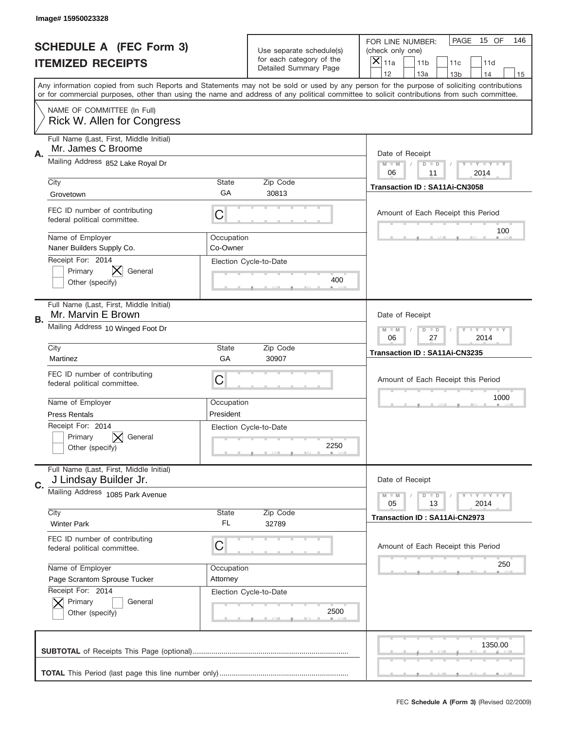Image# 15950023328

# SCHEDULE A (FEC Form 3)
## ITEMIZED RECEIPTS

Use separate schedule(s) for each category of the Detailed Summary Page

FOR LINE NUMBER: (check only one)

- [x] 11a
- [ ] 11b
- [ ] 11c
- [ ] 11d
- [ ] 12
- [ ] 13a
- [ ] 13b
- [ ] 14
- [ ] 15

PAGE 15 OF 146

Any information copied from such Reports and Statements may not be sold or used by any person for the purpose of soliciting contributions or for commercial purposes, other than using the name and address of any political committee to solicit contributions from such committee.

NAME OF COMMITTEE (In Full)
Rick W. Allen for Congress

---

**A.** Full Name (Last, First, Middle Initial): Mr. James C Broome

Mailing Address: 852 Lake Royal Dr

City: Grovetown | State: GA | Zip Code: 30813

FEC ID number of contributing federal political committee: C

Name of Employer: Naner Builders Supply Co.
Occupation: Co-Owner

Receipt For: 2014
- [ ] Primary
- [x] General
- [ ] Other (specify)

Election Cycle-to-Date: 400

Date of Receipt: 06 / 11 / 2014

Transaction ID : SA11Ai-CN3058

Amount of Each Receipt this Period: 100

---

**B.** Full Name (Last, First, Middle Initial): Mr. Marvin E Brown

Mailing Address: 10 Winged Foot Dr

City: Martinez | State: GA | Zip Code: 30907

FEC ID number of contributing federal political committee: C

Name of Employer: Press Rentals
Occupation: President

Receipt For: 2014
- [ ] Primary
- [x] General
- [ ] Other (specify)

Election Cycle-to-Date: 2250

Date of Receipt: 06 / 27 / 2014

Transaction ID : SA11Ai-CN3235

Amount of Each Receipt this Period: 1000

---

**C.** Full Name (Last, First, Middle Initial): J Lindsay Builder Jr.

Mailing Address: 1085 Park Avenue

City: Winter Park | State: FL | Zip Code: 32789

FEC ID number of contributing federal political committee: C

Name of Employer: Page Scrantom Sprouse Tucker
Occupation: Attorney

Receipt For: 2014
- [x] Primary
- [ ] General
- [ ] Other (specify)

Election Cycle-to-Date: 2500

Date of Receipt: 05 / 13 / 2014

Transaction ID : SA11Ai-CN2973

Amount of Each Receipt this Period: 250

---

**SUBTOTAL** of Receipts This Page (optional): 1350.00

**TOTAL** This Period (last page this line number only):

FEC **Schedule A (Form 3)** (Revised 02/2009)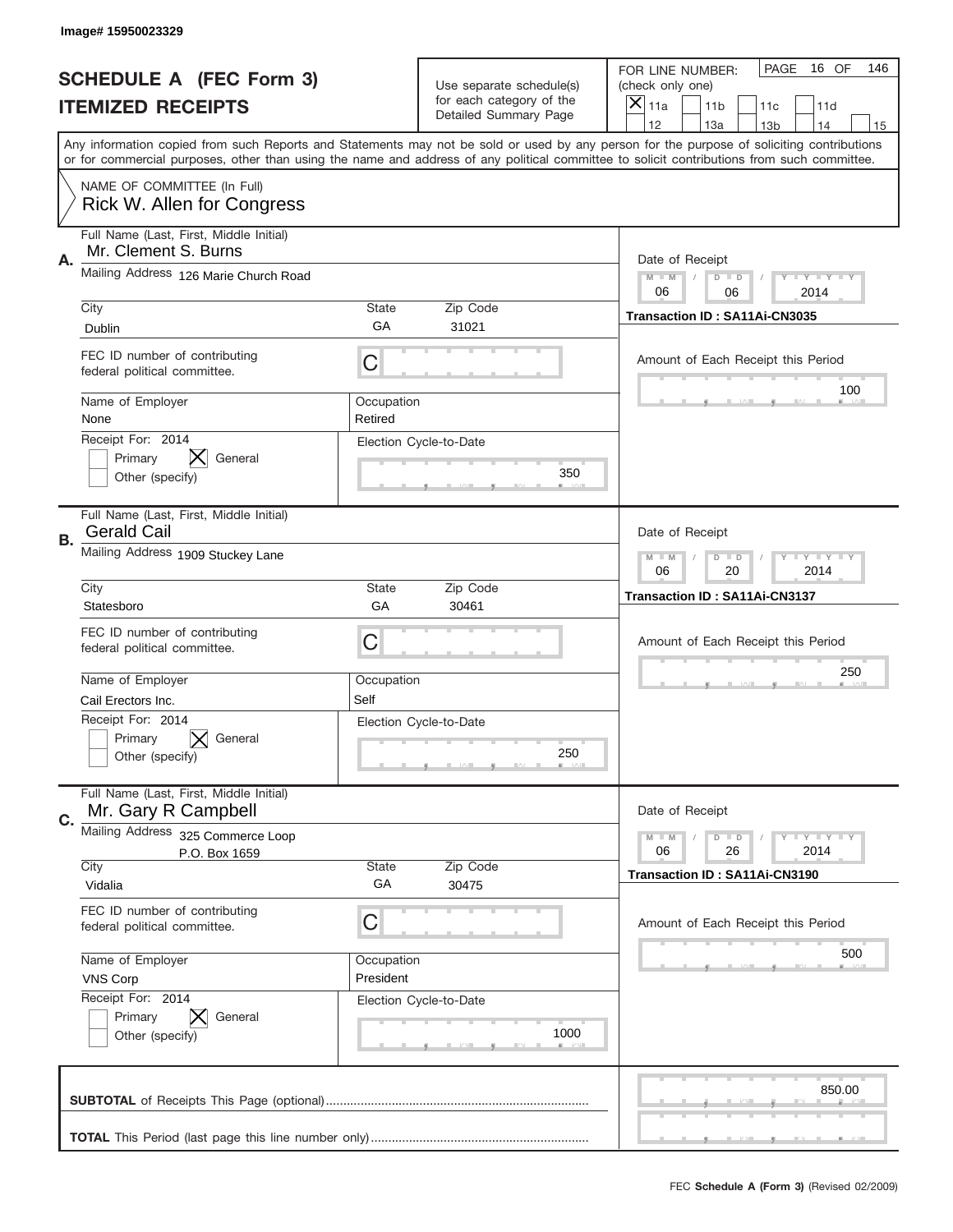Image# 15950023329

# SCHEDULE A (FEC Form 3)
## ITEMIZED RECEIPTS

Use separate schedule(s) for each category of the Detailed Summary Page

FOR LINE NUMBER: (check only one)
[X] 11a [ ] 11b [ ] 11c [ ] 11d [ ] 12 [ ] 13a [ ] 13b [ ] 14 [ ] 15

PAGE 16 OF 146

Any information copied from such Reports and Statements may not be sold or used by any person for the purpose of soliciting contributions or for commercial purposes, other than using the name and address of any political committee to solicit contributions from such committee.

NAME OF COMMITTEE (In Full)
Rick W. Allen for Congress

---

**A.** Full Name (Last, First, Middle Initial): Mr. Clement S. Burns
Mailing Address: 126 Marie Church Road
City: Dublin | State: GA | Zip Code: 31021
FEC ID number of contributing federal political committee: C
Name of Employer: None | Occupation: Retired
Receipt For: 2014 [ ] Primary [X] General [ ] Other (specify)
Election Cycle-to-Date: 350
Date of Receipt: 06 / 06 / 2014
Transaction ID : SA11Ai-CN3035
Amount of Each Receipt this Period: 100

---

**B.** Full Name (Last, First, Middle Initial): Gerald Cail
Mailing Address: 1909 Stuckey Lane
City: Statesboro | State: GA | Zip Code: 30461
FEC ID number of contributing federal political committee: C
Name of Employer: Cail Erectors Inc. | Occupation: Self
Receipt For: 2014 [ ] Primary [X] General [ ] Other (specify)
Election Cycle-to-Date: 250
Date of Receipt: 06 / 20 / 2014
Transaction ID : SA11Ai-CN3137
Amount of Each Receipt this Period: 250

---

**C.** Full Name (Last, First, Middle Initial): Mr. Gary R Campbell
Mailing Address: 325 Commerce Loop, P.O. Box 1659
City: Vidalia | State: GA | Zip Code: 30475
FEC ID number of contributing federal political committee: C
Name of Employer: VNS Corp | Occupation: President
Receipt For: 2014 [ ] Primary [X] General [ ] Other (specify)
Election Cycle-to-Date: 1000
Date of Receipt: 06 / 26 / 2014
Transaction ID : SA11Ai-CN3190
Amount of Each Receipt this Period: 500

---

**SUBTOTAL** of Receipts This Page (optional): 850.00

**TOTAL** This Period (last page this line number only):

FEC **Schedule A (Form 3)** (Revised 02/2009)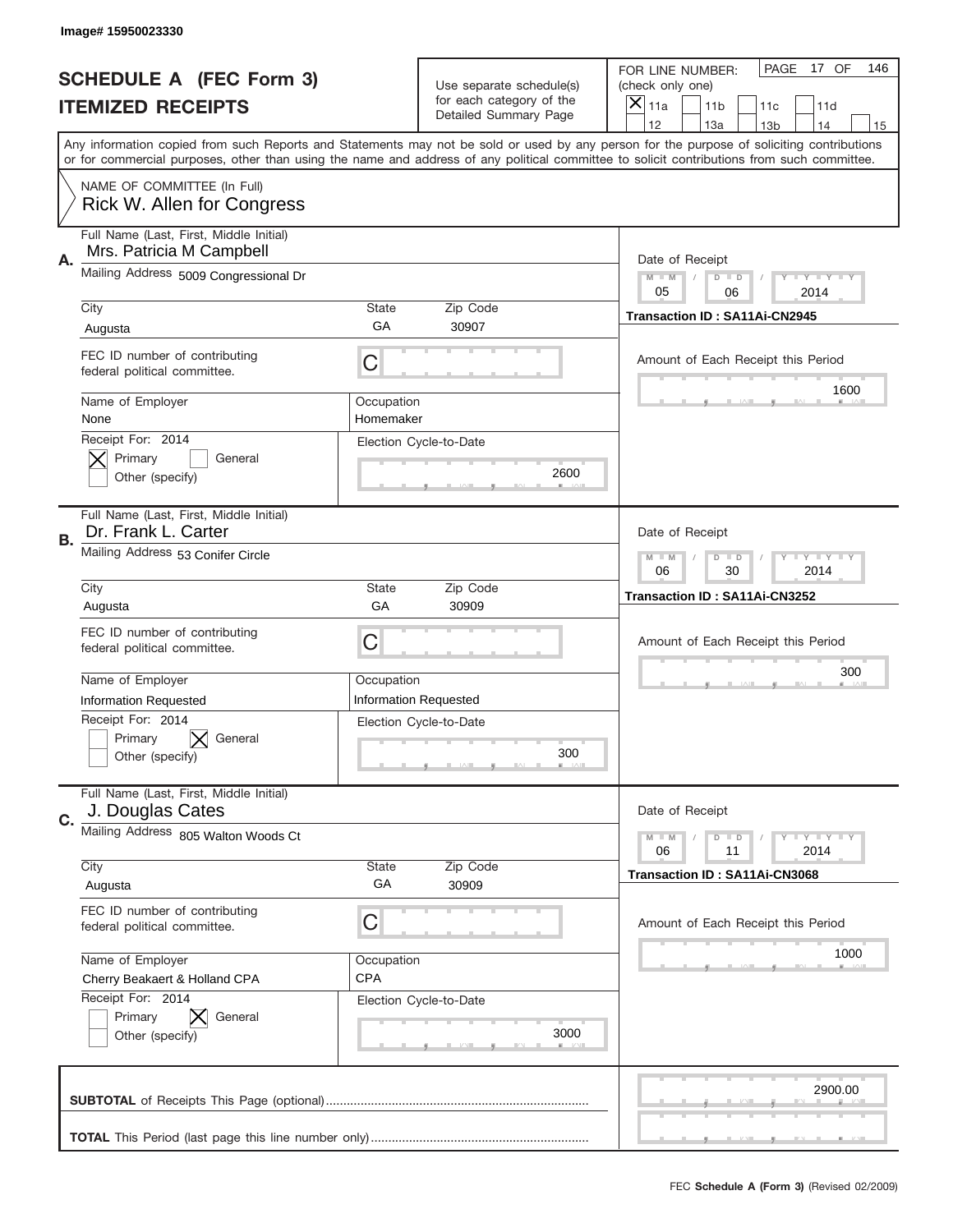Image# 15950023330

# SCHEDULE A (FEC Form 3)
## ITEMIZED RECEIPTS

Use separate schedule(s) for each category of the Detailed Summary Page

FOR LINE NUMBER: (check only one)

- [x] 11a
- [ ] 11b
- [ ] 11c
- [ ] 11d
- [ ] 12
- [ ] 13a
- [ ] 13b
- [ ] 14
- [ ] 15

PAGE 17 OF 146

Any information copied from such Reports and Statements may not be sold or used by any person for the purpose of soliciting contributions or for commercial purposes, other than using the name and address of any political committee to solicit contributions from such committee.

NAME OF COMMITTEE (In Full)
Rick W. Allen for Congress

---

**A.**

Full Name (Last, First, Middle Initial): Mrs. Patricia M Campbell

Mailing Address: 5009 Congressional Dr

City: Augusta | State: GA | Zip Code: 30907

FEC ID number of contributing federal political committee: C

Name of Employer: None

Occupation: Homemaker

Receipt For: 2014
- [x] Primary
- [ ] General
- [ ] Other (specify)

Election Cycle-to-Date: 2600

Date of Receipt: 05 / 06 / 2014

Transaction ID : SA11Ai-CN2945

Amount of Each Receipt this Period: 1600

---

**B.**

Full Name (Last, First, Middle Initial): Dr. Frank L. Carter

Mailing Address: 53 Conifer Circle

City: Augusta | State: GA | Zip Code: 30909

FEC ID number of contributing federal political committee: C

Name of Employer: Information Requested

Occupation: Information Requested

Receipt For: 2014
- [ ] Primary
- [x] General
- [ ] Other (specify)

Election Cycle-to-Date: 300

Date of Receipt: 06 / 30 / 2014

Transaction ID : SA11Ai-CN3252

Amount of Each Receipt this Period: 300

---

**C.**

Full Name (Last, First, Middle Initial): J. Douglas Cates

Mailing Address: 805 Walton Woods Ct

City: Augusta | State: GA | Zip Code: 30909

FEC ID number of contributing federal political committee: C

Name of Employer: Cherry Beakaert & Holland CPA

Occupation: CPA

Receipt For: 2014
- [ ] Primary
- [x] General
- [ ] Other (specify)

Election Cycle-to-Date: 3000

Date of Receipt: 06 / 11 / 2014

Transaction ID : SA11Ai-CN3068

Amount of Each Receipt this Period: 1000

---

**SUBTOTAL** of Receipts This Page (optional): 2900.00

**TOTAL** This Period (last page this line number only):

FEC **Schedule A (Form 3)** (Revised 02/2009)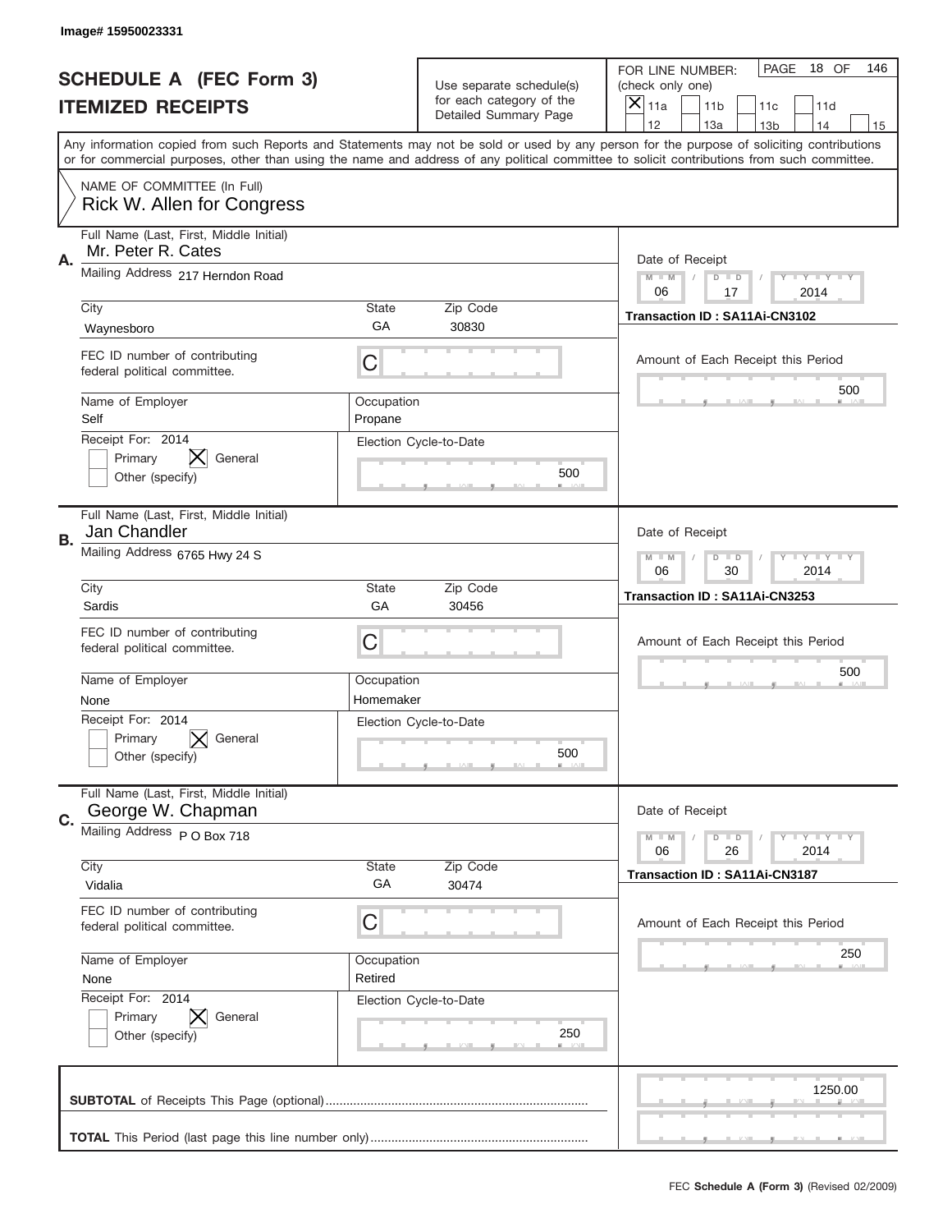Image# 15950023331

# SCHEDULE A (FEC Form 3)
## ITEMIZED RECEIPTS

Use separate schedule(s) for each category of the Detailed Summary Page

FOR LINE NUMBER: (check only one)
[X] 11a [ ] 11b [ ] 11c [ ] 11d [ ] 12 [ ] 13a [ ] 13b [ ] 14 [ ] 15

PAGE 18 OF 146

Any information copied from such Reports and Statements may not be sold or used by any person for the purpose of soliciting contributions or for commercial purposes, other than using the name and address of any political committee to solicit contributions from such committee.

NAME OF COMMITTEE (In Full)
Rick W. Allen for Congress

---

**A.** Full Name (Last, First, Middle Initial): Mr. Peter R. Cates
Mailing Address: 217 Herndon Road
City: Waynesboro | State: GA | Zip Code: 30830
FEC ID number of contributing federal political committee: C
Name of Employer: Self | Occupation: Propane
Receipt For: 2014 [ ] Primary [X] General [ ] Other (specify)
Election Cycle-to-Date: 500
Date of Receipt: 06 / 17 / 2014
Transaction ID : SA11Ai-CN3102
Amount of Each Receipt this Period: 500

---

**B.** Full Name (Last, First, Middle Initial): Jan Chandler
Mailing Address: 6765 Hwy 24 S
City: Sardis | State: GA | Zip Code: 30456
FEC ID number of contributing federal political committee: C
Name of Employer: None | Occupation: Homemaker
Receipt For: 2014 [ ] Primary [X] General [ ] Other (specify)
Election Cycle-to-Date: 500
Date of Receipt: 06 / 30 / 2014
Transaction ID : SA11Ai-CN3253
Amount of Each Receipt this Period: 500

---

**C.** Full Name (Last, First, Middle Initial): George W. Chapman
Mailing Address: P O Box 718
City: Vidalia | State: GA | Zip Code: 30474
FEC ID number of contributing federal political committee: C
Name of Employer: None | Occupation: Retired
Receipt For: 2014 [ ] Primary [X] General [ ] Other (specify)
Election Cycle-to-Date: 250
Date of Receipt: 06 / 26 / 2014
Transaction ID : SA11Ai-CN3187
Amount of Each Receipt this Period: 250

---

**SUBTOTAL** of Receipts This Page (optional): 1250.00

**TOTAL** This Period (last page this line number only):

FEC Schedule A (Form 3) (Revised 02/2009)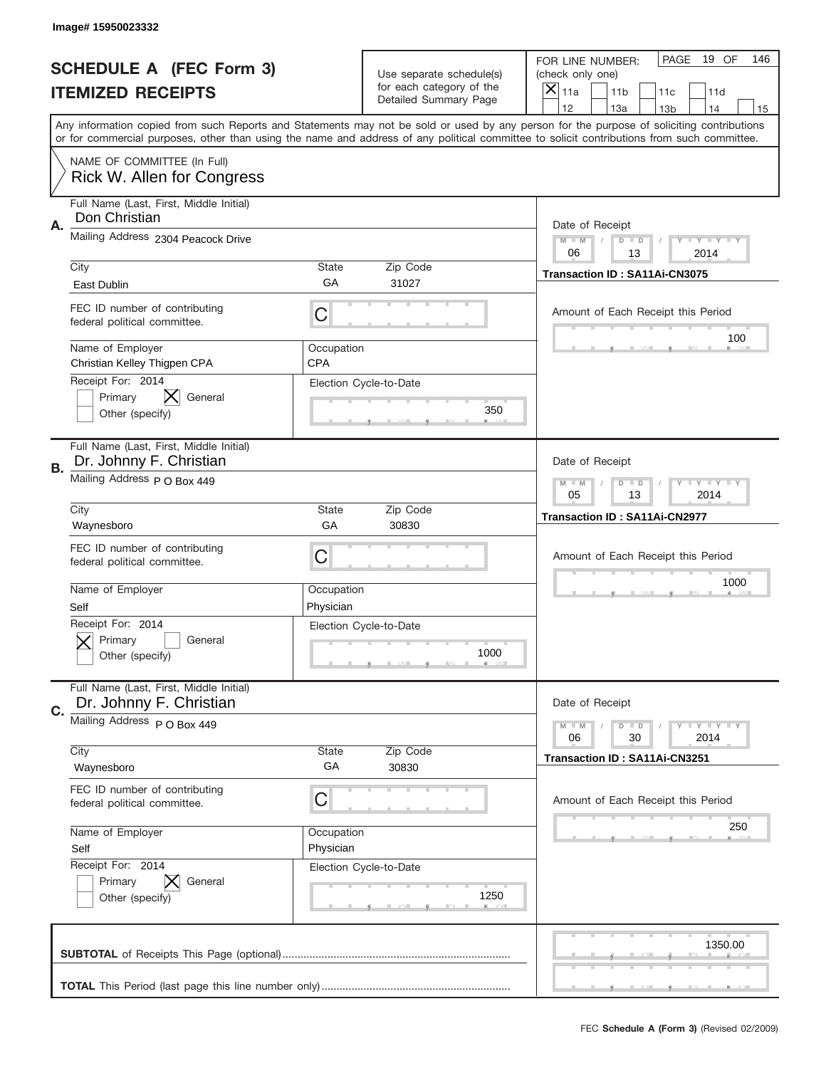Image# 15950023332

# SCHEDULE A (FEC Form 3)
## ITEMIZED RECEIPTS

Use separate schedule(s) for each category of the Detailed Summary Page

FOR LINE NUMBER: (check only one)
[X] 11a [ ] 11b [ ] 11c [ ] 11d [ ] 12 [ ] 13a [ ] 13b [ ] 14 [ ] 15

PAGE 19 OF 146

Any information copied from such Reports and Statements may not be sold or used by any person for the purpose of soliciting contributions or for commercial purposes, other than using the name and address of any political committee to solicit contributions from such committee.

NAME OF COMMITTEE (In Full)
Rick W. Allen for Congress

---

**A.** Full Name (Last, First, Middle Initial): Don Christian
Mailing Address: 2304 Peacock Drive
City: East Dublin | State: GA | Zip Code: 31027
FEC ID number of contributing federal political committee: C
Name of Employer: Christian Kelley Thigpen CPA | Occupation: CPA
Receipt For: 2014 — [ ] Primary [X] General [ ] Other (specify)
Election Cycle-to-Date: 350
Date of Receipt: 06/13/2014
Transaction ID : SA11Ai-CN3075
Amount of Each Receipt this Period: 100

---

**B.** Full Name (Last, First, Middle Initial): Dr. Johnny F. Christian
Mailing Address: P O Box 449
City: Waynesboro | State: GA | Zip Code: 30830
FEC ID number of contributing federal political committee: C
Name of Employer: Self | Occupation: Physician
Receipt For: 2014 — [X] Primary [ ] General [ ] Other (specify)
Election Cycle-to-Date: 1000
Date of Receipt: 05/13/2014
Transaction ID : SA11Ai-CN2977
Amount of Each Receipt this Period: 1000

---

**C.** Full Name (Last, First, Middle Initial): Dr. Johnny F. Christian
Mailing Address: P O Box 449
City: Waynesboro | State: GA | Zip Code: 30830
FEC ID number of contributing federal political committee: C
Name of Employer: Self | Occupation: Physician
Receipt For: 2014 — [ ] Primary [X] General [ ] Other (specify)
Election Cycle-to-Date: 1250
Date of Receipt: 06/30/2014
Transaction ID : SA11Ai-CN3251
Amount of Each Receipt this Period: 250

---

**SUBTOTAL** of Receipts This Page (optional): 1350.00

**TOTAL** This Period (last page this line number only):

FEC **Schedule A (Form 3)** (Revised 02/2009)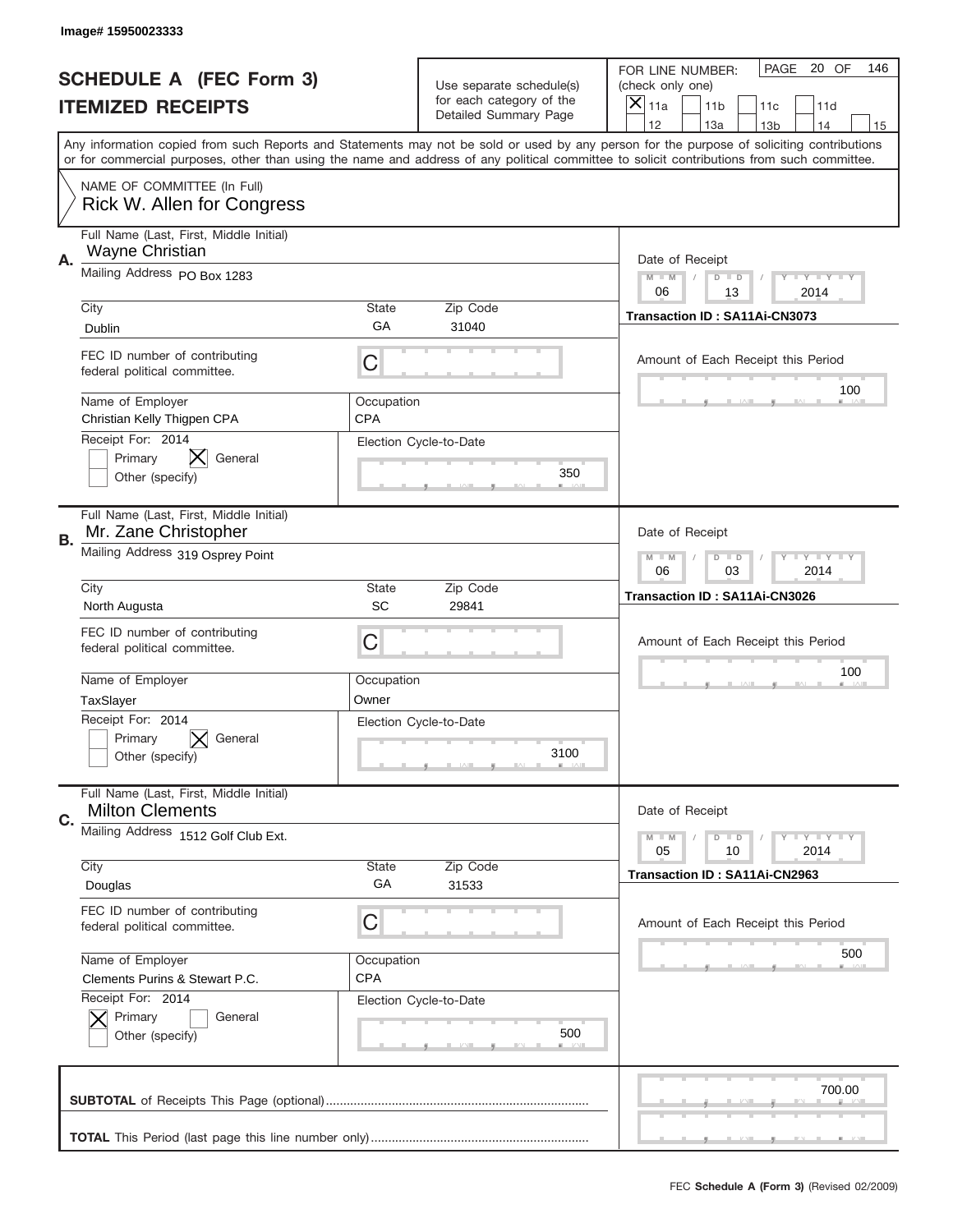Image# 15950023333

# SCHEDULE A (FEC Form 3)
## ITEMIZED RECEIPTS

Use separate schedule(s) for each category of the Detailed Summary Page

FOR LINE NUMBER: (check only one)
[X] 11a [ ] 11b [ ] 11c [ ] 11d [ ] 12 [ ] 13a [ ] 13b [ ] 14 [ ] 15

PAGE 20 OF 146

Any information copied from such Reports and Statements may not be sold or used by any person for the purpose of soliciting contributions or for commercial purposes, other than using the name and address of any political committee to solicit contributions from such committee.

NAME OF COMMITTEE (In Full)
Rick W. Allen for Congress

**A.**
Full Name (Last, First, Middle Initial): Wayne Christian
Mailing Address: PO Box 1283
City: Dublin | State: GA | Zip Code: 31040
FEC ID number of contributing federal political committee: C
Name of Employer: Christian Kelly Thigpen CPA
Occupation: CPA
Receipt For: 2014 [ ] Primary [X] General [ ] Other (specify)
Election Cycle-to-Date: 350
Date of Receipt: 06 / 13 / 2014
Transaction ID : SA11Ai-CN3073
Amount of Each Receipt this Period: 100

**B.**
Full Name (Last, First, Middle Initial): Mr. Zane Christopher
Mailing Address: 319 Osprey Point
City: North Augusta | State: SC | Zip Code: 29841
FEC ID number of contributing federal political committee: C
Name of Employer: TaxSlayer
Occupation: Owner
Receipt For: 2014 [ ] Primary [X] General [ ] Other (specify)
Election Cycle-to-Date: 3100
Date of Receipt: 06 / 03 / 2014
Transaction ID : SA11Ai-CN3026
Amount of Each Receipt this Period: 100

**C.**
Full Name (Last, First, Middle Initial): Milton Clements
Mailing Address: 1512 Golf Club Ext.
City: Douglas | State: GA | Zip Code: 31533
FEC ID number of contributing federal political committee: C
Name of Employer: Clements Purins & Stewart P.C.
Occupation: CPA
Receipt For: 2014 [X] Primary [ ] General [ ] Other (specify)
Election Cycle-to-Date: 500
Date of Receipt: 05 / 10 / 2014
Transaction ID : SA11Ai-CN2963
Amount of Each Receipt this Period: 500

**SUBTOTAL** of Receipts This Page (optional): 700.00

**TOTAL** This Period (last page this line number only):

FEC **Schedule A (Form 3)** (Revised 02/2009)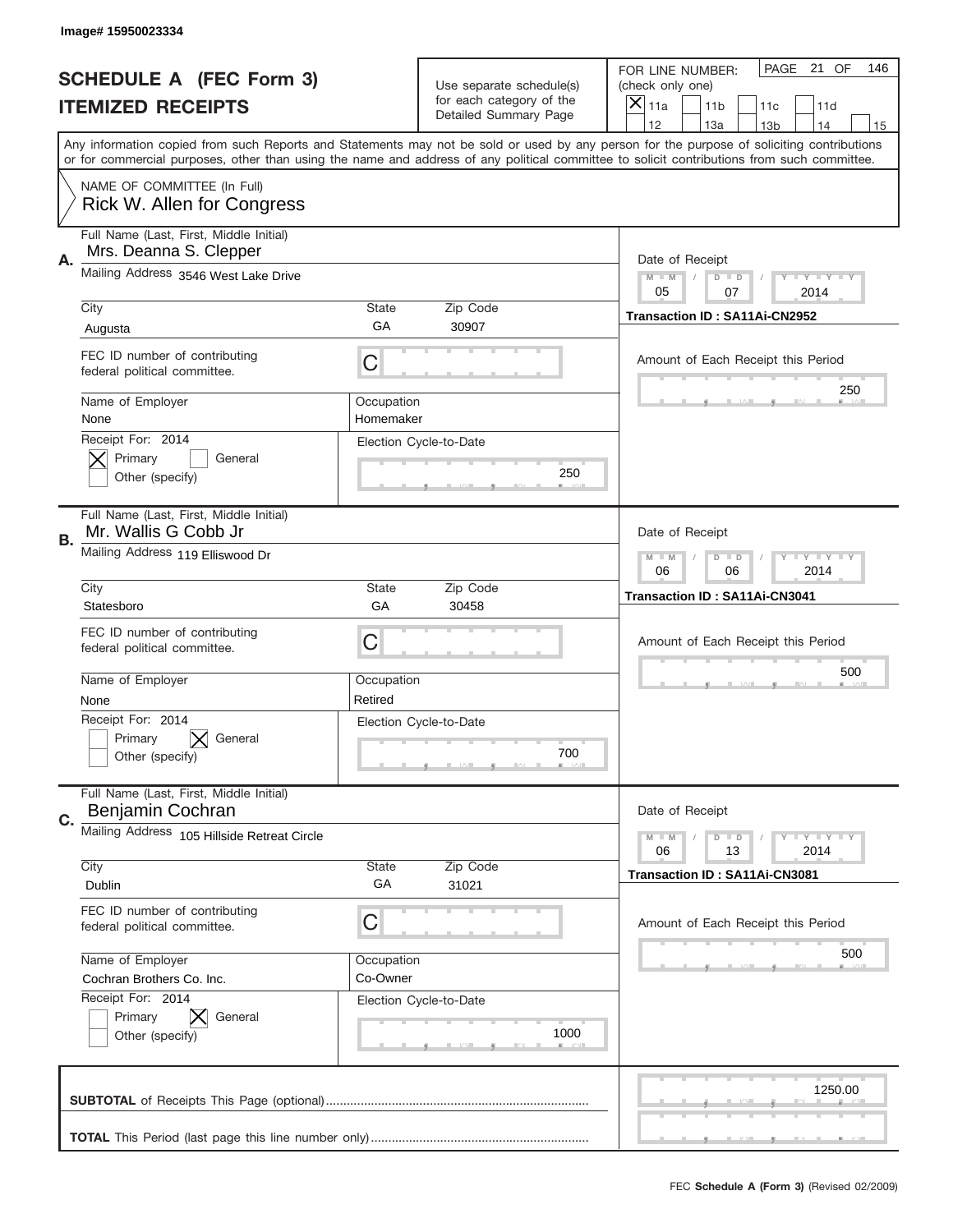Image# 15950023334

# SCHEDULE A (FEC Form 3)
# ITEMIZED RECEIPTS

Use separate schedule(s) for each category of the Detailed Summary Page

FOR LINE NUMBER: (check only one)

- [X] 11a
- [ ] 11b
- [ ] 11c
- [ ] 11d
- [ ] 12
- [ ] 13a
- [ ] 13b
- [ ] 14
- [ ] 15

PAGE 21 OF 146

Any information copied from such Reports and Statements may not be sold or used by any person for the purpose of soliciting contributions or for commercial purposes, other than using the name and address of any political committee to solicit contributions from such committee.

NAME OF COMMITTEE (In Full)
Rick W. Allen for Congress

---

**A.**

Full Name (Last, First, Middle Initial): Mrs. Deanna S. Clepper

Mailing Address: 3546 West Lake Drive

City: Augusta | State: GA | Zip Code: 30907

FEC ID number of contributing federal political committee: C

Name of Employer: None | Occupation: Homemaker

Receipt For: 2014
- [X] Primary
- [ ] General
- [ ] Other (specify)

Election Cycle-to-Date: 250

Date of Receipt: 05 / 07 / 2014

Transaction ID : SA11Ai-CN2952

Amount of Each Receipt this Period: 250

---

**B.**

Full Name (Last, First, Middle Initial): Mr. Wallis G Cobb Jr

Mailing Address: 119 Elliswood Dr

City: Statesboro | State: GA | Zip Code: 30458

FEC ID number of contributing federal political committee: C

Name of Employer: None | Occupation: Retired

Receipt For: 2014
- [ ] Primary
- [X] General
- [ ] Other (specify)

Election Cycle-to-Date: 700

Date of Receipt: 06 / 06 / 2014

Transaction ID : SA11Ai-CN3041

Amount of Each Receipt this Period: 500

---

**C.**

Full Name (Last, First, Middle Initial): Benjamin Cochran

Mailing Address: 105 Hillside Retreat Circle

City: Dublin | State: GA | Zip Code: 31021

FEC ID number of contributing federal political committee: C

Name of Employer: Cochran Brothers Co. Inc. | Occupation: Co-Owner

Receipt For: 2014
- [ ] Primary
- [X] General
- [ ] Other (specify)

Election Cycle-to-Date: 1000

Date of Receipt: 06 / 13 / 2014

Transaction ID : SA11Ai-CN3081

Amount of Each Receipt this Period: 500

---

**SUBTOTAL** of Receipts This Page (optional): 1250.00

**TOTAL** This Period (last page this line number only):

FEC Schedule A (Form 3) (Revised 02/2009)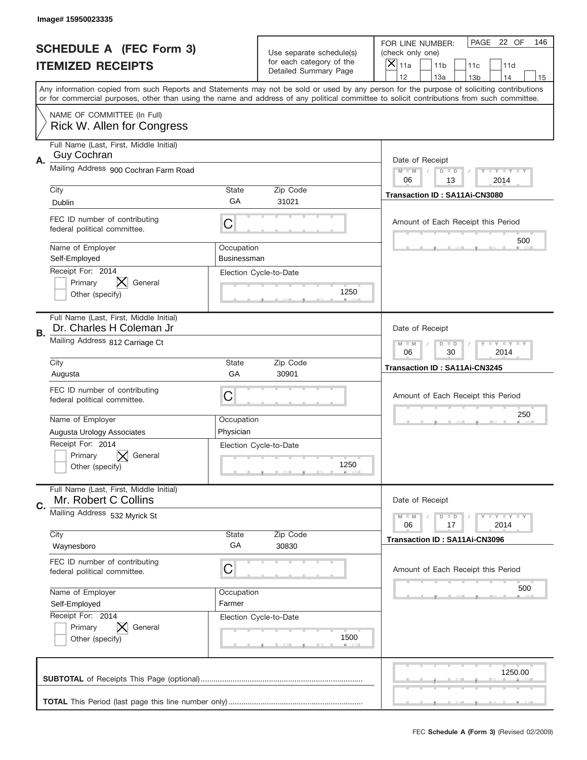Image# 15950023335

# SCHEDULE A (FEC Form 3)
## ITEMIZED RECEIPTS

Use separate schedule(s) for each category of the Detailed Summary Page

FOR LINE NUMBER: (check only one)

[X] 11a [ ] 11b [ ] 11c [ ] 11d [ ] 12 [ ] 13a [ ] 13b [ ] 14 [ ] 15

PAGE 22 OF 146

Any information copied from such Reports and Statements may not be sold or used by any person for the purpose of soliciting contributions or for commercial purposes, other than using the name and address of any political committee to solicit contributions from such committee.

NAME OF COMMITTEE (In Full)
Rick W. Allen for Congress

---

**A.** Full Name (Last, First, Middle Initial): Guy Cochran

Mailing Address: 900 Cochran Farm Road

| City | State | Zip Code |
|---|---|---|
| Dublin | GA | 31021 |

FEC ID number of contributing federal political committee: C

Name of Employer: Self-Employed
Occupation: Businessman

Receipt For: 2014 — [ ] Primary [X] General [ ] Other (specify)

Election Cycle-to-Date: 1250

Date of Receipt: 06 / 13 / 2014

Transaction ID : SA11Ai-CN3080

Amount of Each Receipt this Period: 500

---

**B.** Full Name (Last, First, Middle Initial): Dr. Charles H Coleman Jr

Mailing Address: 812 Carriage Ct

| City | State | Zip Code |
|---|---|---|
| Augusta | GA | 30901 |

FEC ID number of contributing federal political committee: C

Name of Employer: Augusta Urology Associates
Occupation: Physician

Receipt For: 2014 — [ ] Primary [X] General [ ] Other (specify)

Election Cycle-to-Date: 1250

Date of Receipt: 06 / 30 / 2014

Transaction ID : SA11Ai-CN3245

Amount of Each Receipt this Period: 250

---

**C.** Full Name (Last, First, Middle Initial): Mr. Robert C Collins

Mailing Address: 532 Myrick St

| City | State | Zip Code |
|---|---|---|
| Waynesboro | GA | 30830 |

FEC ID number of contributing federal political committee: C

Name of Employer: Self-Employed
Occupation: Farmer

Receipt For: 2014 — [ ] Primary [X] General [ ] Other (specify)

Election Cycle-to-Date: 1500

Date of Receipt: 06 / 17 / 2014

Transaction ID : SA11Ai-CN3096

Amount of Each Receipt this Period: 500

---

**SUBTOTAL** of Receipts This Page (optional): 1250.00

**TOTAL** This Period (last page this line number only):

FEC **Schedule A (Form 3)** (Revised 02/2009)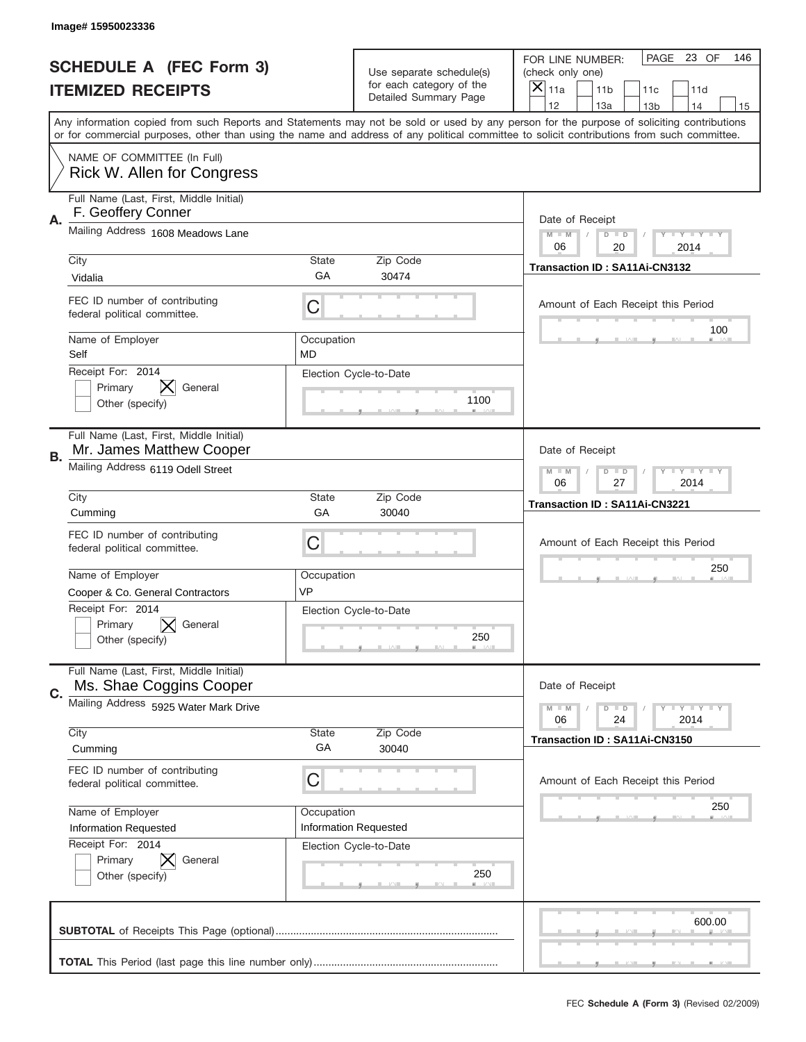Image# 15950023336

# SCHEDULE A (FEC Form 3)
## ITEMIZED RECEIPTS

Use separate schedule(s) for each category of the Detailed Summary Page

FOR LINE NUMBER: (check only one)

[X] 11a [ ] 11b [ ] 11c [ ] 11d [ ] 12 [ ] 13a [ ] 13b [ ] 14 [ ] 15

PAGE 23 OF 146

Any information copied from such Reports and Statements may not be sold or used by any person for the purpose of soliciting contributions or for commercial purposes, other than using the name and address of any political committee to solicit contributions from such committee.

NAME OF COMMITTEE (In Full)
Rick W. Allen for Congress

---

**A.**

Full Name (Last, First, Middle Initial): F. Geoffery Conner

Mailing Address: 1608 Meadows Lane

City: Vidalia | State: GA | Zip Code: 30474

FEC ID number of contributing federal political committee: C

Name of Employer: Self | Occupation: MD

Receipt For: 2014 — [ ] Primary [X] General [ ] Other (specify)

Election Cycle-to-Date: 1100

Date of Receipt: 06 / 20 / 2014

Transaction ID : SA11Ai-CN3132

Amount of Each Receipt this Period: 100

---

**B.**

Full Name (Last, First, Middle Initial): Mr. James Matthew Cooper

Mailing Address: 6119 Odell Street

City: Cumming | State: GA | Zip Code: 30040

FEC ID number of contributing federal political committee: C

Name of Employer: Cooper & Co. General Contractors | Occupation: VP

Receipt For: 2014 — [ ] Primary [X] General [ ] Other (specify)

Election Cycle-to-Date: 250

Date of Receipt: 06 / 27 / 2014

Transaction ID : SA11Ai-CN3221

Amount of Each Receipt this Period: 250

---

**C.**

Full Name (Last, First, Middle Initial): Ms. Shae Coggins Cooper

Mailing Address: 5925 Water Mark Drive

City: Cumming | State: GA | Zip Code: 30040

FEC ID number of contributing federal political committee: C

Name of Employer: Information Requested | Occupation: Information Requested

Receipt For: 2014 — [ ] Primary [X] General [ ] Other (specify)

Election Cycle-to-Date: 250

Date of Receipt: 06 / 24 / 2014

Transaction ID : SA11Ai-CN3150

Amount of Each Receipt this Period: 250

---

**SUBTOTAL** of Receipts This Page (optional): 600.00

**TOTAL** This Period (last page this line number only):

FEC **Schedule A (Form 3)** (Revised 02/2009)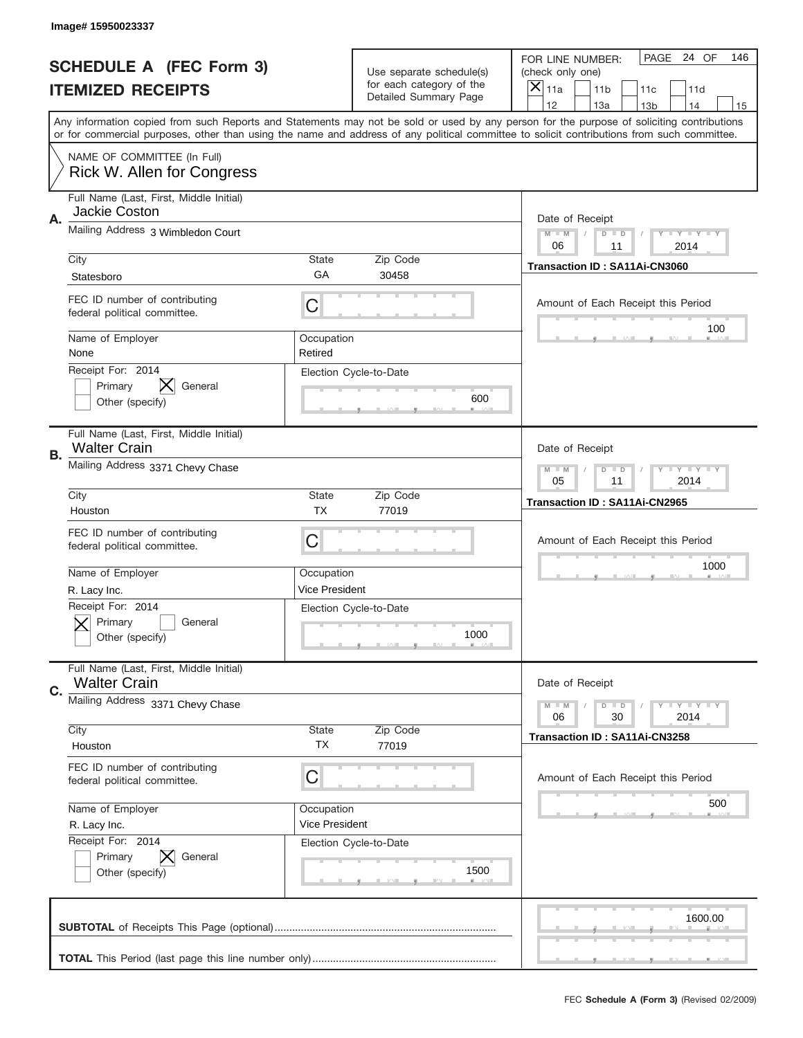Image# 15950023337

# SCHEDULE A (FEC Form 3)
# ITEMIZED RECEIPTS

Use separate schedule(s) for each category of the Detailed Summary Page

FOR LINE NUMBER: (check only one)
[X] 11a [ ] 11b [ ] 11c [ ] 11d [ ] 12 [ ] 13a [ ] 13b [ ] 14 [ ] 15

PAGE 24 OF 146

Any information copied from such Reports and Statements may not be sold or used by any person for the purpose of soliciting contributions or for commercial purposes, other than using the name and address of any political committee to solicit contributions from such committee.

NAME OF COMMITTEE (In Full)
Rick W. Allen for Congress

---

**A.**
Full Name (Last, First, Middle Initial): Jackie Coston
Mailing Address: 3 Wimbledon Court
City: Statesboro | State: GA | Zip Code: 30458
FEC ID number of contributing federal political committee: C
Name of Employer: None
Occupation: Retired
Receipt For: 2014 — [ ] Primary [X] General [ ] Other (specify)
Election Cycle-to-Date: 600
Date of Receipt: 06 / 11 / 2014
Transaction ID : SA11Ai-CN3060
Amount of Each Receipt this Period: 100

---

**B.**
Full Name (Last, First, Middle Initial): Walter Crain
Mailing Address: 3371 Chevy Chase
City: Houston | State: TX | Zip Code: 77019
FEC ID number of contributing federal political committee: C
Name of Employer: R. Lacy Inc.
Occupation: Vice President
Receipt For: 2014 — [X] Primary [ ] General [ ] Other (specify)
Election Cycle-to-Date: 1000
Date of Receipt: 05 / 11 / 2014
Transaction ID : SA11Ai-CN2965
Amount of Each Receipt this Period: 1000

---

**C.**
Full Name (Last, First, Middle Initial): Walter Crain
Mailing Address: 3371 Chevy Chase
City: Houston | State: TX | Zip Code: 77019
FEC ID number of contributing federal political committee: C
Name of Employer: R. Lacy Inc.
Occupation: Vice President
Receipt For: 2014 — [ ] Primary [X] General [ ] Other (specify)
Election Cycle-to-Date: 1500
Date of Receipt: 06 / 30 / 2014
Transaction ID : SA11Ai-CN3258
Amount of Each Receipt this Period: 500

---

**SUBTOTAL** of Receipts This Page (optional): 1600.00

**TOTAL** This Period (last page this line number only):

FEC **Schedule A (Form 3)** (Revised 02/2009)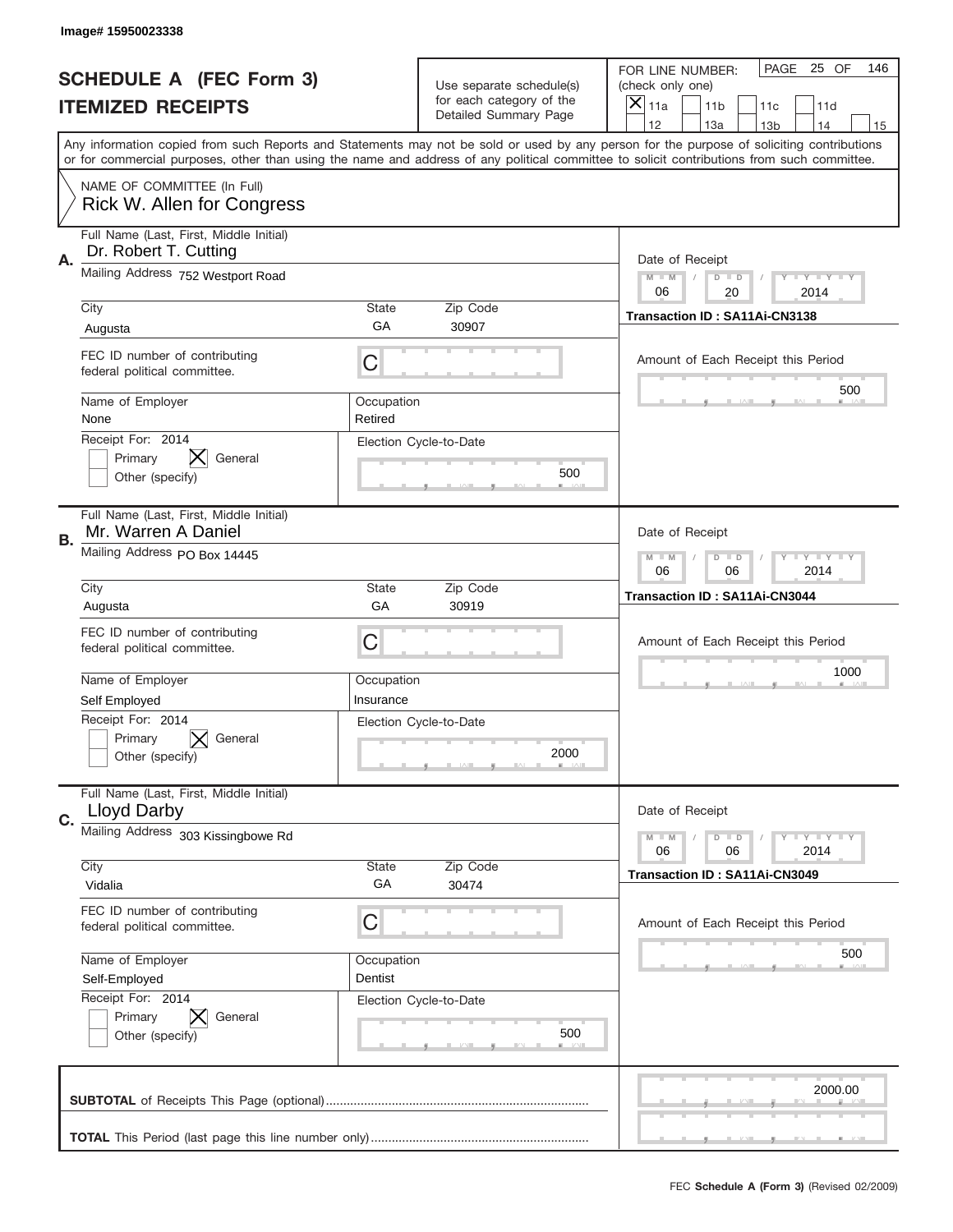Image# 15950023338

# SCHEDULE A (FEC Form 3)
## ITEMIZED RECEIPTS

Use separate schedule(s) for each category of the Detailed Summary Page

FOR LINE NUMBER: (check only one)

- [X] 11a
- [ ] 11b
- [ ] 11c
- [ ] 11d
- [ ] 12
- [ ] 13a
- [ ] 13b
- [ ] 14
- [ ] 15

PAGE 25 OF 146

Any information copied from such Reports and Statements may not be sold or used by any person for the purpose of soliciting contributions or for commercial purposes, other than using the name and address of any political committee to solicit contributions from such committee.

NAME OF COMMITTEE (In Full)
Rick W. Allen for Congress

---

**A.** Full Name (Last, First, Middle Initial): Dr. Robert T. Cutting

Mailing Address: 752 Westport Road

City: Augusta | State: GA | Zip Code: 30907

FEC ID number of contributing federal political committee: C

Name of Employer: None | Occupation: Retired

Receipt For: 2014 — [ ] Primary [X] General [ ] Other (specify)

Election Cycle-to-Date: 500

Date of Receipt: 06 / 20 / 2014

Transaction ID : SA11Ai-CN3138

Amount of Each Receipt this Period: 500

---

**B.** Full Name (Last, First, Middle Initial): Mr. Warren A Daniel

Mailing Address: PO Box 14445

City: Augusta | State: GA | Zip Code: 30919

FEC ID number of contributing federal political committee: C

Name of Employer: Self Employed | Occupation: Insurance

Receipt For: 2014 — [ ] Primary [X] General [ ] Other (specify)

Election Cycle-to-Date: 2000

Date of Receipt: 06 / 06 / 2014

Transaction ID : SA11Ai-CN3044

Amount of Each Receipt this Period: 1000

---

**C.** Full Name (Last, First, Middle Initial): Lloyd Darby

Mailing Address: 303 Kissingbowe Rd

City: Vidalia | State: GA | Zip Code: 30474

FEC ID number of contributing federal political committee: C

Name of Employer: Self-Employed | Occupation: Dentist

Receipt For: 2014 — [ ] Primary [X] General [ ] Other (specify)

Election Cycle-to-Date: 500

Date of Receipt: 06 / 06 / 2014

Transaction ID : SA11Ai-CN3049

Amount of Each Receipt this Period: 500

---

**SUBTOTAL** of Receipts This Page (optional): 2000.00

**TOTAL** This Period (last page this line number only):

FEC **Schedule A (Form 3)** (Revised 02/2009)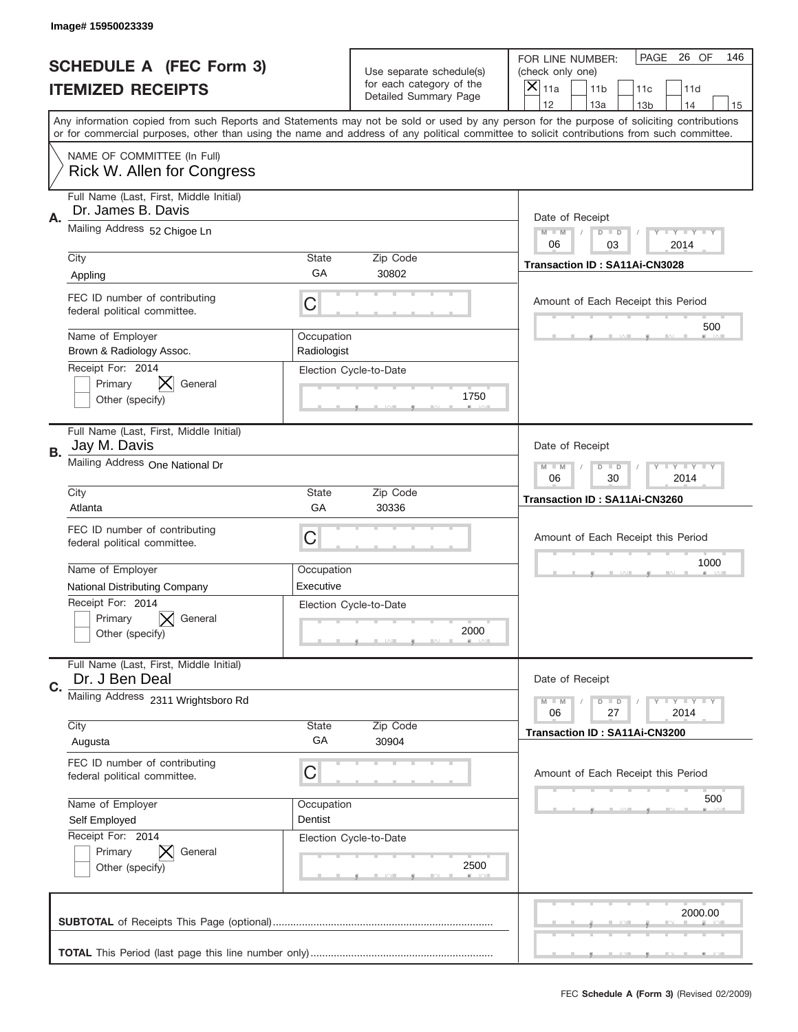Image# 15950023339

# SCHEDULE A (FEC Form 3)
## ITEMIZED RECEIPTS

Use separate schedule(s) for each category of the Detailed Summary Page

FOR LINE NUMBER: (check only one)
- [X] 11a
- [ ] 11b
- [ ] 11c
- [ ] 11d
- [ ] 12
- [ ] 13a
- [ ] 13b
- [ ] 14
- [ ] 15

PAGE 26 OF 146

Any information copied from such Reports and Statements may not be sold or used by any person for the purpose of soliciting contributions or for commercial purposes, other than using the name and address of any political committee to solicit contributions from such committee.

NAME OF COMMITTEE (In Full)
Rick W. Allen for Congress

---

**A.** Full Name (Last, First, Middle Initial): Dr. James B. Davis

Mailing Address: 52 Chigoe Ln

City: Appling | State: GA | Zip Code: 30802

FEC ID number of contributing federal political committee: C

Name of Employer: Brown & Radiology Assoc.

Occupation: Radiologist

Receipt For: 2014 — [ ] Primary [X] General [ ] Other (specify)

Election Cycle-to-Date: 1750

Date of Receipt: 06 / 03 / 2014

Transaction ID : SA11Ai-CN3028

Amount of Each Receipt this Period: 500

---

**B.** Full Name (Last, First, Middle Initial): Jay M. Davis

Mailing Address: One National Dr

City: Atlanta | State: GA | Zip Code: 30336

FEC ID number of contributing federal political committee: C

Name of Employer: National Distributing Company

Occupation: Executive

Receipt For: 2014 — [ ] Primary [X] General [ ] Other (specify)

Election Cycle-to-Date: 2000

Date of Receipt: 06 / 30 / 2014

Transaction ID : SA11Ai-CN3260

Amount of Each Receipt this Period: 1000

---

**C.** Full Name (Last, First, Middle Initial): Dr. J Ben Deal

Mailing Address: 2311 Wrightsboro Rd

City: Augusta | State: GA | Zip Code: 30904

FEC ID number of contributing federal political committee: C

Name of Employer: Self Employed

Occupation: Dentist

Receipt For: 2014 — [ ] Primary [X] General [ ] Other (specify)

Election Cycle-to-Date: 2500

Date of Receipt: 06 / 27 / 2014

Transaction ID : SA11Ai-CN3200

Amount of Each Receipt this Period: 500

---

**SUBTOTAL** of Receipts This Page (optional): 2000.00

**TOTAL** This Period (last page this line number only):

FEC Schedule A (Form 3) (Revised 02/2009)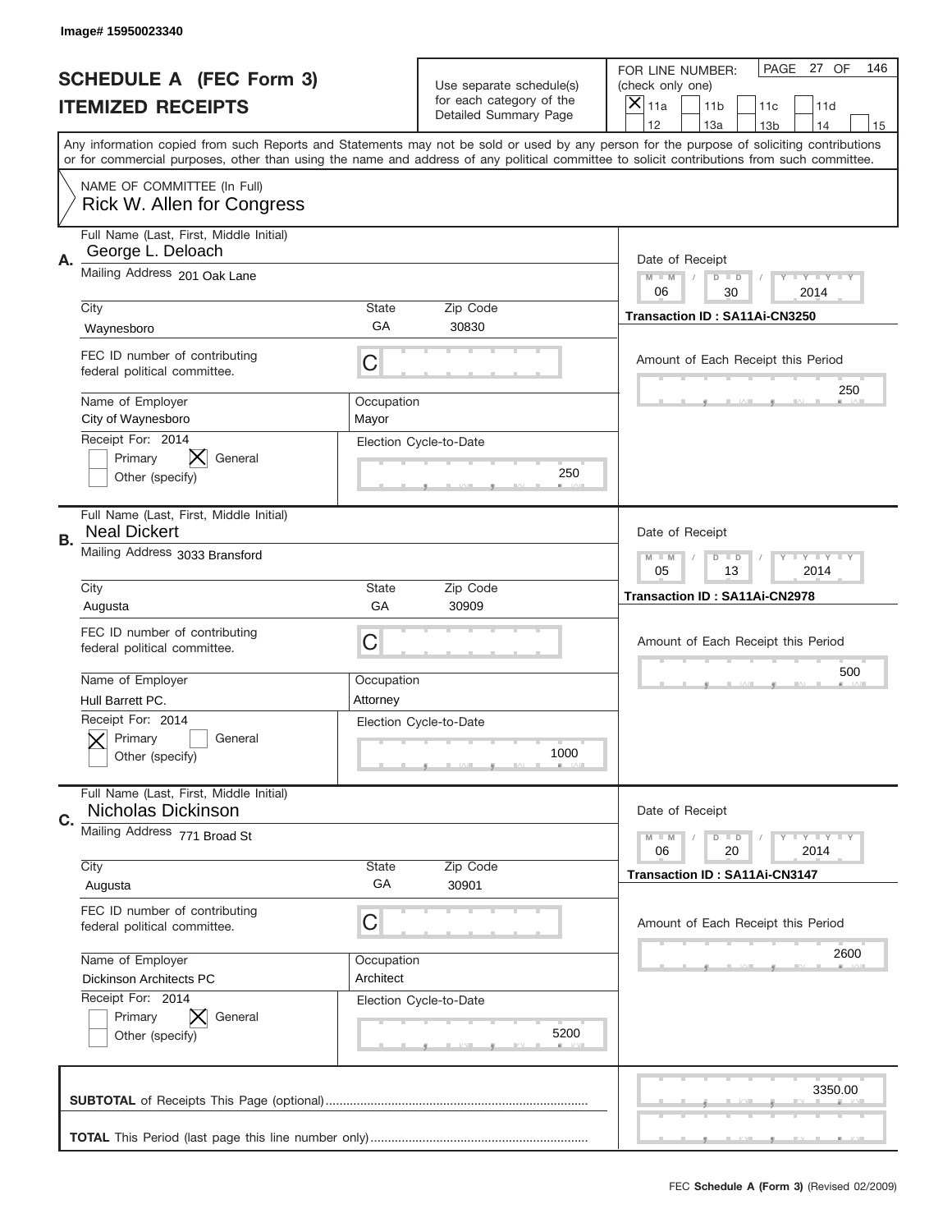Image# 15950023340

# SCHEDULE A (FEC Form 3)
## ITEMIZED RECEIPTS

Use separate schedule(s) for each category of the Detailed Summary Page

FOR LINE NUMBER: (check only one)

[X] 11a [ ] 11b [ ] 11c [ ] 11d [ ] 12 [ ] 13a [ ] 13b [ ] 14 [ ] 15

PAGE 27 OF 146

Any information copied from such Reports and Statements may not be sold or used by any person for the purpose of soliciting contributions or for commercial purposes, other than using the name and address of any political committee to solicit contributions from such committee.

NAME OF COMMITTEE (In Full)
Rick W. Allen for Congress

---

**A.** Full Name (Last, First, Middle Initial): George L. Deloach

Mailing Address: 201 Oak Lane

City: Waynesboro | State: GA | Zip Code: 30830

FEC ID number of contributing federal political committee: C

Name of Employer: City of Waynesboro | Occupation: Mayor

Receipt For: 2014 — [ ] Primary [X] General [ ] Other (specify)

Election Cycle-to-Date: 250

Date of Receipt: 06 / 30 / 2014

Transaction ID : SA11Ai-CN3250

Amount of Each Receipt this Period: 250

---

**B.** Full Name (Last, First, Middle Initial): Neal Dickert

Mailing Address: 3033 Bransford

City: Augusta | State: GA | Zip Code: 30909

FEC ID number of contributing federal political committee: C

Name of Employer: Hull Barrett PC. | Occupation: Attorney

Receipt For: 2014 — [X] Primary [ ] General [ ] Other (specify)

Election Cycle-to-Date: 1000

Date of Receipt: 05 / 13 / 2014

Transaction ID : SA11Ai-CN2978

Amount of Each Receipt this Period: 500

---

**C.** Full Name (Last, First, Middle Initial): Nicholas Dickinson

Mailing Address: 771 Broad St

City: Augusta | State: GA | Zip Code: 30901

FEC ID number of contributing federal political committee: C

Name of Employer: Dickinson Architects PC | Occupation: Architect

Receipt For: 2014 — [ ] Primary [X] General [ ] Other (specify)

Election Cycle-to-Date: 5200

Date of Receipt: 06 / 20 / 2014

Transaction ID : SA11Ai-CN3147

Amount of Each Receipt this Period: 2600

---

**SUBTOTAL** of Receipts This Page (optional): 3350.00

**TOTAL** This Period (last page this line number only):

FEC **Schedule A (Form 3)** (Revised 02/2009)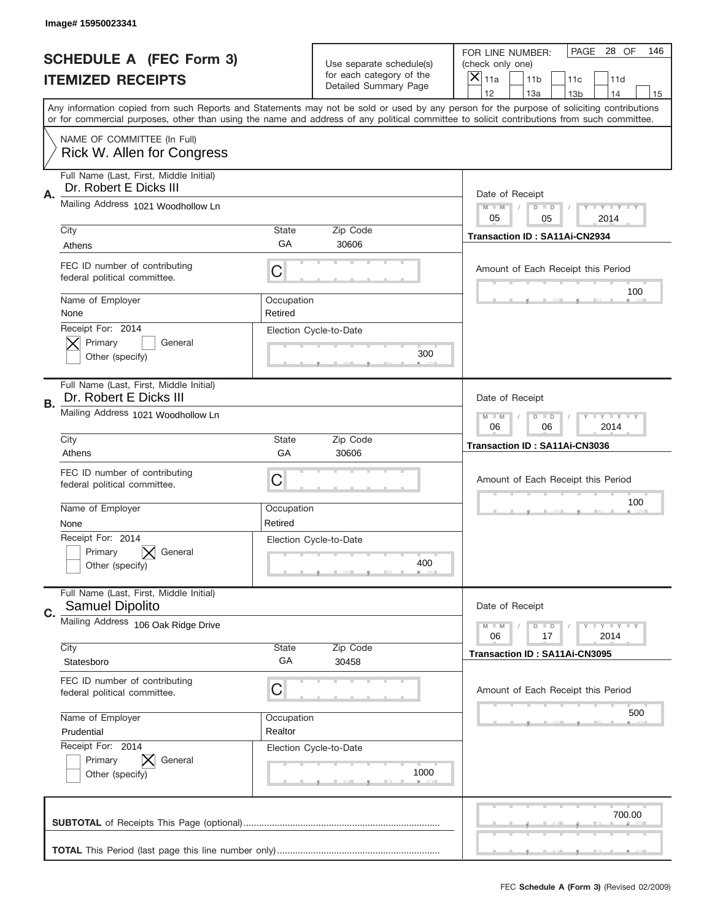Image# 15950023341

# SCHEDULE A (FEC Form 3)
## ITEMIZED RECEIPTS

Use separate schedule(s) for each category of the Detailed Summary Page

FOR LINE NUMBER: (check only one)
[X] 11a [ ] 11b [ ] 11c [ ] 11d [ ] 12 [ ] 13a [ ] 13b [ ] 14 [ ] 15

PAGE 28 OF 146

Any information copied from such Reports and Statements may not be sold or used by any person for the purpose of soliciting contributions or for commercial purposes, other than using the name and address of any political committee to solicit contributions from such committee.

NAME OF COMMITTEE (In Full)
Rick W. Allen for Congress

---

**A.** Full Name (Last, First, Middle Initial): Dr. Robert E Dicks III
Mailing Address: 1021 Woodhollow Ln
City: Athens | State: GA | Zip Code: 30606
FEC ID number of contributing federal political committee: C
Name of Employer: None | Occupation: Retired
Receipt For: 2014 — [X] Primary [ ] General [ ] Other (specify)
Election Cycle-to-Date: 300
Date of Receipt: 05 / 05 / 2014
Transaction ID : SA11Ai-CN2934
Amount of Each Receipt this Period: 100

---

**B.** Full Name (Last, First, Middle Initial): Dr. Robert E Dicks III
Mailing Address: 1021 Woodhollow Ln
City: Athens | State: GA | Zip Code: 30606
FEC ID number of contributing federal political committee: C
Name of Employer: None | Occupation: Retired
Receipt For: 2014 — [ ] Primary [X] General [ ] Other (specify)
Election Cycle-to-Date: 400
Date of Receipt: 06 / 06 / 2014
Transaction ID : SA11Ai-CN3036
Amount of Each Receipt this Period: 100

---

**C.** Full Name (Last, First, Middle Initial): Samuel Dipolito
Mailing Address: 106 Oak Ridge Drive
City: Statesboro | State: GA | Zip Code: 30458
FEC ID number of contributing federal political committee: C
Name of Employer: Prudential | Occupation: Realtor
Receipt For: 2014 — [ ] Primary [X] General [ ] Other (specify)
Election Cycle-to-Date: 1000
Date of Receipt: 06 / 17 / 2014
Transaction ID : SA11Ai-CN3095
Amount of Each Receipt this Period: 500

---

**SUBTOTAL** of Receipts This Page (optional): 700.00

**TOTAL** This Period (last page this line number only):

FEC **Schedule A (Form 3)** (Revised 02/2009)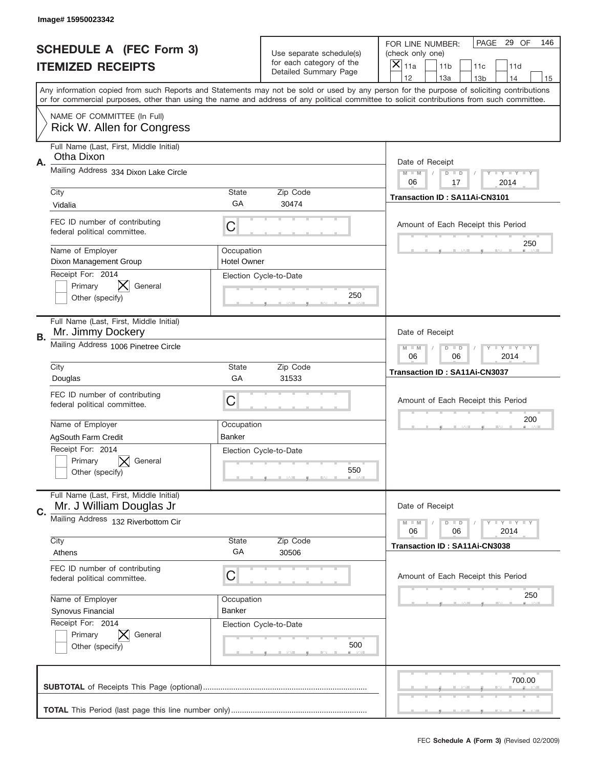Image# 15950023342

# SCHEDULE A (FEC Form 3)
## ITEMIZED RECEIPTS

Use separate schedule(s) for each category of the Detailed Summary Page

FOR LINE NUMBER: (check only one)

- [x] 11a
- [ ] 11b
- [ ] 11c
- [ ] 11d
- [ ] 12
- [ ] 13a
- [ ] 13b
- [ ] 14
- [ ] 15

PAGE 29 OF 146

Any information copied from such Reports and Statements may not be sold or used by any person for the purpose of soliciting contributions or for commercial purposes, other than using the name and address of any political committee to solicit contributions from such committee.

NAME OF COMMITTEE (In Full)
Rick W. Allen for Congress

---

**A.** Full Name (Last, First, Middle Initial): Otha Dixon

Mailing Address: 334 Dixon Lake Circle

City: Vidalia | State: GA | Zip Code: 30474

FEC ID number of contributing federal political committee: C

Name of Employer: Dixon Management Group | Occupation: Hotel Owner

Receipt For: 2014 — [ ] Primary [x] General [ ] Other (specify)

Election Cycle-to-Date: 250

Date of Receipt: 06 / 17 / 2014

Transaction ID : SA11Ai-CN3101

Amount of Each Receipt this Period: 250

---

**B.** Full Name (Last, First, Middle Initial): Mr. Jimmy Dockery

Mailing Address: 1006 Pinetree Circle

City: Douglas | State: GA | Zip Code: 31533

FEC ID number of contributing federal political committee: C

Name of Employer: AgSouth Farm Credit | Occupation: Banker

Receipt For: 2014 — [ ] Primary [x] General [ ] Other (specify)

Election Cycle-to-Date: 550

Date of Receipt: 06 / 06 / 2014

Transaction ID : SA11Ai-CN3037

Amount of Each Receipt this Period: 200

---

**C.** Full Name (Last, First, Middle Initial): Mr. J William Douglas Jr

Mailing Address: 132 Riverbottom Cir

City: Athens | State: GA | Zip Code: 30506

FEC ID number of contributing federal political committee: C

Name of Employer: Synovus Financial | Occupation: Banker

Receipt For: 2014 — [ ] Primary [x] General [ ] Other (specify)

Election Cycle-to-Date: 500

Date of Receipt: 06 / 06 / 2014

Transaction ID : SA11Ai-CN3038

Amount of Each Receipt this Period: 250

---

**SUBTOTAL** of Receipts This Page (optional): 700.00

**TOTAL** This Period (last page this line number only):

FEC **Schedule A (Form 3)** (Revised 02/2009)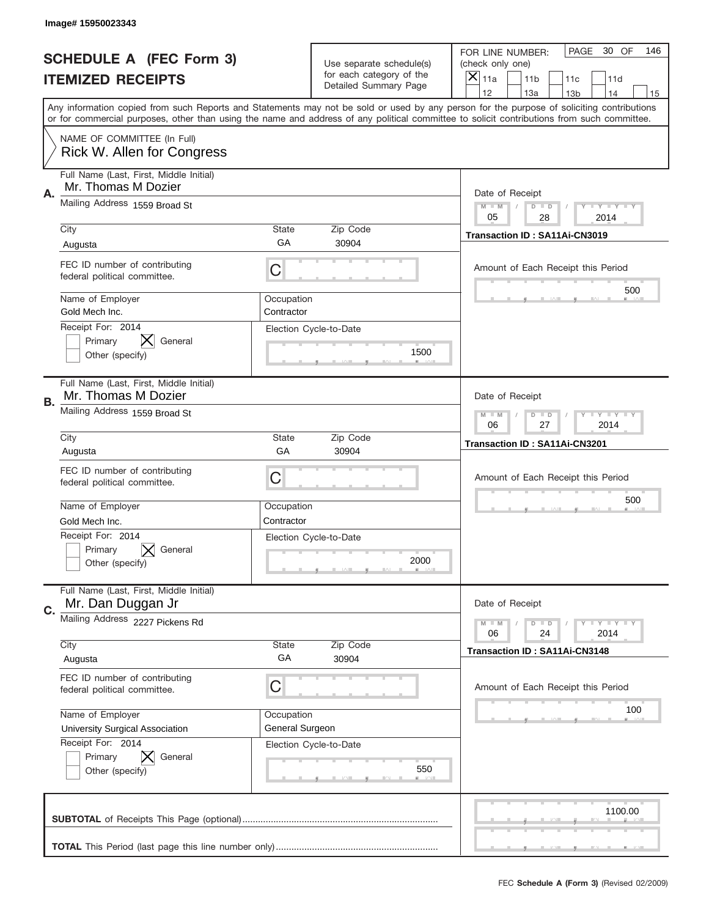Image# 15950023343

# SCHEDULE A (FEC Form 3)
## ITEMIZED RECEIPTS

Use separate schedule(s) for each category of the Detailed Summary Page

FOR LINE NUMBER: (check only one)

- [x] 11a
- [ ] 11b
- [ ] 11c
- [ ] 11d
- [ ] 12
- [ ] 13a
- [ ] 13b
- [ ] 14
- [ ] 15

PAGE 30 OF 146

Any information copied from such Reports and Statements may not be sold or used by any person for the purpose of soliciting contributions or for commercial purposes, other than using the name and address of any political committee to solicit contributions from such committee.

NAME OF COMMITTEE (In Full)
Rick W. Allen for Congress

---

**A.**

Full Name (Last, First, Middle Initial): Mr. Thomas M Dozier

Mailing Address: 1559 Broad St

City: Augusta | State: GA | Zip Code: 30904

FEC ID number of contributing federal political committee: C

Name of Employer: Gold Mech Inc.

Occupation: Contractor

Receipt For: 2014 — Primary [ ] General [X] Other (specify) [ ]

Election Cycle-to-Date: 1500

Date of Receipt: 05 / 28 / 2014

Transaction ID : SA11Ai-CN3019

Amount of Each Receipt this Period: 500

---

**B.**

Full Name (Last, First, Middle Initial): Mr. Thomas M Dozier

Mailing Address: 1559 Broad St

City: Augusta | State: GA | Zip Code: 30904

FEC ID number of contributing federal political committee: C

Name of Employer: Gold Mech Inc.

Occupation: Contractor

Receipt For: 2014 — Primary [ ] General [X] Other (specify) [ ]

Election Cycle-to-Date: 2000

Date of Receipt: 06 / 27 / 2014

Transaction ID : SA11Ai-CN3201

Amount of Each Receipt this Period: 500

---

**C.**

Full Name (Last, First, Middle Initial): Mr. Dan Duggan Jr

Mailing Address: 2227 Pickens Rd

City: Augusta | State: GA | Zip Code: 30904

FEC ID number of contributing federal political committee: C

Name of Employer: University Surgical Association

Occupation: General Surgeon

Receipt For: 2014 — Primary [ ] General [X] Other (specify) [ ]

Election Cycle-to-Date: 550

Date of Receipt: 06 / 24 / 2014

Transaction ID : SA11Ai-CN3148

Amount of Each Receipt this Period: 100

---

**SUBTOTAL** of Receipts This Page (optional): 1100.00

**TOTAL** This Period (last page this line number only):

FEC **Schedule A (Form 3)** (Revised 02/2009)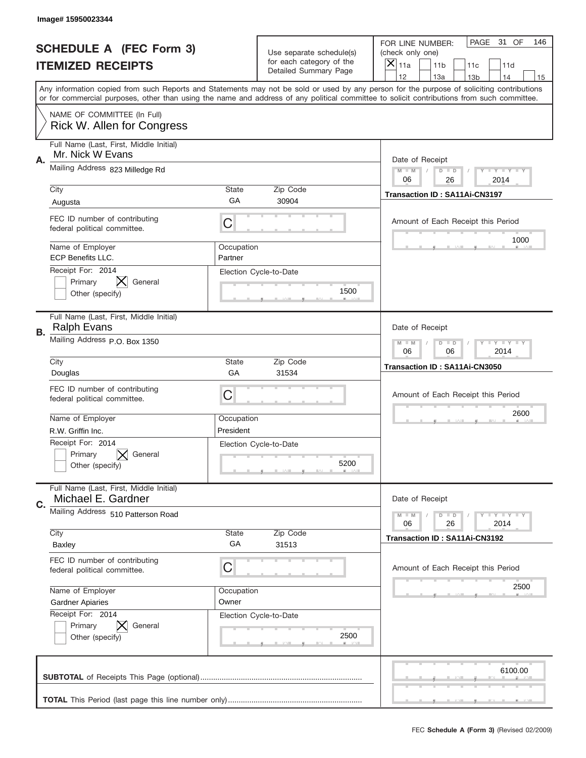Image# 15950023344

# SCHEDULE A (FEC Form 3)
## ITEMIZED RECEIPTS

Use separate schedule(s) for each category of the Detailed Summary Page

FOR LINE NUMBER: (check only one)

[X] 11a [ ] 11b [ ] 11c [ ] 11d [ ] 12 [ ] 13a [ ] 13b [ ] 14 [ ] 15

PAGE 31 OF 146

Any information copied from such Reports and Statements may not be sold or used by any person for the purpose of soliciting contributions or for commercial purposes, other than using the name and address of any political committee to solicit contributions from such committee.

NAME OF COMMITTEE (In Full)
Rick W. Allen for Congress

---

**A.** Full Name (Last, First, Middle Initial): Mr. Nick W Evans

Mailing Address: 823 Milledge Rd

City: Augusta | State: GA | Zip Code: 30904

FEC ID number of contributing federal political committee: C

Name of Employer: ECP Benefits LLC. | Occupation: Partner

Receipt For: 2014 — [ ] Primary [X] General [ ] Other (specify)

Election Cycle-to-Date: 1500

Date of Receipt: 06 / 26 / 2014

Transaction ID : SA11Ai-CN3197

Amount of Each Receipt this Period: 1000

---

**B.** Full Name (Last, First, Middle Initial): Ralph Evans

Mailing Address: P.O. Box 1350

City: Douglas | State: GA | Zip Code: 31534

FEC ID number of contributing federal political committee: C

Name of Employer: R.W. Griffin Inc. | Occupation: President

Receipt For: 2014 — [ ] Primary [X] General [ ] Other (specify)

Election Cycle-to-Date: 5200

Date of Receipt: 06 / 06 / 2014

Transaction ID : SA11Ai-CN3050

Amount of Each Receipt this Period: 2600

---

**C.** Full Name (Last, First, Middle Initial): Michael E. Gardner

Mailing Address: 510 Patterson Road

City: Baxley | State: GA | Zip Code: 31513

FEC ID number of contributing federal political committee: C

Name of Employer: Gardner Apiaries | Occupation: Owner

Receipt For: 2014 — [ ] Primary [X] General [ ] Other (specify)

Election Cycle-to-Date: 2500

Date of Receipt: 06 / 26 / 2014

Transaction ID : SA11Ai-CN3192

Amount of Each Receipt this Period: 2500

---

**SUBTOTAL** of Receipts This Page (optional): 6100.00

**TOTAL** This Period (last page this line number only):

FEC **Schedule A (Form 3)** (Revised 02/2009)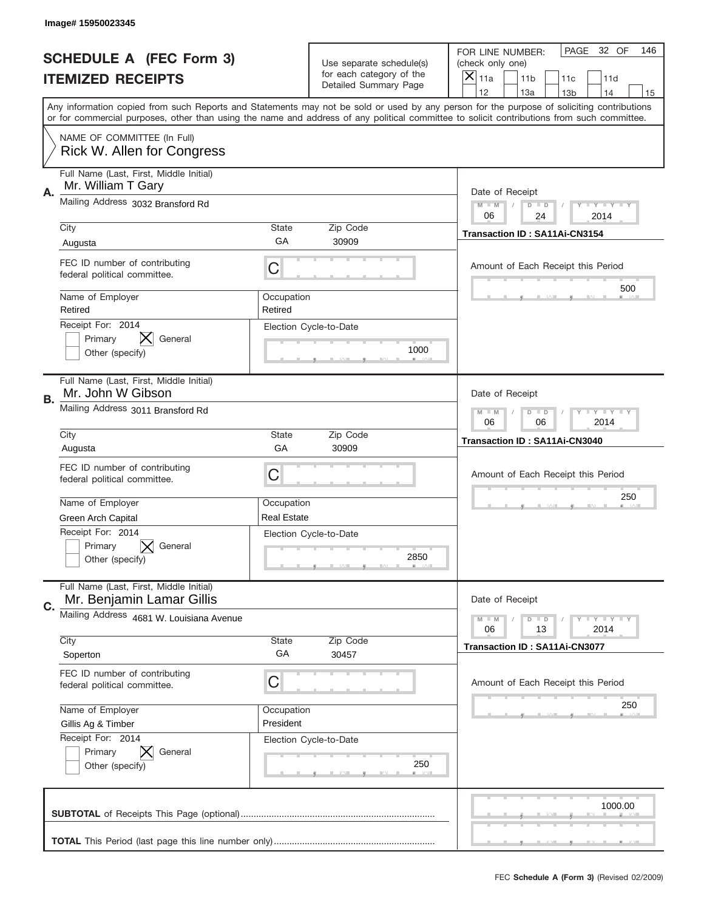Image# 15950023345

# SCHEDULE A (FEC Form 3)
## ITEMIZED RECEIPTS

Use separate schedule(s) for each category of the Detailed Summary Page

FOR LINE NUMBER: (check only one)

☒ 11a ☐ 11b ☐ 11c ☐ 11d ☐ 12 ☐ 13a ☐ 13b ☐ 14 ☐ 15

PAGE 32 OF 146

Any information copied from such Reports and Statements may not be sold or used by any person for the purpose of soliciting contributions or for commercial purposes, other than using the name and address of any political committee to solicit contributions from such committee.

NAME OF COMMITTEE (In Full)
Rick W. Allen for Congress

---

**A.** Full Name (Last, First, Middle Initial): Mr. William T Gary

Mailing Address: 3032 Bransford Rd

City: Augusta | State: GA | Zip Code: 30909

FEC ID number of contributing federal political committee: C

Name of Employer: Retired | Occupation: Retired

Receipt For: 2014 ☐ Primary ☒ General ☐ Other (specify)

Election Cycle-to-Date: 1000

Date of Receipt: 06 / 24 / 2014

Transaction ID : SA11Ai-CN3154

Amount of Each Receipt this Period: 500

---

**B.** Full Name (Last, First, Middle Initial): Mr. John W Gibson

Mailing Address: 3011 Bransford Rd

City: Augusta | State: GA | Zip Code: 30909

FEC ID number of contributing federal political committee: C

Name of Employer: Green Arch Capital | Occupation: Real Estate

Receipt For: 2014 ☐ Primary ☒ General ☐ Other (specify)

Election Cycle-to-Date: 2850

Date of Receipt: 06 / 06 / 2014

Transaction ID : SA11Ai-CN3040

Amount of Each Receipt this Period: 250

---

**C.** Full Name (Last, First, Middle Initial): Mr. Benjamin Lamar Gillis

Mailing Address: 4681 W. Louisiana Avenue

City: Soperton | State: GA | Zip Code: 30457

FEC ID number of contributing federal political committee: C

Name of Employer: Gillis Ag & Timber | Occupation: President

Receipt For: 2014 ☐ Primary ☒ General ☐ Other (specify)

Election Cycle-to-Date: 250

Date of Receipt: 06 / 13 / 2014

Transaction ID : SA11Ai-CN3077

Amount of Each Receipt this Period: 250

---

**SUBTOTAL** of Receipts This Page (optional): 1000.00

**TOTAL** This Period (last page this line number only):

FEC **Schedule A (Form 3)** (Revised 02/2009)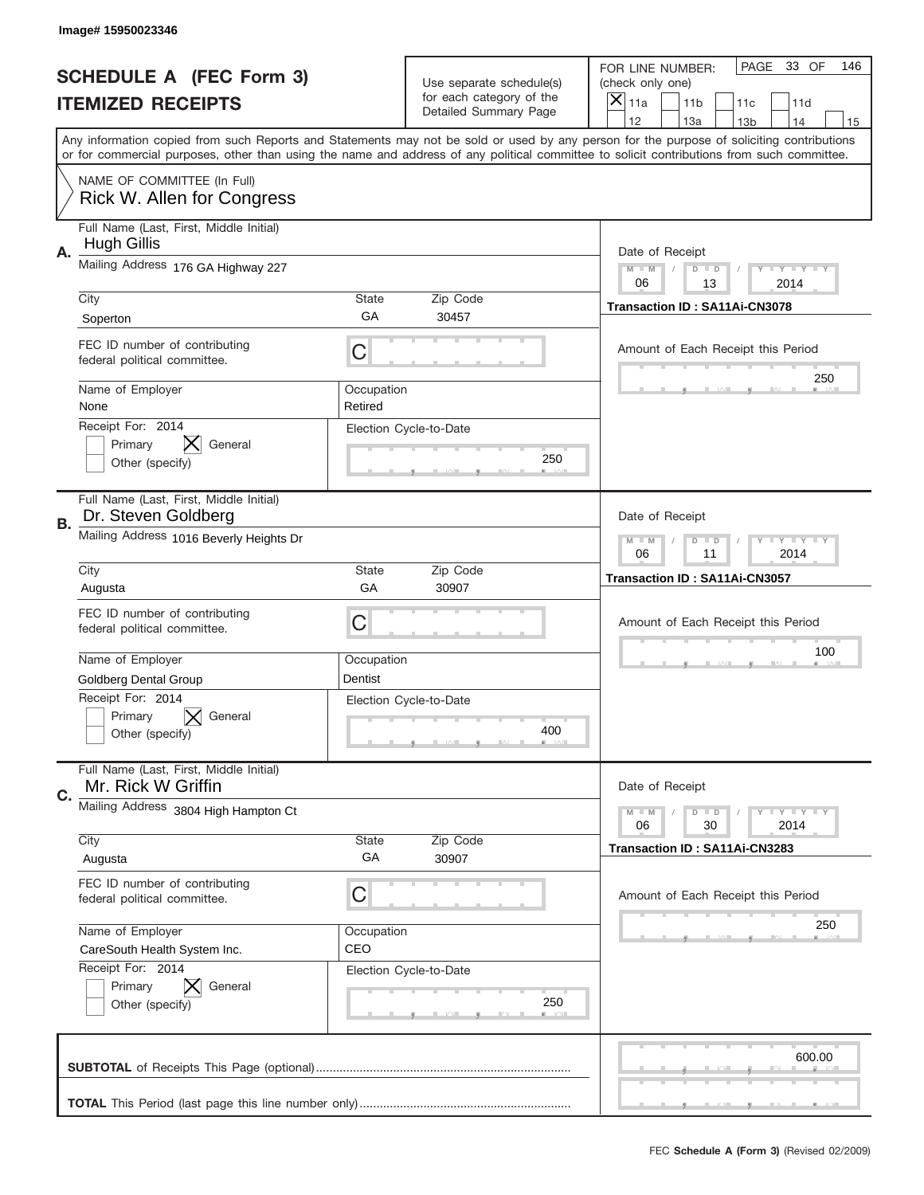Image# 15950023346

# SCHEDULE A (FEC Form 3)
## ITEMIZED RECEIPTS

Use separate schedule(s) for each category of the Detailed Summary Page

FOR LINE NUMBER: (check only one)
[X] 11a [ ] 11b [ ] 11c [ ] 11d [ ] 12 [ ] 13a [ ] 13b [ ] 14 [ ] 15

PAGE 33 OF 146

Any information copied from such Reports and Statements may not be sold or used by any person for the purpose of soliciting contributions or for commercial purposes, other than using the name and address of any political committee to solicit contributions from such committee.

NAME OF COMMITTEE (In Full)
Rick W. Allen for Congress

---

**A.**
Full Name (Last, First, Middle Initial): Hugh Gillis
Mailing Address: 176 GA Highway 227
City: Soperton | State: GA | Zip Code: 30457
FEC ID number of contributing federal political committee: C
Name of Employer: None | Occupation: Retired
Receipt For: 2014 — [ ] Primary [X] General [ ] Other (specify)
Election Cycle-to-Date: 250
Date of Receipt: 06 / 13 / 2014
Transaction ID : SA11Ai-CN3078
Amount of Each Receipt this Period: 250

---

**B.**
Full Name (Last, First, Middle Initial): Dr. Steven Goldberg
Mailing Address: 1016 Beverly Heights Dr
City: Augusta | State: GA | Zip Code: 30907
FEC ID number of contributing federal political committee: C
Name of Employer: Goldberg Dental Group | Occupation: Dentist
Receipt For: 2014 — [ ] Primary [X] General [ ] Other (specify)
Election Cycle-to-Date: 400
Date of Receipt: 06 / 11 / 2014
Transaction ID : SA11Ai-CN3057
Amount of Each Receipt this Period: 100

---

**C.**
Full Name (Last, First, Middle Initial): Mr. Rick W Griffin
Mailing Address: 3804 High Hampton Ct
City: Augusta | State: GA | Zip Code: 30907
FEC ID number of contributing federal political committee: C
Name of Employer: CareSouth Health System Inc. | Occupation: CEO
Receipt For: 2014 — [ ] Primary [X] General [ ] Other (specify)
Election Cycle-to-Date: 250
Date of Receipt: 06 / 30 / 2014
Transaction ID : SA11Ai-CN3283
Amount of Each Receipt this Period: 250

---

**SUBTOTAL** of Receipts This Page (optional): 600.00

**TOTAL** This Period (last page this line number only):

FEC **Schedule A (Form 3)** (Revised 02/2009)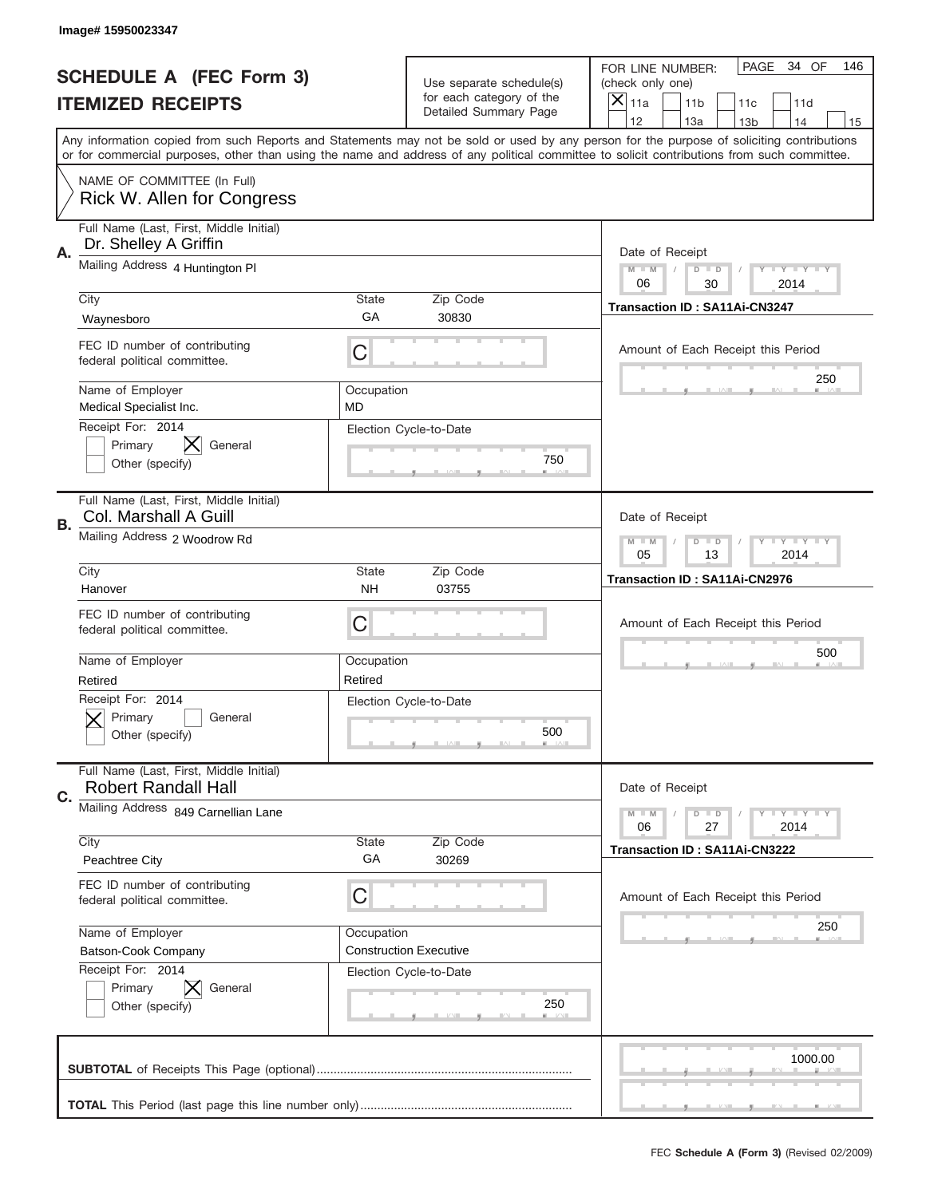Image# 15950023347

# SCHEDULE A (FEC Form 3)
## ITEMIZED RECEIPTS

Use separate schedule(s) for each category of the Detailed Summary Page

FOR LINE NUMBER: (check only one)
[X] 11a [ ] 11b [ ] 11c [ ] 11d [ ] 12 [ ] 13a [ ] 13b [ ] 14 [ ] 15

PAGE 34 OF 146

Any information copied from such Reports and Statements may not be sold or used by any person for the purpose of soliciting contributions or for commercial purposes, other than using the name and address of any political committee to solicit contributions from such committee.

NAME OF COMMITTEE (In Full)
Rick W. Allen for Congress

---

**A.** Full Name (Last, First, Middle Initial): Dr. Shelley A Griffin
Mailing Address: 4 Huntington Pl
City: Waynesboro | State: GA | Zip Code: 30830
FEC ID number of contributing federal political committee: C
Name of Employer: Medical Specialist Inc. | Occupation: MD
Receipt For: 2014 — [ ] Primary [X] General [ ] Other (specify)
Election Cycle-to-Date: 750
Date of Receipt: 06 / 30 / 2014
Transaction ID : SA11Ai-CN3247
Amount of Each Receipt this Period: 250

---

**B.** Full Name (Last, First, Middle Initial): Col. Marshall A Guill
Mailing Address: 2 Woodrow Rd
City: Hanover | State: NH | Zip Code: 03755
FEC ID number of contributing federal political committee: C
Name of Employer: Retired | Occupation: Retired
Receipt For: 2014 — [X] Primary [ ] General [ ] Other (specify)
Election Cycle-to-Date: 500
Date of Receipt: 05 / 13 / 2014
Transaction ID : SA11Ai-CN2976
Amount of Each Receipt this Period: 500

---

**C.** Full Name (Last, First, Middle Initial): Robert Randall Hall
Mailing Address: 849 Carnellian Lane
City: Peachtree City | State: GA | Zip Code: 30269
FEC ID number of contributing federal political committee: C
Name of Employer: Batson-Cook Company | Occupation: Construction Executive
Receipt For: 2014 — [ ] Primary [X] General [ ] Other (specify)
Election Cycle-to-Date: 250
Date of Receipt: 06 / 27 / 2014
Transaction ID : SA11Ai-CN3222
Amount of Each Receipt this Period: 250

---

**SUBTOTAL** of Receipts This Page (optional): 1000.00

**TOTAL** This Period (last page this line number only):

FEC Schedule A (Form 3) (Revised 02/2009)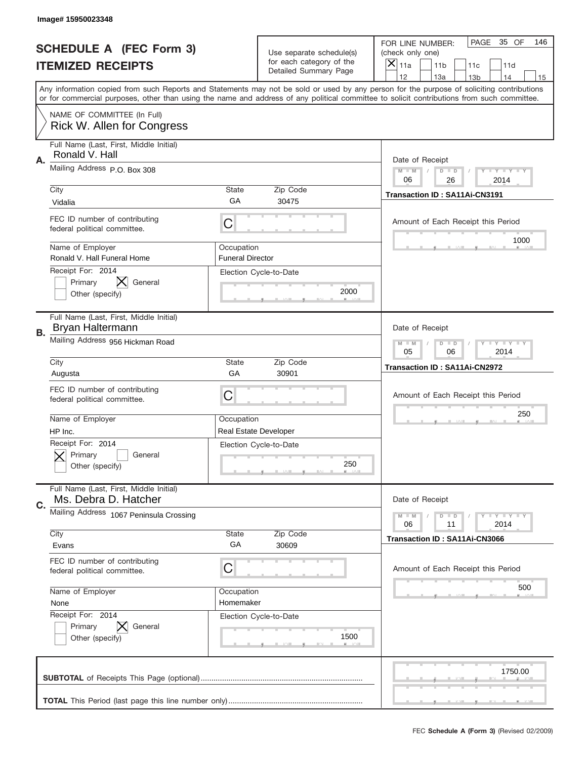Image# 15950023348

# SCHEDULE A (FEC Form 3)
## ITEMIZED RECEIPTS

Use separate schedule(s) for each category of the Detailed Summary Page

FOR LINE NUMBER: (check only one)

- [x] 11a
- [ ] 11b
- [ ] 11c
- [ ] 11d
- [ ] 12
- [ ] 13a
- [ ] 13b
- [ ] 14
- [ ] 15

PAGE 35 OF 146

Any information copied from such Reports and Statements may not be sold or used by any person for the purpose of soliciting contributions or for commercial purposes, other than using the name and address of any political committee to solicit contributions from such committee.

NAME OF COMMITTEE (In Full)
Rick W. Allen for Congress

---

**A.**

Full Name (Last, First, Middle Initial): Ronald V. Hall

Mailing Address: P.O. Box 308

City: Vidalia | State: GA | Zip Code: 30475

FEC ID number of contributing federal political committee: C

Name of Employer: Ronald V. Hall Funeral Home

Occupation: Funeral Director

Receipt For: 2014
- [ ] Primary
- [x] General
- [ ] Other (specify)

Election Cycle-to-Date: 2000

Date of Receipt: 06 / 26 / 2014

Transaction ID : SA11Ai-CN3191

Amount of Each Receipt this Period: 1000

---

**B.**

Full Name (Last, First, Middle Initial): Bryan Haltermann

Mailing Address: 956 Hickman Road

City: Augusta | State: GA | Zip Code: 30901

FEC ID number of contributing federal political committee: C

Name of Employer: HP Inc.

Occupation: Real Estate Developer

Receipt For: 2014
- [x] Primary
- [ ] General
- [ ] Other (specify)

Election Cycle-to-Date: 250

Date of Receipt: 05 / 06 / 2014

Transaction ID : SA11Ai-CN2972

Amount of Each Receipt this Period: 250

---

**C.**

Full Name (Last, First, Middle Initial): Ms. Debra D. Hatcher

Mailing Address: 1067 Peninsula Crossing

City: Evans | State: GA | Zip Code: 30609

FEC ID number of contributing federal political committee: C

Name of Employer: None

Occupation: Homemaker

Receipt For: 2014
- [ ] Primary
- [x] General
- [ ] Other (specify)

Election Cycle-to-Date: 1500

Date of Receipt: 06 / 11 / 2014

Transaction ID : SA11Ai-CN3066

Amount of Each Receipt this Period: 500

---

**SUBTOTAL** of Receipts This Page (optional): 1750.00

**TOTAL** This Period (last page this line number only):

FEC **Schedule A (Form 3)** (Revised 02/2009)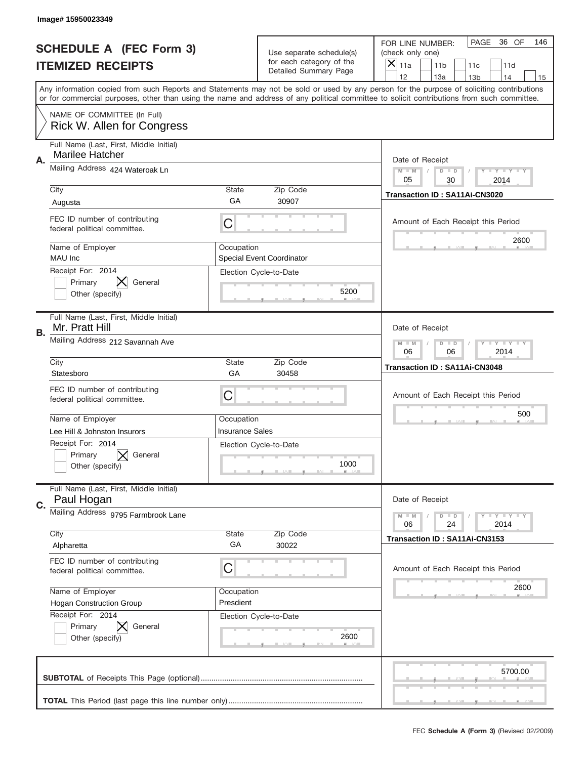Image# 15950023349

# SCHEDULE A (FEC Form 3)
## ITEMIZED RECEIPTS

Use separate schedule(s) for each category of the Detailed Summary Page

FOR LINE NUMBER: (check only one)
[X] 11a [ ] 11b [ ] 11c [ ] 11d [ ] 12 [ ] 13a [ ] 13b [ ] 14 [ ] 15

PAGE 36 OF 146

Any information copied from such Reports and Statements may not be sold or used by any person for the purpose of soliciting contributions or for commercial purposes, other than using the name and address of any political committee to solicit contributions from such committee.

NAME OF COMMITTEE (In Full)
Rick W. Allen for Congress

---

**A.** Full Name (Last, First, Middle Initial): Marilee Hatcher
Mailing Address: 424 Wateroak Ln
City: Augusta | State: GA | Zip Code: 30907
FEC ID number of contributing federal political committee: C
Name of Employer: MAU Inc
Occupation: Special Event Coordinator
Receipt For: 2014 — [ ] Primary [X] General [ ] Other (specify)
Election Cycle-to-Date: 5200
Date of Receipt: 05 / 30 / 2014
Transaction ID : SA11Ai-CN3020
Amount of Each Receipt this Period: 2600

---

**B.** Full Name (Last, First, Middle Initial): Mr. Pratt Hill
Mailing Address: 212 Savannah Ave
City: Statesboro | State: GA | Zip Code: 30458
FEC ID number of contributing federal political committee: C
Name of Employer: Lee Hill & Johnston Insurors
Occupation: Insurance Sales
Receipt For: 2014 — [ ] Primary [X] General [ ] Other (specify)
Election Cycle-to-Date: 1000
Date of Receipt: 06 / 06 / 2014
Transaction ID : SA11Ai-CN3048
Amount of Each Receipt this Period: 500

---

**C.** Full Name (Last, First, Middle Initial): Paul Hogan
Mailing Address: 9795 Farmbrook Lane
City: Alpharetta | State: GA | Zip Code: 30022
FEC ID number of contributing federal political committee: C
Name of Employer: Hogan Construction Group
Occupation: Presdient
Receipt For: 2014 — [ ] Primary [X] General [ ] Other (specify)
Election Cycle-to-Date: 2600
Date of Receipt: 06 / 24 / 2014
Transaction ID : SA11Ai-CN3153
Amount of Each Receipt this Period: 2600

---

**SUBTOTAL** of Receipts This Page (optional): 5700.00

**TOTAL** This Period (last page this line number only):

FEC Schedule A (Form 3) (Revised 02/2009)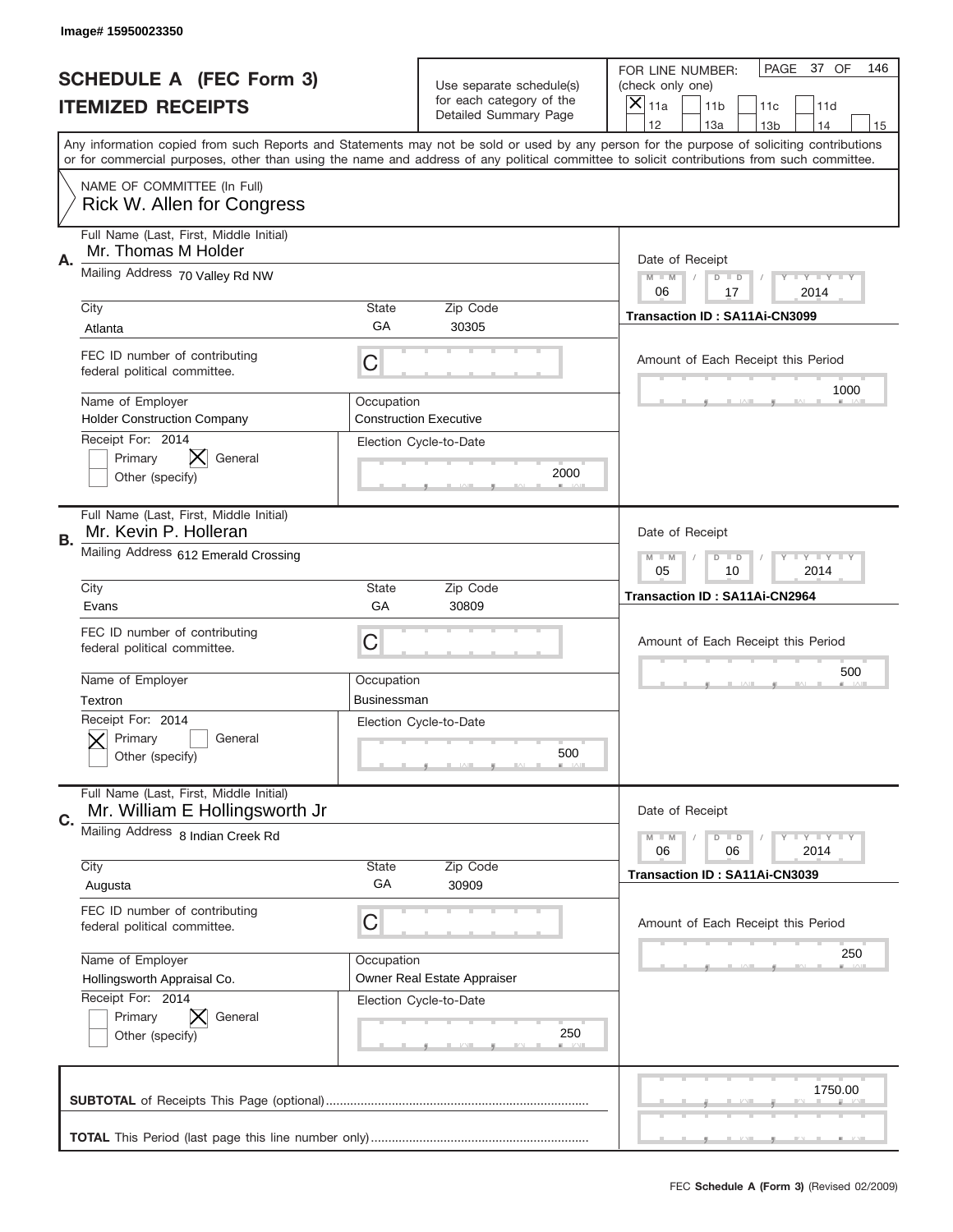Image# 15950023350

# SCHEDULE A (FEC Form 3)
## ITEMIZED RECEIPTS

Use separate schedule(s) for each category of the Detailed Summary Page

FOR LINE NUMBER: (check only one)

[X] 11a [ ] 11b [ ] 11c [ ] 11d [ ] 12 [ ] 13a [ ] 13b [ ] 14 [ ] 15

PAGE 37 OF 146

Any information copied from such Reports and Statements may not be sold or used by any person for the purpose of soliciting contributions or for commercial purposes, other than using the name and address of any political committee to solicit contributions from such committee.

NAME OF COMMITTEE (In Full)
Rick W. Allen for Congress

---

**A.** Full Name (Last, First, Middle Initial): Mr. Thomas M Holder

Mailing Address: 70 Valley Rd NW

City: Atlanta | State: GA | Zip Code: 30305

FEC ID number of contributing federal political committee: C

Name of Employer: Holder Construction Company

Occupation: Construction Executive

Receipt For: 2014 [ ] Primary [X] General [ ] Other (specify)

Election Cycle-to-Date: 2000

Date of Receipt: 06 / 17 / 2014

Transaction ID : SA11Ai-CN3099

Amount of Each Receipt this Period: 1000

---

**B.** Full Name (Last, First, Middle Initial): Mr. Kevin P. Holleran

Mailing Address: 612 Emerald Crossing

City: Evans | State: GA | Zip Code: 30809

FEC ID number of contributing federal political committee: C

Name of Employer: Textron

Occupation: Businessman

Receipt For: 2014 [X] Primary [ ] General [ ] Other (specify)

Election Cycle-to-Date: 500

Date of Receipt: 05 / 10 / 2014

Transaction ID : SA11Ai-CN2964

Amount of Each Receipt this Period: 500

---

**C.** Full Name (Last, First, Middle Initial): Mr. William E Hollingsworth Jr

Mailing Address: 8 Indian Creek Rd

City: Augusta | State: GA | Zip Code: 30909

FEC ID number of contributing federal political committee: C

Name of Employer: Hollingsworth Appraisal Co.

Occupation: Owner Real Estate Appraiser

Receipt For: 2014 [ ] Primary [X] General [ ] Other (specify)

Election Cycle-to-Date: 250

Date of Receipt: 06 / 06 / 2014

Transaction ID : SA11Ai-CN3039

Amount of Each Receipt this Period: 250

---

**SUBTOTAL** of Receipts This Page (optional): 1750.00

**TOTAL** This Period (last page this line number only):

FEC **Schedule A (Form 3)** (Revised 02/2009)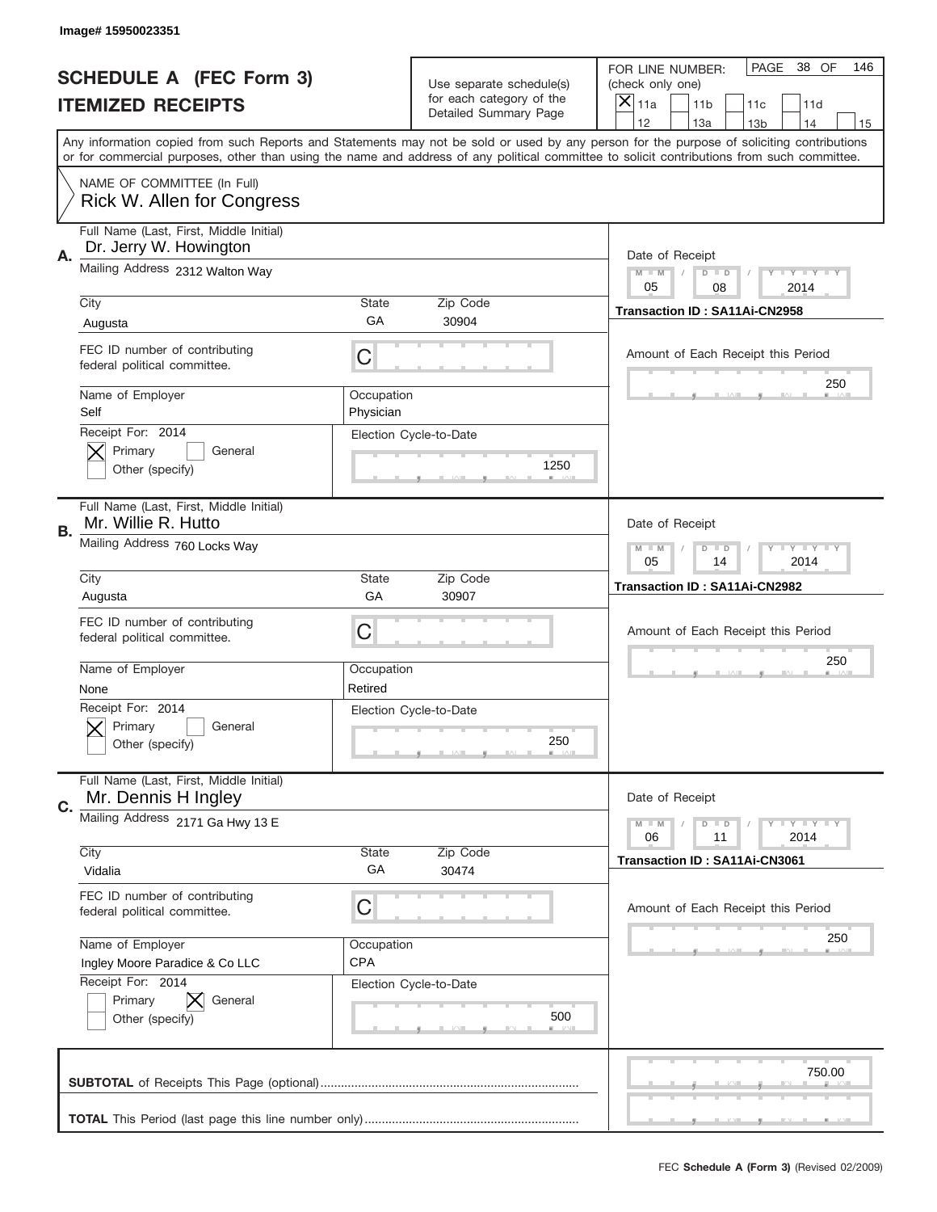Image# 15950023351

# SCHEDULE A (FEC Form 3)
## ITEMIZED RECEIPTS

Use separate schedule(s) for each category of the Detailed Summary Page

FOR LINE NUMBER: (check only one)
- [X] 11a
- [ ] 11b
- [ ] 11c
- [ ] 11d
- [ ] 12
- [ ] 13a
- [ ] 13b
- [ ] 14
- [ ] 15

PAGE 38 OF 146

Any information copied from such Reports and Statements may not be sold or used by any person for the purpose of soliciting contributions or for commercial purposes, other than using the name and address of any political committee to solicit contributions from such committee.

NAME OF COMMITTEE (In Full)
Rick W. Allen for Congress

---

**A.** Full Name (Last, First, Middle Initial): Dr. Jerry W. Howington

Mailing Address: 2312 Walton Way

City: Augusta | State: GA | Zip Code: 30904

FEC ID number of contributing federal political committee: C

Name of Employer: Self | Occupation: Physician

Receipt For: 2014
- [X] Primary
- [ ] General
- [ ] Other (specify)

Election Cycle-to-Date: 1250

Date of Receipt: 05 / 08 / 2014

Transaction ID : SA11Ai-CN2958

Amount of Each Receipt this Period: 250

---

**B.** Full Name (Last, First, Middle Initial): Mr. Willie R. Hutto

Mailing Address: 760 Locks Way

City: Augusta | State: GA | Zip Code: 30907

FEC ID number of contributing federal political committee: C

Name of Employer: None | Occupation: Retired

Receipt For: 2014
- [X] Primary
- [ ] General
- [ ] Other (specify)

Election Cycle-to-Date: 250

Date of Receipt: 05 / 14 / 2014

Transaction ID : SA11Ai-CN2982

Amount of Each Receipt this Period: 250

---

**C.** Full Name (Last, First, Middle Initial): Mr. Dennis H Ingley

Mailing Address: 2171 Ga Hwy 13 E

City: Vidalia | State: GA | Zip Code: 30474

FEC ID number of contributing federal political committee: C

Name of Employer: Ingley Moore Paradice & Co LLC | Occupation: CPA

Receipt For: 2014
- [ ] Primary
- [X] General
- [ ] Other (specify)

Election Cycle-to-Date: 500

Date of Receipt: 06 / 11 / 2014

Transaction ID : SA11Ai-CN3061

Amount of Each Receipt this Period: 250

---

**SUBTOTAL** of Receipts This Page (optional): 750.00

**TOTAL** This Period (last page this line number only):

FEC Schedule A (Form 3) (Revised 02/2009)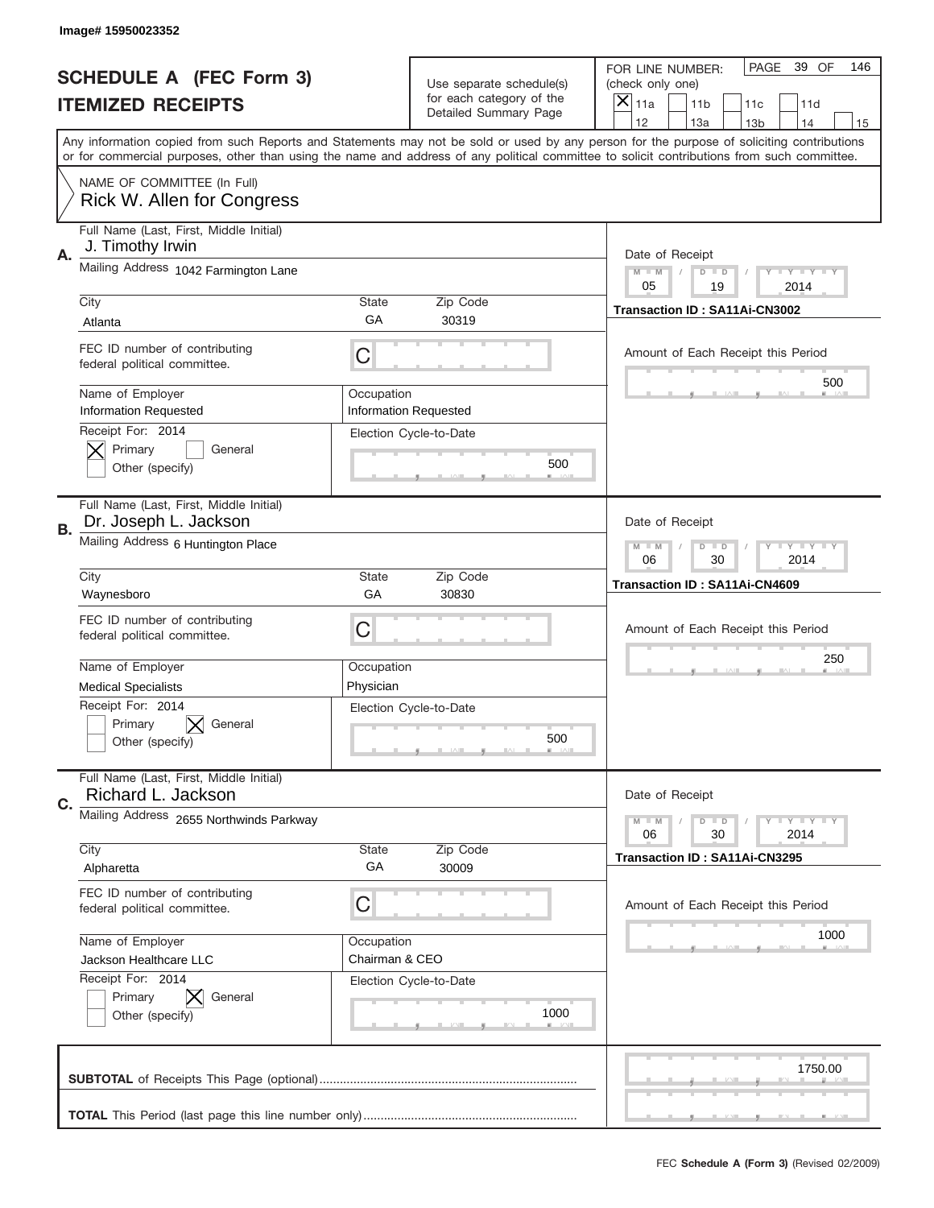Image# 15950023352

# SCHEDULE A (FEC Form 3)
## ITEMIZED RECEIPTS

Use separate schedule(s) for each category of the Detailed Summary Page

FOR LINE NUMBER: (check only one)
[X] 11a [ ] 11b [ ] 11c [ ] 11d [ ] 12 [ ] 13a [ ] 13b [ ] 14 [ ] 15

PAGE 39 OF 146

Any information copied from such Reports and Statements may not be sold or used by any person for the purpose of soliciting contributions or for commercial purposes, other than using the name and address of any political committee to solicit contributions from such committee.

NAME OF COMMITTEE (In Full)
Rick W. Allen for Congress

---

**A.** Full Name (Last, First, Middle Initial): J. Timothy Irwin

Mailing Address: 1042 Farmington Lane

City: Atlanta | State: GA | Zip Code: 30319

FEC ID number of contributing federal political committee: C

Name of Employer: Information Requested

Occupation: Information Requested

Receipt For: 2014 — [X] Primary [ ] General [ ] Other (specify)

Election Cycle-to-Date: 500

Date of Receipt: 05 / 19 / 2014

Transaction ID : SA11Ai-CN3002

Amount of Each Receipt this Period: 500

---

**B.** Full Name (Last, First, Middle Initial): Dr. Joseph L. Jackson

Mailing Address: 6 Huntington Place

City: Waynesboro | State: GA | Zip Code: 30830

FEC ID number of contributing federal political committee: C

Name of Employer: Medical Specialists

Occupation: Physician

Receipt For: 2014 — [ ] Primary [X] General [ ] Other (specify)

Election Cycle-to-Date: 500

Date of Receipt: 06 / 30 / 2014

Transaction ID : SA11Ai-CN4609

Amount of Each Receipt this Period: 250

---

**C.** Full Name (Last, First, Middle Initial): Richard L. Jackson

Mailing Address: 2655 Northwinds Parkway

City: Alpharetta | State: GA | Zip Code: 30009

FEC ID number of contributing federal political committee: C

Name of Employer: Jackson Healthcare LLC

Occupation: Chairman & CEO

Receipt For: 2014 — [ ] Primary [X] General [ ] Other (specify)

Election Cycle-to-Date: 1000

Date of Receipt: 06 / 30 / 2014

Transaction ID : SA11Ai-CN3295

Amount of Each Receipt this Period: 1000

---

**SUBTOTAL** of Receipts This Page (optional): 1750.00

**TOTAL** This Period (last page this line number only):

FEC **Schedule A (Form 3)** (Revised 02/2009)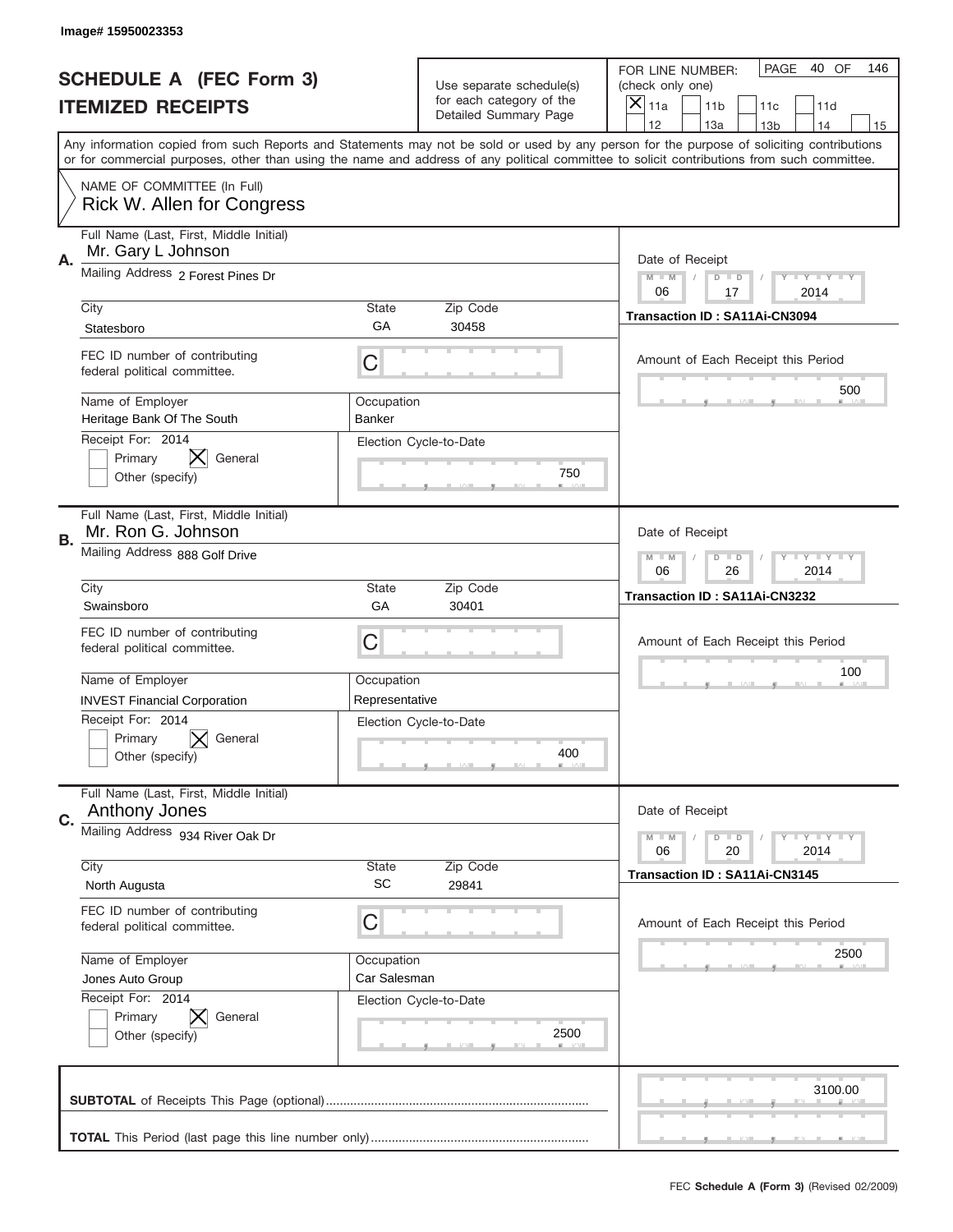Image# 15950023353

# SCHEDULE A (FEC Form 3)
## ITEMIZED RECEIPTS

Use separate schedule(s) for each category of the Detailed Summary Page

FOR LINE NUMBER: (check only one)
- [X] 11a
- [ ] 11b
- [ ] 11c
- [ ] 11d
- [ ] 12
- [ ] 13a
- [ ] 13b
- [ ] 14
- [ ] 15

PAGE 40 OF 146

Any information copied from such Reports and Statements may not be sold or used by any person for the purpose of soliciting contributions or for commercial purposes, other than using the name and address of any political committee to solicit contributions from such committee.

NAME OF COMMITTEE (In Full)
Rick W. Allen for Congress

---

**A.** Full Name (Last, First, Middle Initial): Mr. Gary L Johnson

Mailing Address: 2 Forest Pines Dr

City: Statesboro | State: GA | Zip Code: 30458

FEC ID number of contributing federal political committee: C

Name of Employer: Heritage Bank Of The South | Occupation: Banker

Receipt For: 2014 — [ ] Primary [X] General [ ] Other (specify)

Election Cycle-to-Date: 750

Date of Receipt: 06 / 17 / 2014

Transaction ID : SA11Ai-CN3094

Amount of Each Receipt this Period: 500

---

**B.** Full Name (Last, First, Middle Initial): Mr. Ron G. Johnson

Mailing Address: 888 Golf Drive

City: Swainsboro | State: GA | Zip Code: 30401

FEC ID number of contributing federal political committee: C

Name of Employer: INVEST Financial Corporation | Occupation: Representative

Receipt For: 2014 — [ ] Primary [X] General [ ] Other (specify)

Election Cycle-to-Date: 400

Date of Receipt: 06 / 26 / 2014

Transaction ID : SA11Ai-CN3232

Amount of Each Receipt this Period: 100

---

**C.** Full Name (Last, First, Middle Initial): Anthony Jones

Mailing Address: 934 River Oak Dr

City: North Augusta | State: SC | Zip Code: 29841

FEC ID number of contributing federal political committee: C

Name of Employer: Jones Auto Group | Occupation: Car Salesman

Receipt For: 2014 — [ ] Primary [X] General [ ] Other (specify)

Election Cycle-to-Date: 2500

Date of Receipt: 06 / 20 / 2014

Transaction ID : SA11Ai-CN3145

Amount of Each Receipt this Period: 2500

---

**SUBTOTAL** of Receipts This Page (optional): 3100.00

**TOTAL** This Period (last page this line number only):

FEC **Schedule A (Form 3)** (Revised 02/2009)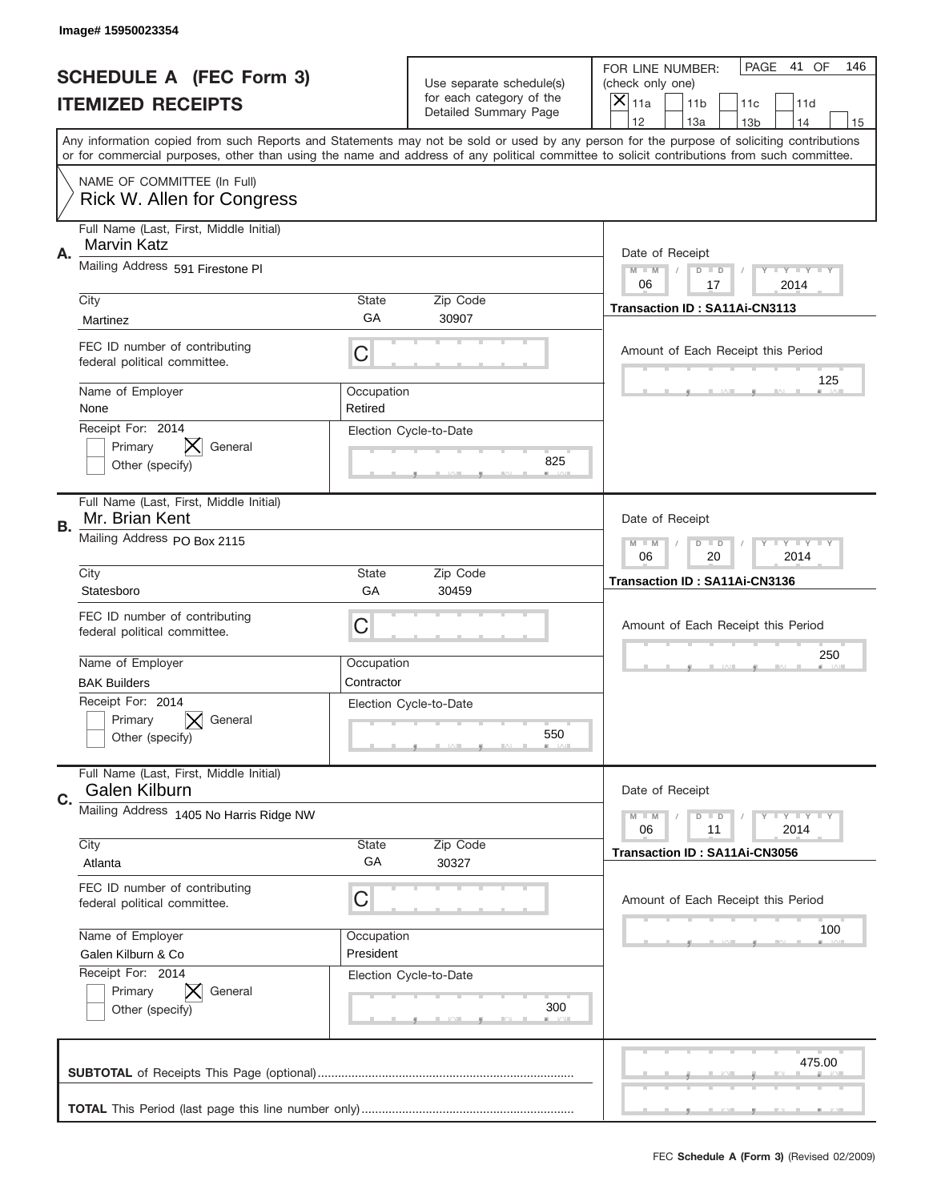Image# 15950023354

# SCHEDULE A (FEC Form 3)
# ITEMIZED RECEIPTS

Use separate schedule(s) for each category of the Detailed Summary Page

FOR LINE NUMBER: (check only one)

- [X] 11a
- [ ] 11b
- [ ] 11c
- [ ] 11d
- [ ] 12
- [ ] 13a
- [ ] 13b
- [ ] 14
- [ ] 15

PAGE 41 OF 146

Any information copied from such Reports and Statements may not be sold or used by any person for the purpose of soliciting contributions or for commercial purposes, other than using the name and address of any political committee to solicit contributions from such committee.

NAME OF COMMITTEE (In Full)
Rick W. Allen for Congress

---

**A.** Full Name (Last, First, Middle Initial): Marvin Katz

Mailing Address: 591 Firestone Pl

City: Martinez | State: GA | Zip Code: 30907

FEC ID number of contributing federal political committee: C

Name of Employer: None | Occupation: Retired

Receipt For: 2014 — [ ] Primary [X] General [ ] Other (specify)

Election Cycle-to-Date: 825

Date of Receipt: 06 / 17 / 2014

Transaction ID : SA11Ai-CN3113

Amount of Each Receipt this Period: 125

---

**B.** Full Name (Last, First, Middle Initial): Mr. Brian Kent

Mailing Address: PO Box 2115

City: Statesboro | State: GA | Zip Code: 30459

FEC ID number of contributing federal political committee: C

Name of Employer: BAK Builders | Occupation: Contractor

Receipt For: 2014 — [ ] Primary [X] General [ ] Other (specify)

Election Cycle-to-Date: 550

Date of Receipt: 06 / 20 / 2014

Transaction ID : SA11Ai-CN3136

Amount of Each Receipt this Period: 250

---

**C.** Full Name (Last, First, Middle Initial): Galen Kilburn

Mailing Address: 1405 No Harris Ridge NW

City: Atlanta | State: GA | Zip Code: 30327

FEC ID number of contributing federal political committee: C

Name of Employer: Galen Kilburn & Co | Occupation: President

Receipt For: 2014 — [ ] Primary [X] General [ ] Other (specify)

Election Cycle-to-Date: 300

Date of Receipt: 06 / 11 / 2014

Transaction ID : SA11Ai-CN3056

Amount of Each Receipt this Period: 100

---

**SUBTOTAL** of Receipts This Page (optional): 475.00

**TOTAL** This Period (last page this line number only):

FEC **Schedule A (Form 3)** (Revised 02/2009)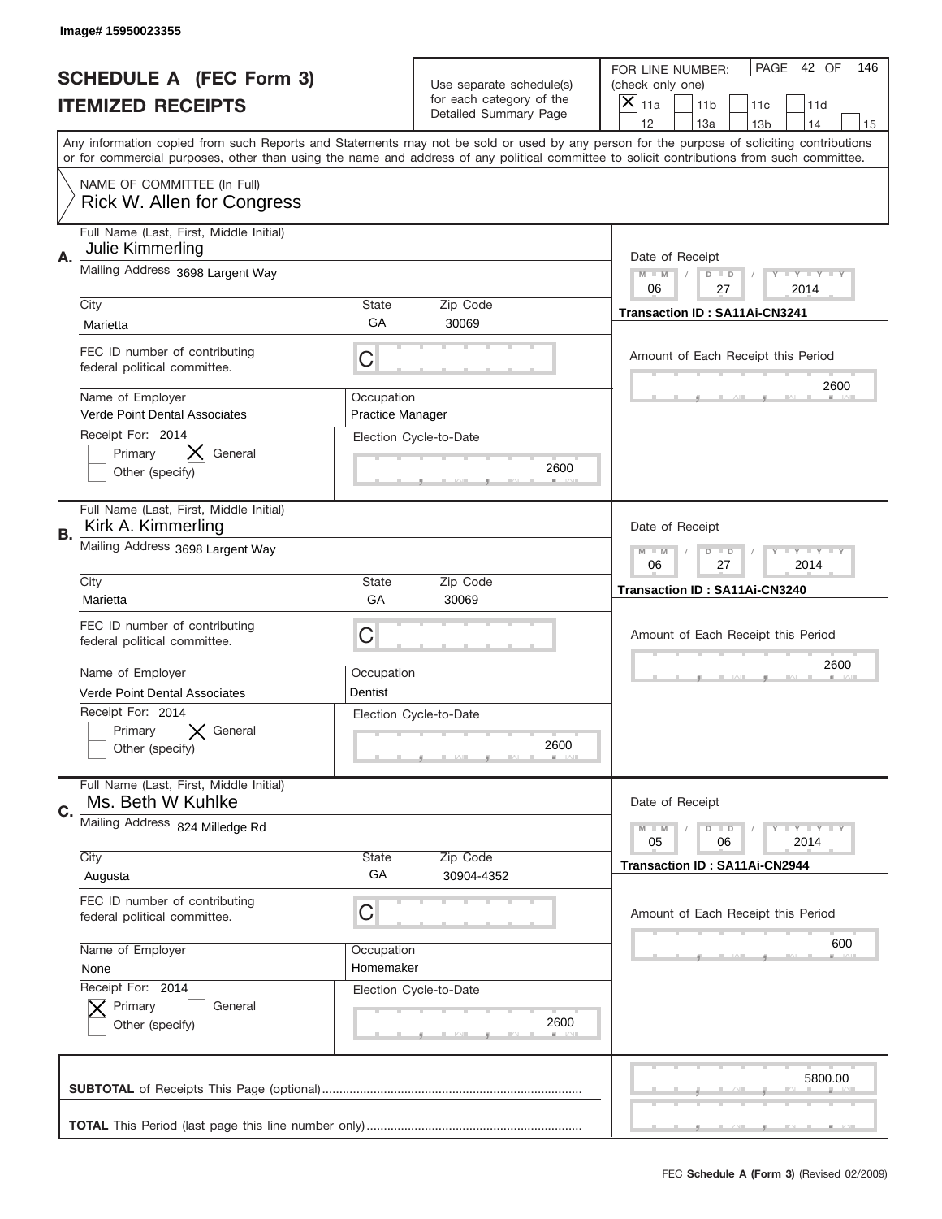Image# 15950023355

# SCHEDULE A (FEC Form 3)
## ITEMIZED RECEIPTS

Use separate schedule(s) for each category of the Detailed Summary Page

FOR LINE NUMBER: (check only one)

[X] 11a [ ] 11b [ ] 11c [ ] 11d [ ] 12 [ ] 13a [ ] 13b [ ] 14 [ ] 15

PAGE 42 OF 146

Any information copied from such Reports and Statements may not be sold or used by any person for the purpose of soliciting contributions or for commercial purposes, other than using the name and address of any political committee to solicit contributions from such committee.

NAME OF COMMITTEE (In Full)
Rick W. Allen for Congress

---

**A.** Full Name (Last, First, Middle Initial): Julie Kimmerling

Mailing Address: 3698 Largent Way

City: Marietta | State: GA | Zip Code: 30069

FEC ID number of contributing federal political committee: C

Name of Employer: Verde Point Dental Associates

Occupation: Practice Manager

Receipt For: 2014 — [ ] Primary [X] General [ ] Other (specify)

Election Cycle-to-Date: 2600

Date of Receipt: 06 / 27 / 2014

Transaction ID : SA11Ai-CN3241

Amount of Each Receipt this Period: 2600

---

**B.** Full Name (Last, First, Middle Initial): Kirk A. Kimmerling

Mailing Address: 3698 Largent Way

City: Marietta | State: GA | Zip Code: 30069

FEC ID number of contributing federal political committee: C

Name of Employer: Verde Point Dental Associates

Occupation: Dentist

Receipt For: 2014 — [ ] Primary [X] General [ ] Other (specify)

Election Cycle-to-Date: 2600

Date of Receipt: 06 / 27 / 2014

Transaction ID : SA11Ai-CN3240

Amount of Each Receipt this Period: 2600

---

**C.** Full Name (Last, First, Middle Initial): Ms. Beth W Kuhlke

Mailing Address: 824 Milledge Rd

City: Augusta | State: GA | Zip Code: 30904-4352

FEC ID number of contributing federal political committee: C

Name of Employer: None

Occupation: Homemaker

Receipt For: 2014 — [X] Primary [ ] General [ ] Other (specify)

Election Cycle-to-Date: 2600

Date of Receipt: 05 / 06 / 2014

Transaction ID : SA11Ai-CN2944

Amount of Each Receipt this Period: 600

---

**SUBTOTAL** of Receipts This Page (optional): 5800.00

**TOTAL** This Period (last page this line number only):

FEC Schedule A (Form 3) (Revised 02/2009)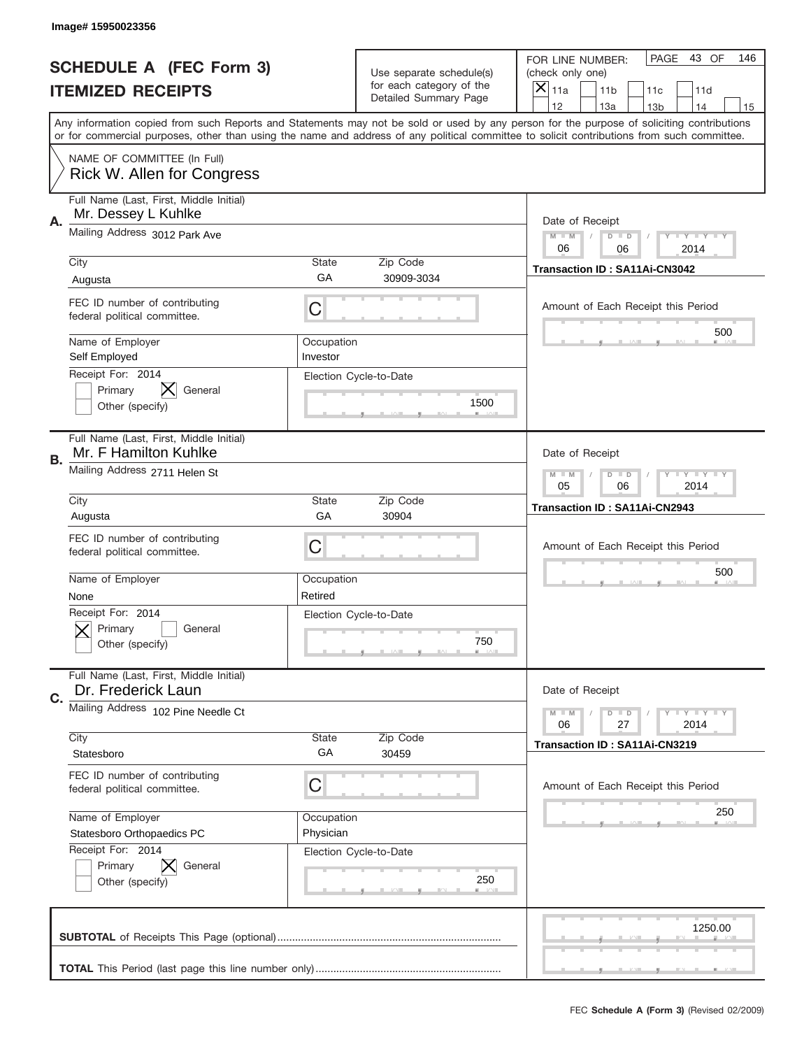Image# 15950023356

# SCHEDULE A (FEC Form 3)
## ITEMIZED RECEIPTS

Use separate schedule(s) for each category of the Detailed Summary Page

FOR LINE NUMBER: (check only one)

- [x] 11a
- [ ] 11b
- [ ] 11c
- [ ] 11d
- [ ] 12
- [ ] 13a
- [ ] 13b
- [ ] 14
- [ ] 15

PAGE 43 OF 146

Any information copied from such Reports and Statements may not be sold or used by any person for the purpose of soliciting contributions or for commercial purposes, other than using the name and address of any political committee to solicit contributions from such committee.

NAME OF COMMITTEE (In Full)
Rick W. Allen for Congress

---

**A.**

Full Name (Last, First, Middle Initial): Mr. Dessey L Kuhlke

Mailing Address: 3012 Park Ave

City: Augusta | State: GA | Zip Code: 30909-3034

FEC ID number of contributing federal political committee: C

Name of Employer: Self Employed | Occupation: Investor

Receipt For: 2014
- [ ] Primary
- [x] General
- [ ] Other (specify)

Election Cycle-to-Date: 1500

Date of Receipt: 06 / 06 / 2014

Transaction ID : SA11Ai-CN3042

Amount of Each Receipt this Period: 500

---

**B.**

Full Name (Last, First, Middle Initial): Mr. F Hamilton Kuhlke

Mailing Address: 2711 Helen St

City: Augusta | State: GA | Zip Code: 30904

FEC ID number of contributing federal political committee: C

Name of Employer: None | Occupation: Retired

Receipt For: 2014
- [x] Primary
- [ ] General
- [ ] Other (specify)

Election Cycle-to-Date: 750

Date of Receipt: 05 / 06 / 2014

Transaction ID : SA11Ai-CN2943

Amount of Each Receipt this Period: 500

---

**C.**

Full Name (Last, First, Middle Initial): Dr. Frederick Laun

Mailing Address: 102 Pine Needle Ct

City: Statesboro | State: GA | Zip Code: 30459

FEC ID number of contributing federal political committee: C

Name of Employer: Statesboro Orthopaedics PC | Occupation: Physician

Receipt For: 2014
- [ ] Primary
- [x] General
- [ ] Other (specify)

Election Cycle-to-Date: 250

Date of Receipt: 06 / 27 / 2014

Transaction ID : SA11Ai-CN3219

Amount of Each Receipt this Period: 250

---

**SUBTOTAL** of Receipts This Page (optional): 1250.00

**TOTAL** This Period (last page this line number only):

FEC **Schedule A (Form 3)** (Revised 02/2009)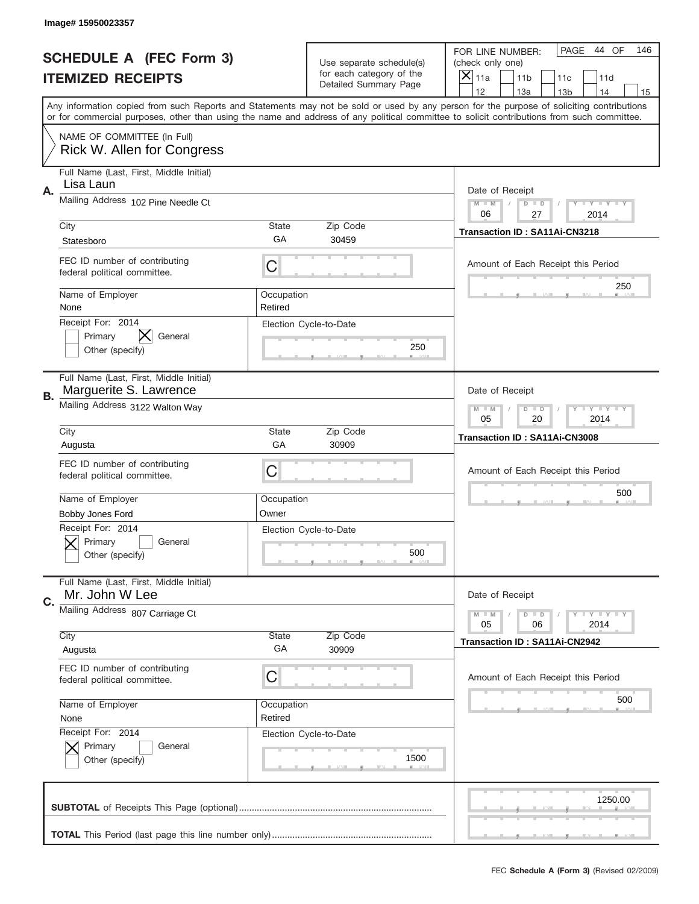Image# 15950023357

# SCHEDULE A (FEC Form 3)
## ITEMIZED RECEIPTS

Use separate schedule(s) for each category of the Detailed Summary Page

FOR LINE NUMBER: (check only one)
[X] 11a [ ] 11b [ ] 11c [ ] 11d [ ] 12 [ ] 13a [ ] 13b [ ] 14 [ ] 15

PAGE 44 OF 146

Any information copied from such Reports and Statements may not be sold or used by any person for the purpose of soliciting contributions or for commercial purposes, other than using the name and address of any political committee to solicit contributions from such committee.

NAME OF COMMITTEE (In Full)
Rick W. Allen for Congress

---

**A.** Full Name (Last, First, Middle Initial): Lisa Laun
Mailing Address: 102 Pine Needle Ct
City: Statesboro | State: GA | Zip Code: 30459
FEC ID number of contributing federal political committee: C
Name of Employer: None | Occupation: Retired
Receipt For: 2014 — [ ] Primary [X] General [ ] Other (specify)
Election Cycle-to-Date: 250
Date of Receipt: 06 / 27 / 2014
Transaction ID : SA11Ai-CN3218
Amount of Each Receipt this Period: 250

---

**B.** Full Name (Last, First, Middle Initial): Marguerite S. Lawrence
Mailing Address: 3122 Walton Way
City: Augusta | State: GA | Zip Code: 30909
FEC ID number of contributing federal political committee: C
Name of Employer: Bobby Jones Ford | Occupation: Owner
Receipt For: 2014 — [X] Primary [ ] General [ ] Other (specify)
Election Cycle-to-Date: 500
Date of Receipt: 05 / 20 / 2014
Transaction ID : SA11Ai-CN3008
Amount of Each Receipt this Period: 500

---

**C.** Full Name (Last, First, Middle Initial): Mr. John W Lee
Mailing Address: 807 Carriage Ct
City: Augusta | State: GA | Zip Code: 30909
FEC ID number of contributing federal political committee: C
Name of Employer: None | Occupation: Retired
Receipt For: 2014 — [X] Primary [ ] General [ ] Other (specify)
Election Cycle-to-Date: 1500
Date of Receipt: 05 / 06 / 2014
Transaction ID : SA11Ai-CN2942
Amount of Each Receipt this Period: 500

---

**SUBTOTAL** of Receipts This Page (optional): 1250.00

**TOTAL** This Period (last page this line number only):

FEC **Schedule A (Form 3)** (Revised 02/2009)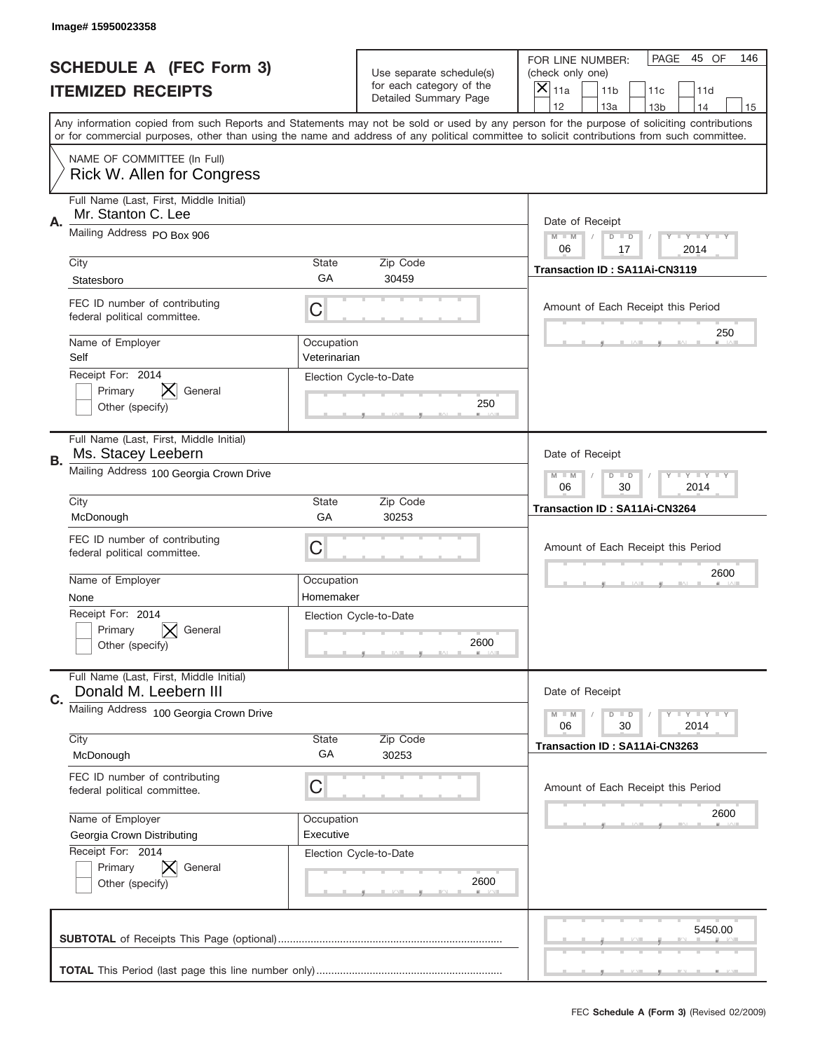Image# 15950023358

# SCHEDULE A (FEC Form 3)
## ITEMIZED RECEIPTS

Use separate schedule(s) for each category of the Detailed Summary Page

FOR LINE NUMBER: (check only one)

- [x] 11a
- [ ] 11b
- [ ] 11c
- [ ] 11d
- [ ] 12
- [ ] 13a
- [ ] 13b
- [ ] 14
- [ ] 15

PAGE 45 OF 146

Any information copied from such Reports and Statements may not be sold or used by any person for the purpose of soliciting contributions or for commercial purposes, other than using the name and address of any political committee to solicit contributions from such committee.

NAME OF COMMITTEE (In Full)
Rick W. Allen for Congress

---

**A.** Full Name (Last, First, Middle Initial): Mr. Stanton C. Lee

Mailing Address: PO Box 906

City: Statesboro | State: GA | Zip Code: 30459

FEC ID number of contributing federal political committee: C

Name of Employer: Self | Occupation: Veterinarian

Receipt For: 2014 — Primary [ ] General [X] Other (specify) [ ]

Election Cycle-to-Date: 250

Date of Receipt: 06 / 17 / 2014

Transaction ID : SA11Ai-CN3119

Amount of Each Receipt this Period: 250

---

**B.** Full Name (Last, First, Middle Initial): Ms. Stacey Leebern

Mailing Address: 100 Georgia Crown Drive

City: McDonough | State: GA | Zip Code: 30253

FEC ID number of contributing federal political committee: C

Name of Employer: None | Occupation: Homemaker

Receipt For: 2014 — Primary [ ] General [X] Other (specify) [ ]

Election Cycle-to-Date: 2600

Date of Receipt: 06 / 30 / 2014

Transaction ID : SA11Ai-CN3264

Amount of Each Receipt this Period: 2600

---

**C.** Full Name (Last, First, Middle Initial): Donald M. Leebern III

Mailing Address: 100 Georgia Crown Drive

City: McDonough | State: GA | Zip Code: 30253

FEC ID number of contributing federal political committee: C

Name of Employer: Georgia Crown Distributing | Occupation: Executive

Receipt For: 2014 — Primary [ ] General [X] Other (specify) [ ]

Election Cycle-to-Date: 2600

Date of Receipt: 06 / 30 / 2014

Transaction ID : SA11Ai-CN3263

Amount of Each Receipt this Period: 2600

---

**SUBTOTAL** of Receipts This Page (optional): 5450.00

**TOTAL** This Period (last page this line number only):

FEC Schedule A (Form 3) (Revised 02/2009)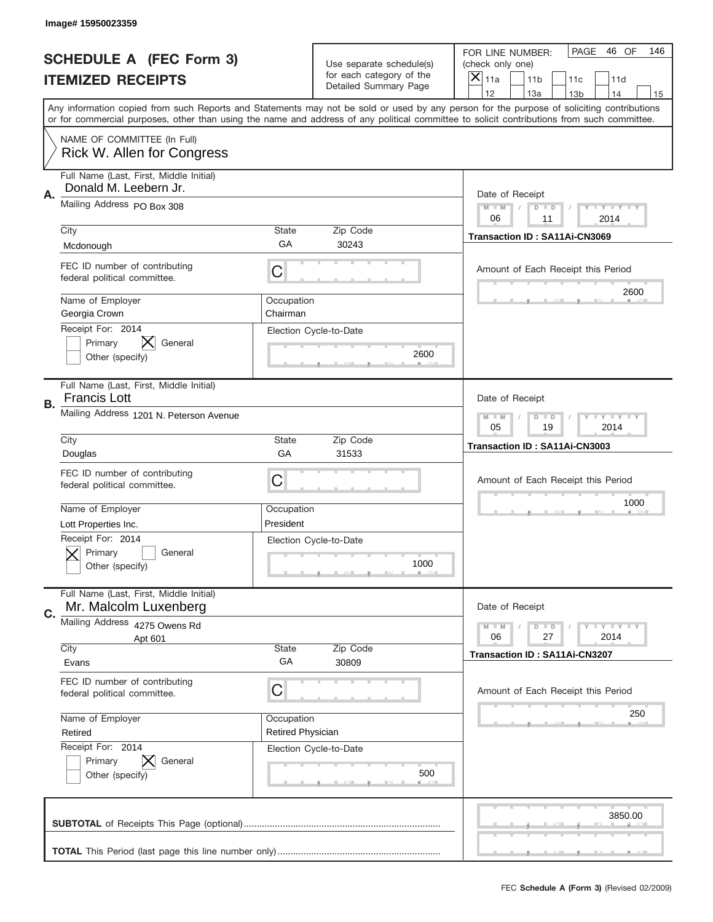Image# 15950023359

# SCHEDULE A (FEC Form 3)
# ITEMIZED RECEIPTS

Use separate schedule(s) for each category of the Detailed Summary Page

FOR LINE NUMBER: (check only one)

☒ 11a ☐ 11b ☐ 11c ☐ 11d ☐ 12 ☐ 13a ☐ 13b ☐ 14 ☐ 15

PAGE 46 OF 146

Any information copied from such Reports and Statements may not be sold or used by any person for the purpose of soliciting contributions or for commercial purposes, other than using the name and address of any political committee to solicit contributions from such committee.

NAME OF COMMITTEE (In Full)
Rick W. Allen for Congress

---

**A.** Full Name (Last, First, Middle Initial): Donald M. Leebern Jr.

Mailing Address: PO Box 308

City: Mcdonough | State: GA | Zip Code: 30243

FEC ID number of contributing federal political committee: C

Name of Employer: Georgia Crown | Occupation: Chairman

Receipt For: 2014 ☐ Primary ☒ General ☐ Other (specify)

Election Cycle-to-Date: 2600

Date of Receipt: 06 / 11 / 2014

Transaction ID : SA11Ai-CN3069

Amount of Each Receipt this Period: 2600

---

**B.** Full Name (Last, First, Middle Initial): Francis Lott

Mailing Address: 1201 N. Peterson Avenue

City: Douglas | State: GA | Zip Code: 31533

FEC ID number of contributing federal political committee: C

Name of Employer: Lott Properties Inc. | Occupation: President

Receipt For: 2014 ☒ Primary ☐ General ☐ Other (specify)

Election Cycle-to-Date: 1000

Date of Receipt: 05 / 19 / 2014

Transaction ID : SA11Ai-CN3003

Amount of Each Receipt this Period: 1000

---

**C.** Full Name (Last, First, Middle Initial): Mr. Malcolm Luxenberg

Mailing Address: 4275 Owens Rd, Apt 601

City: Evans | State: GA | Zip Code: 30809

FEC ID number of contributing federal political committee: C

Name of Employer: Retired | Occupation: Retired Physician

Receipt For: 2014 ☐ Primary ☒ General ☐ Other (specify)

Election Cycle-to-Date: 500

Date of Receipt: 06 / 27 / 2014

Transaction ID : SA11Ai-CN3207

Amount of Each Receipt this Period: 250

---

**SUBTOTAL** of Receipts This Page (optional): 3850.00

**TOTAL** This Period (last page this line number only):

FEC Schedule A (Form 3) (Revised 02/2009)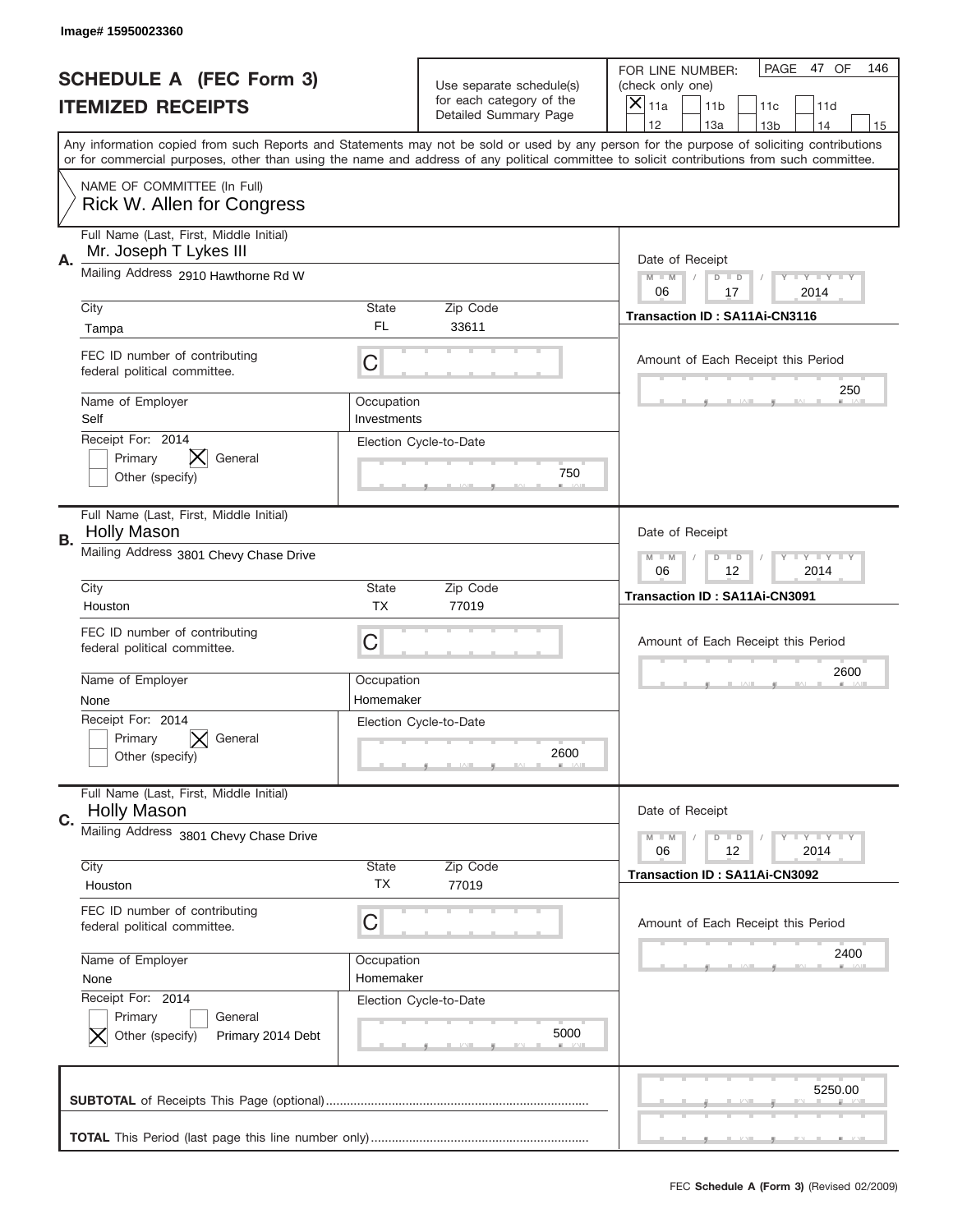Image# 15950023360

# SCHEDULE A (FEC Form 3)
## ITEMIZED RECEIPTS

Use separate schedule(s) for each category of the Detailed Summary Page

FOR LINE NUMBER: (check only one)
[X] 11a [ ] 11b [ ] 11c [ ] 11d [ ] 12 [ ] 13a [ ] 13b [ ] 14 [ ] 15

PAGE 47 OF 146

Any information copied from such Reports and Statements may not be sold or used by any person for the purpose of soliciting contributions or for commercial purposes, other than using the name and address of any political committee to solicit contributions from such committee.

NAME OF COMMITTEE (In Full)
Rick W. Allen for Congress

---

**A.**
Full Name (Last, First, Middle Initial): Mr. Joseph T Lykes III
Mailing Address: 2910 Hawthorne Rd W
City: Tampa | State: FL | Zip Code: 33611
FEC ID number of contributing federal political committee: C
Name of Employer: Self
Occupation: Investments
Receipt For: 2014 — [ ] Primary [X] General [ ] Other (specify)
Election Cycle-to-Date: 750
Date of Receipt: 06 / 17 / 2014
Transaction ID : SA11Ai-CN3116
Amount of Each Receipt this Period: 250

---

**B.**
Full Name (Last, First, Middle Initial): Holly Mason
Mailing Address: 3801 Chevy Chase Drive
City: Houston | State: TX | Zip Code: 77019
FEC ID number of contributing federal political committee: C
Name of Employer: None
Occupation: Homemaker
Receipt For: 2014 — [ ] Primary [X] General [ ] Other (specify)
Election Cycle-to-Date: 2600
Date of Receipt: 06 / 12 / 2014
Transaction ID : SA11Ai-CN3091
Amount of Each Receipt this Period: 2600

---

**C.**
Full Name (Last, First, Middle Initial): Holly Mason
Mailing Address: 3801 Chevy Chase Drive
City: Houston | State: TX | Zip Code: 77019
FEC ID number of contributing federal political committee: C
Name of Employer: None
Occupation: Homemaker
Receipt For: 2014 — [ ] Primary [ ] General [X] Other (specify) Primary 2014 Debt
Election Cycle-to-Date: 5000
Date of Receipt: 06 / 12 / 2014
Transaction ID : SA11Ai-CN3092
Amount of Each Receipt this Period: 2400

---

**SUBTOTAL** of Receipts This Page (optional): 5250.00

**TOTAL** This Period (last page this line number only):

FEC **Schedule A (Form 3)** (Revised 02/2009)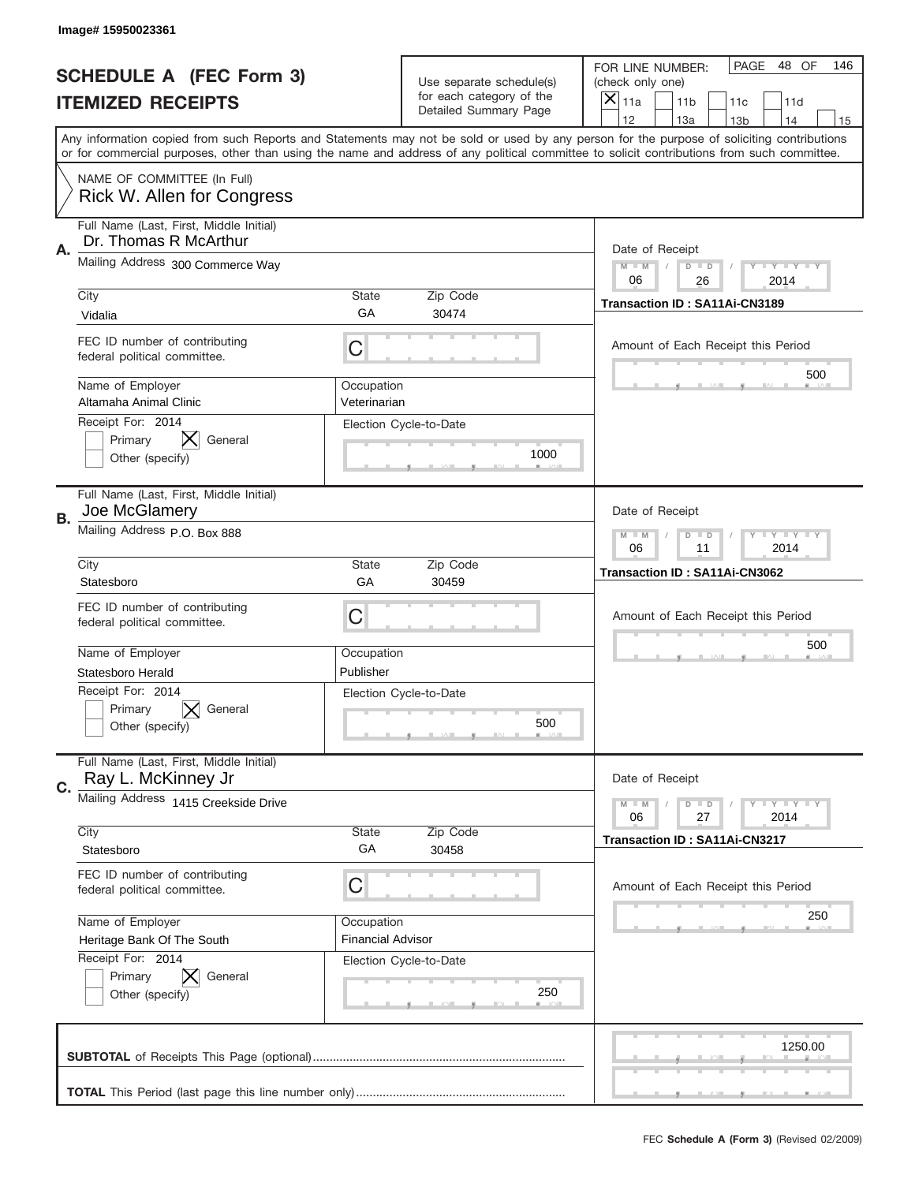Image# 15950023361

# SCHEDULE A (FEC Form 3)
# ITEMIZED RECEIPTS

Use separate schedule(s) for each category of the Detailed Summary Page

FOR LINE NUMBER: (check only one)

- [X] 11a
- [ ] 11b
- [ ] 11c
- [ ] 11d
- [ ] 12
- [ ] 13a
- [ ] 13b
- [ ] 14
- [ ] 15

PAGE 48 OF 146

Any information copied from such Reports and Statements may not be sold or used by any person for the purpose of soliciting contributions or for commercial purposes, other than using the name and address of any political committee to solicit contributions from such committee.

NAME OF COMMITTEE (In Full)
Rick W. Allen for Congress

---

**A.**

Full Name (Last, First, Middle Initial): Dr. Thomas R McArthur

Mailing Address: 300 Commerce Way

City: Vidalia | State: GA | Zip Code: 30474

FEC ID number of contributing federal political committee: C

Name of Employer: Altamaha Animal Clinic

Occupation: Veterinarian

Receipt For: 2014 — [ ] Primary [X] General [ ] Other (specify)

Election Cycle-to-Date: 1000

Date of Receipt: 06 / 26 / 2014

Transaction ID : SA11Ai-CN3189

Amount of Each Receipt this Period: 500

---

**B.**

Full Name (Last, First, Middle Initial): Joe McGlamery

Mailing Address: P.O. Box 888

City: Statesboro | State: GA | Zip Code: 30459

FEC ID number of contributing federal political committee: C

Name of Employer: Statesboro Herald

Occupation: Publisher

Receipt For: 2014 — [ ] Primary [X] General [ ] Other (specify)

Election Cycle-to-Date: 500

Date of Receipt: 06 / 11 / 2014

Transaction ID : SA11Ai-CN3062

Amount of Each Receipt this Period: 500

---

**C.**

Full Name (Last, First, Middle Initial): Ray L. McKinney Jr

Mailing Address: 1415 Creekside Drive

City: Statesboro | State: GA | Zip Code: 30458

FEC ID number of contributing federal political committee: C

Name of Employer: Heritage Bank Of The South

Occupation: Financial Advisor

Receipt For: 2014 — [ ] Primary [X] General [ ] Other (specify)

Election Cycle-to-Date: 250

Date of Receipt: 06 / 27 / 2014

Transaction ID : SA11Ai-CN3217

Amount of Each Receipt this Period: 250

---

**SUBTOTAL** of Receipts This Page (optional): 1250.00

**TOTAL** This Period (last page this line number only):

FEC **Schedule A (Form 3)** (Revised 02/2009)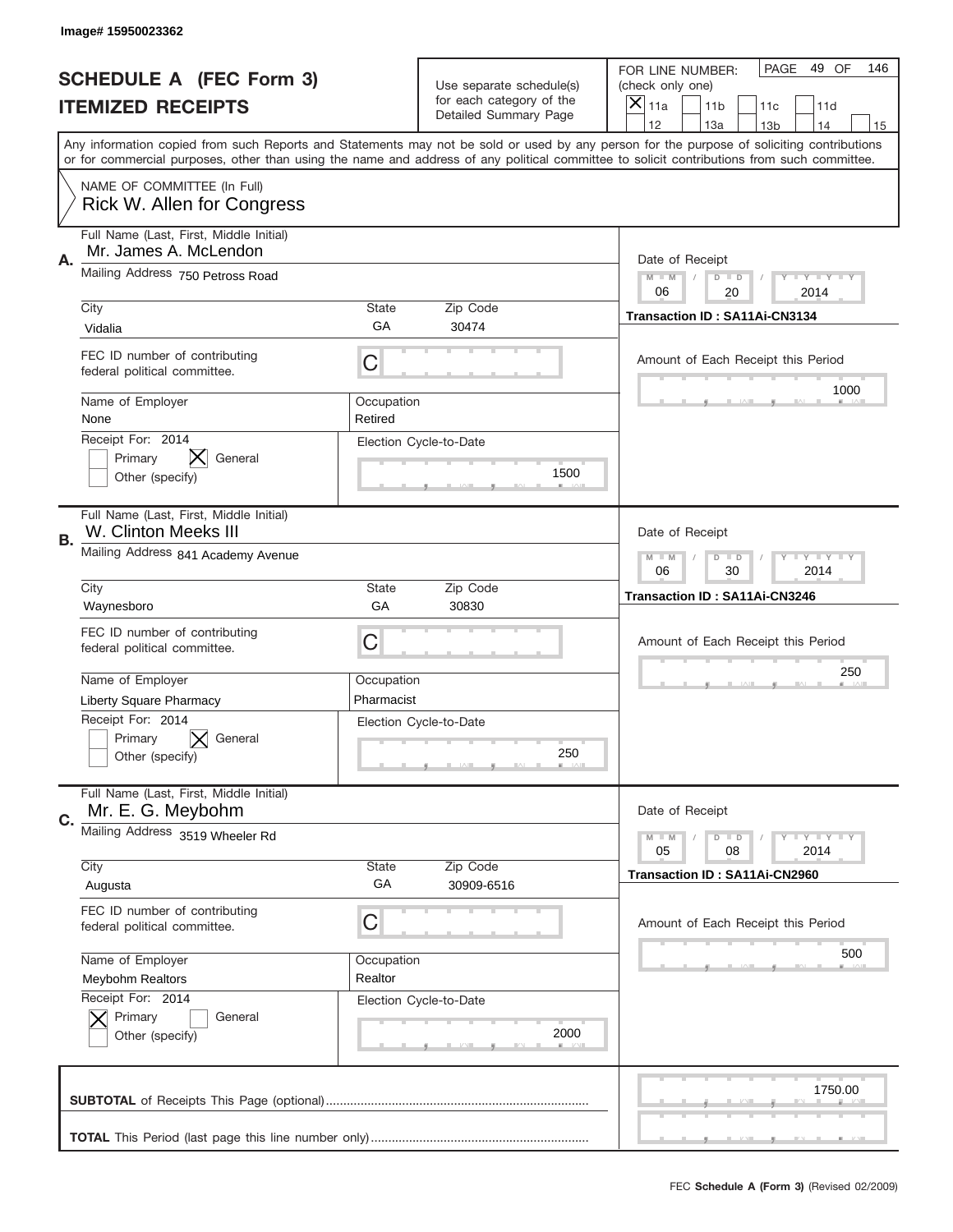Image# 15950023362

# SCHEDULE A (FEC Form 3)
## ITEMIZED RECEIPTS

Use separate schedule(s) for each category of the Detailed Summary Page

FOR LINE NUMBER: (check only one)

- [x] 11a
- [ ] 11b
- [ ] 11c
- [ ] 11d
- [ ] 12
- [ ] 13a
- [ ] 13b
- [ ] 14
- [ ] 15

PAGE 49 OF 146

Any information copied from such Reports and Statements may not be sold or used by any person for the purpose of soliciting contributions or for commercial purposes, other than using the name and address of any political committee to solicit contributions from such committee.

NAME OF COMMITTEE (In Full)
Rick W. Allen for Congress

---

**A.** Full Name (Last, First, Middle Initial): Mr. James A. McLendon

Mailing Address: 750 Petross Road

City: Vidalia | State: GA | Zip Code: 30474

FEC ID number of contributing federal political committee: C

Name of Employer: None | Occupation: Retired

Receipt For: 2014 — [ ] Primary [x] General [ ] Other (specify)

Election Cycle-to-Date: 1500

Date of Receipt: 06 / 20 / 2014

Transaction ID : SA11Ai-CN3134

Amount of Each Receipt this Period: 1000

---

**B.** Full Name (Last, First, Middle Initial): W. Clinton Meeks III

Mailing Address: 841 Academy Avenue

City: Waynesboro | State: GA | Zip Code: 30830

FEC ID number of contributing federal political committee: C

Name of Employer: Liberty Square Pharmacy | Occupation: Pharmacist

Receipt For: 2014 — [ ] Primary [x] General [ ] Other (specify)

Election Cycle-to-Date: 250

Date of Receipt: 06 / 30 / 2014

Transaction ID : SA11Ai-CN3246

Amount of Each Receipt this Period: 250

---

**C.** Full Name (Last, First, Middle Initial): Mr. E. G. Meybohm

Mailing Address: 3519 Wheeler Rd

City: Augusta | State: GA | Zip Code: 30909-6516

FEC ID number of contributing federal political committee: C

Name of Employer: Meybohm Realtors | Occupation: Realtor

Receipt For: 2014 — [x] Primary [ ] General [ ] Other (specify)

Election Cycle-to-Date: 2000

Date of Receipt: 05 / 08 / 2014

Transaction ID : SA11Ai-CN2960

Amount of Each Receipt this Period: 500

---

**SUBTOTAL** of Receipts This Page (optional): 1750.00

**TOTAL** This Period (last page this line number only):

FEC Schedule A (Form 3) (Revised 02/2009)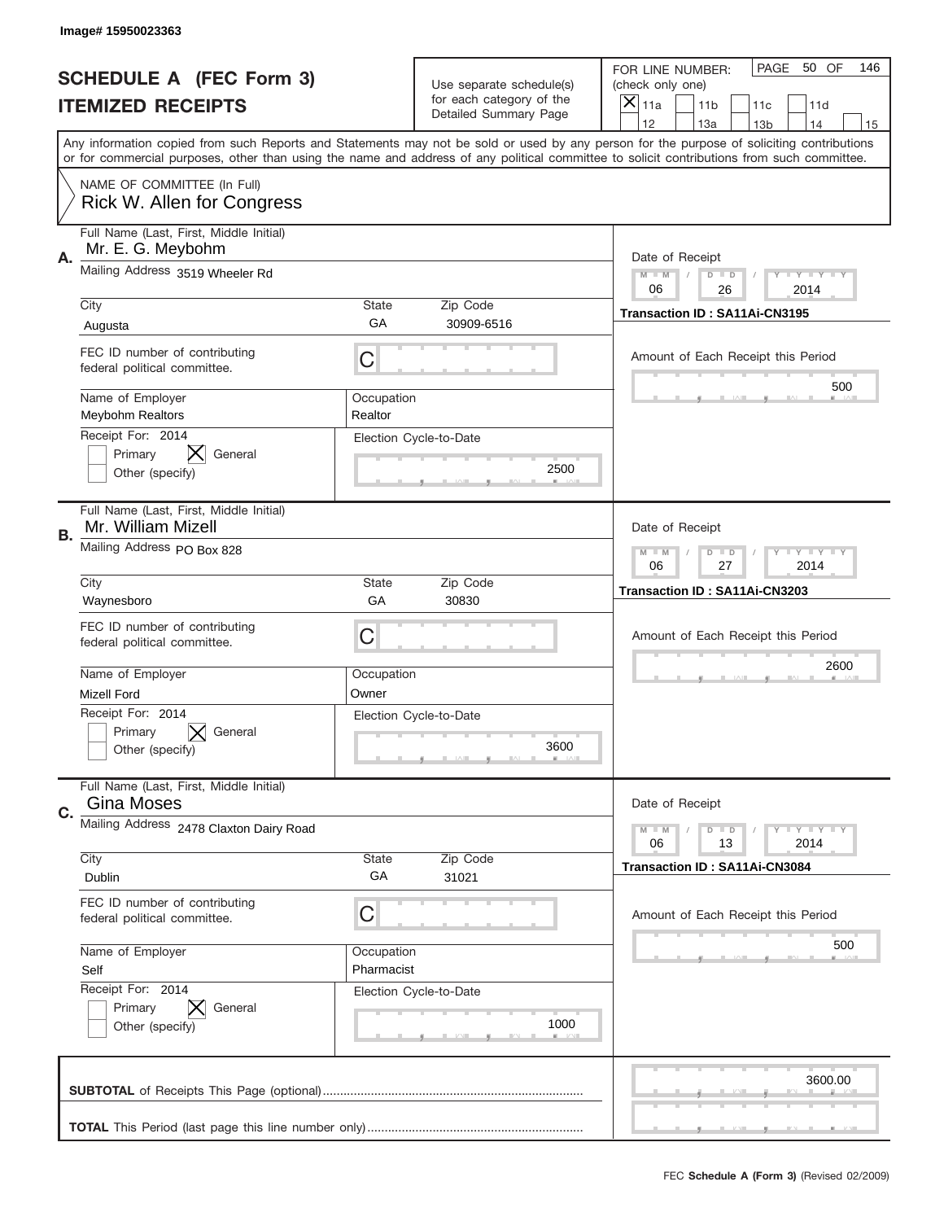Image# 15950023363

# SCHEDULE A (FEC Form 3)
# ITEMIZED RECEIPTS

Use separate schedule(s) for each category of the Detailed Summary Page

FOR LINE NUMBER: (check only one)

- [X] 11a
- [ ] 11b
- [ ] 11c
- [ ] 11d
- [ ] 12
- [ ] 13a
- [ ] 13b
- [ ] 14
- [ ] 15

PAGE 50 OF 146

Any information copied from such Reports and Statements may not be sold or used by any person for the purpose of soliciting contributions or for commercial purposes, other than using the name and address of any political committee to solicit contributions from such committee.

NAME OF COMMITTEE (In Full)
Rick W. Allen for Congress

---

**A.**

Full Name (Last, First, Middle Initial): Mr. E. G. Meybohm

Mailing Address: 3519 Wheeler Rd

City: Augusta | State: GA | Zip Code: 30909-6516

FEC ID number of contributing federal political committee: C

Name of Employer: Meybohm Realtors

Occupation: Realtor

Receipt For: 2014
- [ ] Primary
- [X] General
- [ ] Other (specify)

Election Cycle-to-Date: 2500

Date of Receipt: 06 / 26 / 2014

Transaction ID : SA11Ai-CN3195

Amount of Each Receipt this Period: 500

---

**B.**

Full Name (Last, First, Middle Initial): Mr. William Mizell

Mailing Address: PO Box 828

City: Waynesboro | State: GA | Zip Code: 30830

FEC ID number of contributing federal political committee: C

Name of Employer: Mizell Ford

Occupation: Owner

Receipt For: 2014
- [ ] Primary
- [X] General
- [ ] Other (specify)

Election Cycle-to-Date: 3600

Date of Receipt: 06 / 27 / 2014

Transaction ID : SA11Ai-CN3203

Amount of Each Receipt this Period: 2600

---

**C.**

Full Name (Last, First, Middle Initial): Gina Moses

Mailing Address: 2478 Claxton Dairy Road

City: Dublin | State: GA | Zip Code: 31021

FEC ID number of contributing federal political committee: C

Name of Employer: Self

Occupation: Pharmacist

Receipt For: 2014
- [ ] Primary
- [X] General
- [ ] Other (specify)

Election Cycle-to-Date: 1000

Date of Receipt: 06 / 13 / 2014

Transaction ID : SA11Ai-CN3084

Amount of Each Receipt this Period: 500

---

**SUBTOTAL** of Receipts This Page (optional): 3600.00

**TOTAL** This Period (last page this line number only):

FEC **Schedule A (Form 3)** (Revised 02/2009)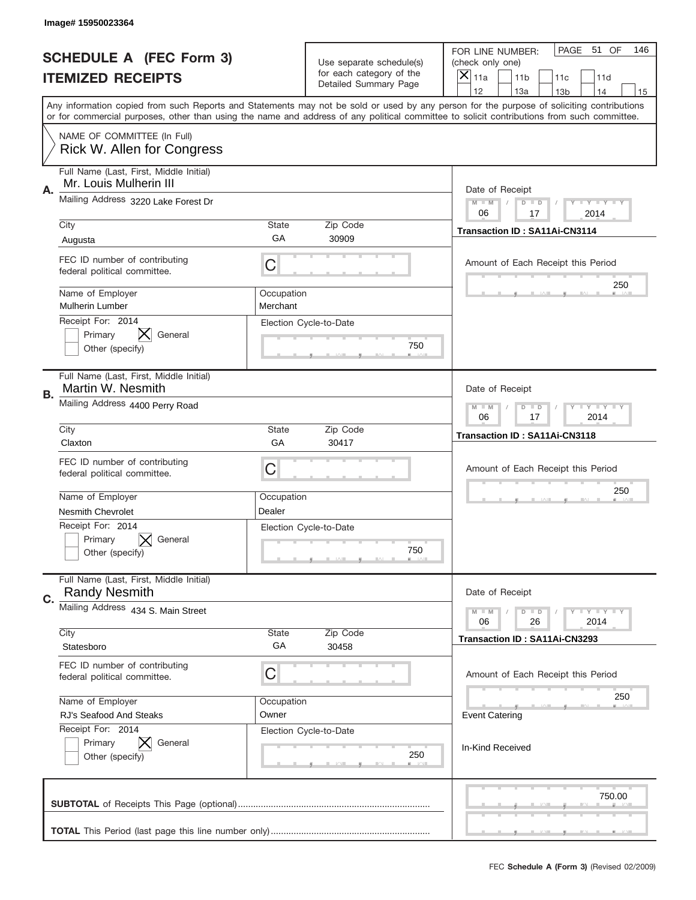Image# 15950023364

# SCHEDULE A (FEC Form 3)
## ITEMIZED RECEIPTS

Use separate schedule(s) for each category of the Detailed Summary Page

FOR LINE NUMBER: (check only one)

- [x] 11a
- [ ] 11b
- [ ] 11c
- [ ] 11d
- [ ] 12
- [ ] 13a
- [ ] 13b
- [ ] 14
- [ ] 15

PAGE 51 OF 146

Any information copied from such Reports and Statements may not be sold or used by any person for the purpose of soliciting contributions or for commercial purposes, other than using the name and address of any political committee to solicit contributions from such committee.

NAME OF COMMITTEE (In Full)
Rick W. Allen for Congress

---

**A.** Full Name (Last, First, Middle Initial): Mr. Louis Mulherin III

Mailing Address: 3220 Lake Forest Dr

City: Augusta | State: GA | Zip Code: 30909

FEC ID number of contributing federal political committee: C

Name of Employer: Mulherin Lumber

Occupation: Merchant

Receipt For: 2014 — [ ] Primary [x] General [ ] Other (specify)

Election Cycle-to-Date: 750

Date of Receipt: 06 / 17 / 2014

Transaction ID : SA11Ai-CN3114

Amount of Each Receipt this Period: 250

---

**B.** Full Name (Last, First, Middle Initial): Martin W. Nesmith

Mailing Address: 4400 Perry Road

City: Claxton | State: GA | Zip Code: 30417

FEC ID number of contributing federal political committee: C

Name of Employer: Nesmith Chevrolet

Occupation: Dealer

Receipt For: 2014 — [ ] Primary [x] General [ ] Other (specify)

Election Cycle-to-Date: 750

Date of Receipt: 06 / 17 / 2014

Transaction ID : SA11Ai-CN3118

Amount of Each Receipt this Period: 250

---

**C.** Full Name (Last, First, Middle Initial): Randy Nesmith

Mailing Address: 434 S. Main Street

City: Statesboro | State: GA | Zip Code: 30458

FEC ID number of contributing federal political committee: C

Name of Employer: RJ's Seafood And Steaks

Occupation: Owner

Receipt For: 2014 — [ ] Primary [x] General [ ] Other (specify)

Election Cycle-to-Date: 250

Date of Receipt: 06 / 26 / 2014

Transaction ID : SA11Ai-CN3293

Amount of Each Receipt this Period: 250

Event Catering

In-Kind Received

---

**SUBTOTAL** of Receipts This Page (optional): 750.00

**TOTAL** This Period (last page this line number only):

FEC **Schedule A (Form 3)** (Revised 02/2009)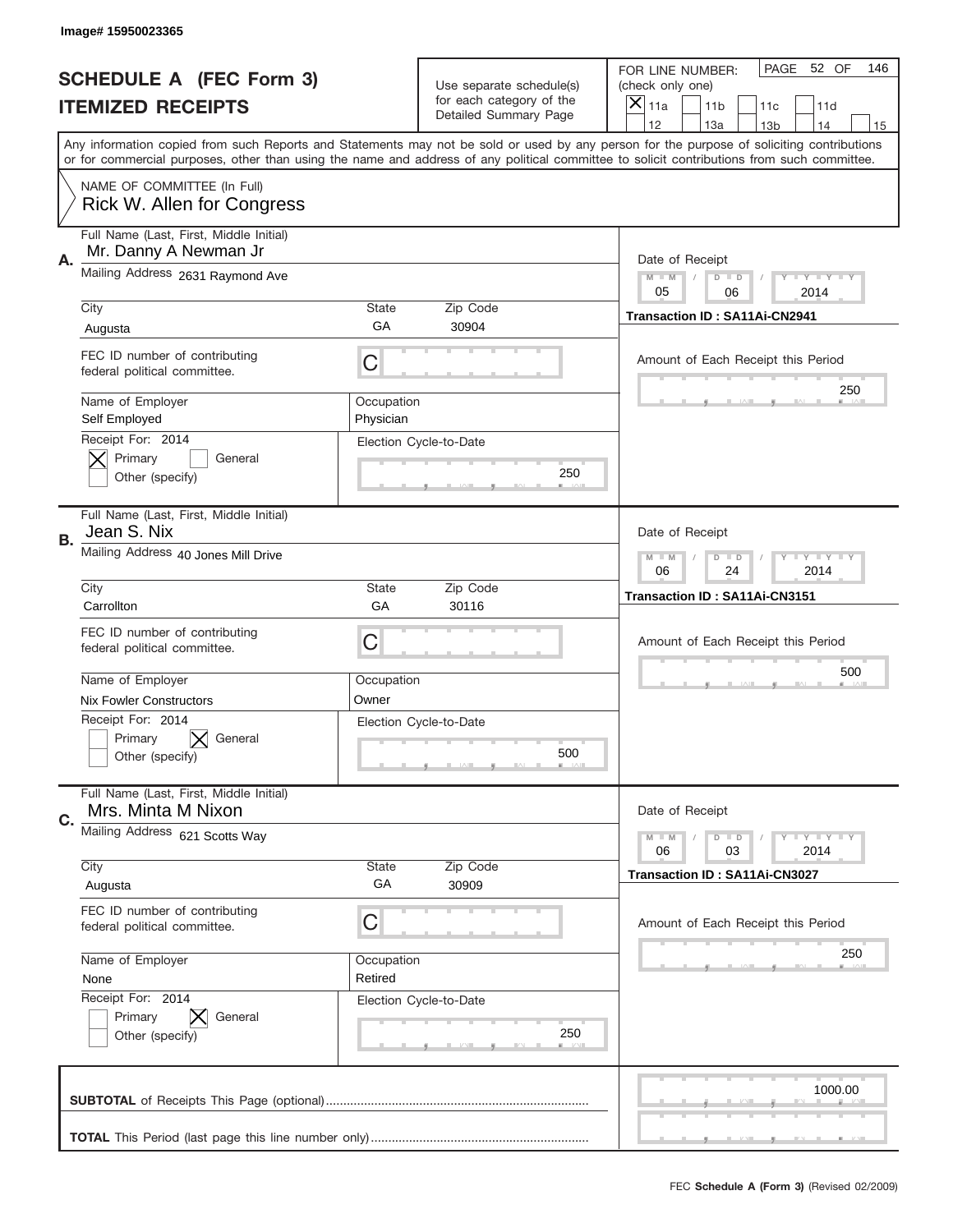Image# 15950023365

# SCHEDULE A (FEC Form 3)
## ITEMIZED RECEIPTS

Use separate schedule(s) for each category of the Detailed Summary Page

FOR LINE NUMBER: (check only one)

[X] 11a [ ] 11b [ ] 11c [ ] 11d [ ] 12 [ ] 13a [ ] 13b [ ] 14 [ ] 15

PAGE 52 OF 146

Any information copied from such Reports and Statements may not be sold or used by any person for the purpose of soliciting contributions or for commercial purposes, other than using the name and address of any political committee to solicit contributions from such committee.

NAME OF COMMITTEE (In Full)
Rick W. Allen for Congress

---

**A.** Full Name (Last, First, Middle Initial): Mr. Danny A Newman Jr

Mailing Address: 2631 Raymond Ave

City: Augusta | State: GA | Zip Code: 30904

FEC ID number of contributing federal political committee: C

Name of Employer: Self Employed | Occupation: Physician

Receipt For: 2014 — [X] Primary [ ] General [ ] Other (specify)

Election Cycle-to-Date: 250

Date of Receipt: 05 / 06 / 2014

Transaction ID : SA11Ai-CN2941

Amount of Each Receipt this Period: 250

---

**B.** Full Name (Last, First, Middle Initial): Jean S. Nix

Mailing Address: 40 Jones Mill Drive

City: Carrollton | State: GA | Zip Code: 30116

FEC ID number of contributing federal political committee: C

Name of Employer: Nix Fowler Constructors | Occupation: Owner

Receipt For: 2014 — [ ] Primary [X] General [ ] Other (specify)

Election Cycle-to-Date: 500

Date of Receipt: 06 / 24 / 2014

Transaction ID : SA11Ai-CN3151

Amount of Each Receipt this Period: 500

---

**C.** Full Name (Last, First, Middle Initial): Mrs. Minta M Nixon

Mailing Address: 621 Scotts Way

City: Augusta | State: GA | Zip Code: 30909

FEC ID number of contributing federal political committee: C

Name of Employer: None | Occupation: Retired

Receipt For: 2014 — [ ] Primary [X] General [ ] Other (specify)

Election Cycle-to-Date: 250

Date of Receipt: 06 / 03 / 2014

Transaction ID : SA11Ai-CN3027

Amount of Each Receipt this Period: 250

---

**SUBTOTAL** of Receipts This Page (optional): 1000.00

**TOTAL** This Period (last page this line number only):

FEC **Schedule A (Form 3)** (Revised 02/2009)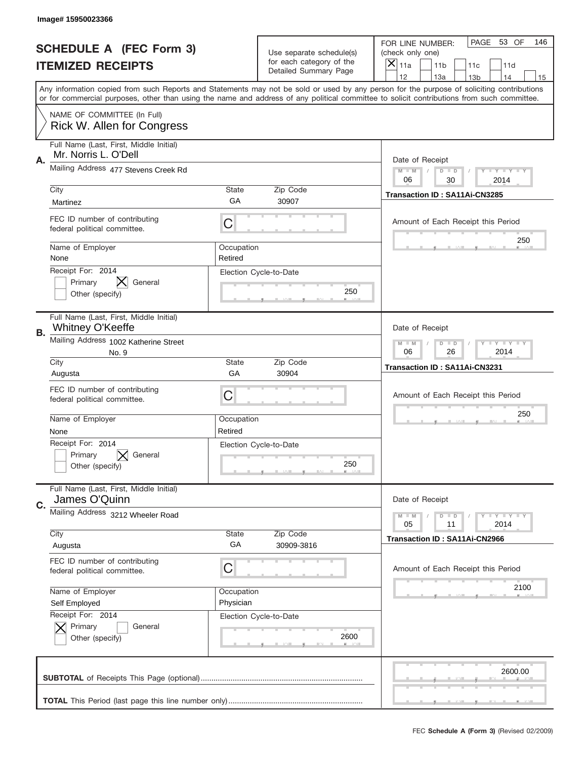Image# 15950023366

# SCHEDULE A (FEC Form 3)
## ITEMIZED RECEIPTS

Use separate schedule(s) for each category of the Detailed Summary Page

FOR LINE NUMBER: (check only one)
[X] 11a [ ] 11b [ ] 11c [ ] 11d [ ] 12 [ ] 13a [ ] 13b [ ] 14 [ ] 15

PAGE 53 OF 146

Any information copied from such Reports and Statements may not be sold or used by any person for the purpose of soliciting contributions or for commercial purposes, other than using the name and address of any political committee to solicit contributions from such committee.

NAME OF COMMITTEE (In Full)
Rick W. Allen for Congress

---

**A.** Full Name (Last, First, Middle Initial): Mr. Norris L. O'Dell

Mailing Address: 477 Stevens Creek Rd

City: Martinez | State: GA | Zip Code: 30907

FEC ID number of contributing federal political committee: C

Name of Employer: None | Occupation: Retired

Receipt For: 2014 — [ ] Primary [X] General [ ] Other (specify)

Election Cycle-to-Date: 250

Date of Receipt: 06 / 30 / 2014

Transaction ID : SA11Ai-CN3285

Amount of Each Receipt this Period: 250

---

**B.** Full Name (Last, First, Middle Initial): Whitney O'Keeffe

Mailing Address: 1002 Katherine Street No. 9

City: Augusta | State: GA | Zip Code: 30904

FEC ID number of contributing federal political committee: C

Name of Employer: None | Occupation: Retired

Receipt For: 2014 — [ ] Primary [X] General [ ] Other (specify)

Election Cycle-to-Date: 250

Date of Receipt: 06 / 26 / 2014

Transaction ID : SA11Ai-CN3231

Amount of Each Receipt this Period: 250

---

**C.** Full Name (Last, First, Middle Initial): James O'Quinn

Mailing Address: 3212 Wheeler Road

City: Augusta | State: GA | Zip Code: 30909-3816

FEC ID number of contributing federal political committee: C

Name of Employer: Self Employed | Occupation: Physician

Receipt For: 2014 — [X] Primary [ ] General [ ] Other (specify)

Election Cycle-to-Date: 2600

Date of Receipt: 05 / 11 / 2014

Transaction ID : SA11Ai-CN2966

Amount of Each Receipt this Period: 2100

---

**SUBTOTAL** of Receipts This Page (optional): 2600.00

**TOTAL** This Period (last page this line number only):

FEC **Schedule A (Form 3)** (Revised 02/2009)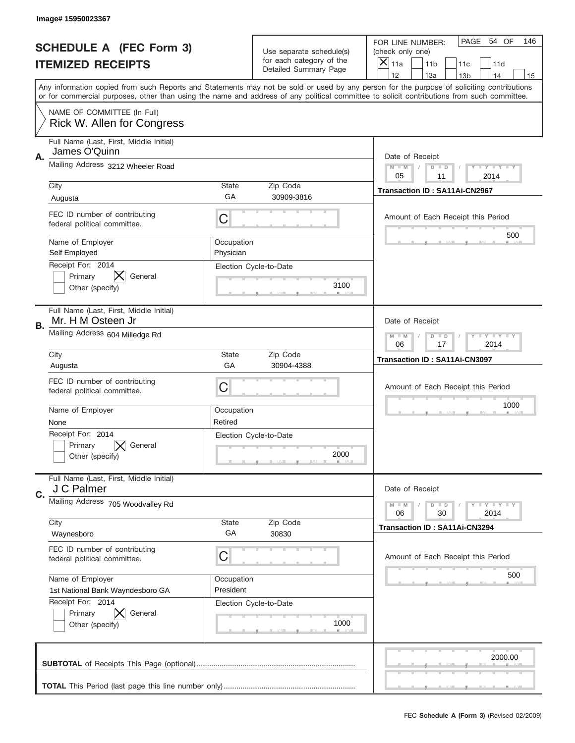Image# 15950023367

# SCHEDULE A (FEC Form 3)
## ITEMIZED RECEIPTS

Use separate schedule(s) for each category of the Detailed Summary Page

FOR LINE NUMBER: (check only one)

- [X] 11a
- [ ] 11b
- [ ] 11c
- [ ] 11d
- [ ] 12
- [ ] 13a
- [ ] 13b
- [ ] 14
- [ ] 15

PAGE 54 OF 146

Any information copied from such Reports and Statements may not be sold or used by any person for the purpose of soliciting contributions or for commercial purposes, other than using the name and address of any political committee to solicit contributions from such committee.

NAME OF COMMITTEE (In Full)
Rick W. Allen for Congress

---

**A.**

Full Name (Last, First, Middle Initial): James O'Quinn

Mailing Address: 3212 Wheeler Road

City: Augusta | State: GA | Zip Code: 30909-3816

FEC ID number of contributing federal political committee: C

Name of Employer: Self Employed | Occupation: Physician

Receipt For: 2014 — [ ] Primary [X] General [ ] Other (specify)

Election Cycle-to-Date: 3100

Date of Receipt: 05 / 11 / 2014

Transaction ID : SA11Ai-CN2967

Amount of Each Receipt this Period: 500

---

**B.**

Full Name (Last, First, Middle Initial): Mr. H M Osteen Jr

Mailing Address: 604 Milledge Rd

City: Augusta | State: GA | Zip Code: 30904-4388

FEC ID number of contributing federal political committee: C

Name of Employer: None | Occupation: Retired

Receipt For: 2014 — [ ] Primary [X] General [ ] Other (specify)

Election Cycle-to-Date: 2000

Date of Receipt: 06 / 17 / 2014

Transaction ID : SA11Ai-CN3097

Amount of Each Receipt this Period: 1000

---

**C.**

Full Name (Last, First, Middle Initial): J C Palmer

Mailing Address: 705 Woodvalley Rd

City: Waynesboro | State: GA | Zip Code: 30830

FEC ID number of contributing federal political committee: C

Name of Employer: 1st National Bank Wayndesboro GA | Occupation: President

Receipt For: 2014 — [ ] Primary [X] General [ ] Other (specify)

Election Cycle-to-Date: 1000

Date of Receipt: 06 / 30 / 2014

Transaction ID : SA11Ai-CN3294

Amount of Each Receipt this Period: 500

---

**SUBTOTAL** of Receipts This Page (optional): 2000.00

**TOTAL** This Period (last page this line number only):

FEC **Schedule A (Form 3)** (Revised 02/2009)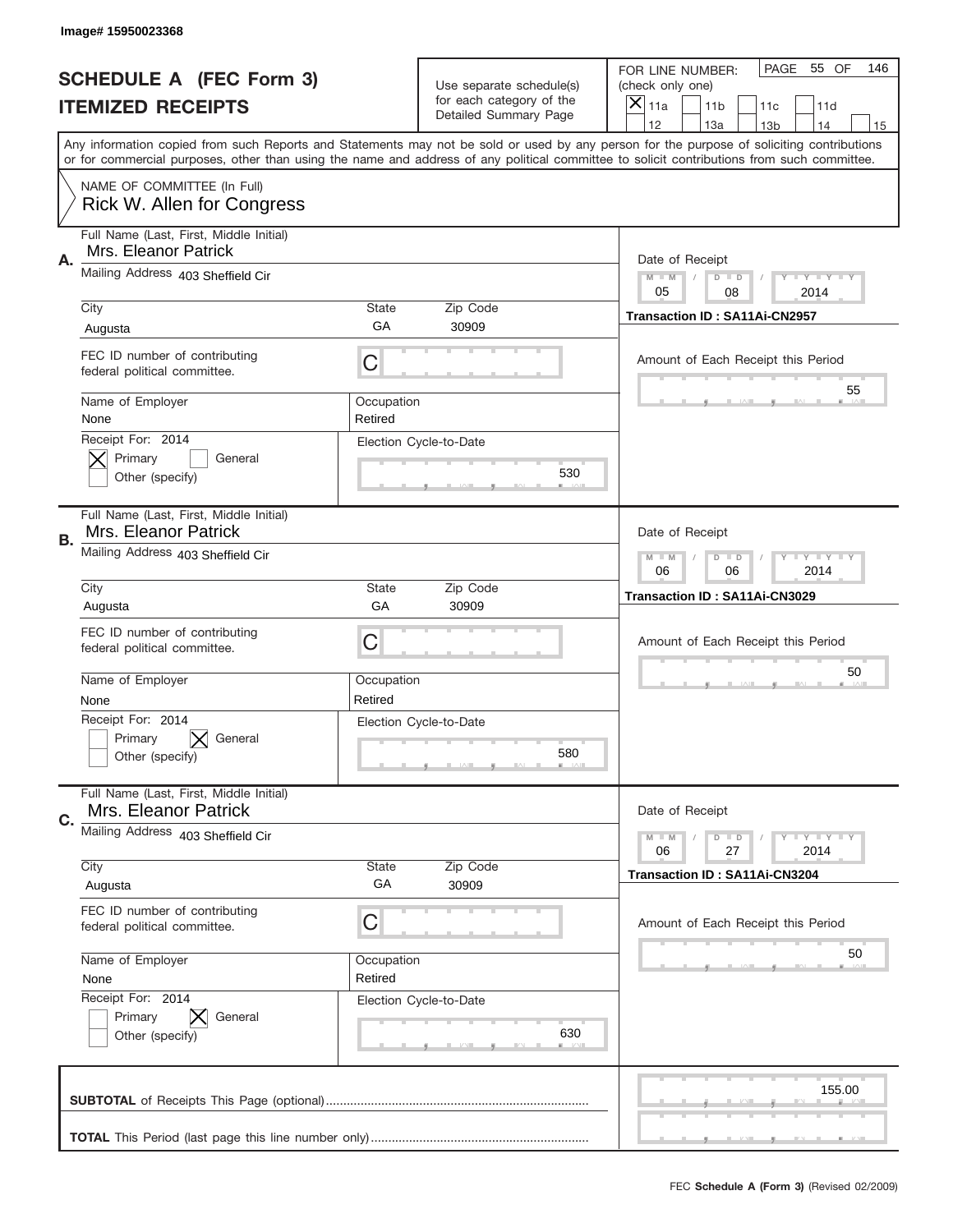Image# 15950023368

# SCHEDULE A (FEC Form 3)
## ITEMIZED RECEIPTS

Use separate schedule(s) for each category of the Detailed Summary Page

FOR LINE NUMBER: (check only one)
[X] 11a  [ ] 11b  [ ] 11c  [ ] 11d
[ ] 12  [ ] 13a  [ ] 13b  [ ] 14  [ ] 15

PAGE 55 OF 146

Any information copied from such Reports and Statements may not be sold or used by any person for the purpose of soliciting contributions or for commercial purposes, other than using the name and address of any political committee to solicit contributions from such committee.

NAME OF COMMITTEE (In Full)
Rick W. Allen for Congress

---

**A.**

Full Name (Last, First, Middle Initial): Mrs. Eleanor Patrick

Mailing Address: 403 Sheffield Cir

City: Augusta | State: GA | Zip Code: 30909

FEC ID number of contributing federal political committee: C

Name of Employer: None | Occupation: Retired

Receipt For: 2014 — [X] Primary [ ] General [ ] Other (specify)

Election Cycle-to-Date: 530

Date of Receipt: 05 / 08 / 2014

Transaction ID : SA11Ai-CN2957

Amount of Each Receipt this Period: 55

---

**B.**

Full Name (Last, First, Middle Initial): Mrs. Eleanor Patrick

Mailing Address: 403 Sheffield Cir

City: Augusta | State: GA | Zip Code: 30909

FEC ID number of contributing federal political committee: C

Name of Employer: None | Occupation: Retired

Receipt For: 2014 — [ ] Primary [X] General [ ] Other (specify)

Election Cycle-to-Date: 580

Date of Receipt: 06 / 06 / 2014

Transaction ID : SA11Ai-CN3029

Amount of Each Receipt this Period: 50

---

**C.**

Full Name (Last, First, Middle Initial): Mrs. Eleanor Patrick

Mailing Address: 403 Sheffield Cir

City: Augusta | State: GA | Zip Code: 30909

FEC ID number of contributing federal political committee: C

Name of Employer: None | Occupation: Retired

Receipt For: 2014 — [ ] Primary [X] General [ ] Other (specify)

Election Cycle-to-Date: 630

Date of Receipt: 06 / 27 / 2014

Transaction ID : SA11Ai-CN3204

Amount of Each Receipt this Period: 50

---

**SUBTOTAL** of Receipts This Page (optional): 155.00

**TOTAL** This Period (last page this line number only):

FEC **Schedule A (Form 3)** (Revised 02/2009)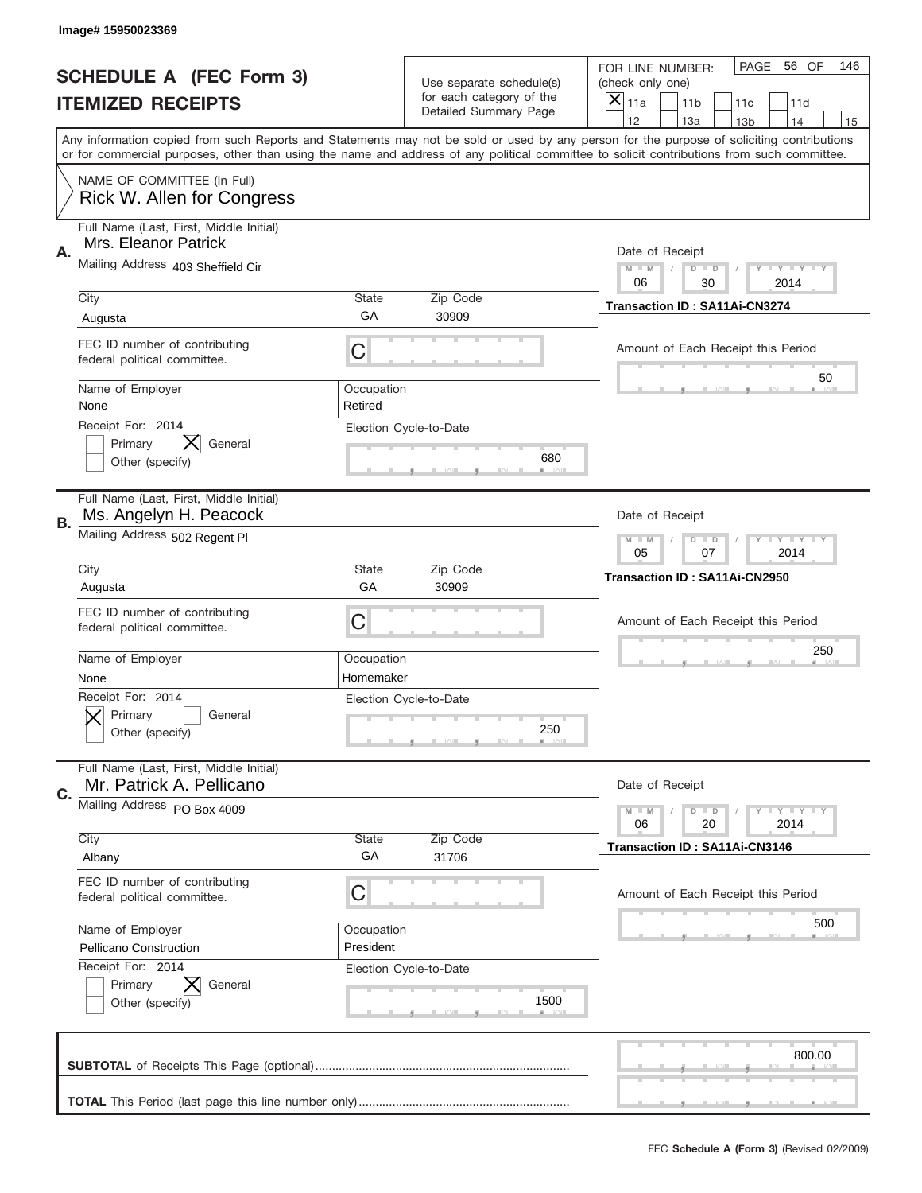Image# 15950023369

# SCHEDULE A (FEC Form 3)
## ITEMIZED RECEIPTS

Use separate schedule(s) for each category of the Detailed Summary Page

FOR LINE NUMBER: (check only one)
[X] 11a [ ] 11b [ ] 11c [ ] 11d [ ] 12 [ ] 13a [ ] 13b [ ] 14 [ ] 15

PAGE 56 OF 146

Any information copied from such Reports and Statements may not be sold or used by any person for the purpose of soliciting contributions or for commercial purposes, other than using the name and address of any political committee to solicit contributions from such committee.

NAME OF COMMITTEE (In Full)
Rick W. Allen for Congress

---

**A.**
Full Name (Last, First, Middle Initial): Mrs. Eleanor Patrick
Mailing Address: 403 Sheffield Cir
City: Augusta | State: GA | Zip Code: 30909
FEC ID number of contributing federal political committee: C
Name of Employer: None
Occupation: Retired
Receipt For: 2014 — [ ] Primary [X] General [ ] Other (specify)
Election Cycle-to-Date: 680
Date of Receipt: 06 / 30 / 2014
Transaction ID : SA11Ai-CN3274
Amount of Each Receipt this Period: 50

---

**B.**
Full Name (Last, First, Middle Initial): Ms. Angelyn H. Peacock
Mailing Address: 502 Regent Pl
City: Augusta | State: GA | Zip Code: 30909
FEC ID number of contributing federal political committee: C
Name of Employer: None
Occupation: Homemaker
Receipt For: 2014 — [X] Primary [ ] General [ ] Other (specify)
Election Cycle-to-Date: 250
Date of Receipt: 05 / 07 / 2014
Transaction ID : SA11Ai-CN2950
Amount of Each Receipt this Period: 250

---

**C.**
Full Name (Last, First, Middle Initial): Mr. Patrick A. Pellicano
Mailing Address: PO Box 4009
City: Albany | State: GA | Zip Code: 31706
FEC ID number of contributing federal political committee: C
Name of Employer: Pellicano Construction
Occupation: President
Receipt For: 2014 — [ ] Primary [X] General [ ] Other (specify)
Election Cycle-to-Date: 1500
Date of Receipt: 06 / 20 / 2014
Transaction ID : SA11Ai-CN3146
Amount of Each Receipt this Period: 500

---

**SUBTOTAL** of Receipts This Page (optional): 800.00

**TOTAL** This Period (last page this line number only):

FEC **Schedule A (Form 3)** (Revised 02/2009)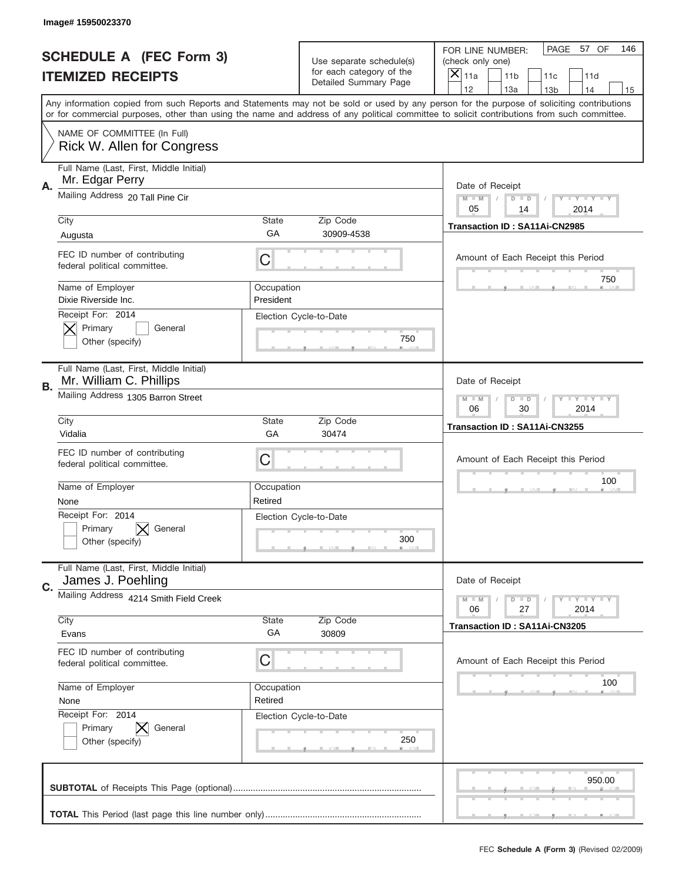Image# 15950023370

# SCHEDULE A (FEC Form 3)
# ITEMIZED RECEIPTS

Use separate schedule(s) for each category of the Detailed Summary Page

FOR LINE NUMBER: (check only one)
[X] 11a  [ ] 11b  [ ] 11c  [ ] 11d  [ ] 12  [ ] 13a  [ ] 13b  [ ] 14  [ ] 15

PAGE 57 OF 146

Any information copied from such Reports and Statements may not be sold or used by any person for the purpose of soliciting contributions or for commercial purposes, other than using the name and address of any political committee to solicit contributions from such committee.

NAME OF COMMITTEE (In Full)
Rick W. Allen for Congress

---

**A.** Full Name (Last, First, Middle Initial): Mr. Edgar Perry

Mailing Address: 20 Tall Pine Cir

City: Augusta | State: GA | Zip Code: 30909-4538

FEC ID number of contributing federal political committee: C

Name of Employer: Dixie Riverside Inc.
Occupation: President

Receipt For: 2014
[X] Primary  [ ] General
[ ] Other (specify)

Election Cycle-to-Date: 750

Date of Receipt: 05 / 14 / 2014
Transaction ID : SA11Ai-CN2985

Amount of Each Receipt this Period: 750

---

**B.** Full Name (Last, First, Middle Initial): Mr. William C. Phillips

Mailing Address: 1305 Barron Street

City: Vidalia | State: GA | Zip Code: 30474

FEC ID number of contributing federal political committee: C

Name of Employer: None
Occupation: Retired

Receipt For: 2014
[ ] Primary  [X] General
[ ] Other (specify)

Election Cycle-to-Date: 300

Date of Receipt: 06 / 30 / 2014
Transaction ID : SA11Ai-CN3255

Amount of Each Receipt this Period: 100

---

**C.** Full Name (Last, First, Middle Initial): James J. Poehling

Mailing Address: 4214 Smith Field Creek

City: Evans | State: GA | Zip Code: 30809

FEC ID number of contributing federal political committee: C

Name of Employer: None
Occupation: Retired

Receipt For: 2014
[ ] Primary  [X] General
[ ] Other (specify)

Election Cycle-to-Date: 250

Date of Receipt: 06 / 27 / 2014
Transaction ID : SA11Ai-CN3205

Amount of Each Receipt this Period: 100

---

**SUBTOTAL** of Receipts This Page (optional): 950.00

**TOTAL** This Period (last page this line number only):

FEC **Schedule A (Form 3)** (Revised 02/2009)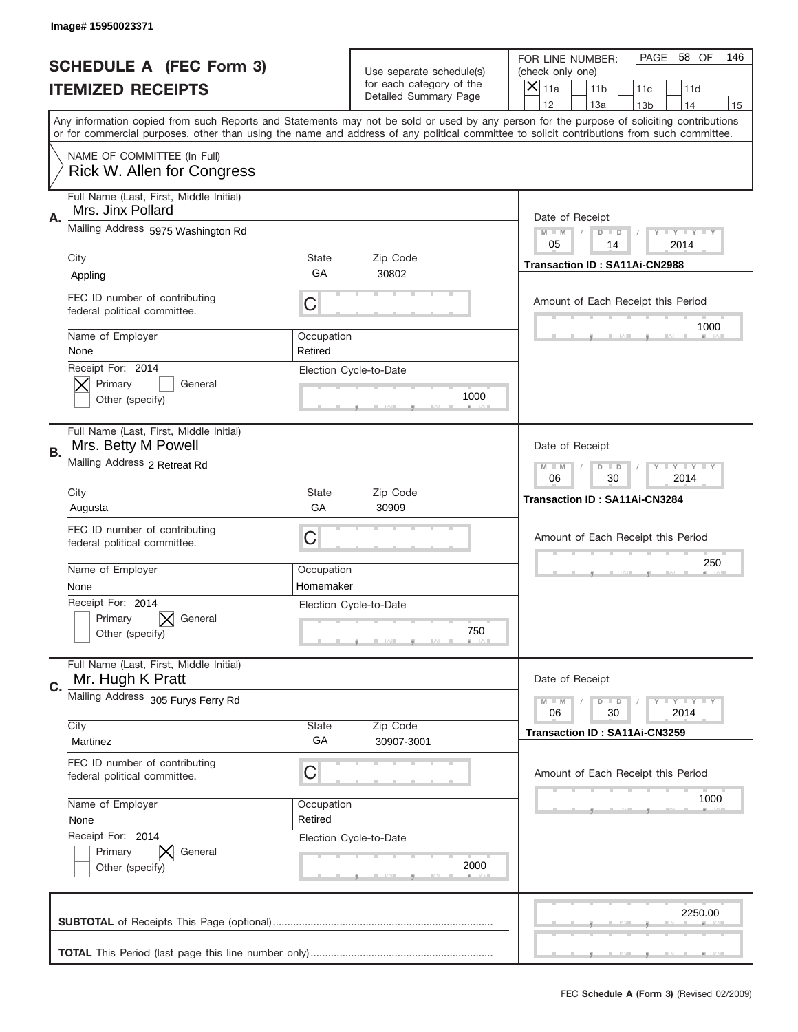Image# 15950023371

# SCHEDULE A (FEC Form 3)
## ITEMIZED RECEIPTS

Use separate schedule(s) for each category of the Detailed Summary Page

FOR LINE NUMBER: (check only one)
[X] 11a [ ] 11b [ ] 11c [ ] 11d
[ ] 12 [ ] 13a [ ] 13b [ ] 14 [ ] 15

PAGE 58 OF 146

Any information copied from such Reports and Statements may not be sold or used by any person for the purpose of soliciting contributions or for commercial purposes, other than using the name and address of any political committee to solicit contributions from such committee.

NAME OF COMMITTEE (In Full)
Rick W. Allen for Congress

---

**A.** Full Name (Last, First, Middle Initial): Mrs. Jinx Pollard

Mailing Address: 5975 Washington Rd

City: Appling | State: GA | Zip Code: 30802

FEC ID number of contributing federal political committee: C

Name of Employer: None | Occupation: Retired

Receipt For: 2014 — [X] Primary [ ] General [ ] Other (specify)

Election Cycle-to-Date: 1000

Date of Receipt: 05 / 14 / 2014

Transaction ID : SA11Ai-CN2988

Amount of Each Receipt this Period: 1000

---

**B.** Full Name (Last, First, Middle Initial): Mrs. Betty M Powell

Mailing Address: 2 Retreat Rd

City: Augusta | State: GA | Zip Code: 30909

FEC ID number of contributing federal political committee: C

Name of Employer: None | Occupation: Homemaker

Receipt For: 2014 — [ ] Primary [X] General [ ] Other (specify)

Election Cycle-to-Date: 750

Date of Receipt: 06 / 30 / 2014

Transaction ID : SA11Ai-CN3284

Amount of Each Receipt this Period: 250

---

**C.** Full Name (Last, First, Middle Initial): Mr. Hugh K Pratt

Mailing Address: 305 Furys Ferry Rd

City: Martinez | State: GA | Zip Code: 30907-3001

FEC ID number of contributing federal political committee: C

Name of Employer: None | Occupation: Retired

Receipt For: 2014 — [ ] Primary [X] General [ ] Other (specify)

Election Cycle-to-Date: 2000

Date of Receipt: 06 / 30 / 2014

Transaction ID : SA11Ai-CN3259

Amount of Each Receipt this Period: 1000

---

**SUBTOTAL** of Receipts This Page (optional): 2250.00

**TOTAL** This Period (last page this line number only):

FEC **Schedule A (Form 3)** (Revised 02/2009)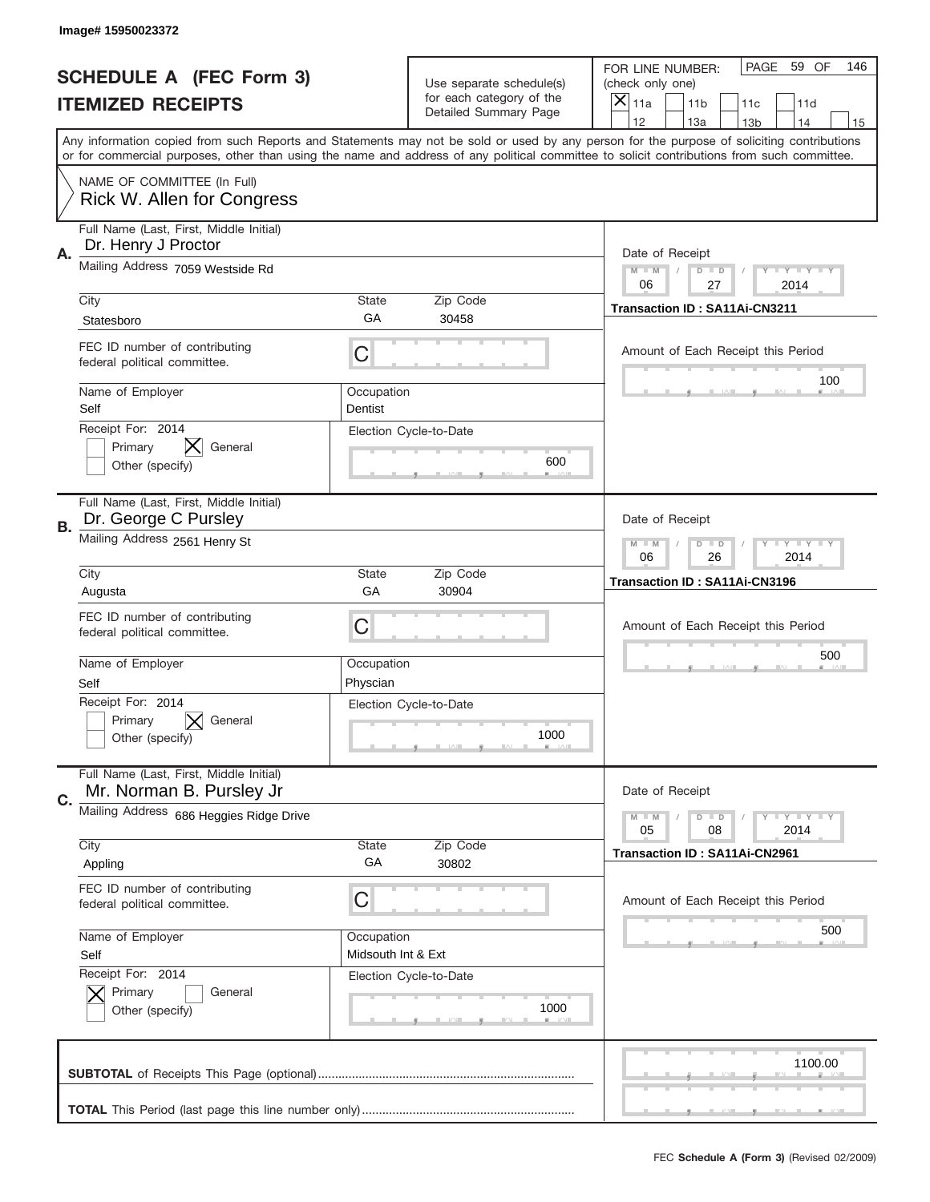Image# 15950023372

# SCHEDULE A (FEC Form 3)
## ITEMIZED RECEIPTS

Use separate schedule(s) for each category of the Detailed Summary Page

FOR LINE NUMBER: (check only one)
[X] 11a [ ] 11b [ ] 11c [ ] 11d [ ] 12 [ ] 13a [ ] 13b [ ] 14 [ ] 15

PAGE 59 OF 146

Any information copied from such Reports and Statements may not be sold or used by any person for the purpose of soliciting contributions or for commercial purposes, other than using the name and address of any political committee to solicit contributions from such committee.

NAME OF COMMITTEE (In Full)
Rick W. Allen for Congress

---

**A.** Full Name (Last, First, Middle Initial): Dr. Henry J Proctor

Mailing Address: 7059 Westside Rd

City: Statesboro | State: GA | Zip Code: 30458

FEC ID number of contributing federal political committee: C

Name of Employer: Self | Occupation: Dentist

Receipt For: 2014 — [ ] Primary [X] General [ ] Other (specify)

Election Cycle-to-Date: 600

Date of Receipt: 06 / 27 / 2014

Transaction ID : SA11Ai-CN3211

Amount of Each Receipt this Period: 100

---

**B.** Full Name (Last, First, Middle Initial): Dr. George C Pursley

Mailing Address: 2561 Henry St

City: Augusta | State: GA | Zip Code: 30904

FEC ID number of contributing federal political committee: C

Name of Employer: Self | Occupation: Physcian

Receipt For: 2014 — [ ] Primary [X] General [ ] Other (specify)

Election Cycle-to-Date: 1000

Date of Receipt: 06 / 26 / 2014

Transaction ID : SA11Ai-CN3196

Amount of Each Receipt this Period: 500

---

**C.** Full Name (Last, First, Middle Initial): Mr. Norman B. Pursley Jr

Mailing Address: 686 Heggies Ridge Drive

City: Appling | State: GA | Zip Code: 30802

FEC ID number of contributing federal political committee: C

Name of Employer: Self | Occupation: Midsouth Int & Ext

Receipt For: 2014 — [X] Primary [ ] General [ ] Other (specify)

Election Cycle-to-Date: 1000

Date of Receipt: 05 / 08 / 2014

Transaction ID : SA11Ai-CN2961

Amount of Each Receipt this Period: 500

---

**SUBTOTAL** of Receipts This Page (optional): 1100.00

**TOTAL** This Period (last page this line number only):

FEC **Schedule A (Form 3)** (Revised 02/2009)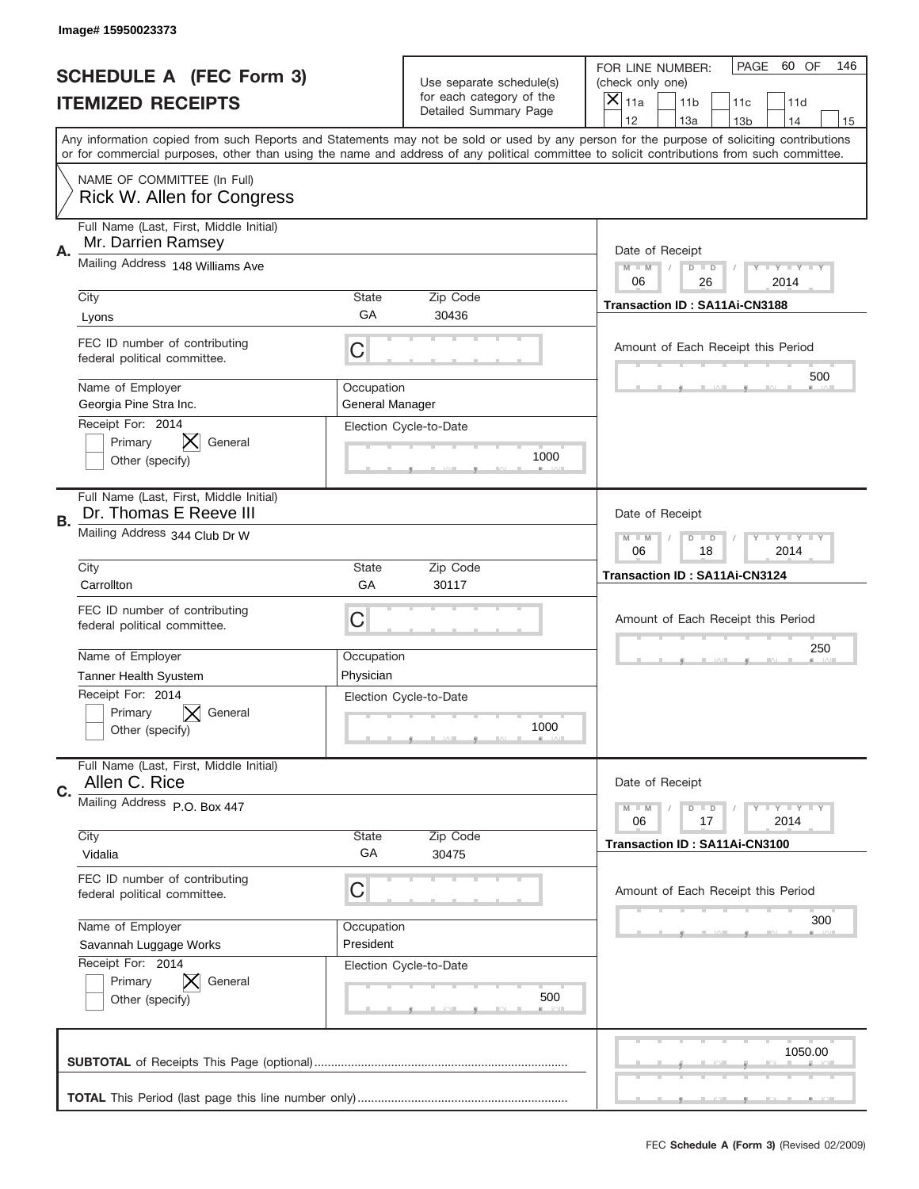Image# 15950023373

# SCHEDULE A (FEC Form 3)
## ITEMIZED RECEIPTS

Use separate schedule(s) for each category of the Detailed Summary Page

FOR LINE NUMBER: (check only one)

[X] 11a [ ] 11b [ ] 11c [ ] 11d [ ] 12 [ ] 13a [ ] 13b [ ] 14 [ ] 15

PAGE 60 OF 146

Any information copied from such Reports and Statements may not be sold or used by any person for the purpose of soliciting contributions or for commercial purposes, other than using the name and address of any political committee to solicit contributions from such committee.

NAME OF COMMITTEE (In Full)
Rick W. Allen for Congress

---

**A.** Full Name (Last, First, Middle Initial): Mr. Darrien Ramsey

Mailing Address: 148 Williams Ave

City: Lyons | State: GA | Zip Code: 30436

FEC ID number of contributing federal political committee: C

Name of Employer: Georgia Pine Stra Inc.

Occupation: General Manager

Receipt For: 2014 — [ ] Primary [X] General [ ] Other (specify)

Election Cycle-to-Date: 1000

Date of Receipt: 06 / 26 / 2014

Transaction ID : SA11Ai-CN3188

Amount of Each Receipt this Period: 500

---

**B.** Full Name (Last, First, Middle Initial): Dr. Thomas E Reeve III

Mailing Address: 344 Club Dr W

City: Carrollton | State: GA | Zip Code: 30117

FEC ID number of contributing federal political committee: C

Name of Employer: Tanner Health Syustem

Occupation: Physician

Receipt For: 2014 — [ ] Primary [X] General [ ] Other (specify)

Election Cycle-to-Date: 1000

Date of Receipt: 06 / 18 / 2014

Transaction ID : SA11Ai-CN3124

Amount of Each Receipt this Period: 250

---

**C.** Full Name (Last, First, Middle Initial): Allen C. Rice

Mailing Address: P.O. Box 447

City: Vidalia | State: GA | Zip Code: 30475

FEC ID number of contributing federal political committee: C

Name of Employer: Savannah Luggage Works

Occupation: President

Receipt For: 2014 — [ ] Primary [X] General [ ] Other (specify)

Election Cycle-to-Date: 500

Date of Receipt: 06 / 17 / 2014

Transaction ID : SA11Ai-CN3100

Amount of Each Receipt this Period: 300

---

**SUBTOTAL** of Receipts This Page (optional): 1050.00

**TOTAL** This Period (last page this line number only):

FEC Schedule A (Form 3) (Revised 02/2009)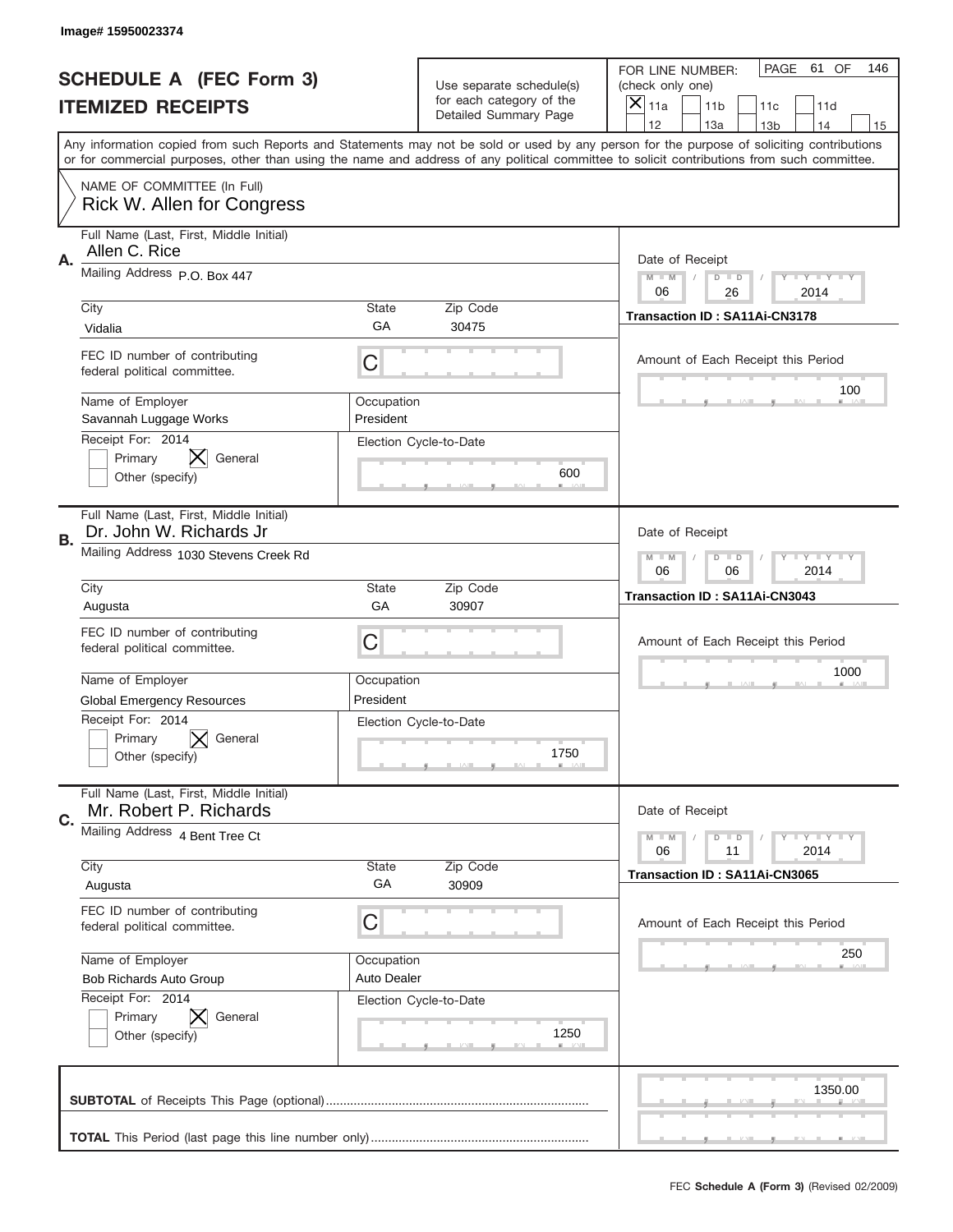Image# 15950023374

# SCHEDULE A (FEC Form 3)
## ITEMIZED RECEIPTS

Use separate schedule(s) for each category of the Detailed Summary Page

FOR LINE NUMBER: (check only one)

- [X] 11a
- [ ] 11b
- [ ] 11c
- [ ] 11d
- [ ] 12
- [ ] 13a
- [ ] 13b
- [ ] 14
- [ ] 15

PAGE 61 OF 146

Any information copied from such Reports and Statements may not be sold or used by any person for the purpose of soliciting contributions or for commercial purposes, other than using the name and address of any political committee to solicit contributions from such committee.

NAME OF COMMITTEE (In Full)
Rick W. Allen for Congress

---

**A.** Full Name (Last, First, Middle Initial): Allen C. Rice

Mailing Address: P.O. Box 447

City: Vidalia | State: GA | Zip Code: 30475

FEC ID number of contributing federal political committee: C

Name of Employer: Savannah Luggage Works

Occupation: President

Receipt For: 2014 — [ ] Primary [X] General [ ] Other (specify)

Election Cycle-to-Date: 600

Date of Receipt: 06 / 26 / 2014

Transaction ID : SA11Ai-CN3178

Amount of Each Receipt this Period: 100

---

**B.** Full Name (Last, First, Middle Initial): Dr. John W. Richards Jr

Mailing Address: 1030 Stevens Creek Rd

City: Augusta | State: GA | Zip Code: 30907

FEC ID number of contributing federal political committee: C

Name of Employer: Global Emergency Resources

Occupation: President

Receipt For: 2014 — [ ] Primary [X] General [ ] Other (specify)

Election Cycle-to-Date: 1750

Date of Receipt: 06 / 06 / 2014

Transaction ID : SA11Ai-CN3043

Amount of Each Receipt this Period: 1000

---

**C.** Full Name (Last, First, Middle Initial): Mr. Robert P. Richards

Mailing Address: 4 Bent Tree Ct

City: Augusta | State: GA | Zip Code: 30909

FEC ID number of contributing federal political committee: C

Name of Employer: Bob Richards Auto Group

Occupation: Auto Dealer

Receipt For: 2014 — [ ] Primary [X] General [ ] Other (specify)

Election Cycle-to-Date: 1250

Date of Receipt: 06 / 11 / 2014

Transaction ID : SA11Ai-CN3065

Amount of Each Receipt this Period: 250

---

**SUBTOTAL** of Receipts This Page (optional): 1350.00

**TOTAL** This Period (last page this line number only):

FEC **Schedule A (Form 3)** (Revised 02/2009)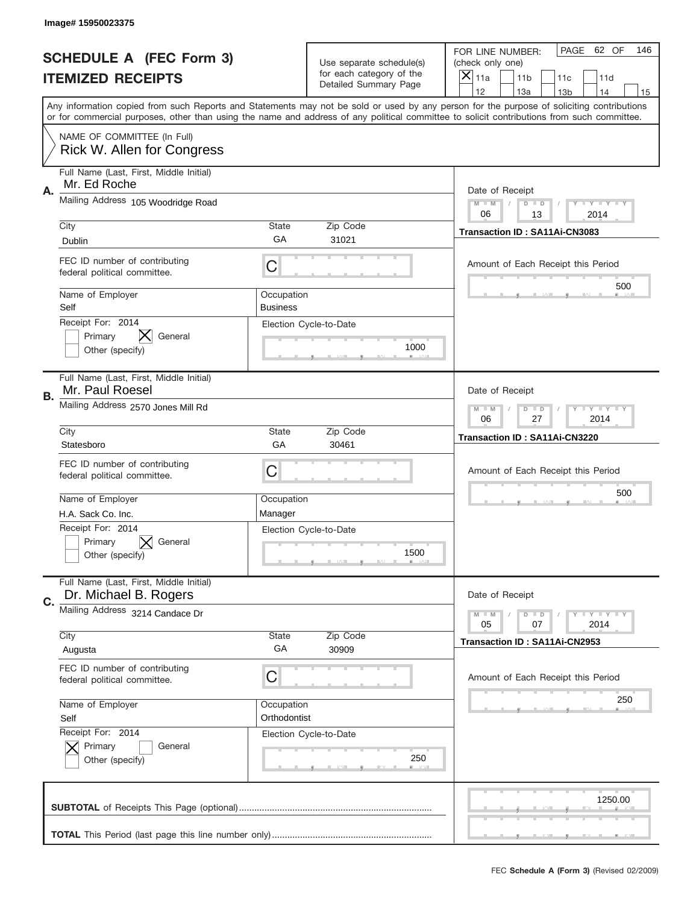Image# 15950023375

# SCHEDULE A (FEC Form 3)
# ITEMIZED RECEIPTS

Use separate schedule(s) for each category of the Detailed Summary Page

FOR LINE NUMBER: (check only one)
[X] 11a [ ] 11b [ ] 11c [ ] 11d [ ] 12 [ ] 13a [ ] 13b [ ] 14 [ ] 15

PAGE 62 OF 146

Any information copied from such Reports and Statements may not be sold or used by any person for the purpose of soliciting contributions or for commercial purposes, other than using the name and address of any political committee to solicit contributions from such committee.

NAME OF COMMITTEE (In Full)
Rick W. Allen for Congress

---

**A.**
Full Name (Last, First, Middle Initial): Mr. Ed Roche
Mailing Address: 105 Woodridge Road
City: Dublin | State: GA | Zip Code: 31021
FEC ID number of contributing federal political committee: C
Name of Employer: Self
Occupation: Business
Receipt For: 2014 — [ ] Primary [X] General [ ] Other (specify)
Election Cycle-to-Date: 1000
Date of Receipt: 06 / 13 / 2014
Transaction ID : SA11Ai-CN3083
Amount of Each Receipt this Period: 500

---

**B.**
Full Name (Last, First, Middle Initial): Mr. Paul Roesel
Mailing Address: 2570 Jones Mill Rd
City: Statesboro | State: GA | Zip Code: 30461
FEC ID number of contributing federal political committee: C
Name of Employer: H.A. Sack Co. Inc.
Occupation: Manager
Receipt For: 2014 — [ ] Primary [X] General [ ] Other (specify)
Election Cycle-to-Date: 1500
Date of Receipt: 06 / 27 / 2014
Transaction ID : SA11Ai-CN3220
Amount of Each Receipt this Period: 500

---

**C.**
Full Name (Last, First, Middle Initial): Dr. Michael B. Rogers
Mailing Address: 3214 Candace Dr
City: Augusta | State: GA | Zip Code: 30909
FEC ID number of contributing federal political committee: C
Name of Employer: Self
Occupation: Orthodontist
Receipt For: 2014 — [X] Primary [ ] General [ ] Other (specify)
Election Cycle-to-Date: 250
Date of Receipt: 05 / 07 / 2014
Transaction ID : SA11Ai-CN2953
Amount of Each Receipt this Period: 250

---

**SUBTOTAL** of Receipts This Page (optional): 1250.00

**TOTAL** This Period (last page this line number only):

FEC **Schedule A (Form 3)** (Revised 02/2009)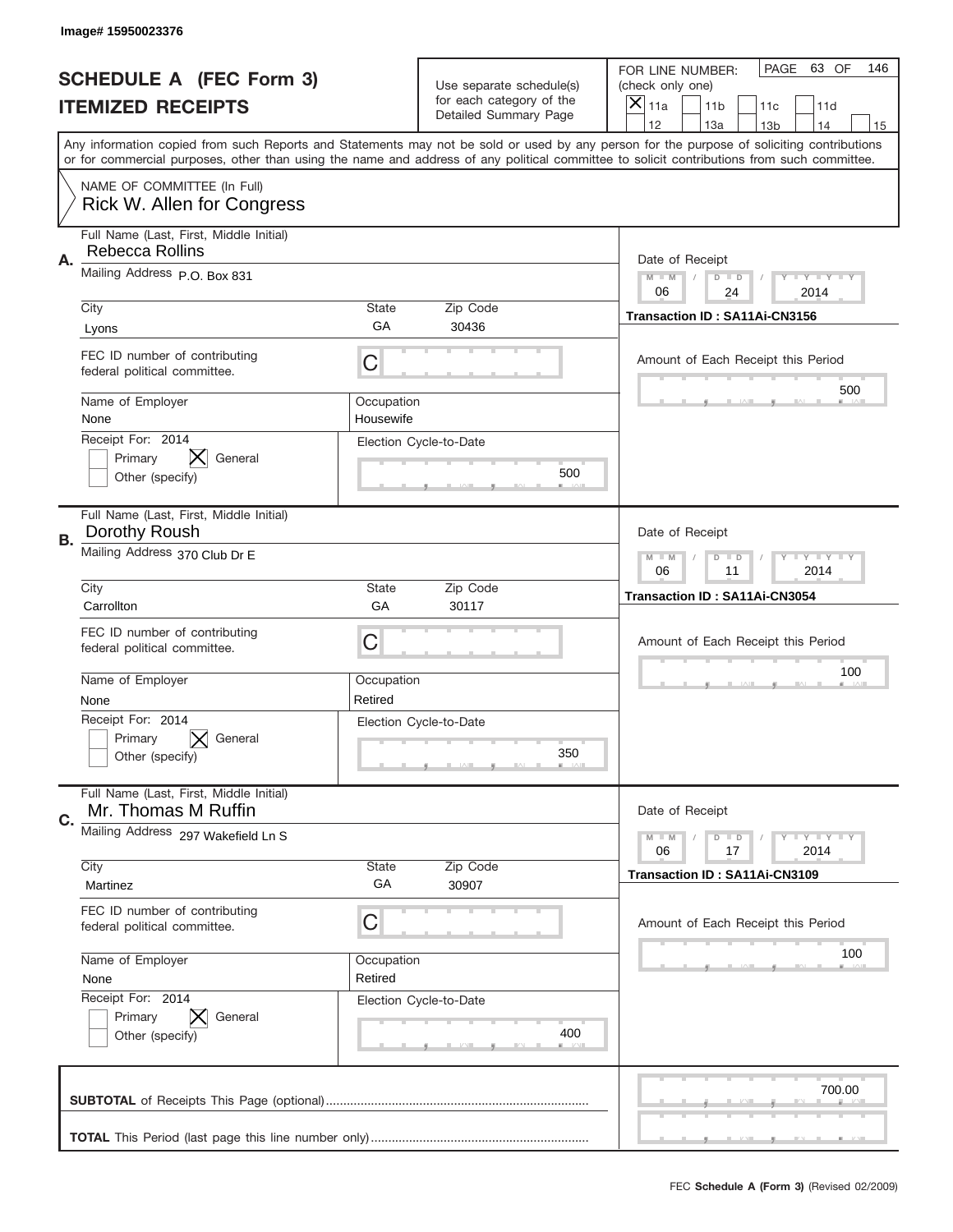Image# 15950023376

# SCHEDULE A (FEC Form 3)
## ITEMIZED RECEIPTS

Use separate schedule(s) for each category of the Detailed Summary Page

FOR LINE NUMBER: (check only one)

[X] 11a [ ] 11b [ ] 11c [ ] 11d [ ] 12 [ ] 13a [ ] 13b [ ] 14 [ ] 15

PAGE 63 OF 146

Any information copied from such Reports and Statements may not be sold or used by any person for the purpose of soliciting contributions or for commercial purposes, other than using the name and address of any political committee to solicit contributions from such committee.

NAME OF COMMITTEE (In Full)
Rick W. Allen for Congress

---

**A.** Full Name (Last, First, Middle Initial): Rebecca Rollins

Mailing Address: P.O. Box 831

City: Lyons | State: GA | Zip Code: 30436

FEC ID number of contributing federal political committee: C

Name of Employer: None | Occupation: Housewife

Receipt For: 2014 [ ] Primary [X] General [ ] Other (specify)

Election Cycle-to-Date: 500

Date of Receipt: 06 / 24 / 2014

Transaction ID : SA11Ai-CN3156

Amount of Each Receipt this Period: 500

---

**B.** Full Name (Last, First, Middle Initial): Dorothy Roush

Mailing Address: 370 Club Dr E

City: Carrollton | State: GA | Zip Code: 30117

FEC ID number of contributing federal political committee: C

Name of Employer: None | Occupation: Retired

Receipt For: 2014 [ ] Primary [X] General [ ] Other (specify)

Election Cycle-to-Date: 350

Date of Receipt: 06 / 11 / 2014

Transaction ID : SA11Ai-CN3054

Amount of Each Receipt this Period: 100

---

**C.** Full Name (Last, First, Middle Initial): Mr. Thomas M Ruffin

Mailing Address: 297 Wakefield Ln S

City: Martinez | State: GA | Zip Code: 30907

FEC ID number of contributing federal political committee: C

Name of Employer: None | Occupation: Retired

Receipt For: 2014 [ ] Primary [X] General [ ] Other (specify)

Election Cycle-to-Date: 400

Date of Receipt: 06 / 17 / 2014

Transaction ID : SA11Ai-CN3109

Amount of Each Receipt this Period: 100

---

**SUBTOTAL** of Receipts This Page (optional): 700.00

**TOTAL** This Period (last page this line number only):

FEC **Schedule A (Form 3)** (Revised 02/2009)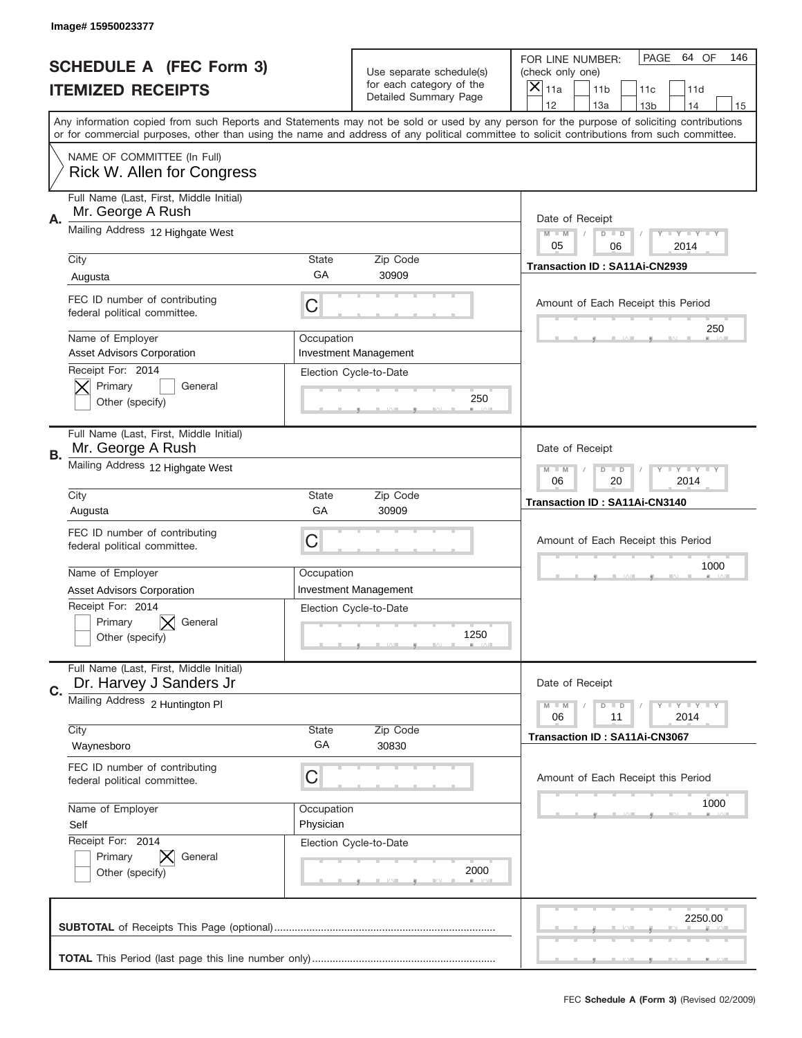Image# 15950023377

# SCHEDULE A (FEC Form 3)
## ITEMIZED RECEIPTS

Use separate schedule(s) for each category of the Detailed Summary Page

FOR LINE NUMBER: (check only one)

[X] 11a [ ] 11b [ ] 11c [ ] 11d [ ] 12 [ ] 13a [ ] 13b [ ] 14 [ ] 15

PAGE 64 OF 146

Any information copied from such Reports and Statements may not be sold or used by any person for the purpose of soliciting contributions or for commercial purposes, other than using the name and address of any political committee to solicit contributions from such committee.

NAME OF COMMITTEE (In Full)
Rick W. Allen for Congress

---

**A.**
Full Name (Last, First, Middle Initial): Mr. George A Rush
Mailing Address: 12 Highgate West
City: Augusta | State: GA | Zip Code: 30909
FEC ID number of contributing federal political committee: C
Name of Employer: Asset Advisors Corporation
Occupation: Investment Management
Receipt For: 2014 — [X] Primary [ ] General [ ] Other (specify)
Election Cycle-to-Date: 250
Date of Receipt: 05 / 06 / 2014
Transaction ID : SA11Ai-CN2939
Amount of Each Receipt this Period: 250

---

**B.**
Full Name (Last, First, Middle Initial): Mr. George A Rush
Mailing Address: 12 Highgate West
City: Augusta | State: GA | Zip Code: 30909
FEC ID number of contributing federal political committee: C
Name of Employer: Asset Advisors Corporation
Occupation: Investment Management
Receipt For: 2014 — [ ] Primary [X] General [ ] Other (specify)
Election Cycle-to-Date: 1250
Date of Receipt: 06 / 20 / 2014
Transaction ID : SA11Ai-CN3140
Amount of Each Receipt this Period: 1000

---

**C.**
Full Name (Last, First, Middle Initial): Dr. Harvey J Sanders Jr
Mailing Address: 2 Huntington Pl
City: Waynesboro | State: GA | Zip Code: 30830
FEC ID number of contributing federal political committee: C
Name of Employer: Self
Occupation: Physician
Receipt For: 2014 — [ ] Primary [X] General [ ] Other (specify)
Election Cycle-to-Date: 2000
Date of Receipt: 06 / 11 / 2014
Transaction ID : SA11Ai-CN3067
Amount of Each Receipt this Period: 1000

---

**SUBTOTAL** of Receipts This Page (optional): 2250.00

**TOTAL** This Period (last page this line number only):

FEC **Schedule A (Form 3)** (Revised 02/2009)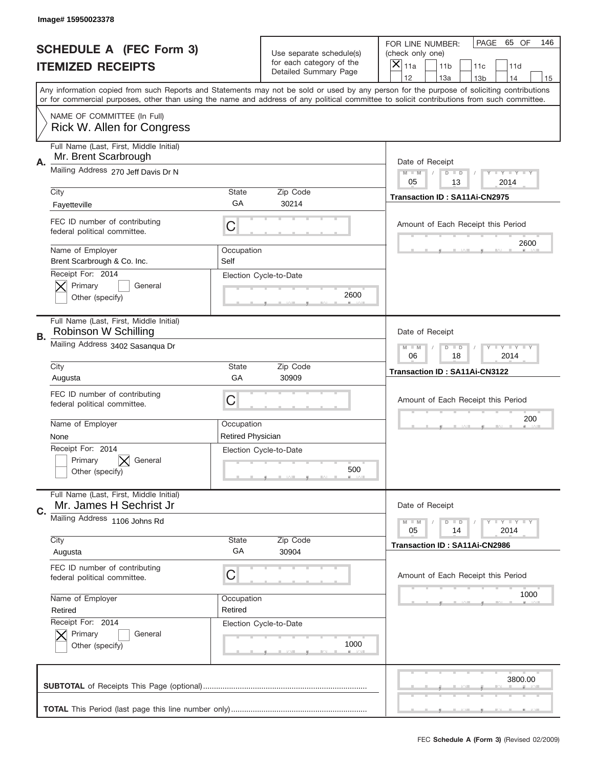Image# 15950023378

# SCHEDULE A (FEC Form 3)
# ITEMIZED RECEIPTS

Use separate schedule(s) for each category of the Detailed Summary Page

FOR LINE NUMBER: (check only one)
[X] 11a [ ] 11b [ ] 11c [ ] 11d [ ] 12 [ ] 13a [ ] 13b [ ] 14 [ ] 15

PAGE 65 OF 146

Any information copied from such Reports and Statements may not be sold or used by any person for the purpose of soliciting contributions or for commercial purposes, other than using the name and address of any political committee to solicit contributions from such committee.

NAME OF COMMITTEE (In Full)
Rick W. Allen for Congress

## A.

Full Name (Last, First, Middle Initial): Mr. Brent Scarbrough
Mailing Address: 270 Jeff Davis Dr N
City: Fayetteville
State: GA
Zip Code: 30214
FEC ID number of contributing federal political committee: C
Name of Employer: Brent Scarbrough & Co. Inc.
Occupation: Self
Receipt For: 2014
[X] Primary [ ] General
[ ] Other (specify)
Election Cycle-to-Date: 2600

Date of Receipt: 05 / 13 / 2014
Transaction ID : SA11Ai-CN2975
Amount of Each Receipt this Period: 2600

## B.

Full Name (Last, First, Middle Initial): Robinson W Schilling
Mailing Address: 3402 Sasanqua Dr
City: Augusta
State: GA
Zip Code: 30909
FEC ID number of contributing federal political committee: C
Name of Employer: None
Occupation: Retired Physician
Receipt For: 2014
[ ] Primary [X] General
[ ] Other (specify)
Election Cycle-to-Date: 500

Date of Receipt: 06 / 18 / 2014
Transaction ID : SA11Ai-CN3122
Amount of Each Receipt this Period: 200

## C.

Full Name (Last, First, Middle Initial): Mr. James H Sechrist Jr
Mailing Address: 1106 Johns Rd
City: Augusta
State: GA
Zip Code: 30904
FEC ID number of contributing federal political committee: C
Name of Employer: Retired
Occupation: Retired
Receipt For: 2014
[X] Primary [ ] General
[ ] Other (specify)
Election Cycle-to-Date: 1000

Date of Receipt: 05 / 14 / 2014
Transaction ID : SA11Ai-CN2986
Amount of Each Receipt this Period: 1000

**SUBTOTAL** of Receipts This Page (optional): 3800.00

**TOTAL** This Period (last page this line number only):

FEC **Schedule A (Form 3)** (Revised 02/2009)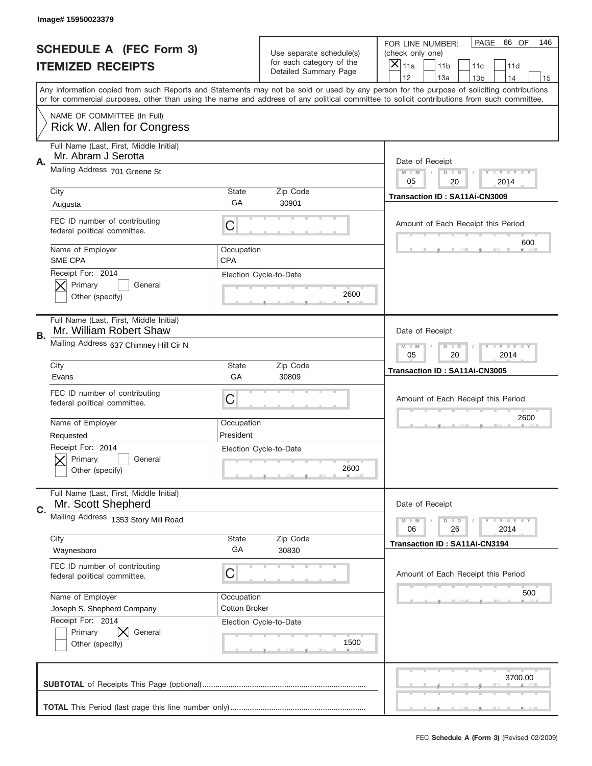Image# 15950023379

# SCHEDULE A (FEC Form 3)
## ITEMIZED RECEIPTS

Use separate schedule(s) for each category of the Detailed Summary Page

FOR LINE NUMBER: (check only one)
[X] 11a [ ] 11b [ ] 11c [ ] 11d [ ] 12 [ ] 13a [ ] 13b [ ] 14 [ ] 15

PAGE 66 OF 146

Any information copied from such Reports and Statements may not be sold or used by any person for the purpose of soliciting contributions or for commercial purposes, other than using the name and address of any political committee to solicit contributions from such committee.

NAME OF COMMITTEE (In Full)
Rick W. Allen for Congress

---

**A.** Full Name (Last, First, Middle Initial): Mr. Abram J Serotta

Mailing Address: 701 Greene St

City: Augusta | State: GA | Zip Code: 30901

FEC ID number of contributing federal political committee: C

Name of Employer: SME CPA | Occupation: CPA

Receipt For: 2014 — [X] Primary [ ] General [ ] Other (specify)

Election Cycle-to-Date: 2600

Date of Receipt: 05 / 20 / 2014

Transaction ID : SA11Ai-CN3009

Amount of Each Receipt this Period: 600

---

**B.** Full Name (Last, First, Middle Initial): Mr. William Robert Shaw

Mailing Address: 637 Chimney Hill Cir N

City: Evans | State: GA | Zip Code: 30809

FEC ID number of contributing federal political committee: C

Name of Employer: Requested | Occupation: President

Receipt For: 2014 — [X] Primary [ ] General [ ] Other (specify)

Election Cycle-to-Date: 2600

Date of Receipt: 05 / 20 / 2014

Transaction ID : SA11Ai-CN3005

Amount of Each Receipt this Period: 2600

---

**C.** Full Name (Last, First, Middle Initial): Mr. Scott Shepherd

Mailing Address: 1353 Story Mill Road

City: Waynesboro | State: GA | Zip Code: 30830

FEC ID number of contributing federal political committee: C

Name of Employer: Joseph S. Shepherd Company | Occupation: Cotton Broker

Receipt For: 2014 — [ ] Primary [X] General [ ] Other (specify)

Election Cycle-to-Date: 1500

Date of Receipt: 06 / 26 / 2014

Transaction ID : SA11Ai-CN3194

Amount of Each Receipt this Period: 500

---

**SUBTOTAL** of Receipts This Page (optional): 3700.00

**TOTAL** This Period (last page this line number only):

FEC **Schedule A (Form 3)** (Revised 02/2009)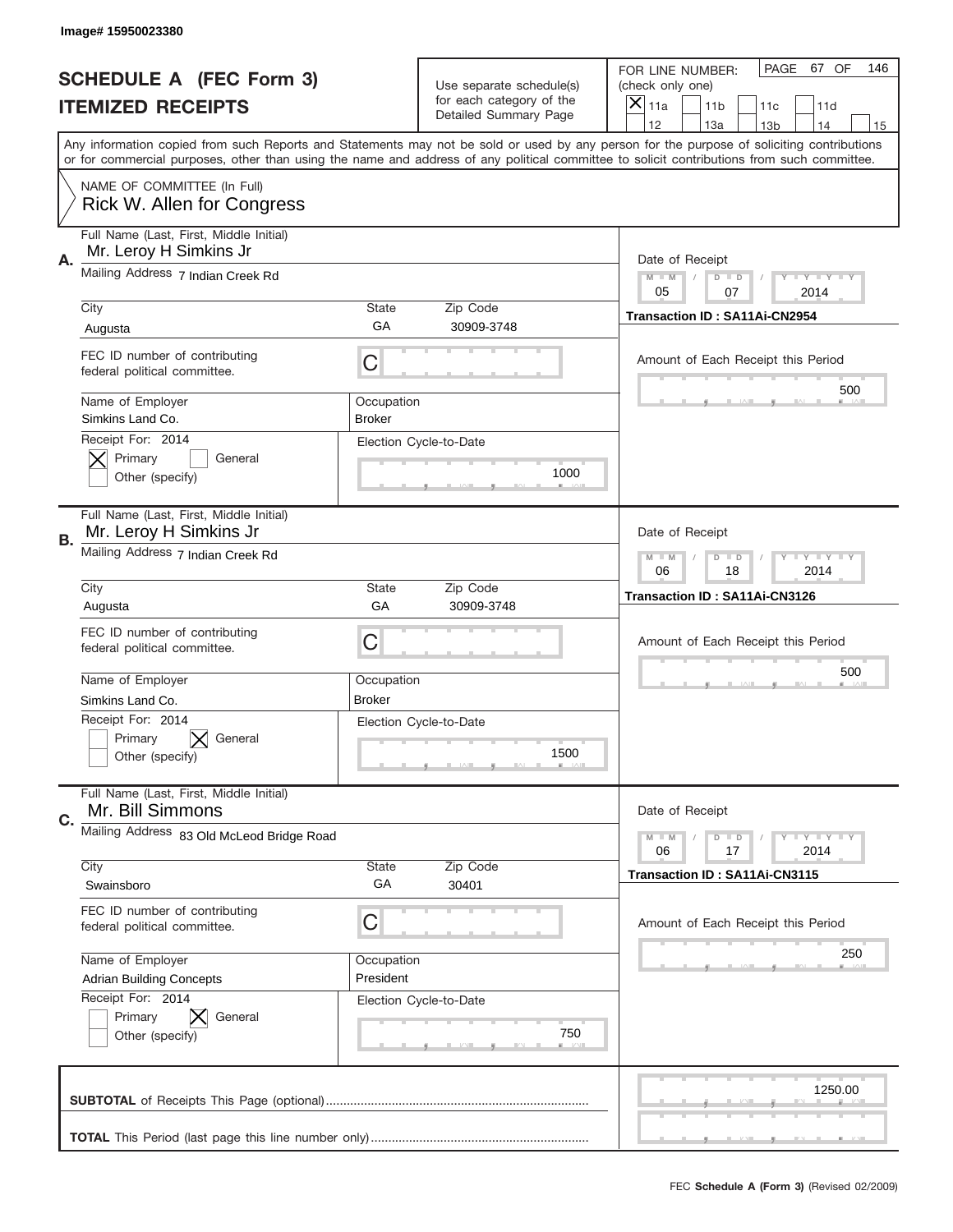Image# 15950023380

# SCHEDULE A (FEC Form 3)
# ITEMIZED RECEIPTS

Use separate schedule(s) for each category of the Detailed Summary Page

FOR LINE NUMBER: (check only one)
[X] 11a [ ] 11b [ ] 11c [ ] 11d [ ] 12 [ ] 13a [ ] 13b [ ] 14 [ ] 15

PAGE 67 OF 146

Any information copied from such Reports and Statements may not be sold or used by any person for the purpose of soliciting contributions or for commercial purposes, other than using the name and address of any political committee to solicit contributions from such committee.

NAME OF COMMITTEE (In Full)
Rick W. Allen for Congress

---

**A.**
Full Name (Last, First, Middle Initial): Mr. Leroy H Simkins Jr
Mailing Address: 7 Indian Creek Rd
City: Augusta | State: GA | Zip Code: 30909-3748
FEC ID number of contributing federal political committee: C
Name of Employer: Simkins Land Co.
Occupation: Broker
Receipt For: 2014 — [X] Primary [ ] General [ ] Other (specify)
Election Cycle-to-Date: 1000
Date of Receipt: 05 / 07 / 2014
Transaction ID : SA11Ai-CN2954
Amount of Each Receipt this Period: 500

---

**B.**
Full Name (Last, First, Middle Initial): Mr. Leroy H Simkins Jr
Mailing Address: 7 Indian Creek Rd
City: Augusta | State: GA | Zip Code: 30909-3748
FEC ID number of contributing federal political committee: C
Name of Employer: Simkins Land Co.
Occupation: Broker
Receipt For: 2014 — [ ] Primary [X] General [ ] Other (specify)
Election Cycle-to-Date: 1500
Date of Receipt: 06 / 18 / 2014
Transaction ID : SA11Ai-CN3126
Amount of Each Receipt this Period: 500

---

**C.**
Full Name (Last, First, Middle Initial): Mr. Bill Simmons
Mailing Address: 83 Old McLeod Bridge Road
City: Swainsboro | State: GA | Zip Code: 30401
FEC ID number of contributing federal political committee: C
Name of Employer: Adrian Building Concepts
Occupation: President
Receipt For: 2014 — [ ] Primary [X] General [ ] Other (specify)
Election Cycle-to-Date: 750
Date of Receipt: 06 / 17 / 2014
Transaction ID : SA11Ai-CN3115
Amount of Each Receipt this Period: 250

---

**SUBTOTAL** of Receipts This Page (optional): 1250.00

**TOTAL** This Period (last page this line number only):

FEC **Schedule A (Form 3)** (Revised 02/2009)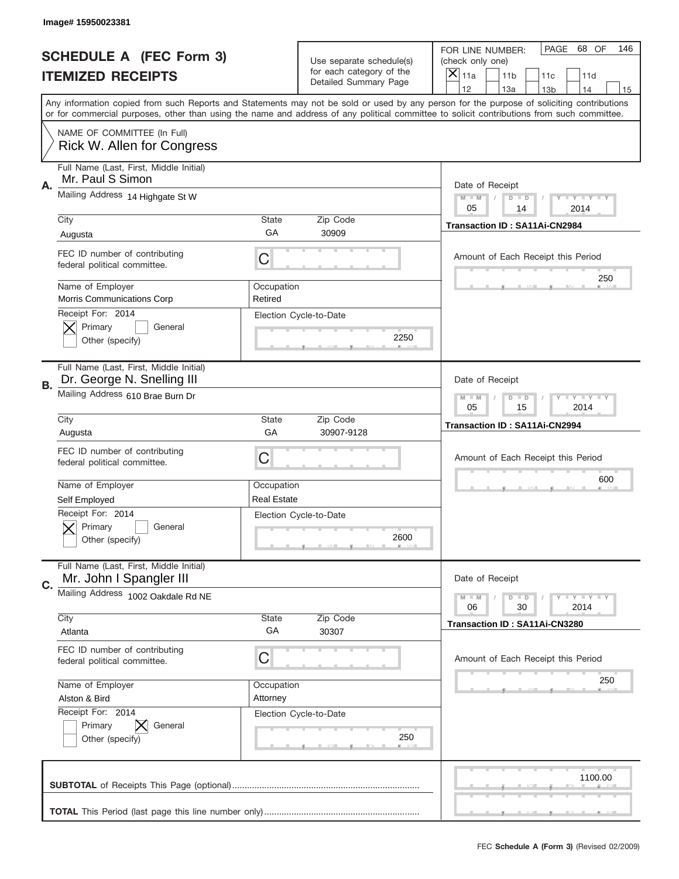Image# 15950023381

# SCHEDULE A (FEC Form 3)
## ITEMIZED RECEIPTS

Use separate schedule(s) for each category of the Detailed Summary Page

FOR LINE NUMBER: (check only one)

- [x] 11a
- [ ] 11b
- [ ] 11c
- [ ] 11d
- [ ] 12
- [ ] 13a
- [ ] 13b
- [ ] 14
- [ ] 15

PAGE 68 OF 146

Any information copied from such Reports and Statements may not be sold or used by any person for the purpose of soliciting contributions or for commercial purposes, other than using the name and address of any political committee to solicit contributions from such committee.

NAME OF COMMITTEE (In Full)
Rick W. Allen for Congress

---

**A.**

Full Name (Last, First, Middle Initial): Mr. Paul S Simon

Mailing Address: 14 Highgate St W

City: Augusta | State: GA | Zip Code: 30909

FEC ID number of contributing federal political committee: C

Name of Employer: Morris Communications Corp

Occupation: Retired

Receipt For: 2014
- [x] Primary
- [ ] General
- [ ] Other (specify)

Election Cycle-to-Date: 2250

Date of Receipt: 05 / 14 / 2014

Transaction ID : SA11Ai-CN2984

Amount of Each Receipt this Period: 250

---

**B.**

Full Name (Last, First, Middle Initial): Dr. George N. Snelling III

Mailing Address: 610 Brae Burn Dr

City: Augusta | State: GA | Zip Code: 30907-9128

FEC ID number of contributing federal political committee: C

Name of Employer: Self Employed

Occupation: Real Estate

Receipt For: 2014
- [x] Primary
- [ ] General
- [ ] Other (specify)

Election Cycle-to-Date: 2600

Date of Receipt: 05 / 15 / 2014

Transaction ID : SA11Ai-CN2994

Amount of Each Receipt this Period: 600

---

**C.**

Full Name (Last, First, Middle Initial): Mr. John I Spangler III

Mailing Address: 1002 Oakdale Rd NE

City: Atlanta | State: GA | Zip Code: 30307

FEC ID number of contributing federal political committee: C

Name of Employer: Alston & Bird

Occupation: Attorney

Receipt For: 2014
- [ ] Primary
- [x] General
- [ ] Other (specify)

Election Cycle-to-Date: 250

Date of Receipt: 06 / 30 / 2014

Transaction ID : SA11Ai-CN3280

Amount of Each Receipt this Period: 250

---

**SUBTOTAL** of Receipts This Page (optional): 1100.00

**TOTAL** This Period (last page this line number only):

FEC Schedule A (Form 3) (Revised 02/2009)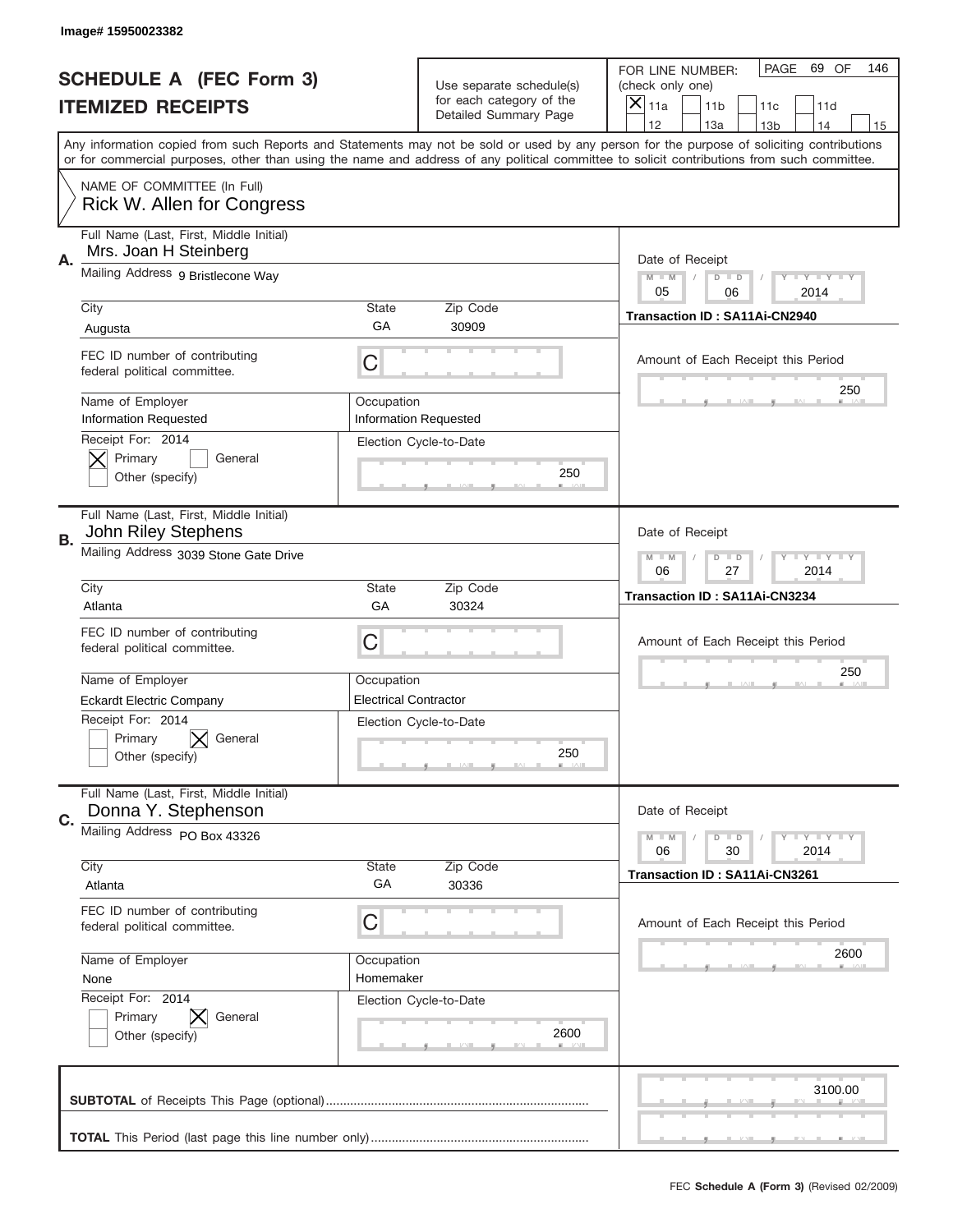Image# 15950023382

# SCHEDULE A (FEC Form 3)
## ITEMIZED RECEIPTS

Use separate schedule(s) for each category of the Detailed Summary Page

FOR LINE NUMBER: (check only one)
[X] 11a [ ] 11b [ ] 11c [ ] 11d [ ] 12 [ ] 13a [ ] 13b [ ] 14 [ ] 15

PAGE 69 OF 146

Any information copied from such Reports and Statements may not be sold or used by any person for the purpose of soliciting contributions or for commercial purposes, other than using the name and address of any political committee to solicit contributions from such committee.

NAME OF COMMITTEE (In Full)
Rick W. Allen for Congress

---

**A.**
Full Name (Last, First, Middle Initial): Mrs. Joan H Steinberg
Mailing Address: 9 Bristlecone Way
City: Augusta | State: GA | Zip Code: 30909
FEC ID number of contributing federal political committee: C
Name of Employer: Information Requested
Occupation: Information Requested
Receipt For: 2014 — [X] Primary [ ] General [ ] Other (specify)
Election Cycle-to-Date: 250
Date of Receipt: 05 / 06 / 2014
Transaction ID : SA11Ai-CN2940
Amount of Each Receipt this Period: 250

---

**B.**
Full Name (Last, First, Middle Initial): John Riley Stephens
Mailing Address: 3039 Stone Gate Drive
City: Atlanta | State: GA | Zip Code: 30324
FEC ID number of contributing federal political committee: C
Name of Employer: Eckardt Electric Company
Occupation: Electrical Contractor
Receipt For: 2014 — [ ] Primary [X] General [ ] Other (specify)
Election Cycle-to-Date: 250
Date of Receipt: 06 / 27 / 2014
Transaction ID : SA11Ai-CN3234
Amount of Each Receipt this Period: 250

---

**C.**
Full Name (Last, First, Middle Initial): Donna Y. Stephenson
Mailing Address: PO Box 43326
City: Atlanta | State: GA | Zip Code: 30336
FEC ID number of contributing federal political committee: C
Name of Employer: None
Occupation: Homemaker
Receipt For: 2014 — [ ] Primary [X] General [ ] Other (specify)
Election Cycle-to-Date: 2600
Date of Receipt: 06 / 30 / 2014
Transaction ID : SA11Ai-CN3261
Amount of Each Receipt this Period: 2600

---

**SUBTOTAL** of Receipts This Page (optional): 3100.00

**TOTAL** This Period (last page this line number only):

FEC **Schedule A (Form 3)** (Revised 02/2009)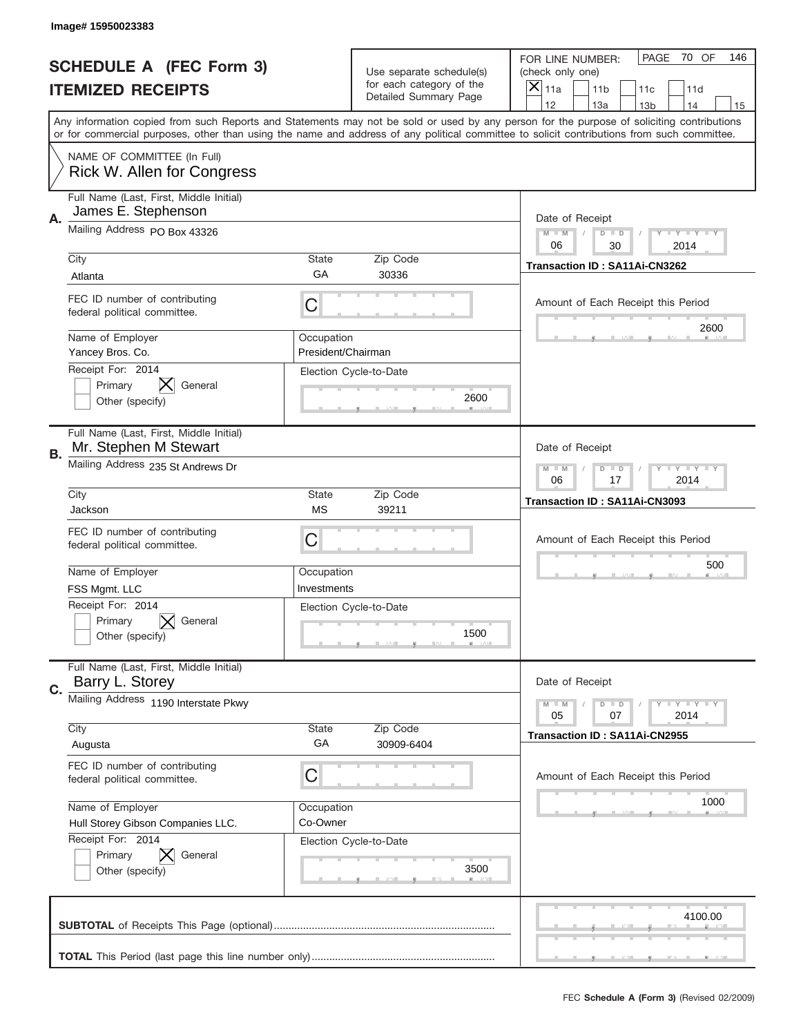Image# 15950023383

# SCHEDULE A (FEC Form 3)
## ITEMIZED RECEIPTS

Use separate schedule(s) for each category of the Detailed Summary Page

FOR LINE NUMBER: (check only one)

☒ 11a ☐ 11b ☐ 11c ☐ 11d ☐ 12 ☐ 13a ☐ 13b ☐ 14 ☐ 15

PAGE 70 OF 146

Any information copied from such Reports and Statements may not be sold or used by any person for the purpose of soliciting contributions or for commercial purposes, other than using the name and address of any political committee to solicit contributions from such committee.

NAME OF COMMITTEE (In Full)
Rick W. Allen for Congress

---

**A.** Full Name (Last, First, Middle Initial): James E. Stephenson

Mailing Address: PO Box 43326

City: Atlanta | State: GA | Zip Code: 30336

FEC ID number of contributing federal political committee: C

Name of Employer: Yancey Bros. Co.
Occupation: President/Chairman

Receipt For: 2014 ☐ Primary ☒ General ☐ Other (specify)

Election Cycle-to-Date: 2600

Date of Receipt: 06 / 30 / 2014

Transaction ID : SA11Ai-CN3262

Amount of Each Receipt this Period: 2600

---

**B.** Full Name (Last, First, Middle Initial): Mr. Stephen M Stewart

Mailing Address: 235 St Andrews Dr

City: Jackson | State: MS | Zip Code: 39211

FEC ID number of contributing federal political committee: C

Name of Employer: FSS Mgmt. LLC
Occupation: Investments

Receipt For: 2014 ☐ Primary ☒ General ☐ Other (specify)

Election Cycle-to-Date: 1500

Date of Receipt: 06 / 17 / 2014

Transaction ID : SA11Ai-CN3093

Amount of Each Receipt this Period: 500

---

**C.** Full Name (Last, First, Middle Initial): Barry L. Storey

Mailing Address: 1190 Interstate Pkwy

City: Augusta | State: GA | Zip Code: 30909-6404

FEC ID number of contributing federal political committee: C

Name of Employer: Hull Storey Gibson Companies LLC.
Occupation: Co-Owner

Receipt For: 2014 ☐ Primary ☒ General ☐ Other (specify)

Election Cycle-to-Date: 3500

Date of Receipt: 05 / 07 / 2014

Transaction ID : SA11Ai-CN2955

Amount of Each Receipt this Period: 1000

---

**SUBTOTAL** of Receipts This Page (optional): 4100.00

**TOTAL** This Period (last page this line number only):

FEC **Schedule A (Form 3)** (Revised 02/2009)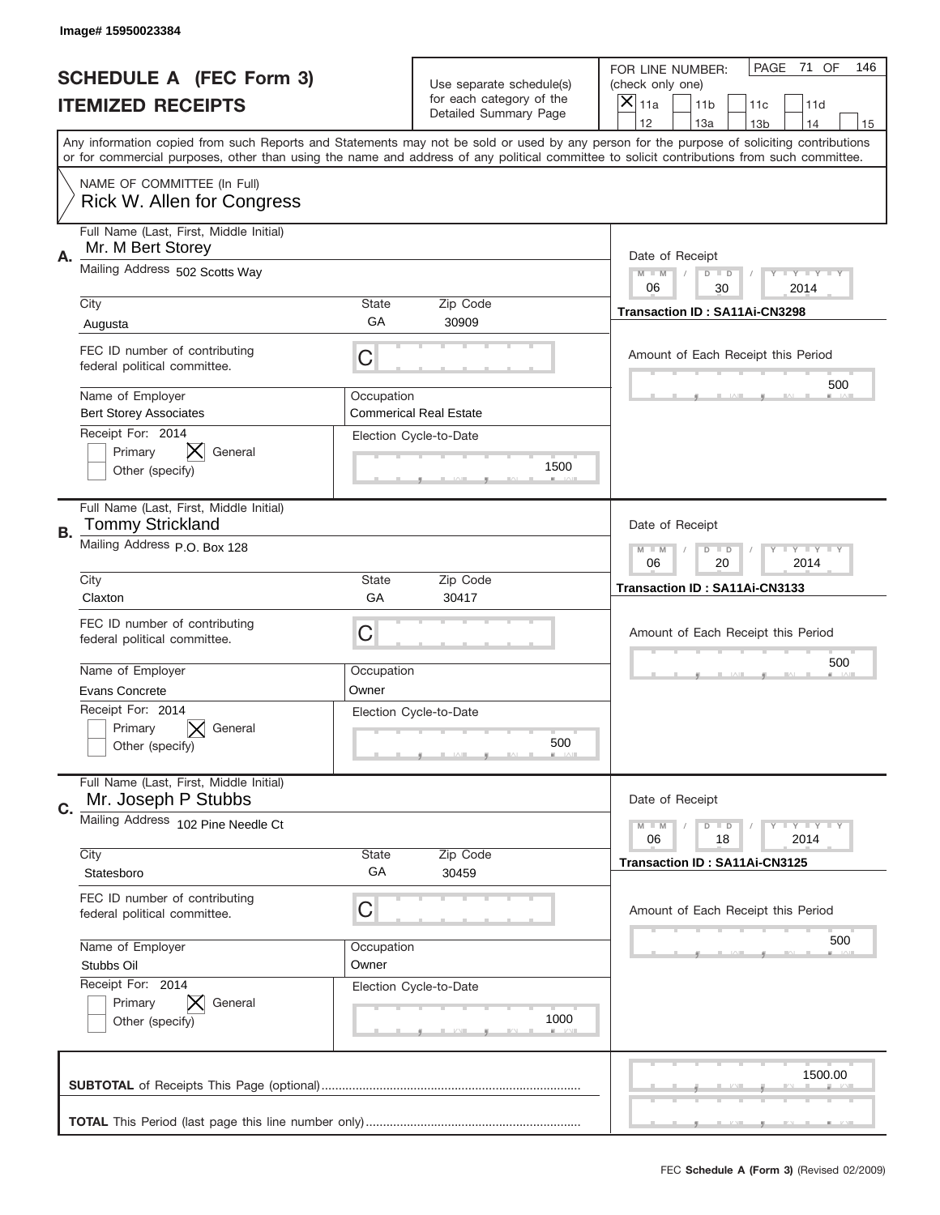Image# 15950023384

# SCHEDULE A (FEC Form 3)
## ITEMIZED RECEIPTS

Use separate schedule(s) for each category of the Detailed Summary Page

FOR LINE NUMBER: (check only one)
[X] 11a [ ] 11b [ ] 11c [ ] 11d [ ] 12 [ ] 13a [ ] 13b [ ] 14 [ ] 15

PAGE 71 OF 146

Any information copied from such Reports and Statements may not be sold or used by any person for the purpose of soliciting contributions or for commercial purposes, other than using the name and address of any political committee to solicit contributions from such committee.

NAME OF COMMITTEE (In Full)
Rick W. Allen for Congress

---

**A.**
Full Name (Last, First, Middle Initial): Mr. M Bert Storey
Mailing Address: 502 Scotts Way
City: Augusta | State: GA | Zip Code: 30909
FEC ID number of contributing federal political committee: C
Name of Employer: Bert Storey Associates
Occupation: Commerical Real Estate
Receipt For: 2014 — [ ] Primary [X] General [ ] Other (specify)
Election Cycle-to-Date: 1500
Date of Receipt: 06 / 30 / 2014
Transaction ID : SA11Ai-CN3298
Amount of Each Receipt this Period: 500

---

**B.**
Full Name (Last, First, Middle Initial): Tommy Strickland
Mailing Address: P.O. Box 128
City: Claxton | State: GA | Zip Code: 30417
FEC ID number of contributing federal political committee: C
Name of Employer: Evans Concrete
Occupation: Owner
Receipt For: 2014 — [ ] Primary [X] General [ ] Other (specify)
Election Cycle-to-Date: 500
Date of Receipt: 06 / 20 / 2014
Transaction ID : SA11Ai-CN3133
Amount of Each Receipt this Period: 500

---

**C.**
Full Name (Last, First, Middle Initial): Mr. Joseph P Stubbs
Mailing Address: 102 Pine Needle Ct
City: Statesboro | State: GA | Zip Code: 30459
FEC ID number of contributing federal political committee: C
Name of Employer: Stubbs Oil
Occupation: Owner
Receipt For: 2014 — [ ] Primary [X] General [ ] Other (specify)
Election Cycle-to-Date: 1000
Date of Receipt: 06 / 18 / 2014
Transaction ID : SA11Ai-CN3125
Amount of Each Receipt this Period: 500

---

**SUBTOTAL** of Receipts This Page (optional): 1500.00

**TOTAL** This Period (last page this line number only):

FEC **Schedule A (Form 3)** (Revised 02/2009)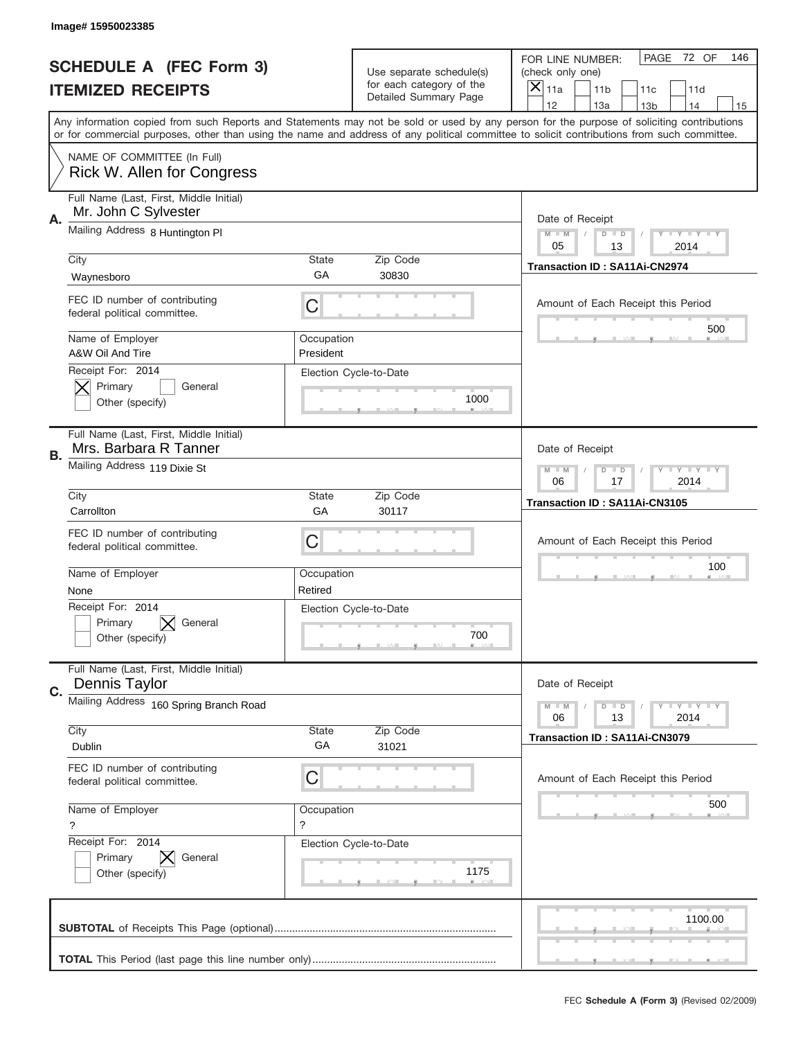Image# 15950023385

# SCHEDULE A (FEC Form 3)
## ITEMIZED RECEIPTS

Use separate schedule(s) for each category of the Detailed Summary Page

FOR LINE NUMBER: (check only one)
[X] 11a [ ] 11b [ ] 11c [ ] 11d [ ] 12 [ ] 13a [ ] 13b [ ] 14 [ ] 15

PAGE 72 OF 146

Any information copied from such Reports and Statements may not be sold or used by any person for the purpose of soliciting contributions or for commercial purposes, other than using the name and address of any political committee to solicit contributions from such committee.

NAME OF COMMITTEE (In Full)
Rick W. Allen for Congress

---

**A.** Full Name (Last, First, Middle Initial): Mr. John C Sylvester

Mailing Address: 8 Huntington Pl

City: Waynesboro | State: GA | Zip Code: 30830

FEC ID number of contributing federal political committee: C

Name of Employer: A&W Oil And Tire | Occupation: President

Receipt For: 2014 — [X] Primary [ ] General [ ] Other (specify)

Election Cycle-to-Date: 1000

Date of Receipt: 05 / 13 / 2014

Transaction ID : SA11Ai-CN2974

Amount of Each Receipt this Period: 500

---

**B.** Full Name (Last, First, Middle Initial): Mrs. Barbara R Tanner

Mailing Address: 119 Dixie St

City: Carrollton | State: GA | Zip Code: 30117

FEC ID number of contributing federal political committee: C

Name of Employer: None | Occupation: Retired

Receipt For: 2014 — [ ] Primary [X] General [ ] Other (specify)

Election Cycle-to-Date: 700

Date of Receipt: 06 / 17 / 2014

Transaction ID : SA11Ai-CN3105

Amount of Each Receipt this Period: 100

---

**C.** Full Name (Last, First, Middle Initial): Dennis Taylor

Mailing Address: 160 Spring Branch Road

City: Dublin | State: GA | Zip Code: 31021

FEC ID number of contributing federal political committee: C

Name of Employer: ? | Occupation: ?

Receipt For: 2014 — [ ] Primary [X] General [ ] Other (specify)

Election Cycle-to-Date: 1175

Date of Receipt: 06 / 13 / 2014

Transaction ID : SA11Ai-CN3079

Amount of Each Receipt this Period: 500

---

**SUBTOTAL** of Receipts This Page (optional): 1100.00

**TOTAL** This Period (last page this line number only):

FEC **Schedule A (Form 3)** (Revised 02/2009)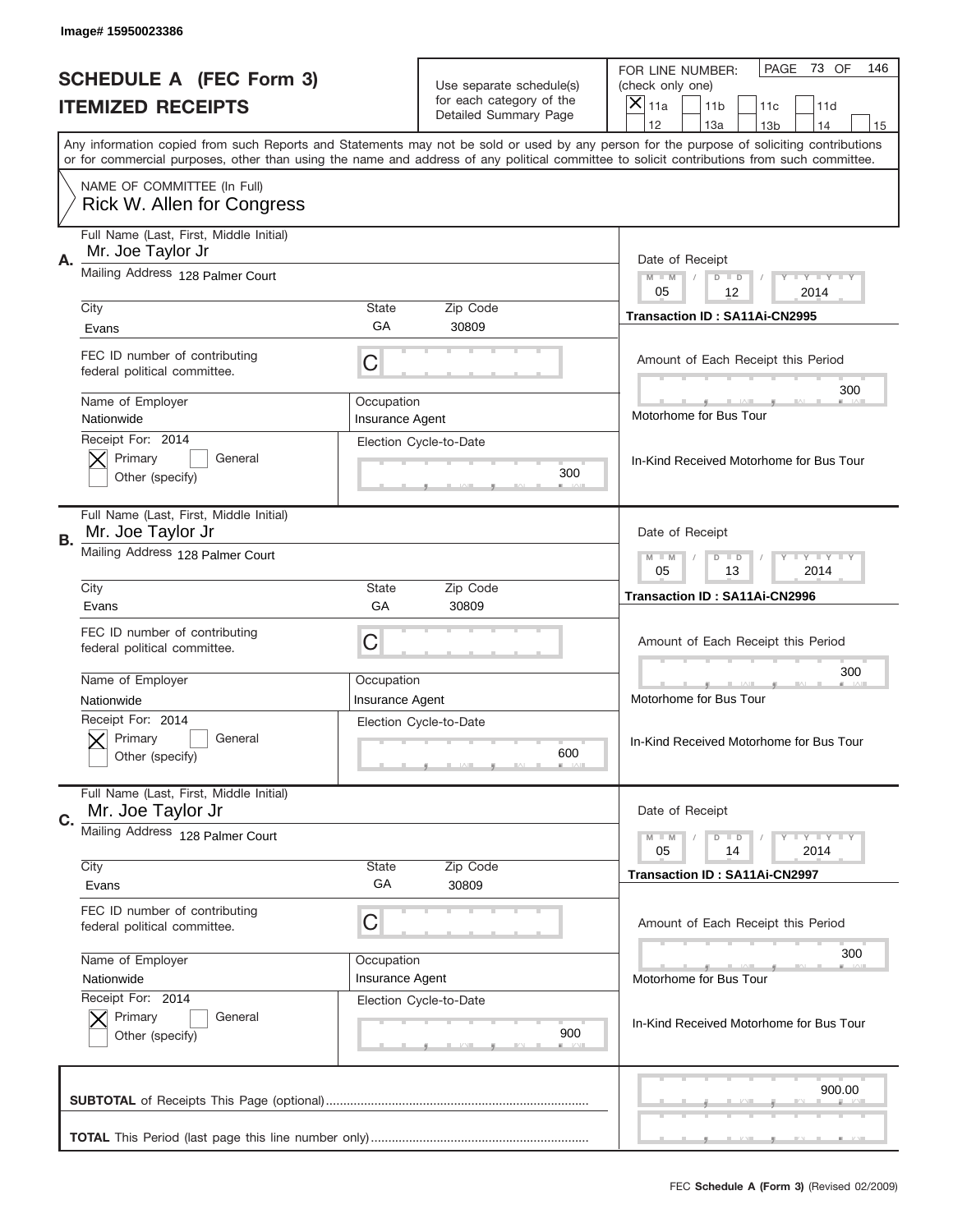Image# 15950023386

# SCHEDULE A (FEC Form 3)
# ITEMIZED RECEIPTS

Use separate schedule(s) for each category of the Detailed Summary Page

FOR LINE NUMBER: (check only one)
[X] 11a [ ] 11b [ ] 11c [ ] 11d [ ] 12 [ ] 13a [ ] 13b [ ] 14 [ ] 15

PAGE 73 OF 146

Any information copied from such Reports and Statements may not be sold or used by any person for the purpose of soliciting contributions or for commercial purposes, other than using the name and address of any political committee to solicit contributions from such committee.

NAME OF COMMITTEE (In Full)
Rick W. Allen for Congress

---

**A.**

Full Name (Last, First, Middle Initial): Mr. Joe Taylor Jr

Mailing Address: 128 Palmer Court

City: Evans | State: GA | Zip Code: 30809

FEC ID number of contributing federal political committee: C

Name of Employer: Nationwide | Occupation: Insurance Agent

Receipt For: 2014 — [X] Primary [ ] General [ ] Other (specify)

Election Cycle-to-Date: 300

Date of Receipt: 05 / 12 / 2014

Transaction ID : SA11Ai-CN2995

Amount of Each Receipt this Period: 300

Motorhome for Bus Tour

In-Kind Received Motorhome for Bus Tour

---

**B.**

Full Name (Last, First, Middle Initial): Mr. Joe Taylor Jr

Mailing Address: 128 Palmer Court

City: Evans | State: GA | Zip Code: 30809

FEC ID number of contributing federal political committee: C

Name of Employer: Nationwide | Occupation: Insurance Agent

Receipt For: 2014 — [X] Primary [ ] General [ ] Other (specify)

Election Cycle-to-Date: 600

Date of Receipt: 05 / 13 / 2014

Transaction ID : SA11Ai-CN2996

Amount of Each Receipt this Period: 300

Motorhome for Bus Tour

In-Kind Received Motorhome for Bus Tour

---

**C.**

Full Name (Last, First, Middle Initial): Mr. Joe Taylor Jr

Mailing Address: 128 Palmer Court

City: Evans | State: GA | Zip Code: 30809

FEC ID number of contributing federal political committee: C

Name of Employer: Nationwide | Occupation: Insurance Agent

Receipt For: 2014 — [X] Primary [ ] General [ ] Other (specify)

Election Cycle-to-Date: 900

Date of Receipt: 05 / 14 / 2014

Transaction ID : SA11Ai-CN2997

Amount of Each Receipt this Period: 300

Motorhome for Bus Tour

In-Kind Received Motorhome for Bus Tour

---

**SUBTOTAL** of Receipts This Page (optional): 900.00

**TOTAL** This Period (last page this line number only):

FEC Schedule A (Form 3) (Revised 02/2009)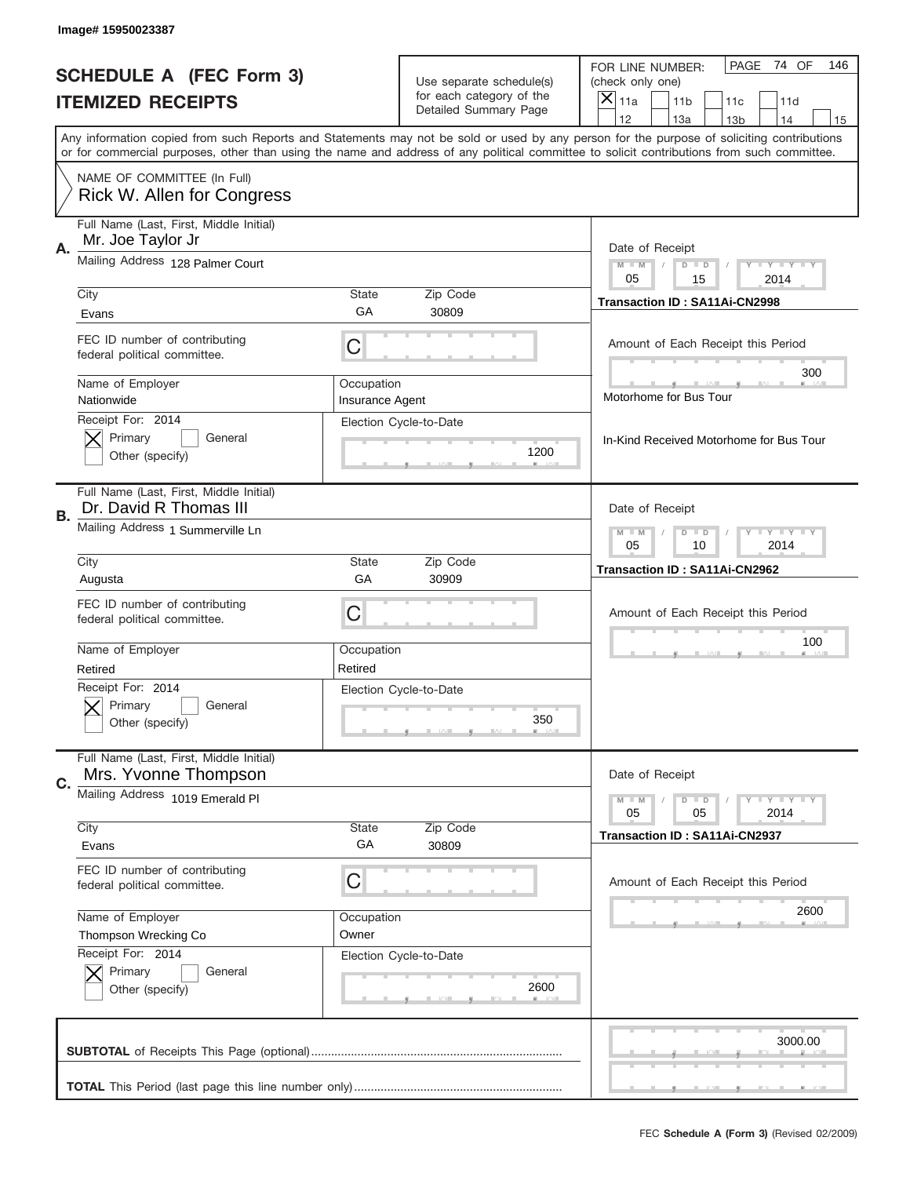Image# 15950023387

# SCHEDULE A (FEC Form 3)
## ITEMIZED RECEIPTS

Use separate schedule(s) for each category of the Detailed Summary Page

FOR LINE NUMBER: (check only one)
[X] 11a [ ] 11b [ ] 11c [ ] 11d [ ] 12 [ ] 13a [ ] 13b [ ] 14 [ ] 15

PAGE 74 OF 146

Any information copied from such Reports and Statements may not be sold or used by any person for the purpose of soliciting contributions or for commercial purposes, other than using the name and address of any political committee to solicit contributions from such committee.

NAME OF COMMITTEE (In Full)
Rick W. Allen for Congress

---

**A.**

Full Name (Last, First, Middle Initial): Mr. Joe Taylor Jr

Mailing Address: 128 Palmer Court

City: Evans | State: GA | Zip Code: 30809

FEC ID number of contributing federal political committee: C

Name of Employer: Nationwide | Occupation: Insurance Agent

Receipt For: 2014 — [X] Primary [ ] General [ ] Other (specify)

Election Cycle-to-Date: 1200

Date of Receipt: 05 / 15 / 2014

Transaction ID : SA11Ai-CN2998

Amount of Each Receipt this Period: 300

Motorhome for Bus Tour

In-Kind Received Motorhome for Bus Tour

---

**B.**

Full Name (Last, First, Middle Initial): Dr. David R Thomas III

Mailing Address: 1 Summerville Ln

City: Augusta | State: GA | Zip Code: 30909

FEC ID number of contributing federal political committee: C

Name of Employer: Retired | Occupation: Retired

Receipt For: 2014 — [X] Primary [ ] General [ ] Other (specify)

Election Cycle-to-Date: 350

Date of Receipt: 05 / 10 / 2014

Transaction ID : SA11Ai-CN2962

Amount of Each Receipt this Period: 100

---

**C.**

Full Name (Last, First, Middle Initial): Mrs. Yvonne Thompson

Mailing Address: 1019 Emerald Pl

City: Evans | State: GA | Zip Code: 30809

FEC ID number of contributing federal political committee: C

Name of Employer: Thompson Wrecking Co | Occupation: Owner

Receipt For: 2014 — [X] Primary [ ] General [ ] Other (specify)

Election Cycle-to-Date: 2600

Date of Receipt: 05 / 05 / 2014

Transaction ID : SA11Ai-CN2937

Amount of Each Receipt this Period: 2600

---

**SUBTOTAL** of Receipts This Page (optional): 3000.00

**TOTAL** This Period (last page this line number only):

FEC **Schedule A (Form 3)** (Revised 02/2009)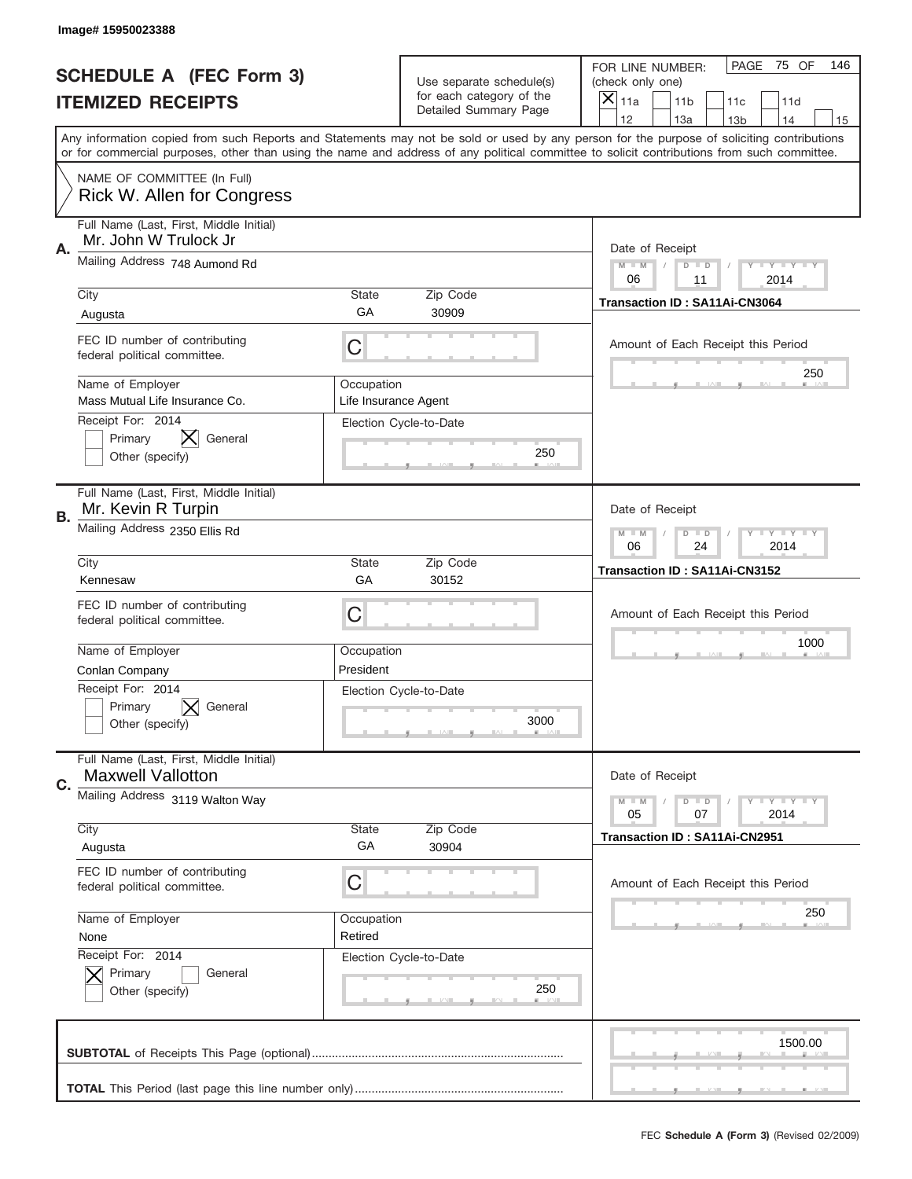Image# 15950023388

# SCHEDULE A (FEC Form 3)
## ITEMIZED RECEIPTS

Use separate schedule(s) for each category of the Detailed Summary Page

FOR LINE NUMBER: (check only one)
[X] 11a [ ] 11b [ ] 11c [ ] 11d [ ] 12 [ ] 13a [ ] 13b [ ] 14 [ ] 15

PAGE 75 OF 146

Any information copied from such Reports and Statements may not be sold or used by any person for the purpose of soliciting contributions or for commercial purposes, other than using the name and address of any political committee to solicit contributions from such committee.

NAME OF COMMITTEE (In Full)
Rick W. Allen for Congress

---

**A.** Full Name (Last, First, Middle Initial): Mr. John W Trulock Jr

Mailing Address: 748 Aumond Rd

City: Augusta | State: GA | Zip Code: 30909

FEC ID number of contributing federal political committee: C

Name of Employer: Mass Mutual Life Insurance Co.

Occupation: Life Insurance Agent

Receipt For: 2014 — [ ] Primary [X] General [ ] Other (specify)

Election Cycle-to-Date: 250

Date of Receipt: 06 / 11 / 2014

Transaction ID : SA11Ai-CN3064

Amount of Each Receipt this Period: 250

---

**B.** Full Name (Last, First, Middle Initial): Mr. Kevin R Turpin

Mailing Address: 2350 Ellis Rd

City: Kennesaw | State: GA | Zip Code: 30152

FEC ID number of contributing federal political committee: C

Name of Employer: Conlan Company

Occupation: President

Receipt For: 2014 — [ ] Primary [X] General [ ] Other (specify)

Election Cycle-to-Date: 3000

Date of Receipt: 06 / 24 / 2014

Transaction ID : SA11Ai-CN3152

Amount of Each Receipt this Period: 1000

---

**C.** Full Name (Last, First, Middle Initial): Maxwell Vallotton

Mailing Address: 3119 Walton Way

City: Augusta | State: GA | Zip Code: 30904

FEC ID number of contributing federal political committee: C

Name of Employer: None

Occupation: Retired

Receipt For: 2014 — [X] Primary [ ] General [ ] Other (specify)

Election Cycle-to-Date: 250

Date of Receipt: 05 / 07 / 2014

Transaction ID : SA11Ai-CN2951

Amount of Each Receipt this Period: 250

---

**SUBTOTAL** of Receipts This Page (optional): 1500.00

**TOTAL** This Period (last page this line number only):

FEC **Schedule A (Form 3)** (Revised 02/2009)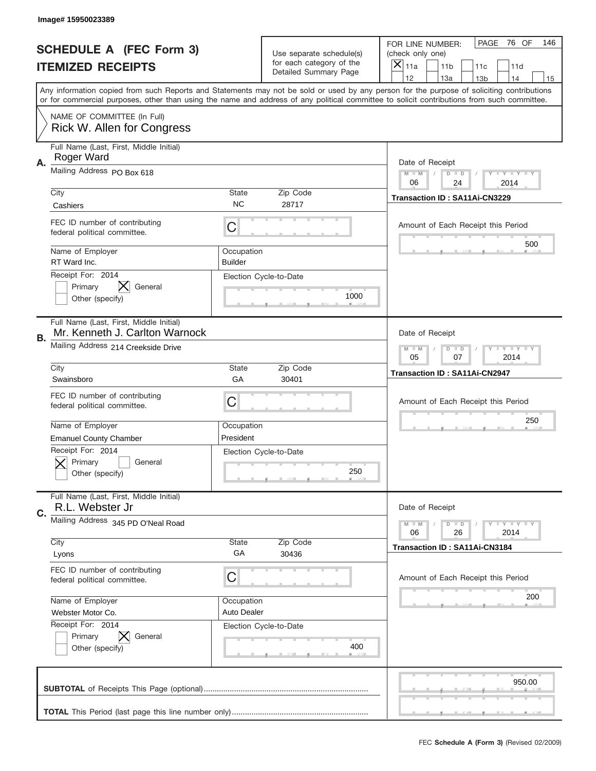Image# 15950023389

# SCHEDULE A (FEC Form 3)
# ITEMIZED RECEIPTS

Use separate schedule(s) for each category of the Detailed Summary Page

FOR LINE NUMBER: (check only one)
[X] 11a [ ] 11b [ ] 11c [ ] 11d [ ] 12 [ ] 13a [ ] 13b [ ] 14 [ ] 15

PAGE 76 OF 146

Any information copied from such Reports and Statements may not be sold or used by any person for the purpose of soliciting contributions or for commercial purposes, other than using the name and address of any political committee to solicit contributions from such committee.

NAME OF COMMITTEE (In Full)
Rick W. Allen for Congress

---

**A.** Full Name (Last, First, Middle Initial): Roger Ward

Mailing Address: PO Box 618

City: Cashiers | State: NC | Zip Code: 28717

FEC ID number of contributing federal political committee: C

Name of Employer: RT Ward Inc.

Occupation: Builder

Receipt For: 2014 — [ ] Primary [X] General [ ] Other (specify)

Election Cycle-to-Date: 1000

Date of Receipt: 06 / 24 / 2014

Transaction ID : SA11Ai-CN3229

Amount of Each Receipt this Period: 500

---

**B.** Full Name (Last, First, Middle Initial): Mr. Kenneth J. Carlton Warnock

Mailing Address: 214 Creekside Drive

City: Swainsboro | State: GA | Zip Code: 30401

FEC ID number of contributing federal political committee: C

Name of Employer: Emanuel County Chamber

Occupation: President

Receipt For: 2014 — [X] Primary [ ] General [ ] Other (specify)

Election Cycle-to-Date: 250

Date of Receipt: 05 / 07 / 2014

Transaction ID : SA11Ai-CN2947

Amount of Each Receipt this Period: 250

---

**C.** Full Name (Last, First, Middle Initial): R.L. Webster Jr

Mailing Address: 345 PD O'Neal Road

City: Lyons | State: GA | Zip Code: 30436

FEC ID number of contributing federal political committee: C

Name of Employer: Webster Motor Co.

Occupation: Auto Dealer

Receipt For: 2014 — [ ] Primary [X] General [ ] Other (specify)

Election Cycle-to-Date: 400

Date of Receipt: 06 / 26 / 2014

Transaction ID : SA11Ai-CN3184

Amount of Each Receipt this Period: 200

---

**SUBTOTAL** of Receipts This Page (optional): 950.00

**TOTAL** This Period (last page this line number only):

FEC **Schedule A (Form 3)** (Revised 02/2009)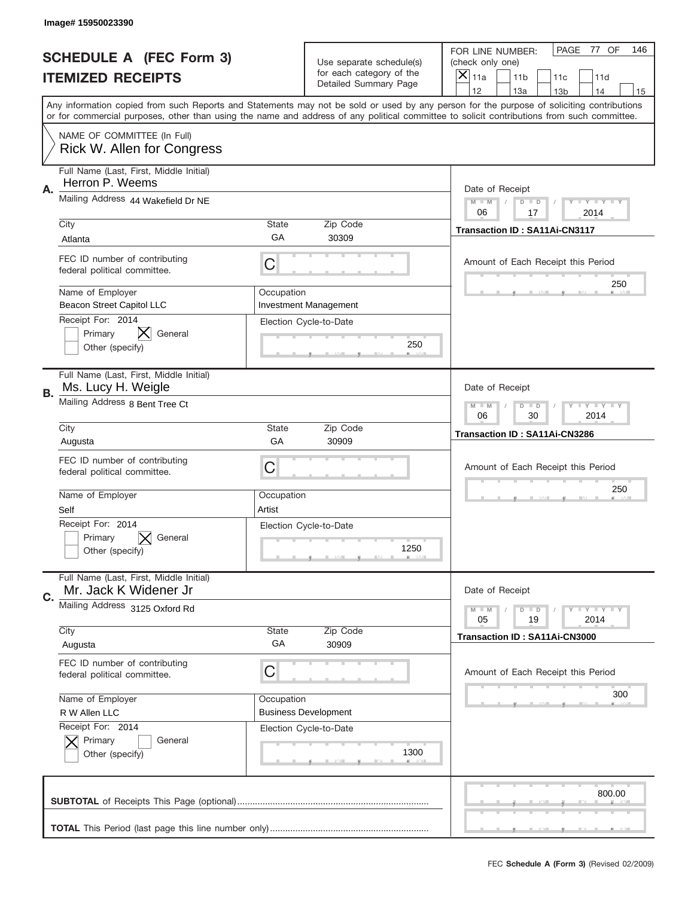Image# 15950023390

# SCHEDULE A (FEC Form 3)
## ITEMIZED RECEIPTS

Use separate schedule(s) for each category of the Detailed Summary Page

FOR LINE NUMBER: (check only one)

- [X] 11a
- [ ] 11b
- [ ] 11c
- [ ] 11d
- [ ] 12
- [ ] 13a
- [ ] 13b
- [ ] 14
- [ ] 15

PAGE 77 OF 146

Any information copied from such Reports and Statements may not be sold or used by any person for the purpose of soliciting contributions or for commercial purposes, other than using the name and address of any political committee to solicit contributions from such committee.

NAME OF COMMITTEE (In Full)
Rick W. Allen for Congress

---

**A.**
Full Name (Last, First, Middle Initial): Herron P. Weems
Mailing Address: 44 Wakefield Dr NE
City: Atlanta | State: GA | Zip Code: 30309
FEC ID number of contributing federal political committee: C
Name of Employer: Beacon Street Capitol LLC
Occupation: Investment Management
Receipt For: 2014 — [ ] Primary [X] General [ ] Other (specify)
Election Cycle-to-Date: 250
Date of Receipt: 06 / 17 / 2014
Transaction ID : SA11Ai-CN3117
Amount of Each Receipt this Period: 250

---

**B.**
Full Name (Last, First, Middle Initial): Ms. Lucy H. Weigle
Mailing Address: 8 Bent Tree Ct
City: Augusta | State: GA | Zip Code: 30909
FEC ID number of contributing federal political committee: C
Name of Employer: Self
Occupation: Artist
Receipt For: 2014 — [ ] Primary [X] General [ ] Other (specify)
Election Cycle-to-Date: 1250
Date of Receipt: 06 / 30 / 2014
Transaction ID : SA11Ai-CN3286
Amount of Each Receipt this Period: 250

---

**C.**
Full Name (Last, First, Middle Initial): Mr. Jack K Widener Jr
Mailing Address: 3125 Oxford Rd
City: Augusta | State: GA | Zip Code: 30909
FEC ID number of contributing federal political committee: C
Name of Employer: R W Allen LLC
Occupation: Business Development
Receipt For: 2014 — [X] Primary [ ] General [ ] Other (specify)
Election Cycle-to-Date: 1300
Date of Receipt: 05 / 19 / 2014
Transaction ID : SA11Ai-CN3000
Amount of Each Receipt this Period: 300

---

**SUBTOTAL** of Receipts This Page (optional): 800.00

**TOTAL** This Period (last page this line number only):

FEC **Schedule A (Form 3)** (Revised 02/2009)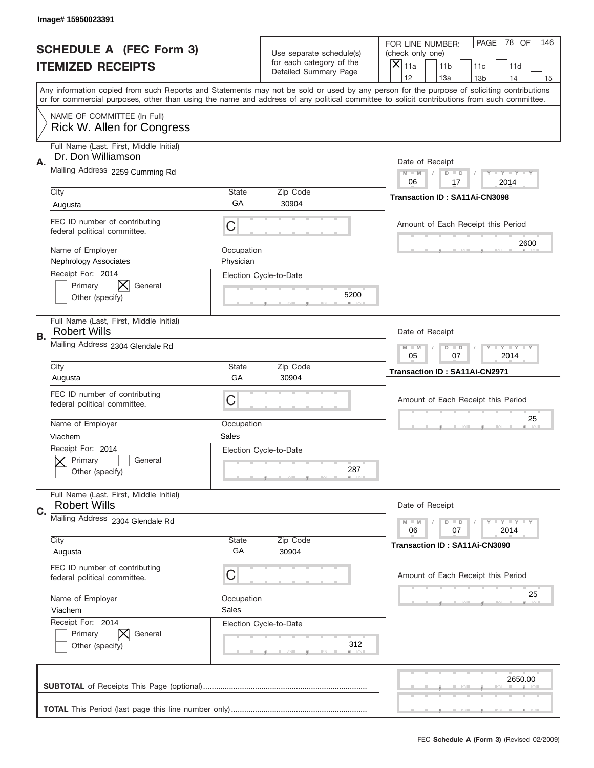Image# 15950023391

# SCHEDULE A (FEC Form 3)
## ITEMIZED RECEIPTS

Use separate schedule(s) for each category of the Detailed Summary Page

FOR LINE NUMBER: (check only one)

- [X] 11a
- [ ] 11b
- [ ] 11c
- [ ] 11d
- [ ] 12
- [ ] 13a
- [ ] 13b
- [ ] 14
- [ ] 15

PAGE 78 OF 146

Any information copied from such Reports and Statements may not be sold or used by any person for the purpose of soliciting contributions or for commercial purposes, other than using the name and address of any political committee to solicit contributions from such committee.

NAME OF COMMITTEE (In Full)
Rick W. Allen for Congress

---

**A.**

Full Name (Last, First, Middle Initial): Dr. Don Williamson

Mailing Address: 2259 Cumming Rd

City: Augusta | State: GA | Zip Code: 30904

FEC ID number of contributing federal political committee: C

Name of Employer: Nephrology Associates

Occupation: Physician

Receipt For: 2014 — [ ] Primary [X] General [ ] Other (specify)

Election Cycle-to-Date: 5200

Date of Receipt: 06 / 17 / 2014

Transaction ID : SA11Ai-CN3098

Amount of Each Receipt this Period: 2600

---

**B.**

Full Name (Last, First, Middle Initial): Robert Wills

Mailing Address: 2304 Glendale Rd

City: Augusta | State: GA | Zip Code: 30904

FEC ID number of contributing federal political committee: C

Name of Employer: Viachem

Occupation: Sales

Receipt For: 2014 — [X] Primary [ ] General [ ] Other (specify)

Election Cycle-to-Date: 287

Date of Receipt: 05 / 07 / 2014

Transaction ID : SA11Ai-CN2971

Amount of Each Receipt this Period: 25

---

**C.**

Full Name (Last, First, Middle Initial): Robert Wills

Mailing Address: 2304 Glendale Rd

City: Augusta | State: GA | Zip Code: 30904

FEC ID number of contributing federal political committee: C

Name of Employer: Viachem

Occupation: Sales

Receipt For: 2014 — [ ] Primary [X] General [ ] Other (specify)

Election Cycle-to-Date: 312

Date of Receipt: 06 / 07 / 2014

Transaction ID : SA11Ai-CN3090

Amount of Each Receipt this Period: 25

---

**SUBTOTAL** of Receipts This Page (optional): 2650.00

**TOTAL** This Period (last page this line number only):

FEC Schedule A (Form 3) (Revised 02/2009)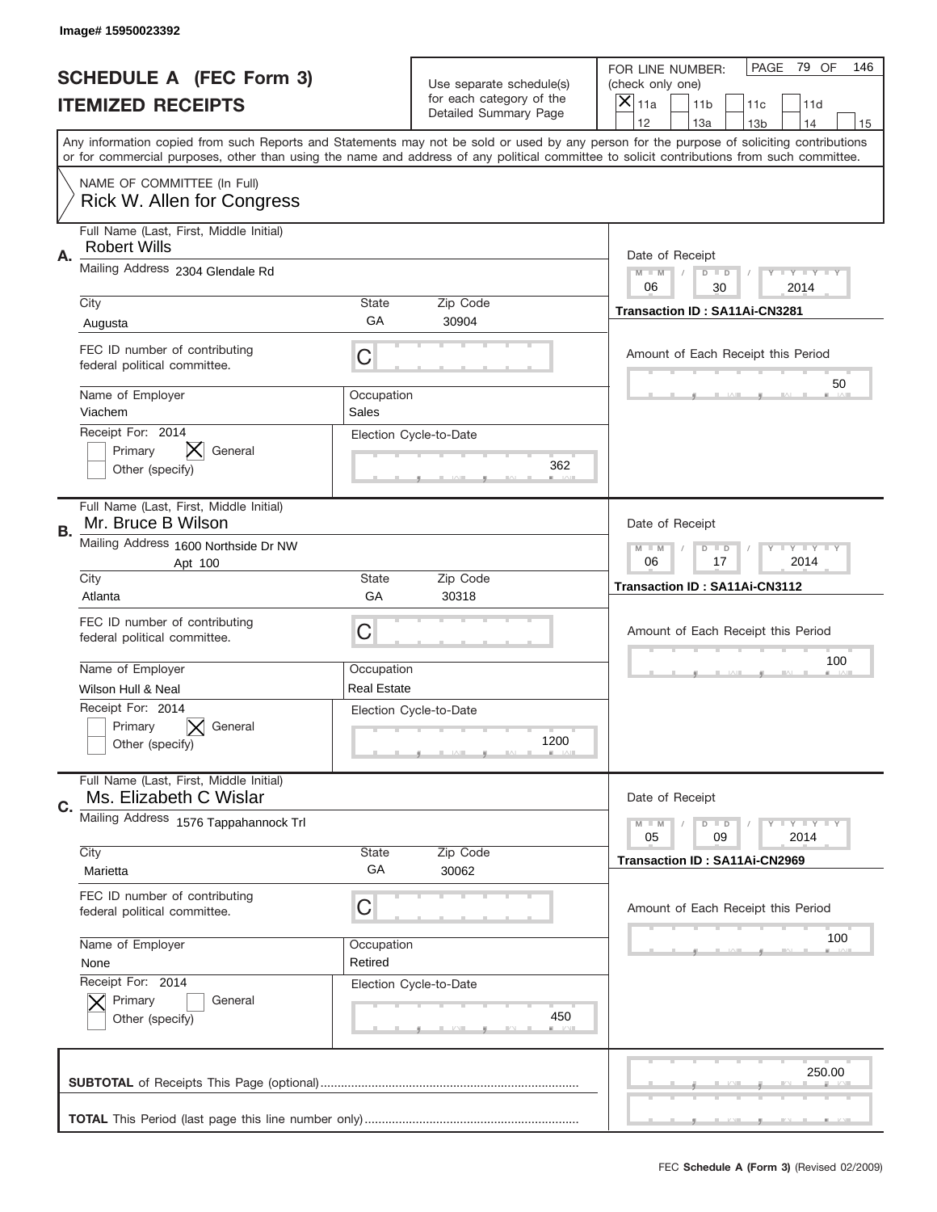Image# 15950023392

# SCHEDULE A (FEC Form 3)
## ITEMIZED RECEIPTS

Use separate schedule(s) for each category of the Detailed Summary Page

FOR LINE NUMBER: (check only one)
[X] 11a [ ] 11b [ ] 11c [ ] 11d [ ] 12 [ ] 13a [ ] 13b [ ] 14 [ ] 15

PAGE 79 OF 146

Any information copied from such Reports and Statements may not be sold or used by any person for the purpose of soliciting contributions or for commercial purposes, other than using the name and address of any political committee to solicit contributions from such committee.

NAME OF COMMITTEE (In Full)
Rick W. Allen for Congress

---

**A.**
Full Name (Last, First, Middle Initial): Robert Wills
Mailing Address: 2304 Glendale Rd
City: Augusta | State: GA | Zip Code: 30904
FEC ID number of contributing federal political committee: C
Name of Employer: Viachem | Occupation: Sales
Receipt For: 2014 — [ ] Primary [X] General [ ] Other (specify)
Election Cycle-to-Date: 362
Date of Receipt: 06 / 30 / 2014
Transaction ID : SA11Ai-CN3281
Amount of Each Receipt this Period: 50

---

**B.**
Full Name (Last, First, Middle Initial): Mr. Bruce B Wilson
Mailing Address: 1600 Northside Dr NW Apt 100
City: Atlanta | State: GA | Zip Code: 30318
FEC ID number of contributing federal political committee: C
Name of Employer: Wilson Hull & Neal | Occupation: Real Estate
Receipt For: 2014 — [ ] Primary [X] General [ ] Other (specify)
Election Cycle-to-Date: 1200
Date of Receipt: 06 / 17 / 2014
Transaction ID : SA11Ai-CN3112
Amount of Each Receipt this Period: 100

---

**C.**
Full Name (Last, First, Middle Initial): Ms. Elizabeth C Wislar
Mailing Address: 1576 Tappahannock Trl
City: Marietta | State: GA | Zip Code: 30062
FEC ID number of contributing federal political committee: C
Name of Employer: None | Occupation: Retired
Receipt For: 2014 — [X] Primary [ ] General [ ] Other (specify)
Election Cycle-to-Date: 450
Date of Receipt: 05 / 09 / 2014
Transaction ID : SA11Ai-CN2969
Amount of Each Receipt this Period: 100

---

**SUBTOTAL** of Receipts This Page (optional): 250.00

**TOTAL** This Period (last page this line number only):

FEC Schedule A (Form 3) (Revised 02/2009)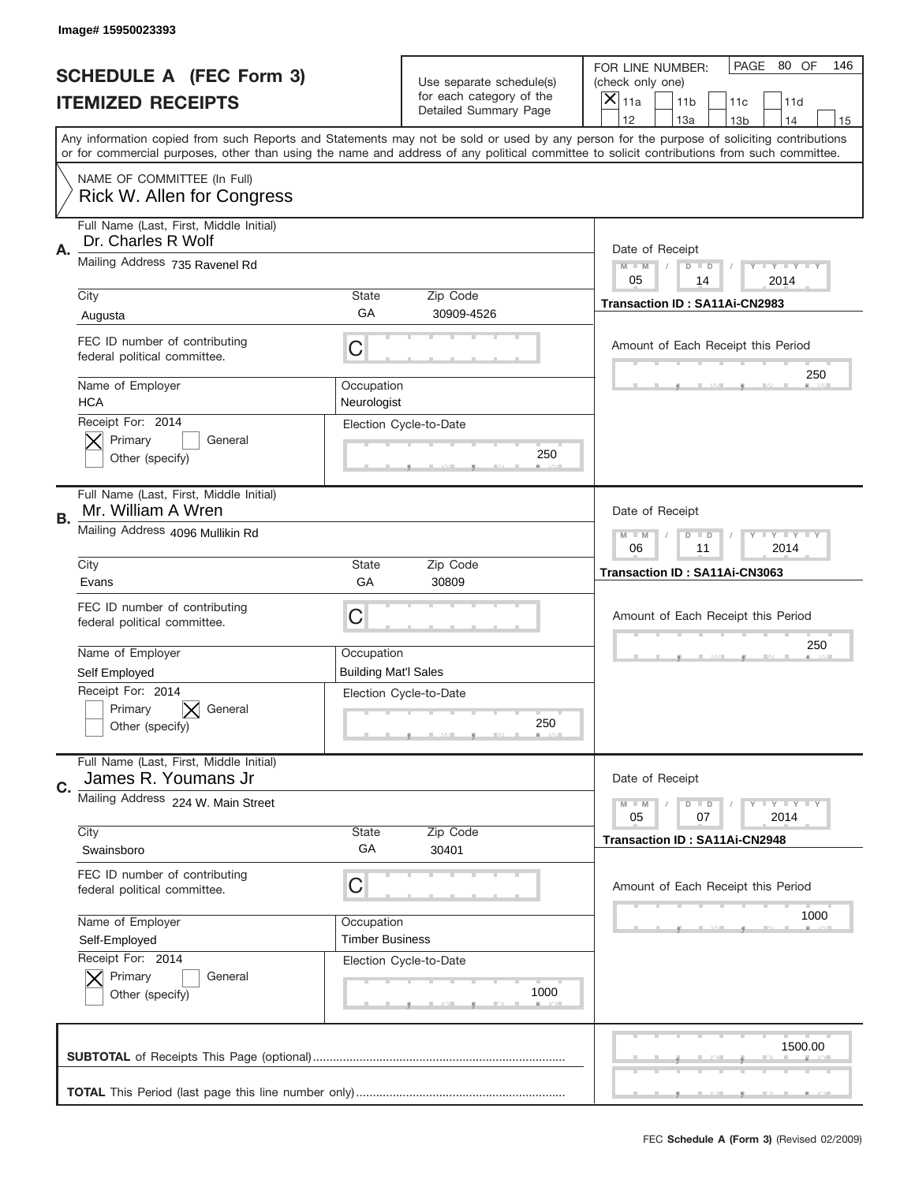Image# 15950023393

# SCHEDULE A (FEC Form 3)
## ITEMIZED RECEIPTS

Use separate schedule(s) for each category of the Detailed Summary Page

FOR LINE NUMBER: (check only one)

- [x] 11a
- [ ] 11b
- [ ] 11c
- [ ] 11d
- [ ] 12
- [ ] 13a
- [ ] 13b
- [ ] 14
- [ ] 15

PAGE 80 OF 146

Any information copied from such Reports and Statements may not be sold or used by any person for the purpose of soliciting contributions or for commercial purposes, other than using the name and address of any political committee to solicit contributions from such committee.

NAME OF COMMITTEE (In Full)
Rick W. Allen for Congress

---

**A.** Full Name (Last, First, Middle Initial): Dr. Charles R Wolf

Mailing Address: 735 Ravenel Rd

City: Augusta | State: GA | Zip Code: 30909-4526

FEC ID number of contributing federal political committee: C

Name of Employer: HCA

Occupation: Neurologist

Receipt For: 2014
- [x] Primary
- [ ] General
- [ ] Other (specify)

Election Cycle-to-Date: 250

Date of Receipt: 05 / 14 / 2014

Transaction ID : SA11Ai-CN2983

Amount of Each Receipt this Period: 250

---

**B.** Full Name (Last, First, Middle Initial): Mr. William A Wren

Mailing Address: 4096 Mullikin Rd

City: Evans | State: GA | Zip Code: 30809

FEC ID number of contributing federal political committee: C

Name of Employer: Self Employed

Occupation: Building Mat'l Sales

Receipt For: 2014
- [ ] Primary
- [x] General
- [ ] Other (specify)

Election Cycle-to-Date: 250

Date of Receipt: 06 / 11 / 2014

Transaction ID : SA11Ai-CN3063

Amount of Each Receipt this Period: 250

---

**C.** Full Name (Last, First, Middle Initial): James R. Youmans Jr

Mailing Address: 224 W. Main Street

City: Swainsboro | State: GA | Zip Code: 30401

FEC ID number of contributing federal political committee: C

Name of Employer: Self-Employed

Occupation: Timber Business

Receipt For: 2014
- [x] Primary
- [ ] General
- [ ] Other (specify)

Election Cycle-to-Date: 1000

Date of Receipt: 05 / 07 / 2014

Transaction ID : SA11Ai-CN2948

Amount of Each Receipt this Period: 1000

---

**SUBTOTAL** of Receipts This Page (optional): 1500.00

**TOTAL** This Period (last page this line number only):

FEC **Schedule A (Form 3)** (Revised 02/2009)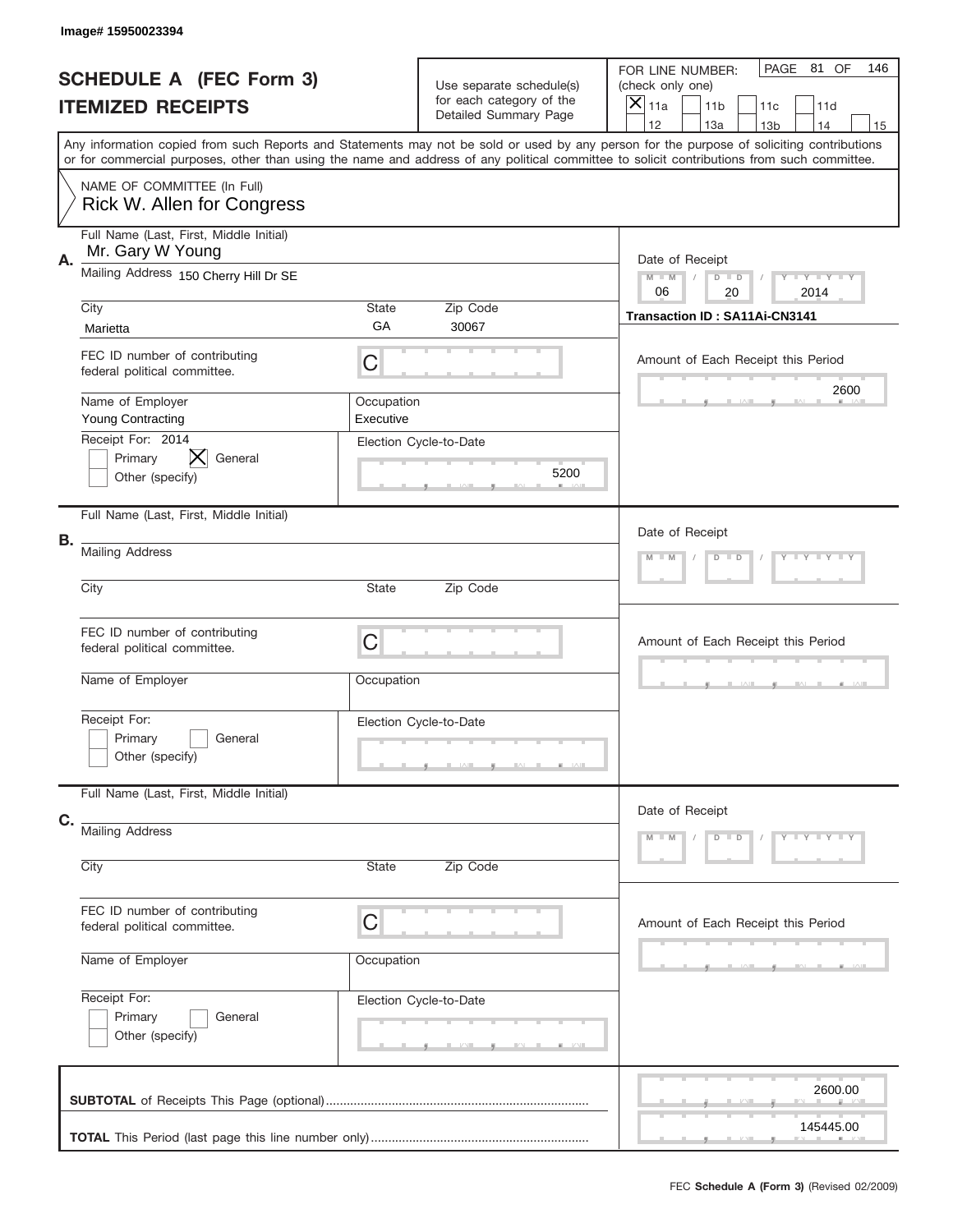Image# 15950023394

# SCHEDULE A (FEC Form 3)
## ITEMIZED RECEIPTS

Use separate schedule(s) for each category of the Detailed Summary Page

FOR LINE NUMBER: (check only one)

- [x] 11a
- [ ] 11b
- [ ] 11c
- [ ] 11d
- [ ] 12
- [ ] 13a
- [ ] 13b
- [ ] 14
- [ ] 15

PAGE 81 OF 146

Any information copied from such Reports and Statements may not be sold or used by any person for the purpose of soliciting contributions or for commercial purposes, other than using the name and address of any political committee to solicit contributions from such committee.

NAME OF COMMITTEE (In Full)
Rick W. Allen for Congress

**A.**

Full Name (Last, First, Middle Initial): Mr. Gary W Young

Mailing Address: 150 Cherry Hill Dr SE

City: Marietta | State: GA | Zip Code: 30067

Date of Receipt: 06 / 20 / 2014

Transaction ID : SA11Ai-CN3141

FEC ID number of contributing federal political committee: C

Amount of Each Receipt this Period: 2600

Name of Employer: Young Contracting

Occupation: Executive

Receipt For: 2014
- [ ] Primary
- [x] General
- [ ] Other (specify)

Election Cycle-to-Date: 5200

**B.**

Full Name (Last, First, Middle Initial):

Mailing Address:

City: | State: | Zip Code:

Date of Receipt: M M / D D / Y Y Y Y

FEC ID number of contributing federal political committee: C

Amount of Each Receipt this Period:

Name of Employer:

Occupation:

Receipt For:
- [ ] Primary
- [ ] General
- [ ] Other (specify)

Election Cycle-to-Date:

**C.**

Full Name (Last, First, Middle Initial):

Mailing Address:

City: | State: | Zip Code:

Date of Receipt: M M / D D / Y Y Y Y

FEC ID number of contributing federal political committee: C

Amount of Each Receipt this Period:

Name of Employer:

Occupation:

Receipt For:
- [ ] Primary
- [ ] General
- [ ] Other (specify)

Election Cycle-to-Date:

**SUBTOTAL** of Receipts This Page (optional): 2600.00

**TOTAL** This Period (last page this line number only): 145445.00

FEC **Schedule A (Form 3)** (Revised 02/2009)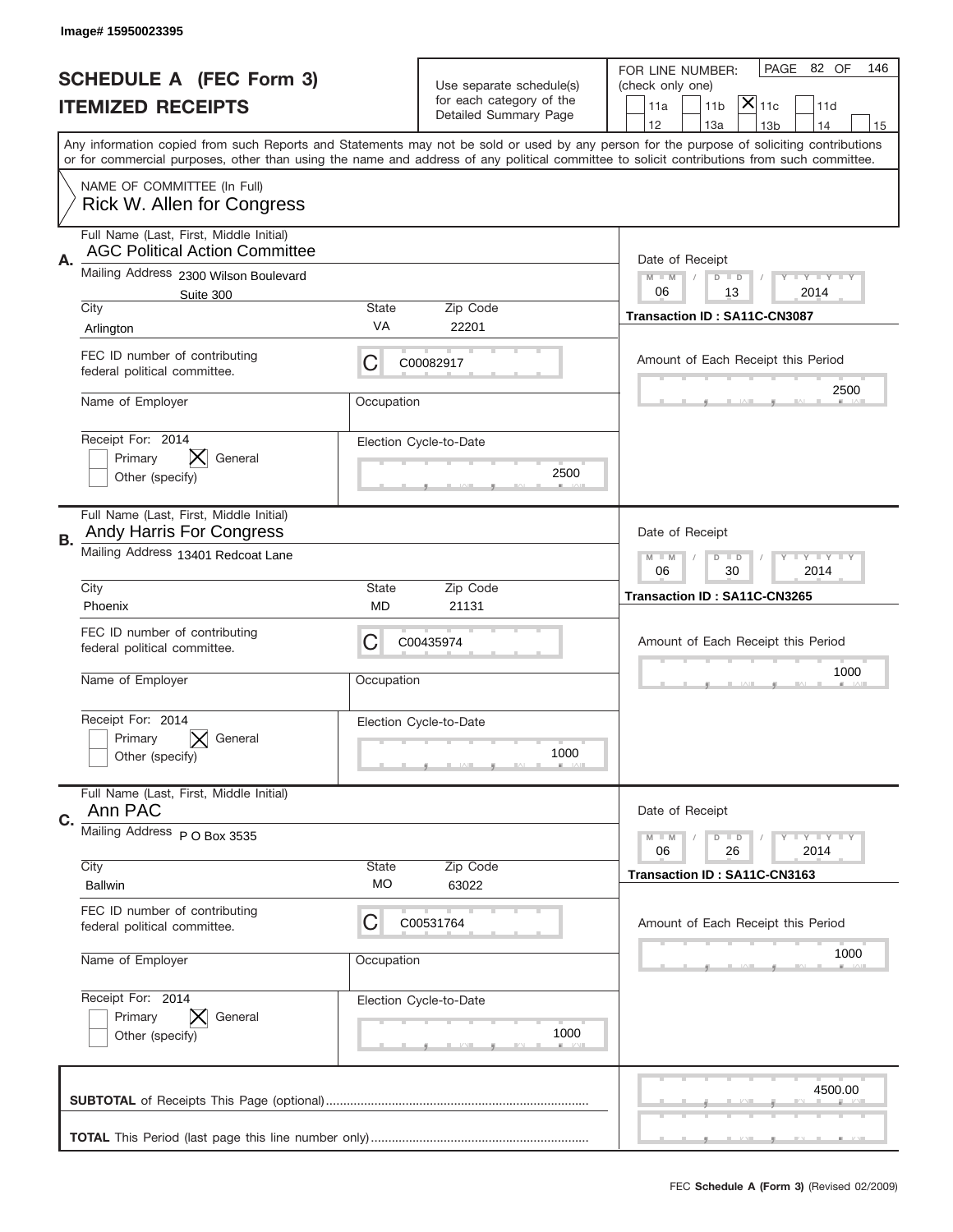Image# 15950023395

# SCHEDULE A (FEC Form 3)
# ITEMIZED RECEIPTS

Use separate schedule(s) for each category of the Detailed Summary Page

FOR LINE NUMBER: (check only one)

PAGE 82 OF 146

- [ ] 11a
- [ ] 11b
- [x] 11c
- [ ] 11d
- [ ] 12
- [ ] 13a
- [ ] 13b
- [ ] 14
- [ ] 15

Any information copied from such Reports and Statements may not be sold or used by any person for the purpose of soliciting contributions or for commercial purposes, other than using the name and address of any political committee to solicit contributions from such committee.

NAME OF COMMITTEE (In Full)
Rick W. Allen for Congress

## A.

Full Name (Last, First, Middle Initial): AGC Political Action Committee

Mailing Address: 2300 Wilson Boulevard, Suite 300

City: Arlington | State: VA | Zip Code: 22201

FEC ID number of contributing federal political committee: C C00082917

Name of Employer: | Occupation:

Receipt For: 2014
- [ ] Primary
- [x] General
- [ ] Other (specify)

Election Cycle-to-Date: 2500

Date of Receipt: 06 / 13 / 2014

Transaction ID : SA11C-CN3087

Amount of Each Receipt this Period: 2500

## B.

Full Name (Last, First, Middle Initial): Andy Harris For Congress

Mailing Address: 13401 Redcoat Lane

City: Phoenix | State: MD | Zip Code: 21131

FEC ID number of contributing federal political committee: C C00435974

Name of Employer: | Occupation:

Receipt For: 2014
- [ ] Primary
- [x] General
- [ ] Other (specify)

Election Cycle-to-Date: 1000

Date of Receipt: 06 / 30 / 2014

Transaction ID : SA11C-CN3265

Amount of Each Receipt this Period: 1000

## C.

Full Name (Last, First, Middle Initial): Ann PAC

Mailing Address: P O Box 3535

City: Ballwin | State: MO | Zip Code: 63022

FEC ID number of contributing federal political committee: C C00531764

Name of Employer: | Occupation:

Receipt For: 2014
- [ ] Primary
- [x] General
- [ ] Other (specify)

Election Cycle-to-Date: 1000

Date of Receipt: 06 / 26 / 2014

Transaction ID : SA11C-CN3163

Amount of Each Receipt this Period: 1000

**SUBTOTAL** of Receipts This Page (optional): 4500.00

**TOTAL** This Period (last page this line number only):

FEC **Schedule A (Form 3)** (Revised 02/2009)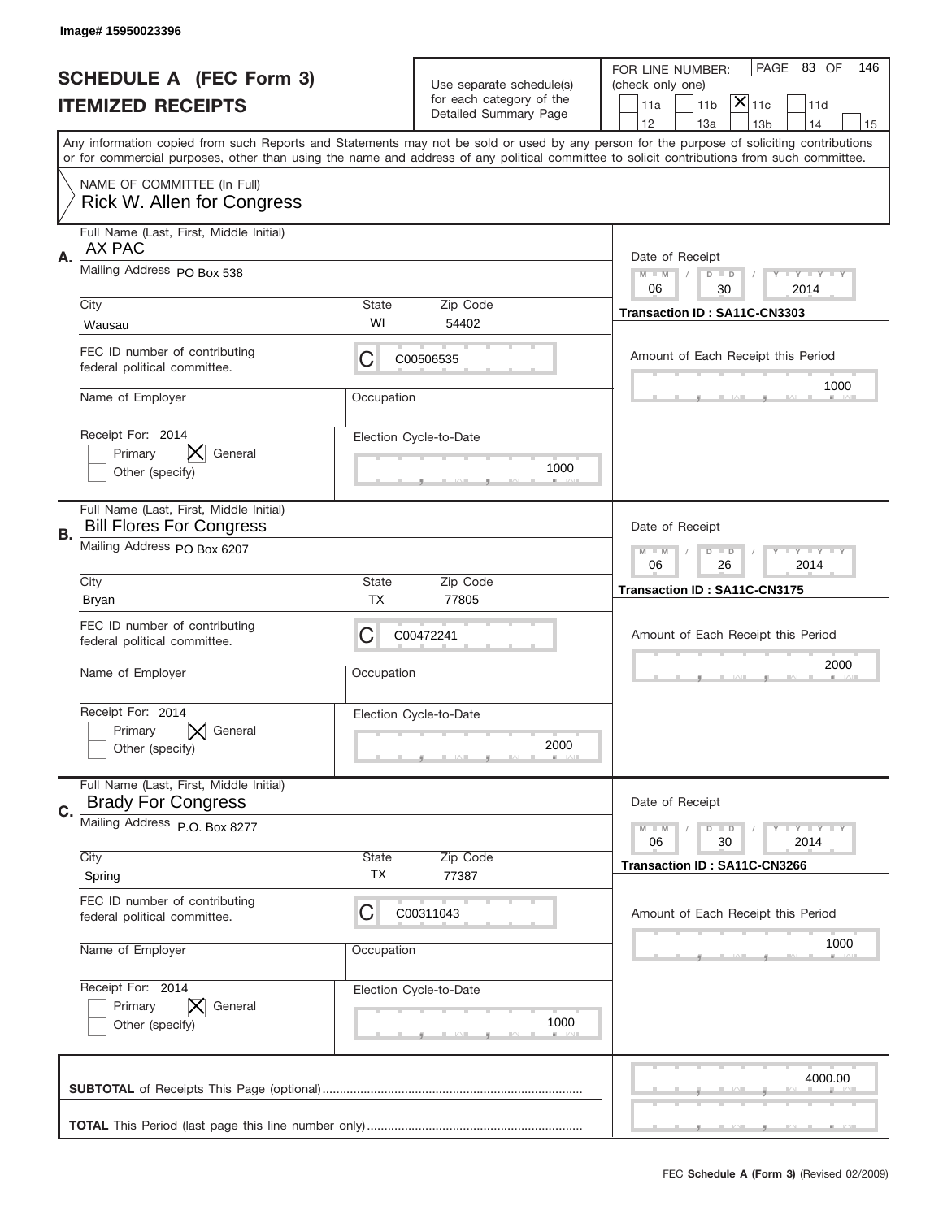Image# 15950023396

# SCHEDULE A (FEC Form 3)
## ITEMIZED RECEIPTS

Use separate schedule(s) for each category of the Detailed Summary Page

FOR LINE NUMBER: (check only one)
11a | 11b | [X] 11c | 11d | 12 | 13a | 13b | 14 | 15

PAGE 83 OF 146

Any information copied from such Reports and Statements may not be sold or used by any person for the purpose of soliciting contributions or for commercial purposes, other than using the name and address of any political committee to solicit contributions from such committee.

NAME OF COMMITTEE (In Full)
Rick W. Allen for Congress

---

**A.** Full Name (Last, First, Middle Initial): AX PAC
Mailing Address: PO Box 538
City: Wausau | State: WI | Zip Code: 54402
FEC ID number of contributing federal political committee: C C00506535
Name of Employer: | Occupation:
Receipt For: 2014 — Primary [ ] General [X] Other (specify) [ ]
Election Cycle-to-Date: 1000
Date of Receipt: 06 / 30 / 2014
Transaction ID : SA11C-CN3303
Amount of Each Receipt this Period: 1000

---

**B.** Full Name (Last, First, Middle Initial): Bill Flores For Congress
Mailing Address: PO Box 6207
City: Bryan | State: TX | Zip Code: 77805
FEC ID number of contributing federal political committee: C C00472241
Name of Employer: | Occupation:
Receipt For: 2014 — Primary [ ] General [X] Other (specify) [ ]
Election Cycle-to-Date: 2000
Date of Receipt: 06 / 26 / 2014
Transaction ID : SA11C-CN3175
Amount of Each Receipt this Period: 2000

---

**C.** Full Name (Last, First, Middle Initial): Brady For Congress
Mailing Address: P.O. Box 8277
City: Spring | State: TX | Zip Code: 77387
FEC ID number of contributing federal political committee: C C00311043
Name of Employer: | Occupation:
Receipt For: 2014 — Primary [ ] General [X] Other (specify) [ ]
Election Cycle-to-Date: 1000
Date of Receipt: 06 / 30 / 2014
Transaction ID : SA11C-CN3266
Amount of Each Receipt this Period: 1000

---

**SUBTOTAL** of Receipts This Page (optional): 4000.00

**TOTAL** This Period (last page this line number only):

FEC **Schedule A (Form 3)** (Revised 02/2009)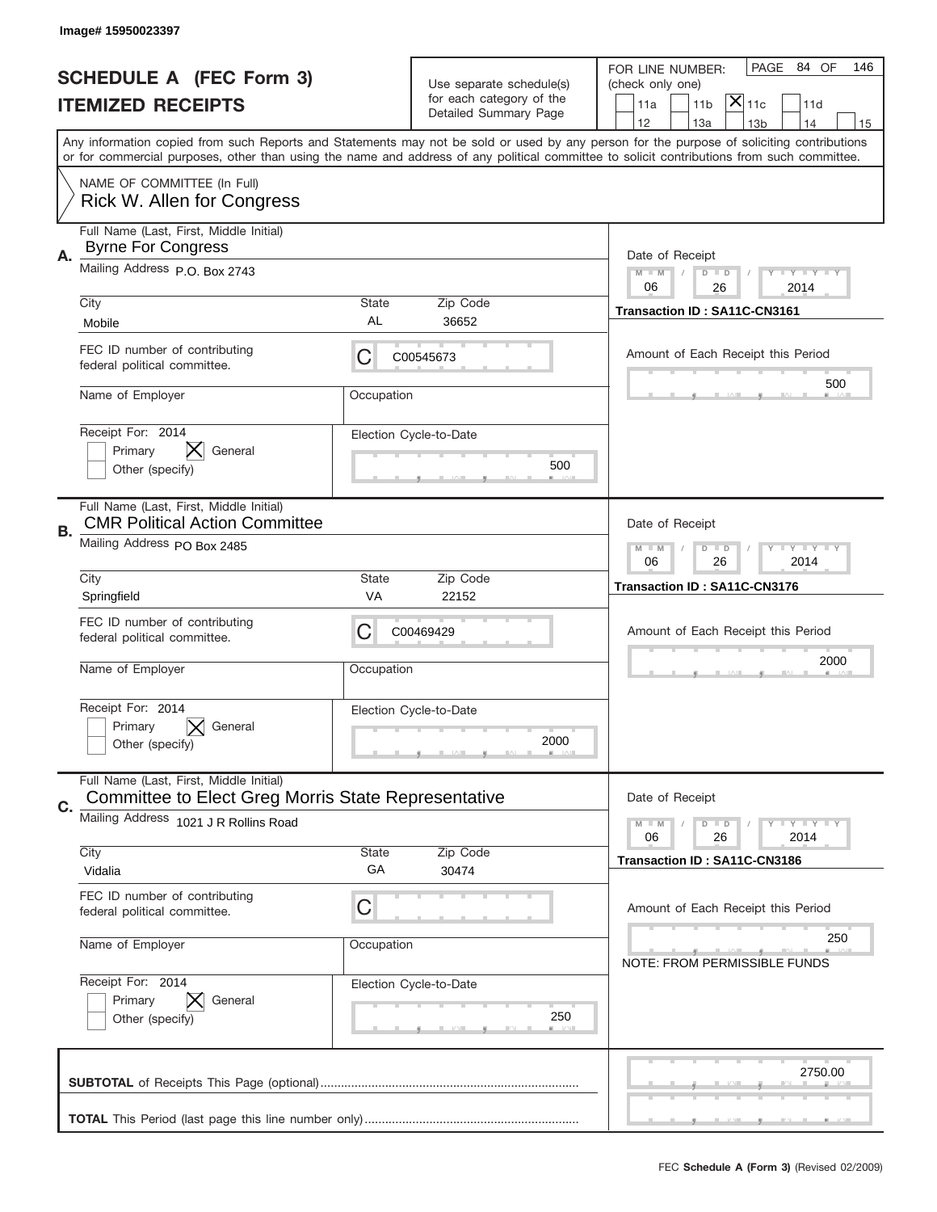Image# 15950023397

# SCHEDULE A (FEC Form 3)
## ITEMIZED RECEIPTS

Use separate schedule(s) for each category of the Detailed Summary Page

FOR LINE NUMBER: (check only one)

| | | | | |
|---|---|---|---|---|
| 11a | 11b | [X] 11c | 11d | |
| 12 | 13a | 13b | 14 | 15 |

PAGE 84 OF 146

Any information copied from such Reports and Statements may not be sold or used by any person for the purpose of soliciting contributions or for commercial purposes, other than using the name and address of any political committee to solicit contributions from such committee.

NAME OF COMMITTEE (In Full)
Rick W. Allen for Congress

---

**A.** Full Name (Last, First, Middle Initial): Byrne For Congress

Mailing Address: P.O. Box 2743

City: Mobile | State: AL | Zip Code: 36652

FEC ID number of contributing federal political committee: C00545673

Name of Employer: | Occupation:

Receipt For: 2014 — [ ] Primary [X] General [ ] Other (specify)

Election Cycle-to-Date: 500

Date of Receipt: 06 / 26 / 2014

Transaction ID : SA11C-CN3161

Amount of Each Receipt this Period: 500

---

**B.** Full Name (Last, First, Middle Initial): CMR Political Action Committee

Mailing Address: PO Box 2485

City: Springfield | State: VA | Zip Code: 22152

FEC ID number of contributing federal political committee: C00469429

Name of Employer: | Occupation:

Receipt For: 2014 — [ ] Primary [X] General [ ] Other (specify)

Election Cycle-to-Date: 2000

Date of Receipt: 06 / 26 / 2014

Transaction ID : SA11C-CN3176

Amount of Each Receipt this Period: 2000

---

**C.** Full Name (Last, First, Middle Initial): Committee to Elect Greg Morris State Representative

Mailing Address: 1021 J R Rollins Road

City: Vidalia | State: GA | Zip Code: 30474

FEC ID number of contributing federal political committee: C

Name of Employer: | Occupation:

Receipt For: 2014 — [ ] Primary [X] General [ ] Other (specify)

Election Cycle-to-Date: 250

Date of Receipt: 06 / 26 / 2014

Transaction ID : SA11C-CN3186

Amount of Each Receipt this Period: 250

NOTE: FROM PERMISSIBLE FUNDS

---

**SUBTOTAL** of Receipts This Page (optional): 2750.00

**TOTAL** This Period (last page this line number only):

FEC **Schedule A (Form 3)** (Revised 02/2009)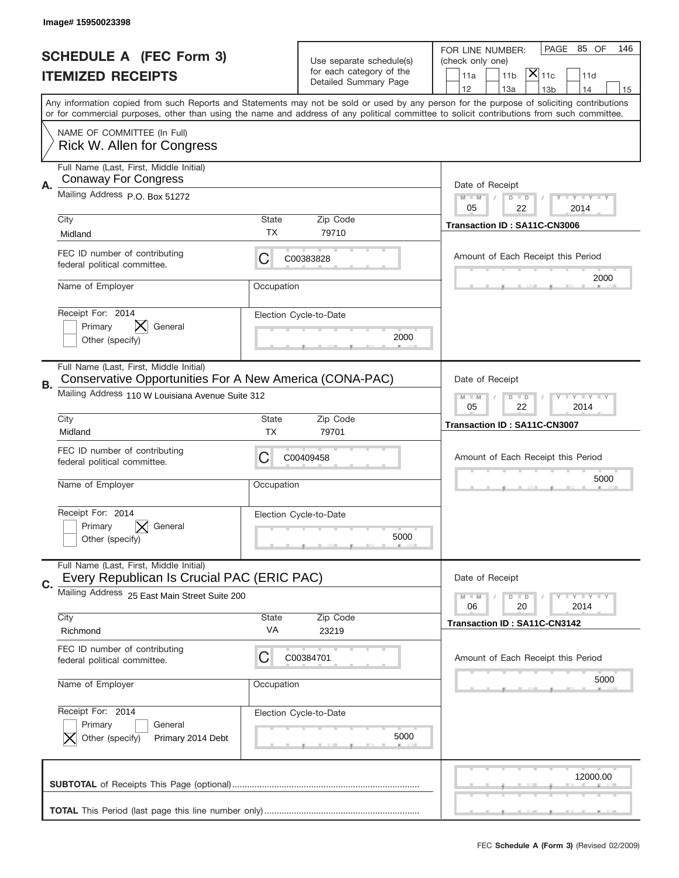Image# 15950023398

# SCHEDULE A (FEC Form 3)
## ITEMIZED RECEIPTS

Use separate schedule(s) for each category of the Detailed Summary Page

FOR LINE NUMBER: (check only one)

PAGE 85 OF 146

- [ ] 11a
- [ ] 11b
- [X] 11c
- [ ] 11d
- [ ] 12
- [ ] 13a
- [ ] 13b
- [ ] 14
- [ ] 15

Any information copied from such Reports and Statements may not be sold or used by any person for the purpose of soliciting contributions or for commercial purposes, other than using the name and address of any political committee to solicit contributions from such committee.

NAME OF COMMITTEE (In Full)
Rick W. Allen for Congress

---

**A.**

Full Name (Last, First, Middle Initial): Conaway For Congress

Mailing Address: P.O. Box 51272

City: Midland | State: TX | Zip Code: 79710

FEC ID number of contributing federal political committee: C C00383828

Name of Employer: 

Occupation: 

Receipt For: 2014
- [ ] Primary
- [X] General
- [ ] Other (specify)

Election Cycle-to-Date: 2000

Date of Receipt: 05 / 22 / 2014

Transaction ID : SA11C-CN3006

Amount of Each Receipt this Period: 2000

---

**B.**

Full Name (Last, First, Middle Initial): Conservative Opportunities For A New America (CONA-PAC)

Mailing Address: 110 W Louisiana Avenue Suite 312

City: Midland | State: TX | Zip Code: 79701

FEC ID number of contributing federal political committee: C C00409458

Name of Employer: 

Occupation: 

Receipt For: 2014
- [ ] Primary
- [X] General
- [ ] Other (specify)

Election Cycle-to-Date: 5000

Date of Receipt: 05 / 22 / 2014

Transaction ID : SA11C-CN3007

Amount of Each Receipt this Period: 5000

---

**C.**

Full Name (Last, First, Middle Initial): Every Republican Is Crucial PAC (ERIC PAC)

Mailing Address: 25 East Main Street Suite 200

City: Richmond | State: VA | Zip Code: 23219

FEC ID number of contributing federal political committee: C C00384701

Name of Employer: 

Occupation: 

Receipt For: 2014
- [ ] Primary
- [ ] General
- [X] Other (specify) Primary 2014 Debt

Election Cycle-to-Date: 5000

Date of Receipt: 06 / 20 / 2014

Transaction ID : SA11C-CN3142

Amount of Each Receipt this Period: 5000

---

**SUBTOTAL** of Receipts This Page (optional): 12000.00

**TOTAL** This Period (last page this line number only): 

FEC **Schedule A (Form 3)** (Revised 02/2009)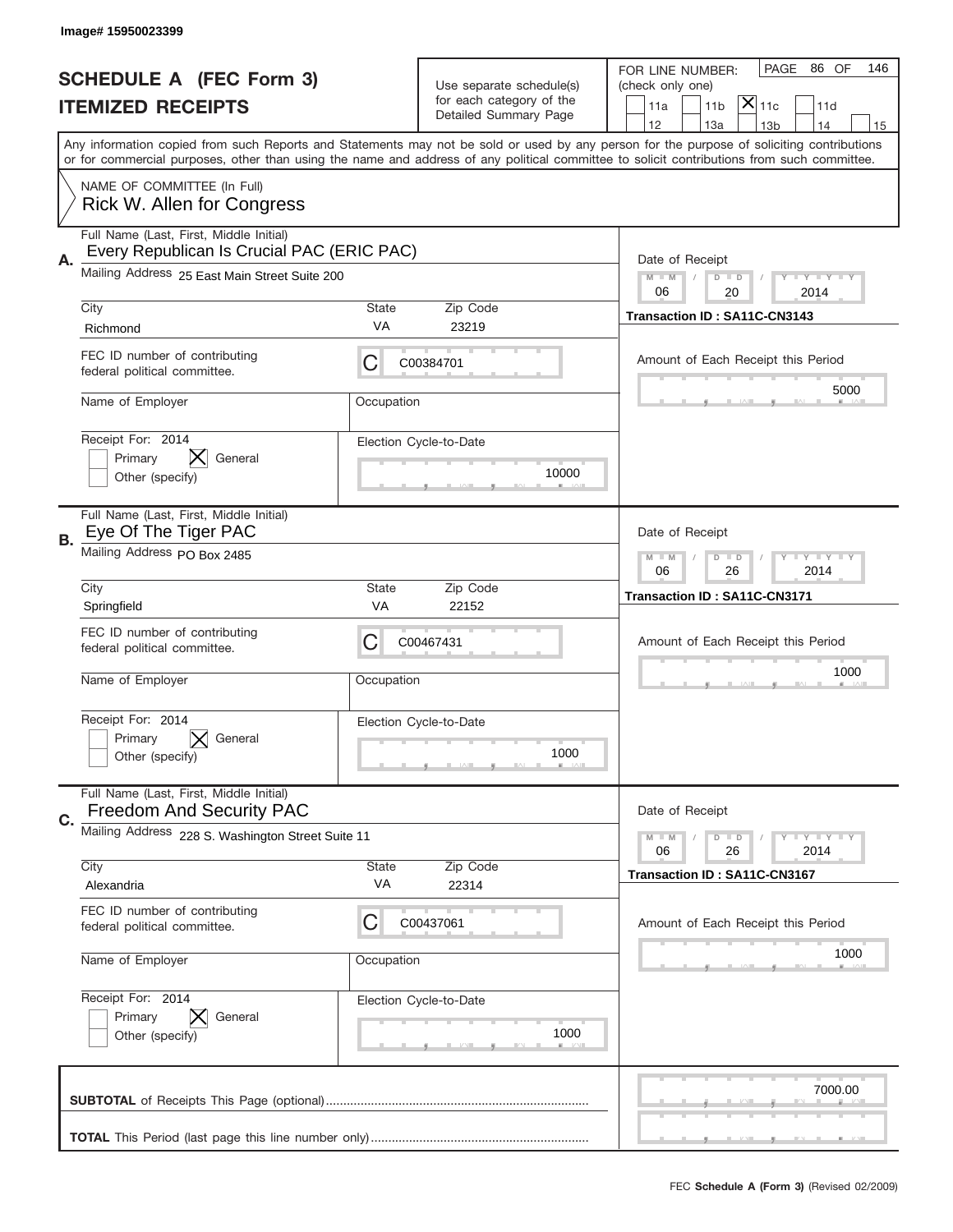Image# 15950023399

# SCHEDULE A (FEC Form 3)
# ITEMIZED RECEIPTS

Use separate schedule(s) for each category of the Detailed Summary Page

FOR LINE NUMBER: (check only one)

11a | 11b | **[X] 11c** | 11d | 12 | 13a | 13b | 14 | 15

PAGE 86 OF 146

Any information copied from such Reports and Statements may not be sold or used by any person for the purpose of soliciting contributions or for commercial purposes, other than using the name and address of any political committee to solicit contributions from such committee.

NAME OF COMMITTEE (In Full)
Rick W. Allen for Congress

---

**A.** Full Name (Last, First, Middle Initial): Every Republican Is Crucial PAC (ERIC PAC)

Mailing Address: 25 East Main Street Suite 200

City: Richmond | State: VA | Zip Code: 23219

FEC ID number of contributing federal political committee: C C00384701

Name of Employer: | Occupation:

Receipt For: 2014 — [ ] Primary [X] General [ ] Other (specify)

Election Cycle-to-Date: 10000

Date of Receipt: 06 / 20 / 2014

Transaction ID : SA11C-CN3143

Amount of Each Receipt this Period: 5000

---

**B.** Full Name (Last, First, Middle Initial): Eye Of The Tiger PAC

Mailing Address: PO Box 2485

City: Springfield | State: VA | Zip Code: 22152

FEC ID number of contributing federal political committee: C C00467431

Name of Employer: | Occupation:

Receipt For: 2014 — [ ] Primary [X] General [ ] Other (specify)

Election Cycle-to-Date: 1000

Date of Receipt: 06 / 26 / 2014

Transaction ID : SA11C-CN3171

Amount of Each Receipt this Period: 1000

---

**C.** Full Name (Last, First, Middle Initial): Freedom And Security PAC

Mailing Address: 228 S. Washington Street Suite 11

City: Alexandria | State: VA | Zip Code: 22314

FEC ID number of contributing federal political committee: C C00437061

Name of Employer: | Occupation:

Receipt For: 2014 — [ ] Primary [X] General [ ] Other (specify)

Election Cycle-to-Date: 1000

Date of Receipt: 06 / 26 / 2014

Transaction ID : SA11C-CN3167

Amount of Each Receipt this Period: 1000

---

**SUBTOTAL** of Receipts This Page (optional): 7000.00

**TOTAL** This Period (last page this line number only):

FEC **Schedule A (Form 3)** (Revised 02/2009)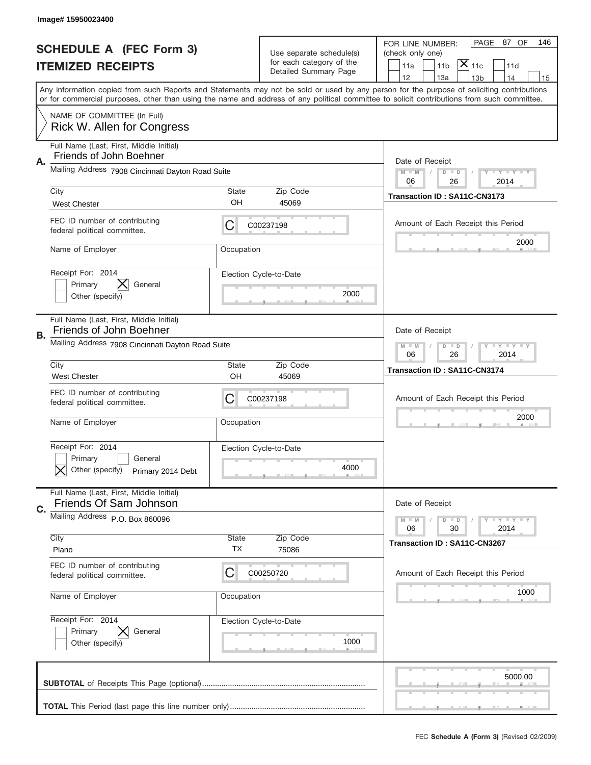Image# 15950023400

# SCHEDULE A (FEC Form 3)
## ITEMIZED RECEIPTS

Use separate schedule(s) for each category of the Detailed Summary Page

FOR LINE NUMBER: (check only one)
11a | 11b | [X] 11c | 11d | 12 | 13a | 13b | 14 | 15

PAGE 87 OF 146

Any information copied from such Reports and Statements may not be sold or used by any person for the purpose of soliciting contributions or for commercial purposes, other than using the name and address of any political committee to solicit contributions from such committee.

NAME OF COMMITTEE (In Full)
Rick W. Allen for Congress

---

**A.** Full Name (Last, First, Middle Initial): Friends of John Boehner

Mailing Address: 7908 Cincinnati Dayton Road Suite

City: West Chester | State: OH | Zip Code: 45069

FEC ID number of contributing federal political committee: C00237198

Name of Employer: | Occupation:

Receipt For: 2014 — [ ] Primary [X] General [ ] Other (specify)

Election Cycle-to-Date: 2000

Date of Receipt: 06 / 26 / 2014

Transaction ID : SA11C-CN3173

Amount of Each Receipt this Period: 2000

---

**B.** Full Name (Last, First, Middle Initial): Friends of John Boehner

Mailing Address: 7908 Cincinnati Dayton Road Suite

City: West Chester | State: OH | Zip Code: 45069

FEC ID number of contributing federal political committee: C00237198

Name of Employer: | Occupation:

Receipt For: 2014 — [ ] Primary [ ] General [X] Other (specify) Primary 2014 Debt

Election Cycle-to-Date: 4000

Date of Receipt: 06 / 26 / 2014

Transaction ID : SA11C-CN3174

Amount of Each Receipt this Period: 2000

---

**C.** Full Name (Last, First, Middle Initial): Friends Of Sam Johnson

Mailing Address: P.O. Box 860096

City: Plano | State: TX | Zip Code: 75086

FEC ID number of contributing federal political committee: C00250720

Name of Employer: | Occupation:

Receipt For: 2014 — [ ] Primary [X] General [ ] Other (specify)

Election Cycle-to-Date: 1000

Date of Receipt: 06 / 30 / 2014

Transaction ID : SA11C-CN3267

Amount of Each Receipt this Period: 1000

---

**SUBTOTAL** of Receipts This Page (optional): 5000.00

**TOTAL** This Period (last page this line number only):

FEC **Schedule A (Form 3)** (Revised 02/2009)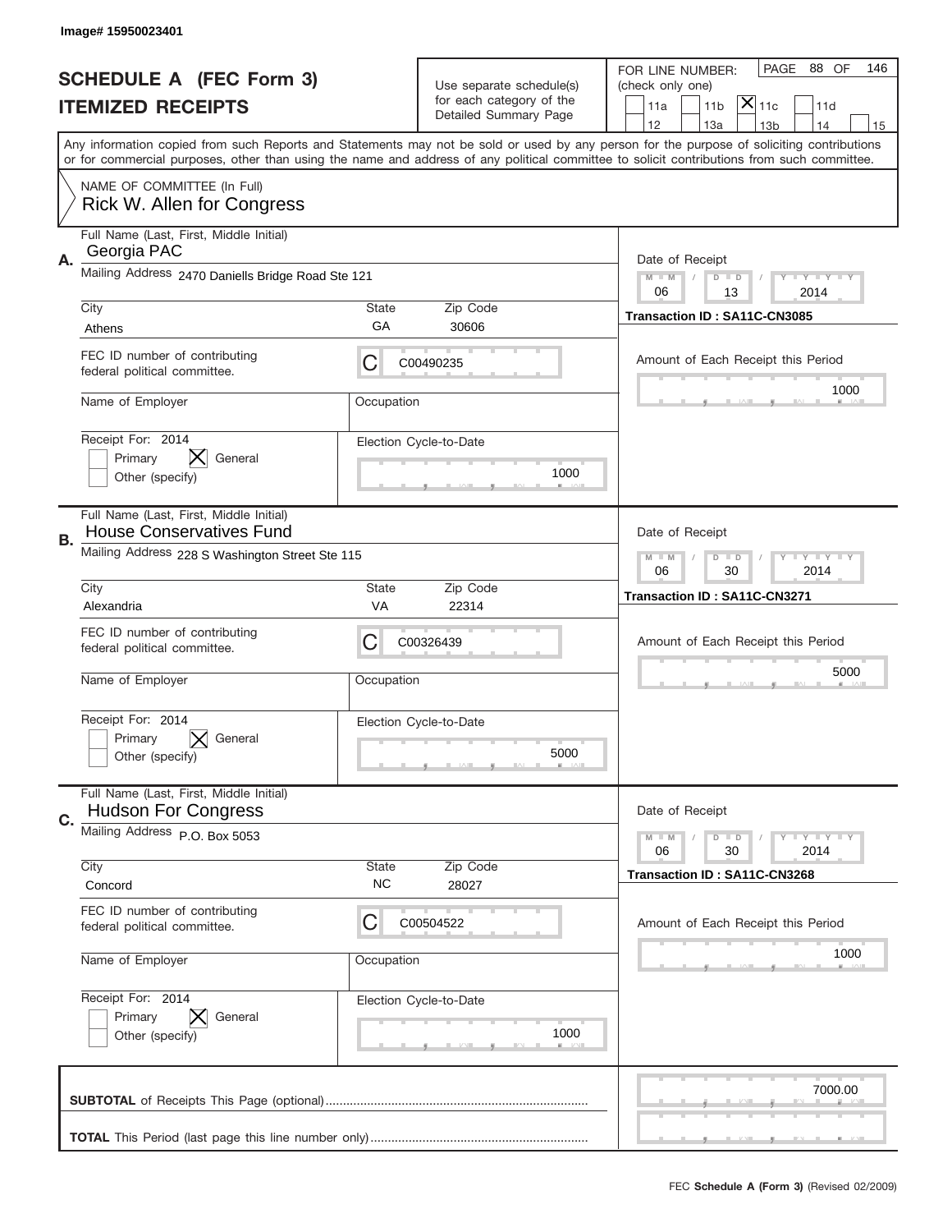Image# 15950023401

# SCHEDULE A (FEC Form 3)
## ITEMIZED RECEIPTS

Use separate schedule(s) for each category of the Detailed Summary Page

FOR LINE NUMBER: (check only one)

- [ ] 11a
- [ ] 11b
- [x] 11c
- [ ] 11d
- [ ] 12
- [ ] 13a
- [ ] 13b
- [ ] 14
- [ ] 15

PAGE 88 OF 146

Any information copied from such Reports and Statements may not be sold or used by any person for the purpose of soliciting contributions or for commercial purposes, other than using the name and address of any political committee to solicit contributions from such committee.

NAME OF COMMITTEE (In Full)
Rick W. Allen for Congress

---

**A.** Full Name (Last, First, Middle Initial): Georgia PAC

Mailing Address: 2470 Daniells Bridge Road Ste 121

| City | State | Zip Code |
|---|---|---|
| Athens | GA | 30606 |

FEC ID number of contributing federal political committee: C C00490235

Name of Employer:
Occupation:

Receipt For: 2014
- [ ] Primary
- [x] General
- [ ] Other (specify)

Election Cycle-to-Date: 1000

Date of Receipt: 06 / 13 / 2014

Transaction ID : SA11C-CN3085

Amount of Each Receipt this Period: 1000

---

**B.** Full Name (Last, First, Middle Initial): House Conservatives Fund

Mailing Address: 228 S Washington Street Ste 115

| City | State | Zip Code |
|---|---|---|
| Alexandria | VA | 22314 |

FEC ID number of contributing federal political committee: C C00326439

Name of Employer:
Occupation:

Receipt For: 2014
- [ ] Primary
- [x] General
- [ ] Other (specify)

Election Cycle-to-Date: 5000

Date of Receipt: 06 / 30 / 2014

Transaction ID : SA11C-CN3271

Amount of Each Receipt this Period: 5000

---

**C.** Full Name (Last, First, Middle Initial): Hudson For Congress

Mailing Address: P.O. Box 5053

| City | State | Zip Code |
|---|---|---|
| Concord | NC | 28027 |

FEC ID number of contributing federal political committee: C C00504522

Name of Employer:
Occupation:

Receipt For: 2014
- [ ] Primary
- [x] General
- [ ] Other (specify)

Election Cycle-to-Date: 1000

Date of Receipt: 06 / 30 / 2014

Transaction ID : SA11C-CN3268

Amount of Each Receipt this Period: 1000

---

**SUBTOTAL** of Receipts This Page (optional): 7000.00

**TOTAL** This Period (last page this line number only):

FEC **Schedule A (Form 3)** (Revised 02/2009)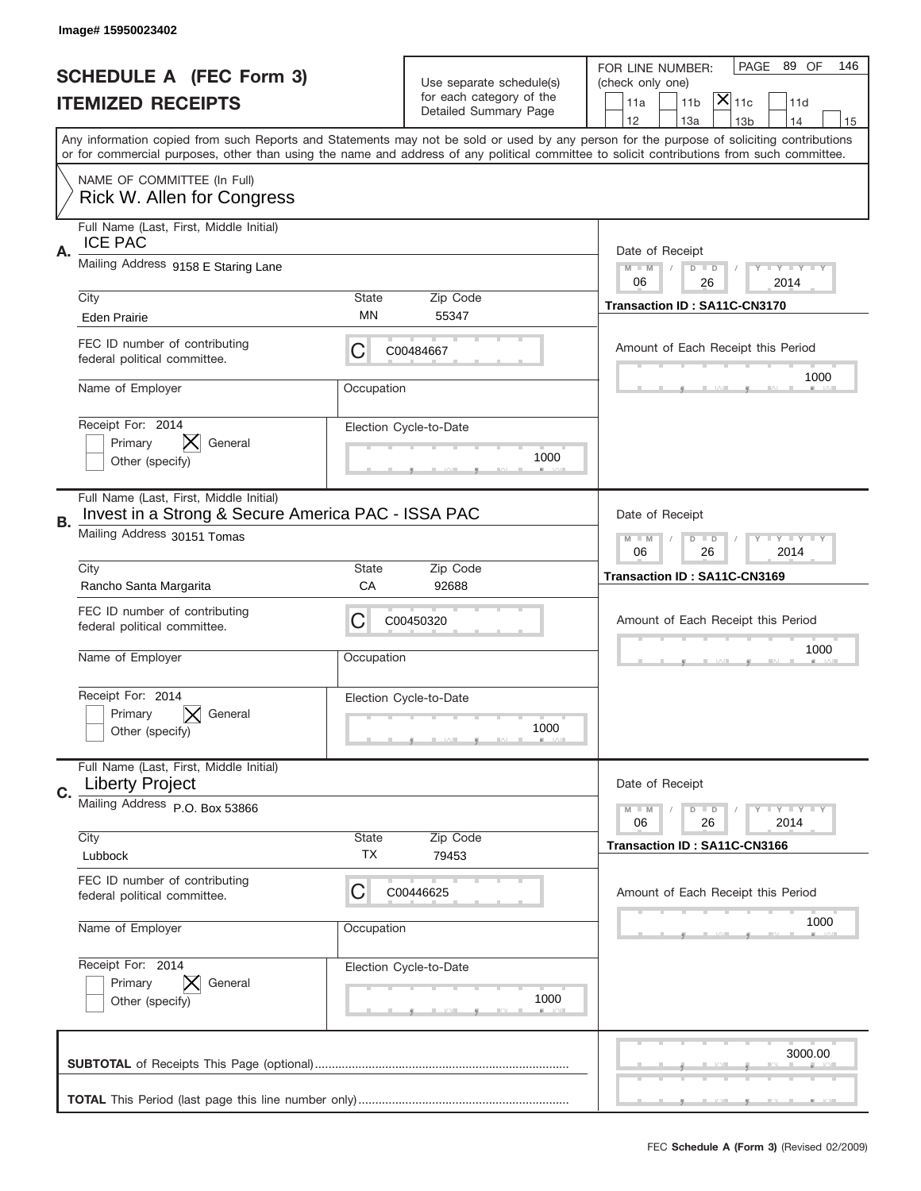Image# 15950023402

# SCHEDULE A (FEC Form 3)
## ITEMIZED RECEIPTS

Use separate schedule(s) for each category of the Detailed Summary Page

FOR LINE NUMBER: (check only one)

11a | 11b | [X] 11c | 11d | 12 | 13a | 13b | 14 | 15

PAGE 89 OF 146

Any information copied from such Reports and Statements may not be sold or used by any person for the purpose of soliciting contributions or for commercial purposes, other than using the name and address of any political committee to solicit contributions from such committee.

NAME OF COMMITTEE (In Full)
Rick W. Allen for Congress

---

**A.** Full Name (Last, First, Middle Initial): ICE PAC

Mailing Address: 9158 E Staring Lane

City: Eden Prairie | State: MN | Zip Code: 55347

FEC ID number of contributing federal political committee: C C00484667

Name of Employer: | Occupation:

Receipt For: 2014 — Primary [ ] General [X] Other (specify) [ ]

Date of Receipt: 06 / 26 / 2014

Transaction ID : SA11C-CN3170

Amount of Each Receipt this Period: 1000

Election Cycle-to-Date: 1000

---

**B.** Full Name (Last, First, Middle Initial): Invest in a Strong & Secure America PAC - ISSA PAC

Mailing Address: 30151 Tomas

City: Rancho Santa Margarita | State: CA | Zip Code: 92688

FEC ID number of contributing federal political committee: C C00450320

Name of Employer: | Occupation:

Receipt For: 2014 — Primary [ ] General [X] Other (specify) [ ]

Date of Receipt: 06 / 26 / 2014

Transaction ID : SA11C-CN3169

Amount of Each Receipt this Period: 1000

Election Cycle-to-Date: 1000

---

**C.** Full Name (Last, First, Middle Initial): Liberty Project

Mailing Address: P.O. Box 53866

City: Lubbock | State: TX | Zip Code: 79453

FEC ID number of contributing federal political committee: C C00446625

Name of Employer: | Occupation:

Receipt For: 2014 — Primary [ ] General [X] Other (specify) [ ]

Date of Receipt: 06 / 26 / 2014

Transaction ID : SA11C-CN3166

Amount of Each Receipt this Period: 1000

Election Cycle-to-Date: 1000

---

**SUBTOTAL** of Receipts This Page (optional): 3000.00

**TOTAL** This Period (last page this line number only):

FEC **Schedule A (Form 3)** (Revised 02/2009)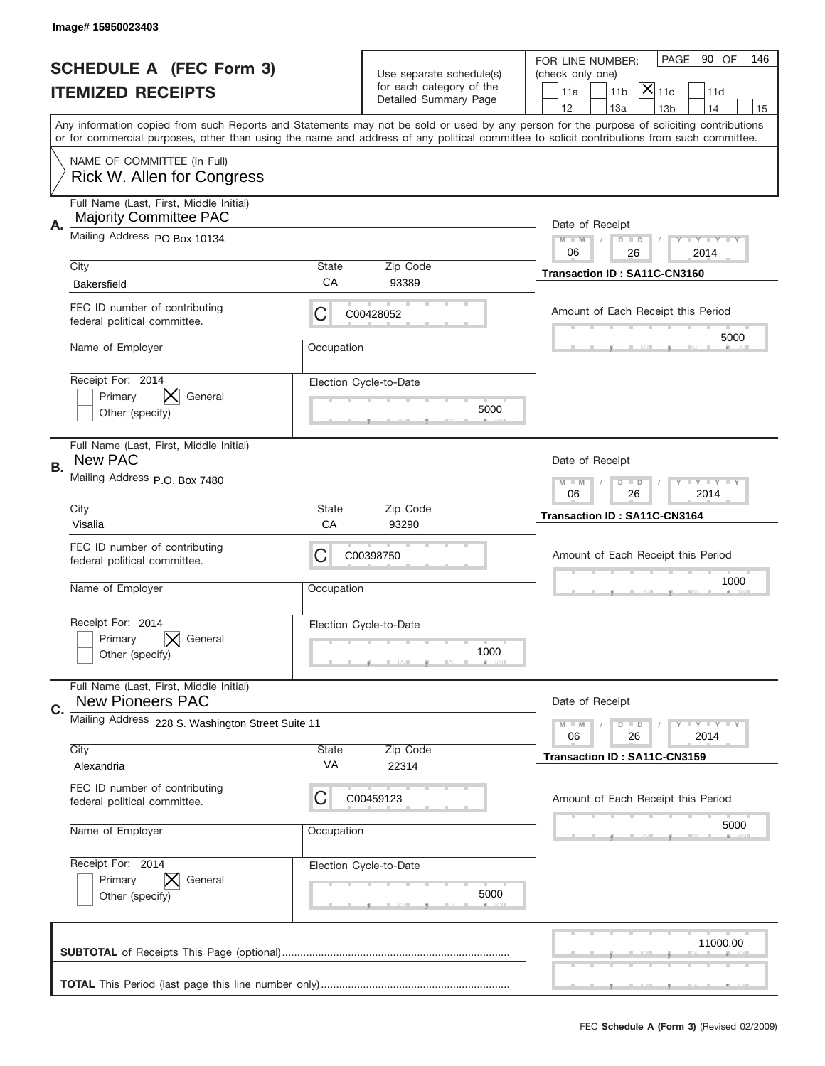Image# 15950023403

# SCHEDULE A (FEC Form 3)
## ITEMIZED RECEIPTS

Use separate schedule(s) for each category of the Detailed Summary Page

FOR LINE NUMBER: (check only one)

- [ ] 11a
- [ ] 11b
- [X] 11c
- [ ] 11d
- [ ] 12
- [ ] 13a
- [ ] 13b
- [ ] 14
- [ ] 15

PAGE 90 OF 146

Any information copied from such Reports and Statements may not be sold or used by any person for the purpose of soliciting contributions or for commercial purposes, other than using the name and address of any political committee to solicit contributions from such committee.

NAME OF COMMITTEE (In Full)
Rick W. Allen for Congress

---

**A.** Full Name (Last, First, Middle Initial): Majority Committee PAC

Mailing Address: PO Box 10134

City: Bakersfield | State: CA | Zip Code: 93389

FEC ID number of contributing federal political committee: C00428052

Name of Employer: | Occupation:

Receipt For: 2014 — [ ] Primary [X] General [ ] Other (specify)

Election Cycle-to-Date: 5000

Date of Receipt: 06 / 26 / 2014

Transaction ID : SA11C-CN3160

Amount of Each Receipt this Period: 5000

---

**B.** Full Name (Last, First, Middle Initial): New PAC

Mailing Address: P.O. Box 7480

City: Visalia | State: CA | Zip Code: 93290

FEC ID number of contributing federal political committee: C00398750

Name of Employer: | Occupation:

Receipt For: 2014 — [ ] Primary [X] General [ ] Other (specify)

Election Cycle-to-Date: 1000

Date of Receipt: 06 / 26 / 2014

Transaction ID : SA11C-CN3164

Amount of Each Receipt this Period: 1000

---

**C.** Full Name (Last, First, Middle Initial): New Pioneers PAC

Mailing Address: 228 S. Washington Street Suite 11

City: Alexandria | State: VA | Zip Code: 22314

FEC ID number of contributing federal political committee: C00459123

Name of Employer: | Occupation:

Receipt For: 2014 — [ ] Primary [X] General [ ] Other (specify)

Election Cycle-to-Date: 5000

Date of Receipt: 06 / 26 / 2014

Transaction ID : SA11C-CN3159

Amount of Each Receipt this Period: 5000

---

**SUBTOTAL** of Receipts This Page (optional): 11000.00

**TOTAL** This Period (last page this line number only):

FEC **Schedule A (Form 3)** (Revised 02/2009)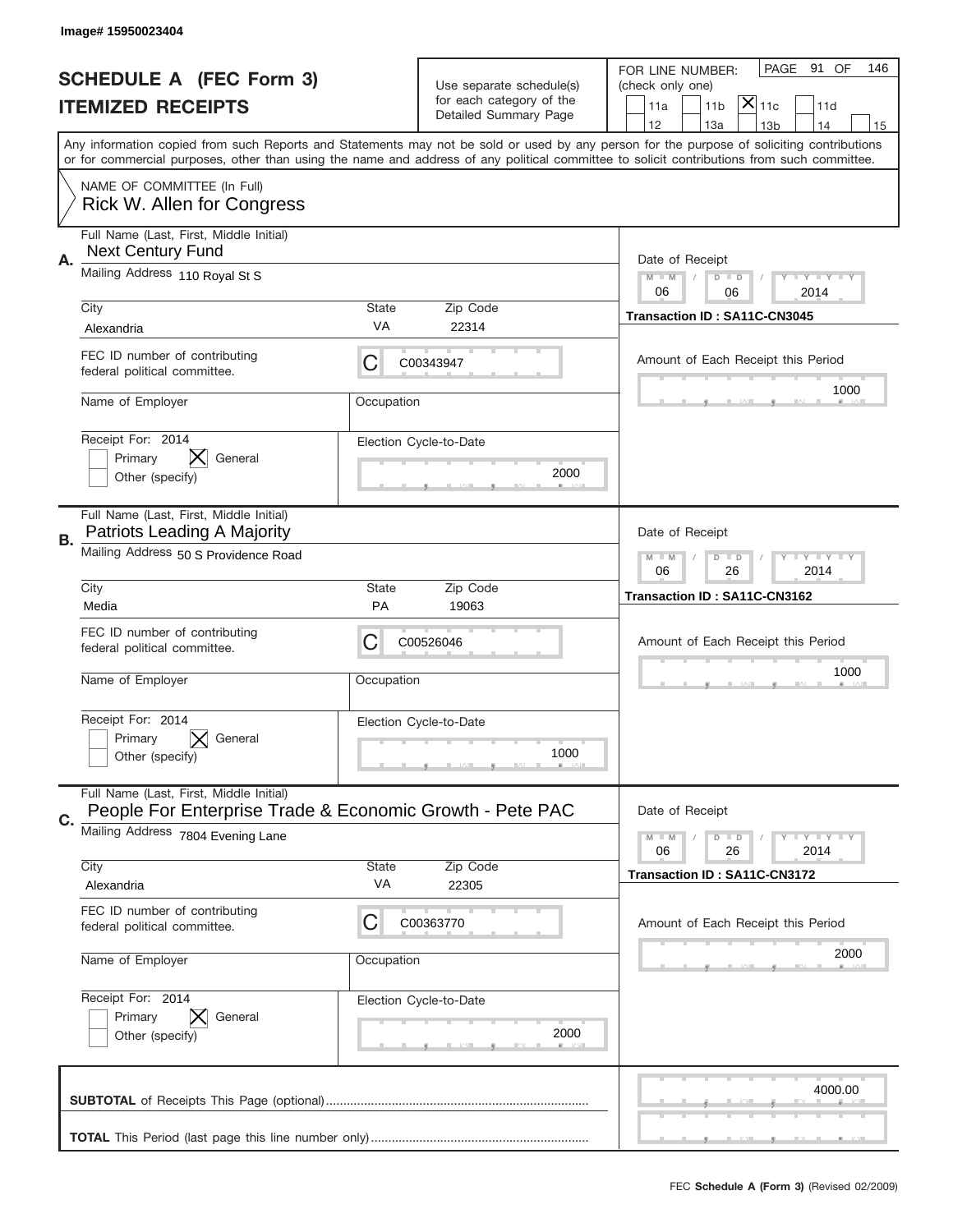Image# 15950023404

# SCHEDULE A (FEC Form 3)
## ITEMIZED RECEIPTS

Use separate schedule(s) for each category of the Detailed Summary Page

FOR LINE NUMBER: (check only one)

11a | 11b | **[X] 11c** | 11d | 12 | 13a | 13b | 14 | 15

PAGE 91 OF 146

Any information copied from such Reports and Statements may not be sold or used by any person for the purpose of soliciting contributions or for commercial purposes, other than using the name and address of any political committee to solicit contributions from such committee.

NAME OF COMMITTEE (In Full)
Rick W. Allen for Congress

---

**A.** Full Name (Last, First, Middle Initial): Next Century Fund

Mailing Address: 110 Royal St S

City: Alexandria | State: VA | Zip Code: 22314

FEC ID number of contributing federal political committee: C C00343947

Name of Employer: | Occupation:

Receipt For: 2014 — [ ] Primary [X] General [ ] Other (specify)

Election Cycle-to-Date: 2000

Date of Receipt: 06 / 06 / 2014

Transaction ID : SA11C-CN3045

Amount of Each Receipt this Period: 1000

---

**B.** Full Name (Last, First, Middle Initial): Patriots Leading A Majority

Mailing Address: 50 S Providence Road

City: Media | State: PA | Zip Code: 19063

FEC ID number of contributing federal political committee: C C00526046

Name of Employer: | Occupation:

Receipt For: 2014 — [ ] Primary [X] General [ ] Other (specify)

Election Cycle-to-Date: 1000

Date of Receipt: 06 / 26 / 2014

Transaction ID : SA11C-CN3162

Amount of Each Receipt this Period: 1000

---

**C.** Full Name (Last, First, Middle Initial): People For Enterprise Trade & Economic Growth - Pete PAC

Mailing Address: 7804 Evening Lane

City: Alexandria | State: VA | Zip Code: 22305

FEC ID number of contributing federal political committee: C C00363770

Name of Employer: | Occupation:

Receipt For: 2014 — [ ] Primary [X] General [ ] Other (specify)

Election Cycle-to-Date: 2000

Date of Receipt: 06 / 26 / 2014

Transaction ID : SA11C-CN3172

Amount of Each Receipt this Period: 2000

---

**SUBTOTAL** of Receipts This Page (optional): 4000.00

**TOTAL** This Period (last page this line number only):

FEC **Schedule A (Form 3)** (Revised 02/2009)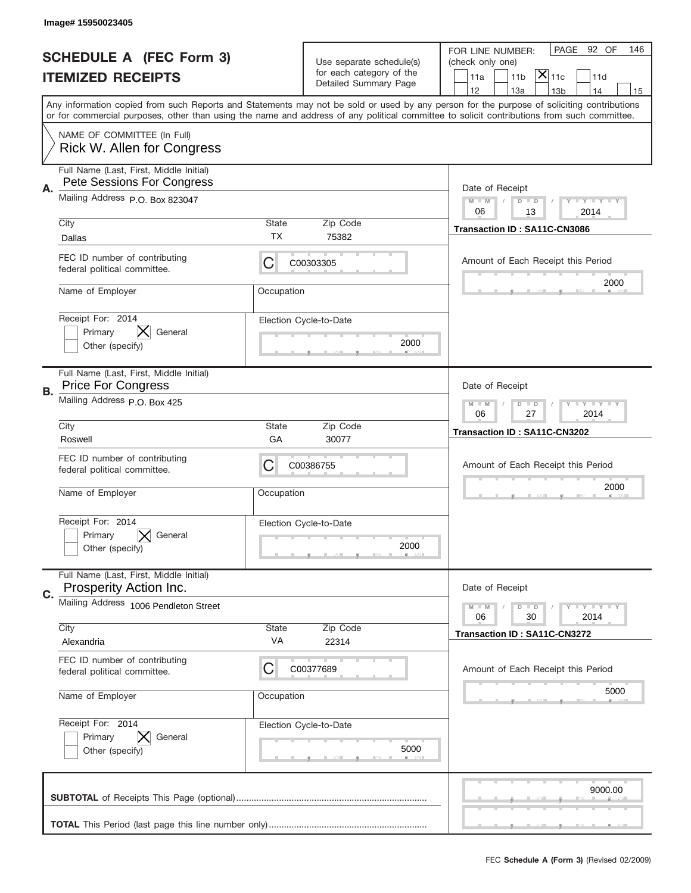Image# 15950023405

# SCHEDULE A (FEC Form 3)
## ITEMIZED RECEIPTS

Use separate schedule(s) for each category of the Detailed Summary Page

FOR LINE NUMBER: (check only one)

11a | 11b | [X] 11c | 11d | 12 | 13a | 13b | 14 | 15

PAGE 92 OF 146

Any information copied from such Reports and Statements may not be sold or used by any person for the purpose of soliciting contributions or for commercial purposes, other than using the name and address of any political committee to solicit contributions from such committee.

NAME OF COMMITTEE (In Full)
Rick W. Allen for Congress

---

**A.** Full Name (Last, First, Middle Initial): Pete Sessions For Congress

Mailing Address: P.O. Box 823047

City: Dallas | State: TX | Zip Code: 75382

FEC ID number of contributing federal political committee: C00303305

Name of Employer: | Occupation:

Receipt For: 2014 — Primary [ ] General [X] Other (specify) [ ]

Election Cycle-to-Date: 2000

Date of Receipt: 06 / 13 / 2014

Transaction ID : SA11C-CN3086

Amount of Each Receipt this Period: 2000

---

**B.** Full Name (Last, First, Middle Initial): Price For Congress

Mailing Address: P.O. Box 425

City: Roswell | State: GA | Zip Code: 30077

FEC ID number of contributing federal political committee: C00386755

Name of Employer: | Occupation:

Receipt For: 2014 — Primary [ ] General [X] Other (specify) [ ]

Election Cycle-to-Date: 2000

Date of Receipt: 06 / 27 / 2014

Transaction ID : SA11C-CN3202

Amount of Each Receipt this Period: 2000

---

**C.** Full Name (Last, First, Middle Initial): Prosperity Action Inc.

Mailing Address: 1006 Pendleton Street

City: Alexandria | State: VA | Zip Code: 22314

FEC ID number of contributing federal political committee: C00377689

Name of Employer: | Occupation:

Receipt For: 2014 — Primary [ ] General [X] Other (specify) [ ]

Election Cycle-to-Date: 5000

Date of Receipt: 06 / 30 / 2014

Transaction ID : SA11C-CN3272

Amount of Each Receipt this Period: 5000

---

**SUBTOTAL** of Receipts This Page (optional): 9000.00

**TOTAL** This Period (last page this line number only):

FEC **Schedule A (Form 3)** (Revised 02/2009)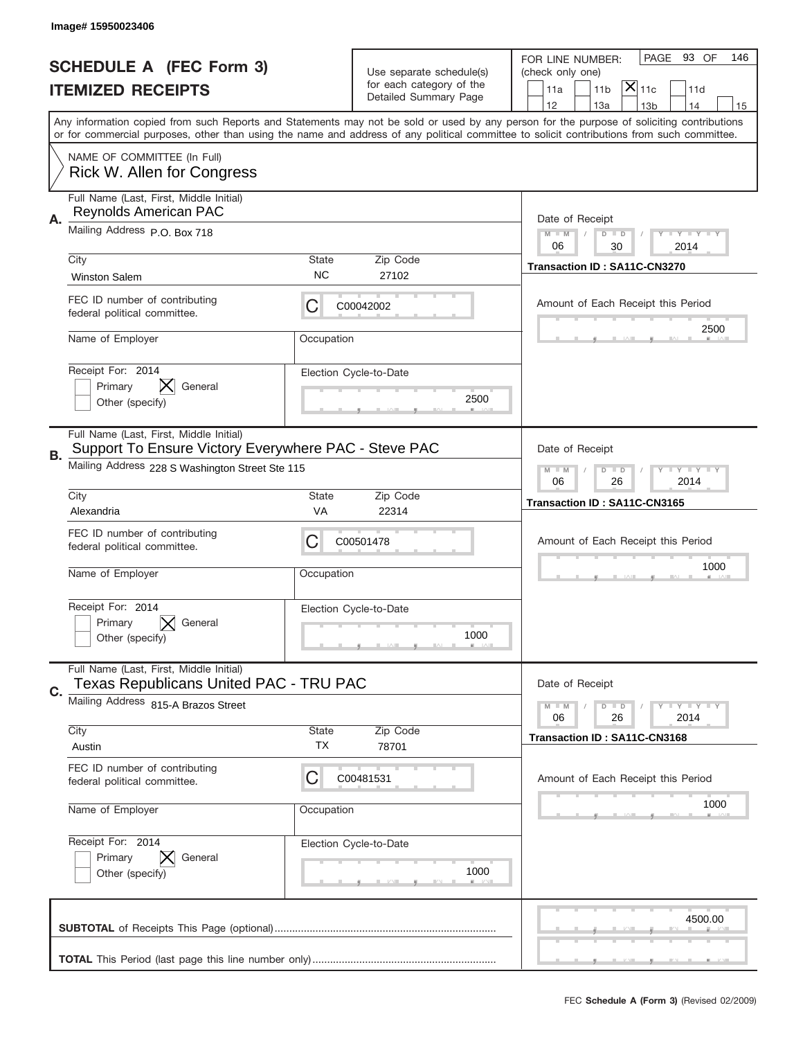Image# 15950023406

# SCHEDULE A (FEC Form 3)
## ITEMIZED RECEIPTS

Use separate schedule(s) for each category of the Detailed Summary Page

FOR LINE NUMBER: (check only one)

PAGE 93 OF 146

☐ 11a ☐ 11b ☒ 11c ☐ 11d ☐ 12 ☐ 13a ☐ 13b ☐ 14 ☐ 15

Any information copied from such Reports and Statements may not be sold or used by any person for the purpose of soliciting contributions or for commercial purposes, other than using the name and address of any political committee to solicit contributions from such committee.

NAME OF COMMITTEE (In Full)
Rick W. Allen for Congress

---

**A.** Full Name (Last, First, Middle Initial): Reynolds American PAC

Mailing Address: P.O. Box 718

City: Winston Salem | State: NC | Zip Code: 27102

FEC ID number of contributing federal political committee: C C00042002

Name of Employer: | Occupation:

Receipt For: 2014 ☐ Primary ☒ General ☐ Other (specify)

Election Cycle-to-Date: 2500

Date of Receipt: 06 / 30 / 2014

Transaction ID : SA11C-CN3270

Amount of Each Receipt this Period: 2500

---

**B.** Full Name (Last, First, Middle Initial): Support To Ensure Victory Everywhere PAC - Steve PAC

Mailing Address: 228 S Washington Street Ste 115

City: Alexandria | State: VA | Zip Code: 22314

FEC ID number of contributing federal political committee: C C00501478

Name of Employer: | Occupation:

Receipt For: 2014 ☐ Primary ☒ General ☐ Other (specify)

Election Cycle-to-Date: 1000

Date of Receipt: 06 / 26 / 2014

Transaction ID : SA11C-CN3165

Amount of Each Receipt this Period: 1000

---

**C.** Full Name (Last, First, Middle Initial): Texas Republicans United PAC - TRU PAC

Mailing Address: 815-A Brazos Street

City: Austin | State: TX | Zip Code: 78701

FEC ID number of contributing federal political committee: C C00481531

Name of Employer: | Occupation:

Receipt For: 2014 ☐ Primary ☒ General ☐ Other (specify)

Election Cycle-to-Date: 1000

Date of Receipt: 06 / 26 / 2014

Transaction ID : SA11C-CN3168

Amount of Each Receipt this Period: 1000

---

**SUBTOTAL** of Receipts This Page (optional): 4500.00

**TOTAL** This Period (last page this line number only):

FEC **Schedule A (Form 3)** (Revised 02/2009)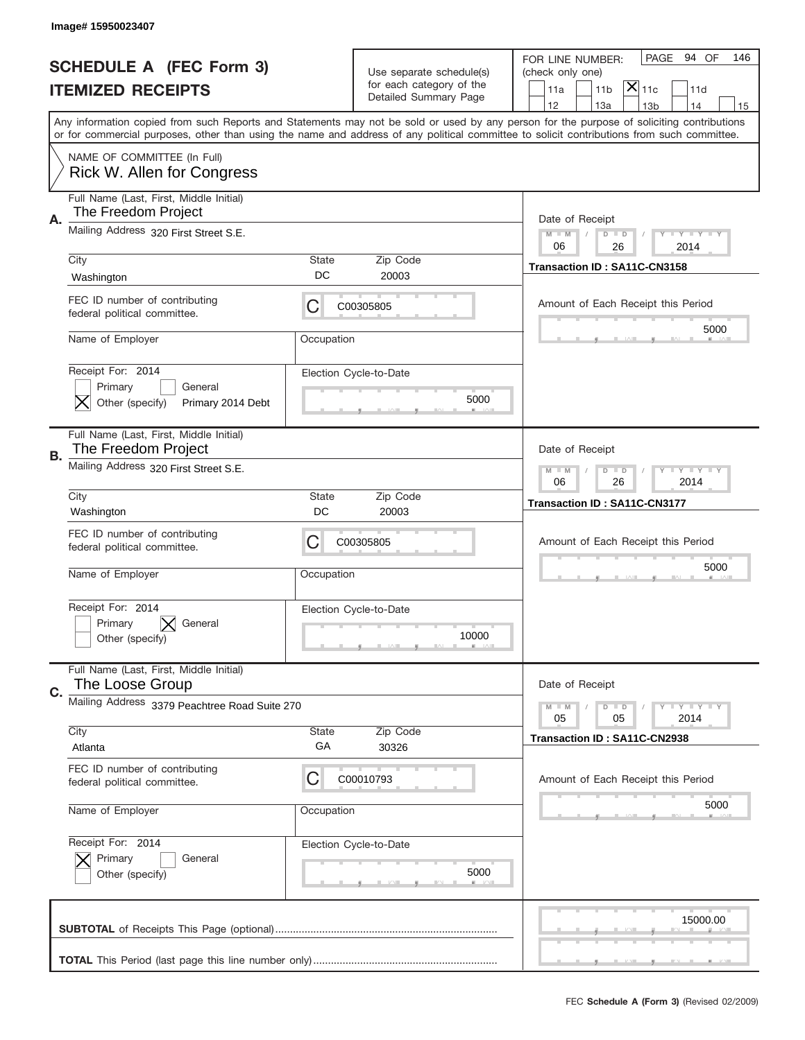Image# 15950023407

# SCHEDULE A (FEC Form 3)
## ITEMIZED RECEIPTS

Use separate schedule(s) for each category of the Detailed Summary Page

FOR LINE NUMBER: (check only one)
11a | 11b | [X] 11c | 11d | 12 | 13a | 13b | 14 | 15

PAGE 94 OF 146

Any information copied from such Reports and Statements may not be sold or used by any person for the purpose of soliciting contributions or for commercial purposes, other than using the name and address of any political committee to solicit contributions from such committee.

NAME OF COMMITTEE (In Full)
Rick W. Allen for Congress

---

**A.**
Full Name (Last, First, Middle Initial): The Freedom Project
Mailing Address: 320 First Street S.E.
City: Washington | State: DC | Zip Code: 20003
FEC ID number of contributing federal political committee: C C00305805
Name of Employer: | Occupation:
Receipt For: 2014 — [ ] Primary [ ] General [X] Other (specify) Primary 2014 Debt
Election Cycle-to-Date: 5000
Date of Receipt: 06 / 26 / 2014
Transaction ID : SA11C-CN3158
Amount of Each Receipt this Period: 5000

---

**B.**
Full Name (Last, First, Middle Initial): The Freedom Project
Mailing Address: 320 First Street S.E.
City: Washington | State: DC | Zip Code: 20003
FEC ID number of contributing federal political committee: C C00305805
Name of Employer: | Occupation:
Receipt For: 2014 — [ ] Primary [X] General [ ] Other (specify)
Election Cycle-to-Date: 10000
Date of Receipt: 06 / 26 / 2014
Transaction ID : SA11C-CN3177
Amount of Each Receipt this Period: 5000

---

**C.**
Full Name (Last, First, Middle Initial): The Loose Group
Mailing Address: 3379 Peachtree Road Suite 270
City: Atlanta | State: GA | Zip Code: 30326
FEC ID number of contributing federal political committee: C C00010793
Name of Employer: | Occupation:
Receipt For: 2014 — [X] Primary [ ] General [ ] Other (specify)
Election Cycle-to-Date: 5000
Date of Receipt: 05 / 05 / 2014
Transaction ID : SA11C-CN2938
Amount of Each Receipt this Period: 5000

---

**SUBTOTAL** of Receipts This Page (optional): 15000.00

**TOTAL** This Period (last page this line number only):

FEC **Schedule A (Form 3)** (Revised 02/2009)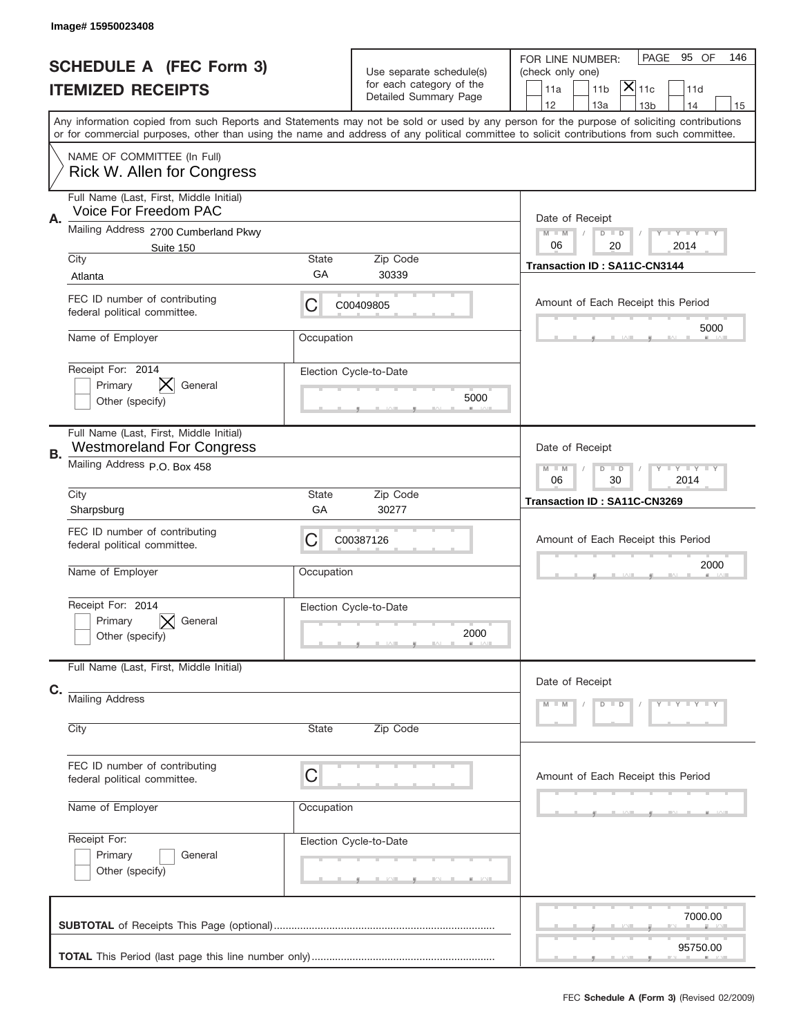Image# 15950023408

# SCHEDULE A (FEC Form 3)
## ITEMIZED RECEIPTS

Use separate schedule(s) for each category of the Detailed Summary Page

FOR LINE NUMBER: (check only one)

- [ ] 11a
- [ ] 11b
- [X] 11c
- [ ] 11d
- [ ] 12
- [ ] 13a
- [ ] 13b
- [ ] 14
- [ ] 15

PAGE 95 OF 146

Any information copied from such Reports and Statements may not be sold or used by any person for the purpose of soliciting contributions or for commercial purposes, other than using the name and address of any political committee to solicit contributions from such committee.

NAME OF COMMITTEE (In Full)
Rick W. Allen for Congress

---

**A.**

Full Name (Last, First, Middle Initial): Voice For Freedom PAC

Mailing Address: 2700 Cumberland Pkwy, Suite 150

City: Atlanta | State: GA | Zip Code: 30339

FEC ID number of contributing federal political committee: C00409805

Name of Employer: | Occupation:

Receipt For: 2014
- [ ] Primary
- [X] General
- [ ] Other (specify)

Election Cycle-to-Date: 5000

Date of Receipt: 06 / 20 / 2014

Transaction ID : SA11C-CN3144

Amount of Each Receipt this Period: 5000

---

**B.**

Full Name (Last, First, Middle Initial): Westmoreland For Congress

Mailing Address: P.O. Box 458

City: Sharpsburg | State: GA | Zip Code: 30277

FEC ID number of contributing federal political committee: C00387126

Name of Employer: | Occupation:

Receipt For: 2014
- [ ] Primary
- [X] General
- [ ] Other (specify)

Election Cycle-to-Date: 2000

Date of Receipt: 06 / 30 / 2014

Transaction ID : SA11C-CN3269

Amount of Each Receipt this Period: 2000

---

**C.**

Full Name (Last, First, Middle Initial):

Mailing Address:

City: | State: | Zip Code:

FEC ID number of contributing federal political committee: C

Name of Employer: | Occupation:

Receipt For:
- [ ] Primary
- [ ] General
- [ ] Other (specify)

Election Cycle-to-Date:

Date of Receipt: M M / D D / Y Y Y Y

Amount of Each Receipt this Period:

---

**SUBTOTAL** of Receipts This Page (optional): 7000.00

**TOTAL** This Period (last page this line number only): 95750.00

FEC **Schedule A (Form 3)** (Revised 02/2009)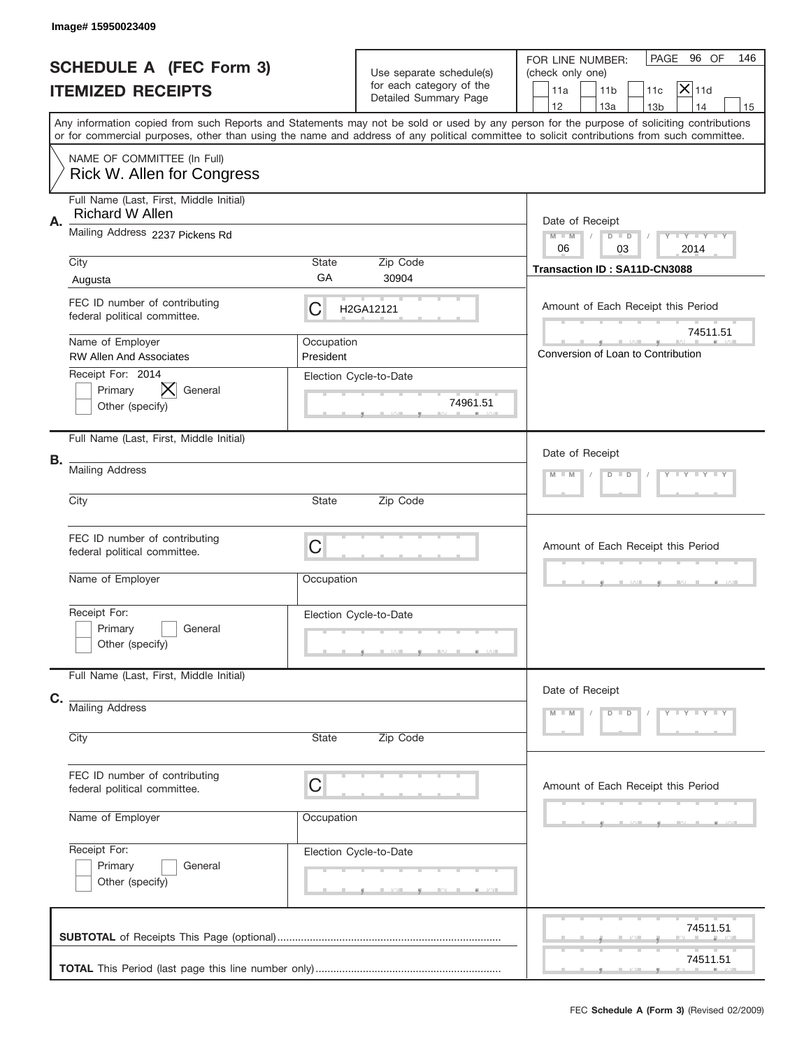Image# 15950023409

# SCHEDULE A (FEC Form 3)
## ITEMIZED RECEIPTS

Use separate schedule(s) for each category of the Detailed Summary Page

FOR LINE NUMBER: (check only one)

- [ ] 11a
- [ ] 11b
- [ ] 11c
- [x] 11d
- [ ] 12
- [ ] 13a
- [ ] 13b
- [ ] 14
- [ ] 15

PAGE 96 OF 146

Any information copied from such Reports and Statements may not be sold or used by any person for the purpose of soliciting contributions or for commercial purposes, other than using the name and address of any political committee to solicit contributions from such committee.

NAME OF COMMITTEE (In Full)
Rick W. Allen for Congress

---

**A.**

Full Name (Last, First, Middle Initial): Richard W Allen

Mailing Address: 2237 Pickens Rd

City: Augusta | State: GA | Zip Code: 30904

Date of Receipt: 06 / 03 / 2014

Transaction ID : SA11D-CN3088

FEC ID number of contributing federal political committee: C H2GA12121

Amount of Each Receipt this Period: 74511.51

Conversion of Loan to Contribution

Name of Employer: RW Allen And Associates

Occupation: President

Receipt For: 2014

- [ ] Primary
- [x] General
- [ ] Other (specify)

Election Cycle-to-Date: 74961.51

---

**B.**

Full Name (Last, First, Middle Initial):

Mailing Address:

City: | State: | Zip Code:

Date of Receipt: M M / D D / Y Y Y Y

FEC ID number of contributing federal political committee: C

Amount of Each Receipt this Period:

Name of Employer: | Occupation:

Receipt For:

- [ ] Primary
- [ ] General
- [ ] Other (specify)

Election Cycle-to-Date:

---

**C.**

Full Name (Last, First, Middle Initial):

Mailing Address:

City: | State: | Zip Code:

Date of Receipt: M M / D D / Y Y Y Y

FEC ID number of contributing federal political committee: C

Amount of Each Receipt this Period:

Name of Employer: | Occupation:

Receipt For:

- [ ] Primary
- [ ] General
- [ ] Other (specify)

Election Cycle-to-Date:

---

**SUBTOTAL** of Receipts This Page (optional): 74511.51

**TOTAL** This Period (last page this line number only): 74511.51

FEC **Schedule A (Form 3)** (Revised 02/2009)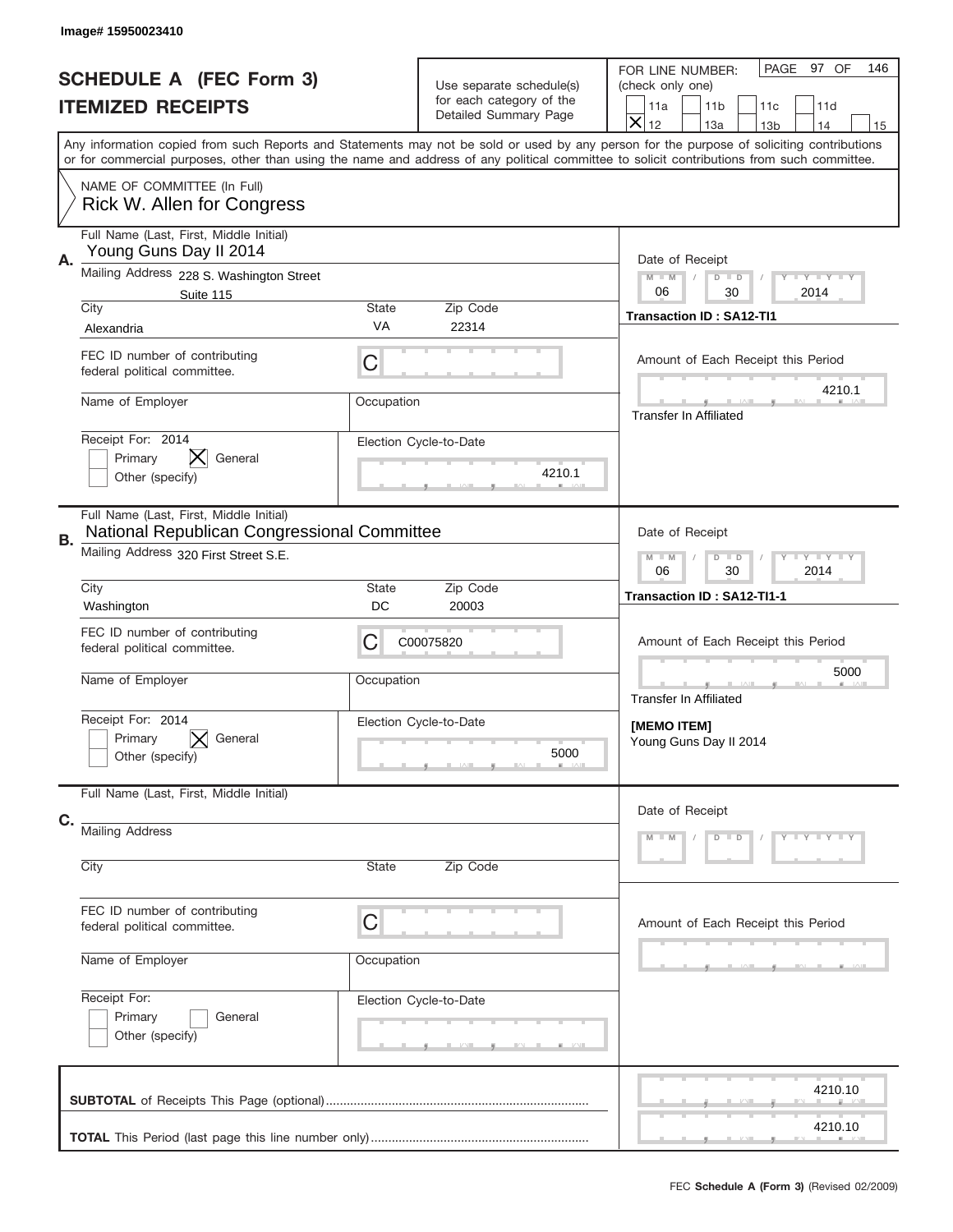Image# 15950023410

# SCHEDULE A (FEC Form 3)
## ITEMIZED RECEIPTS

Use separate schedule(s) for each category of the Detailed Summary Page

FOR LINE NUMBER: (check only one)
11a | 11b | 11c | 11d | X 12 | 13a | 13b | 14 | 15

PAGE 97 OF 146

Any information copied from such Reports and Statements may not be sold or used by any person for the purpose of soliciting contributions or for commercial purposes, other than using the name and address of any political committee to solicit contributions from such committee.

NAME OF COMMITTEE (In Full)
Rick W. Allen for Congress

---

**A.** Full Name (Last, First, Middle Initial)
Young Guns Day II 2014

Mailing Address 228 S. Washington Street
Suite 115

City: Alexandria | State: VA | Zip Code: 22314

FEC ID number of contributing federal political committee: C

Name of Employer: | Occupation:

Receipt For: 2014
[ ] Primary [X] General
[ ] Other (specify)

Election Cycle-to-Date: 4210.1

Date of Receipt: 06 / 30 / 2014

Transaction ID : SA12-TI1

Amount of Each Receipt this Period: 4210.1

Transfer In Affiliated

---

**B.** Full Name (Last, First, Middle Initial)
National Republican Congressional Committee

Mailing Address 320 First Street S.E.

City: Washington | State: DC | Zip Code: 20003

FEC ID number of contributing federal political committee: C C00075820

Name of Employer: | Occupation:

Receipt For: 2014
[ ] Primary [X] General
[ ] Other (specify)

Election Cycle-to-Date: 5000

Date of Receipt: 06 / 30 / 2014

Transaction ID : SA12-TI1-1

Amount of Each Receipt this Period: 5000

Transfer In Affiliated

**[MEMO ITEM]**
Young Guns Day II 2014

---

**C.** Full Name (Last, First, Middle Initial)

Mailing Address

City | State | Zip Code

FEC ID number of contributing federal political committee: C

Name of Employer | Occupation

Receipt For:
[ ] Primary [ ] General
[ ] Other (specify)

Election Cycle-to-Date

Date of Receipt: M M / D D / Y Y Y Y

Amount of Each Receipt this Period

---

**SUBTOTAL** of Receipts This Page (optional): 4210.10

**TOTAL** This Period (last page this line number only): 4210.10

FEC **Schedule A (Form 3)** (Revised 02/2009)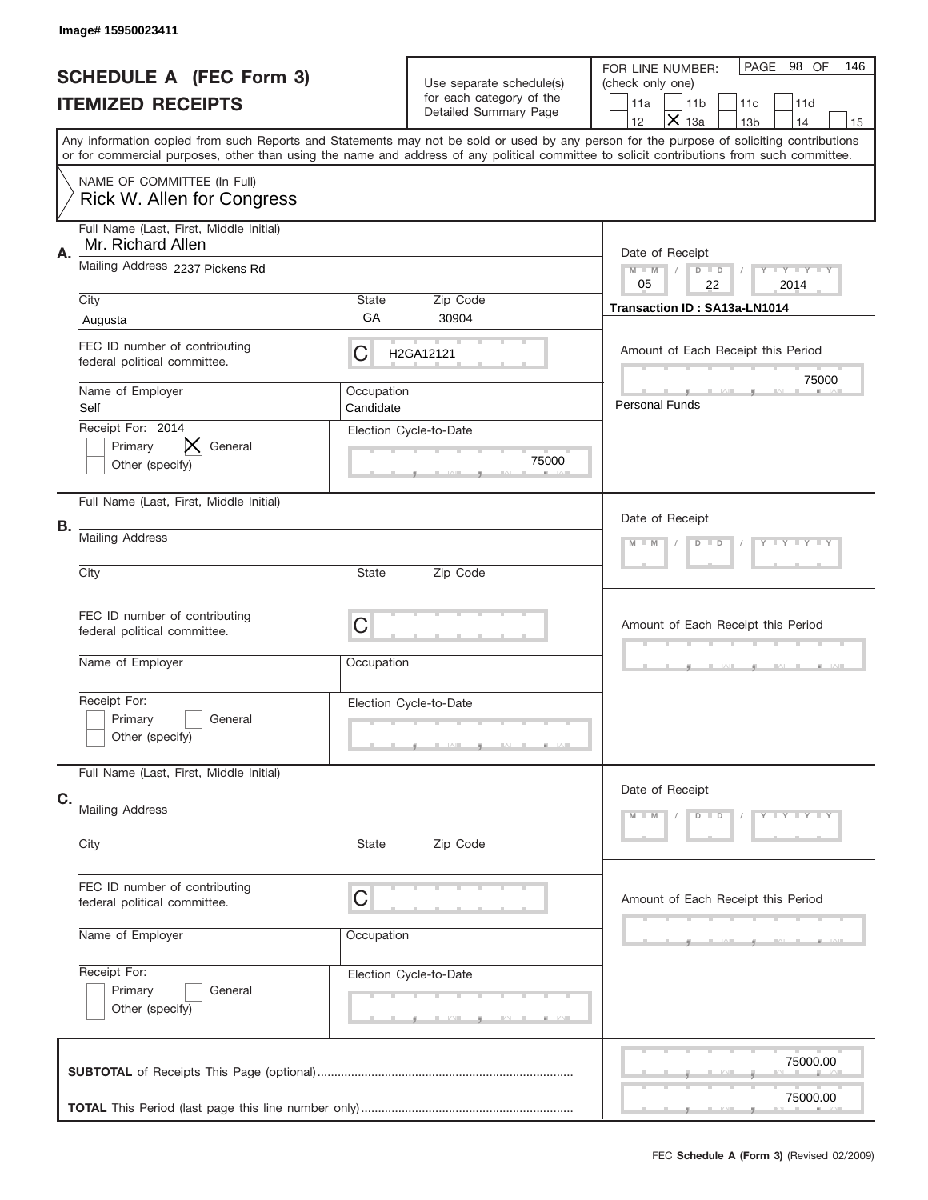Image# 15950023411

# SCHEDULE A (FEC Form 3)
## ITEMIZED RECEIPTS

Use separate schedule(s) for each category of the Detailed Summary Page

FOR LINE NUMBER: (check only one)

11a | 11b | 11c | 11d | 12 | **X** 13a | 13b | 14 | 15

PAGE 98 OF 146

Any information copied from such Reports and Statements may not be sold or used by any person for the purpose of soliciting contributions or for commercial purposes, other than using the name and address of any political committee to solicit contributions from such committee.

NAME OF COMMITTEE (In Full)
Rick W. Allen for Congress

**A.**

Full Name (Last, First, Middle Initial): Mr. Richard Allen

Mailing Address: 2237 Pickens Rd

City: Augusta | State: GA | Zip Code: 30904

FEC ID number of contributing federal political committee: C H2GA12121

Name of Employer: Self | Occupation: Candidate

Receipt For: 2014 — Primary [ ] General [X] Other (specify) [ ]

Election Cycle-to-Date: 75000

Date of Receipt: 05 / 22 / 2014

Transaction ID : SA13a-LN1014

Amount of Each Receipt this Period: 75000

Personal Funds

**B.**

Full Name (Last, First, Middle Initial):

Mailing Address:

City: | State: | Zip Code:

FEC ID number of contributing federal political committee: C

Name of Employer: | Occupation:

Receipt For: Primary [ ] General [ ] Other (specify) [ ]

Election Cycle-to-Date:

Date of Receipt: M M / D D / Y Y Y Y

Amount of Each Receipt this Period:

**C.**

Full Name (Last, First, Middle Initial):

Mailing Address:

City: | State: | Zip Code:

FEC ID number of contributing federal political committee: C

Name of Employer: | Occupation:

Receipt For: Primary [ ] General [ ] Other (specify) [ ]

Election Cycle-to-Date:

Date of Receipt: M M / D D / Y Y Y Y

Amount of Each Receipt this Period:

**SUBTOTAL** of Receipts This Page (optional): 75000.00

**TOTAL** This Period (last page this line number only): 75000.00

FEC **Schedule A (Form 3)** (Revised 02/2009)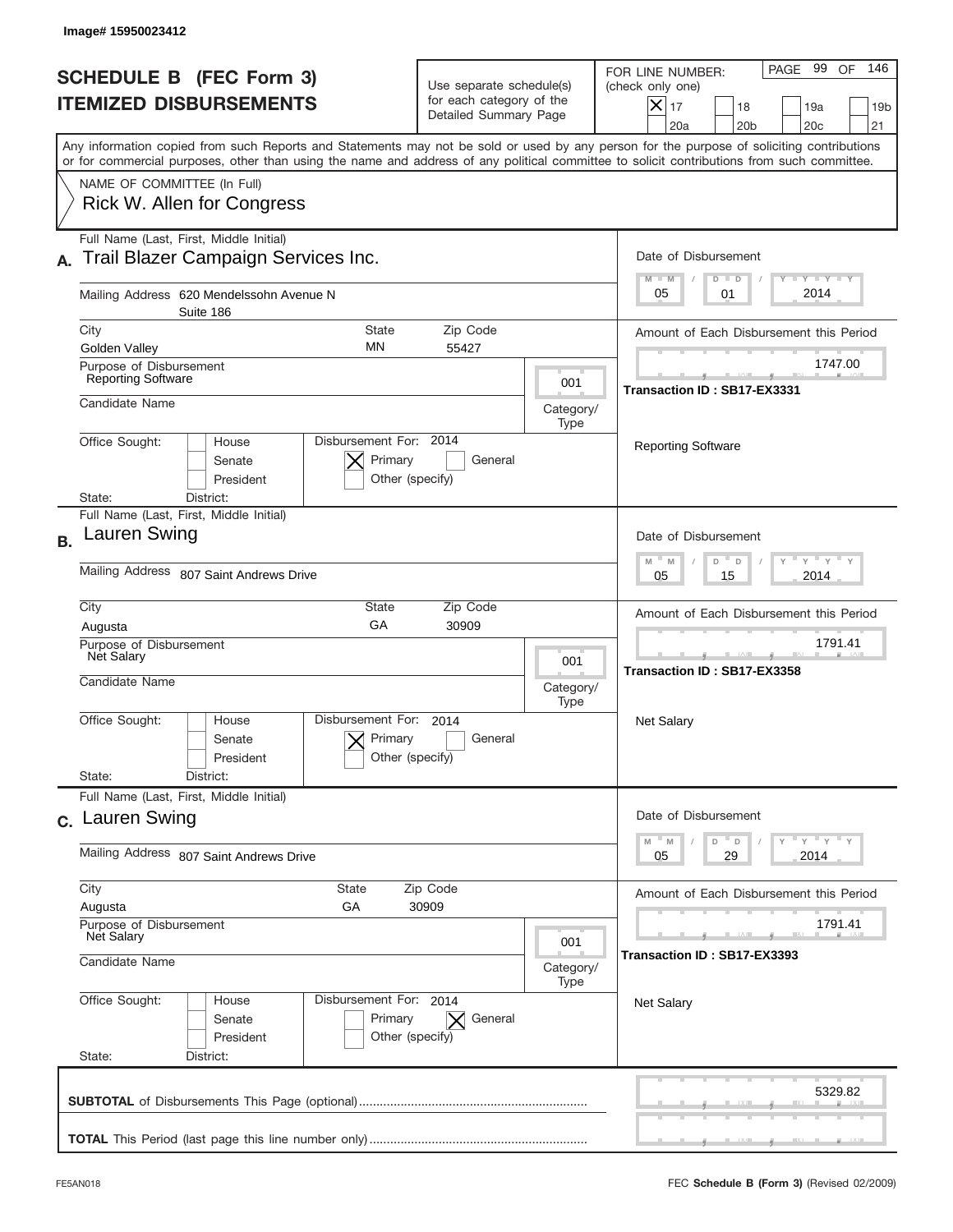Image# 15950023412

# SCHEDULE B (FEC Form 3)
## ITEMIZED DISBURSEMENTS

Use separate schedule(s) for each category of the Detailed Summary Page

FOR LINE NUMBER: (check only one)

- [X] 17
- [ ] 18
- [ ] 19a
- [ ] 19b
- [ ] 20a
- [ ] 20b
- [ ] 20c
- [ ] 21

PAGE 99 OF 146

Any information copied from such Reports and Statements may not be sold or used by any person for the purpose of soliciting contributions or for commercial purposes, other than using the name and address of any political committee to solicit contributions from such committee.

NAME OF COMMITTEE (In Full)
Rick W. Allen for Congress

---

**A.** Full Name (Last, First, Middle Initial): Trail Blazer Campaign Services Inc.

Mailing Address: 620 Mendelssohn Avenue N, Suite 186

City: Golden Valley | State: MN | Zip Code: 55427

Purpose of Disbursement: Reporting Software

Category/Type: 001

Candidate Name:

Office Sought: [ ] House [ ] Senate [ ] President

State: District:

Disbursement For: 2014 [X] Primary [ ] General [ ] Other (specify)

Date of Disbursement: 05 / 01 / 2014

Amount of Each Disbursement this Period: 1747.00

Transaction ID : SB17-EX3331

Reporting Software

---

**B.** Full Name (Last, First, Middle Initial): Lauren Swing

Mailing Address: 807 Saint Andrews Drive

City: Augusta | State: GA | Zip Code: 30909

Purpose of Disbursement: Net Salary

Category/Type: 001

Candidate Name:

Office Sought: [ ] House [ ] Senate [ ] President

State: District:

Disbursement For: 2014 [X] Primary [ ] General [ ] Other (specify)

Date of Disbursement: 05 / 15 / 2014

Amount of Each Disbursement this Period: 1791.41

Transaction ID : SB17-EX3358

Net Salary

---

**C.** Full Name (Last, First, Middle Initial): Lauren Swing

Mailing Address: 807 Saint Andrews Drive

City: Augusta | State: GA | Zip Code: 30909

Purpose of Disbursement: Net Salary

Category/Type: 001

Candidate Name:

Office Sought: [ ] House [ ] Senate [ ] President

State: District:

Disbursement For: 2014 [ ] Primary [X] General [ ] Other (specify)

Date of Disbursement: 05 / 29 / 2014

Amount of Each Disbursement this Period: 1791.41

Transaction ID : SB17-EX3393

Net Salary

---

**SUBTOTAL** of Disbursements This Page (optional): 5329.82

**TOTAL** This Period (last page this line number only):

FE5AN018 — FEC **Schedule B (Form 3)** (Revised 02/2009)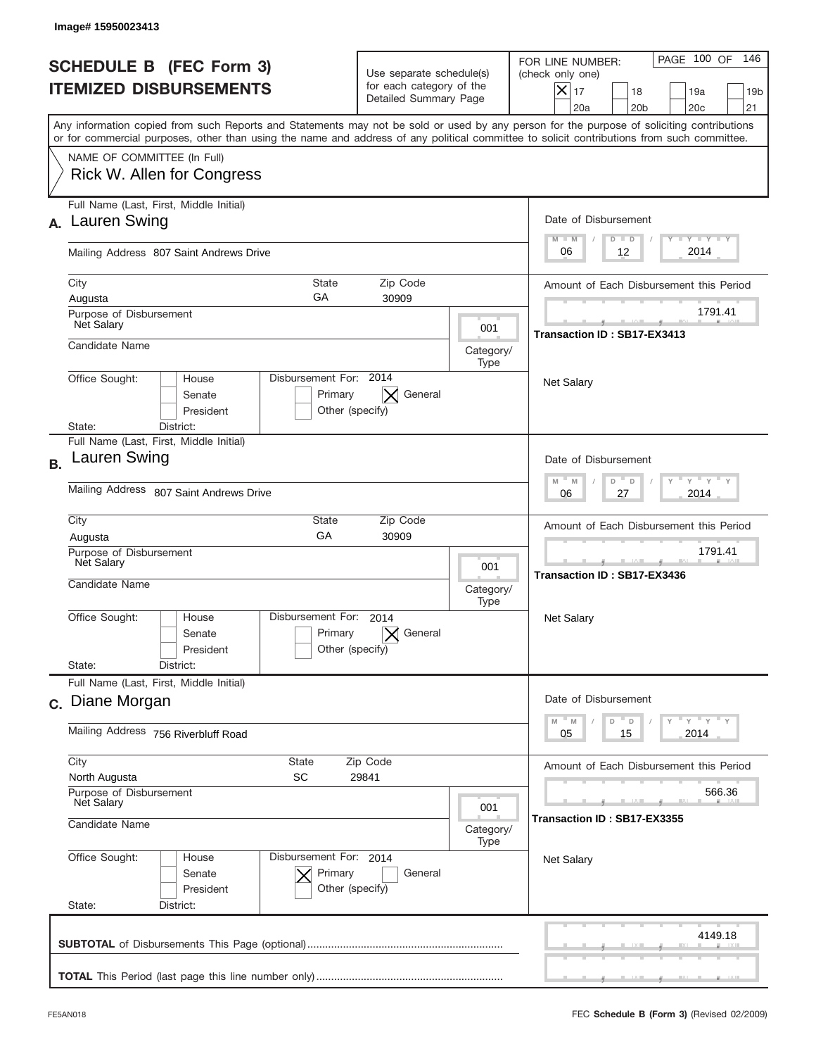Image# 15950023413

# SCHEDULE B (FEC Form 3)
## ITEMIZED DISBURSEMENTS

Use separate schedule(s) for each category of the Detailed Summary Page

FOR LINE NUMBER: (check only one)
[X] 17  [ ] 18  [ ] 19a  [ ] 19b  [ ] 20a  [ ] 20b  [ ] 20c  [ ] 21

PAGE 100 OF 146

Any information copied from such Reports and Statements may not be sold or used by any person for the purpose of soliciting contributions or for commercial purposes, other than using the name and address of any political committee to solicit contributions from such committee.

NAME OF COMMITTEE (In Full)
Rick W. Allen for Congress

---

**A.** Full Name (Last, First, Middle Initial): Lauren Swing

Mailing Address: 807 Saint Andrews Drive

City: Augusta | State: GA | Zip Code: 30909

Purpose of Disbursement: Net Salary

Category/Type: 001

Candidate Name:

Office Sought: [ ] House [ ] Senate [ ] President
State: District:

Disbursement For: 2014 [ ] Primary [X] General [ ] Other (specify)

Date of Disbursement: 06 / 12 / 2014

Amount of Each Disbursement this Period: 1791.41

Transaction ID : SB17-EX3413

Net Salary

---

**B.** Full Name (Last, First, Middle Initial): Lauren Swing

Mailing Address: 807 Saint Andrews Drive

City: Augusta | State: GA | Zip Code: 30909

Purpose of Disbursement: Net Salary

Category/Type: 001

Candidate Name:

Office Sought: [ ] House [ ] Senate [ ] President
State: District:

Disbursement For: 2014 [ ] Primary [X] General [ ] Other (specify)

Date of Disbursement: 06 / 27 / 2014

Amount of Each Disbursement this Period: 1791.41

Transaction ID : SB17-EX3436

Net Salary

---

**C.** Full Name (Last, First, Middle Initial): Diane Morgan

Mailing Address: 756 Riverbluff Road

City: North Augusta | State: SC | Zip Code: 29841

Purpose of Disbursement: Net Salary

Category/Type: 001

Candidate Name:

Office Sought: [ ] House [ ] Senate [ ] President
State: District:

Disbursement For: 2014 [X] Primary [ ] General [ ] Other (specify)

Date of Disbursement: 05 / 15 / 2014

Amount of Each Disbursement this Period: 566.36

Transaction ID : SB17-EX3355

Net Salary

---

**SUBTOTAL** of Disbursements This Page (optional): 4149.18

**TOTAL** This Period (last page this line number only):

FE5AN018 — FEC **Schedule B (Form 3)** (Revised 02/2009)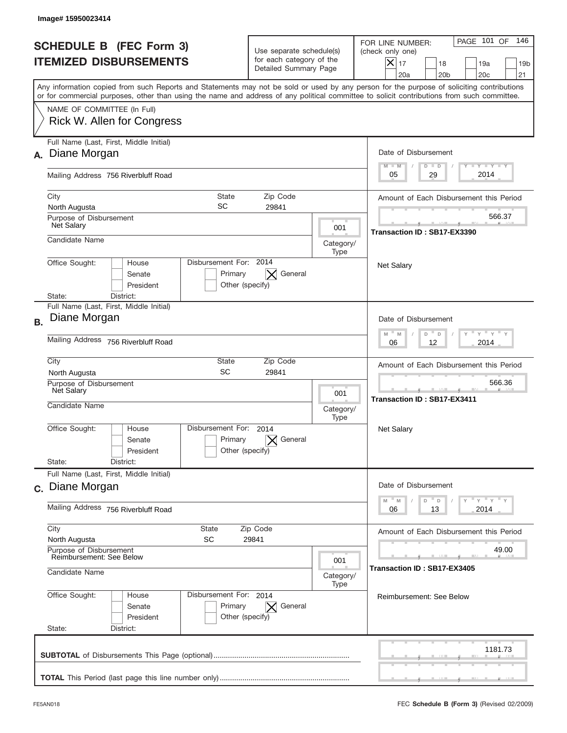Image# 15950023414

# SCHEDULE B (FEC Form 3)
## ITEMIZED DISBURSEMENTS

Use separate schedule(s) for each category of the Detailed Summary Page

FOR LINE NUMBER: (check only one)

- [X] 17
- [ ] 18
- [ ] 19a
- [ ] 19b
- [ ] 20a
- [ ] 20b
- [ ] 20c
- [ ] 21

PAGE 101 OF 146

Any information copied from such Reports and Statements may not be sold or used by any person for the purpose of soliciting contributions or for commercial purposes, other than using the name and address of any political committee to solicit contributions from such committee.

NAME OF COMMITTEE (In Full)
Rick W. Allen for Congress

---

**A.** Full Name (Last, First, Middle Initial): Diane Morgan

Mailing Address: 756 Riverbluff Road

City: North Augusta | State: SC | Zip Code: 29841

Purpose of Disbursement: Net Salary

Category/Type: 001

Candidate Name:

Office Sought: [ ] House [ ] Senate [ ] President

State: District:

Disbursement For: 2014 [ ] Primary [X] General [ ] Other (specify)

Date of Disbursement: 05/29/2014

Amount of Each Disbursement this Period: 566.37

Transaction ID : SB17-EX3390

Net Salary

---

**B.** Full Name (Last, First, Middle Initial): Diane Morgan

Mailing Address: 756 Riverbluff Road

City: North Augusta | State: SC | Zip Code: 29841

Purpose of Disbursement: Net Salary

Category/Type: 001

Candidate Name:

Office Sought: [ ] House [ ] Senate [ ] President

State: District:

Disbursement For: 2014 [ ] Primary [X] General [ ] Other (specify)

Date of Disbursement: 06/12/2014

Amount of Each Disbursement this Period: 566.36

Transaction ID : SB17-EX3411

Net Salary

---

**C.** Full Name (Last, First, Middle Initial): Diane Morgan

Mailing Address: 756 Riverbluff Road

City: North Augusta | State: SC | Zip Code: 29841

Purpose of Disbursement: Reimbursement: See Below

Category/Type: 001

Candidate Name:

Office Sought: [ ] House [ ] Senate [ ] President

State: District:

Disbursement For: 2014 [ ] Primary [X] General [ ] Other (specify)

Date of Disbursement: 06/13/2014

Amount of Each Disbursement this Period: 49.00

Transaction ID : SB17-EX3405

Reimbursement: See Below

---

**SUBTOTAL** of Disbursements This Page (optional): 1181.73

**TOTAL** This Period (last page this line number only):

FE5AN018

FEC **Schedule B (Form 3)** (Revised 02/2009)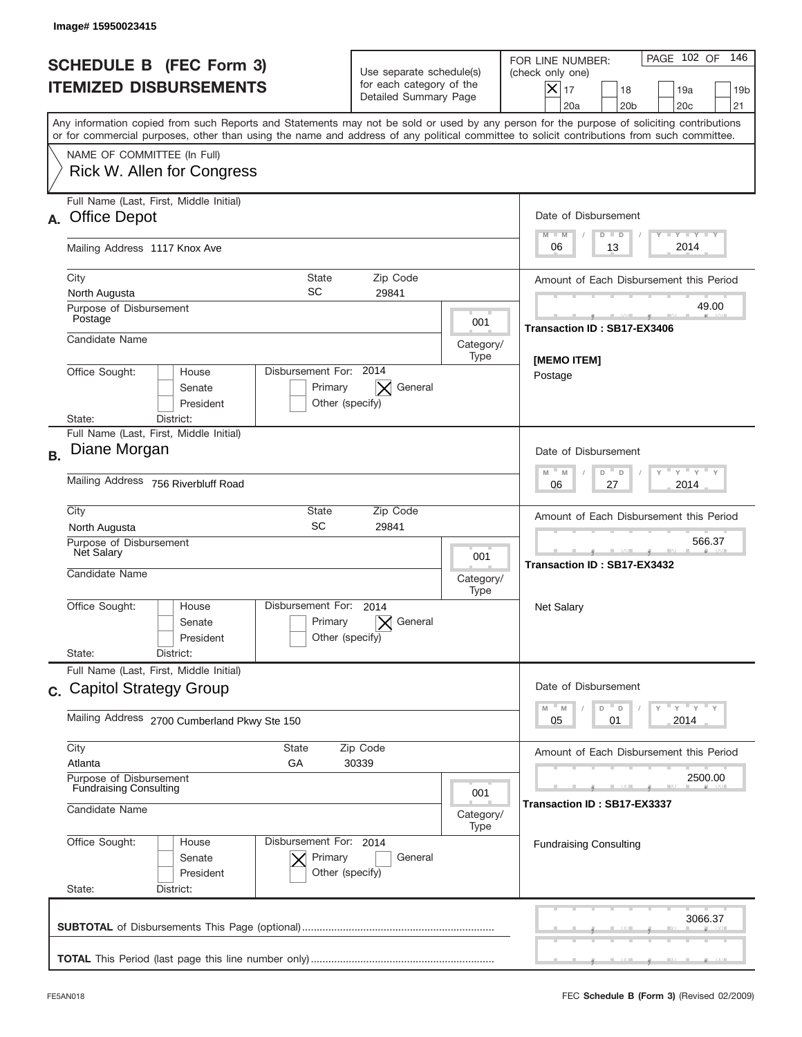Image# 15950023415

# SCHEDULE B (FEC Form 3)
## ITEMIZED DISBURSEMENTS

Use separate schedule(s) for each category of the Detailed Summary Page

FOR LINE NUMBER: (check only one)

- [x] 17
- [ ] 18
- [ ] 19a
- [ ] 19b
- [ ] 20a
- [ ] 20b
- [ ] 20c
- [ ] 21

PAGE 102 OF 146

Any information copied from such Reports and Statements may not be sold or used by any person for the purpose of soliciting contributions or for commercial purposes, other than using the name and address of any political committee to solicit contributions from such committee.

NAME OF COMMITTEE (In Full)
Rick W. Allen for Congress

---

**A.** Full Name (Last, First, Middle Initial): **Office Depot**

Mailing Address: 1117 Knox Ave

City: North Augusta | State: SC | Zip Code: 29841

Purpose of Disbursement: Postage

Category/Type: 001

Candidate Name:

Office Sought: [ ] House [ ] Senate [ ] President

State: District:

Disbursement For: 2014 [ ] Primary [x] General [ ] Other (specify)

Date of Disbursement: 06 / 13 / 2014

Amount of Each Disbursement this Period: 49.00

Transaction ID : SB17-EX3406

[MEMO ITEM]
Postage

---

**B.** Full Name (Last, First, Middle Initial): **Diane Morgan**

Mailing Address: 756 Riverbluff Road

City: North Augusta | State: SC | Zip Code: 29841

Purpose of Disbursement: Net Salary

Category/Type: 001

Candidate Name:

Office Sought: [ ] House [ ] Senate [ ] President

State: District:

Disbursement For: 2014 [ ] Primary [x] General [ ] Other (specify)

Date of Disbursement: 06 / 27 / 2014

Amount of Each Disbursement this Period: 566.37

Transaction ID : SB17-EX3432

Net Salary

---

**C.** Full Name (Last, First, Middle Initial): **Capitol Strategy Group**

Mailing Address: 2700 Cumberland Pkwy Ste 150

City: Atlanta | State: GA | Zip Code: 30339

Purpose of Disbursement: Fundraising Consulting

Category/Type: 001

Candidate Name:

Office Sought: [ ] House [ ] Senate [ ] President

State: District:

Disbursement For: 2014 [x] Primary [ ] General [ ] Other (specify)

Date of Disbursement: 05 / 01 / 2014

Amount of Each Disbursement this Period: 2500.00

Transaction ID : SB17-EX3337

Fundraising Consulting

---

**SUBTOTAL** of Disbursements This Page (optional): 3066.37

**TOTAL** This Period (last page this line number only):

FE5AN018 — FEC **Schedule B (Form 3)** (Revised 02/2009)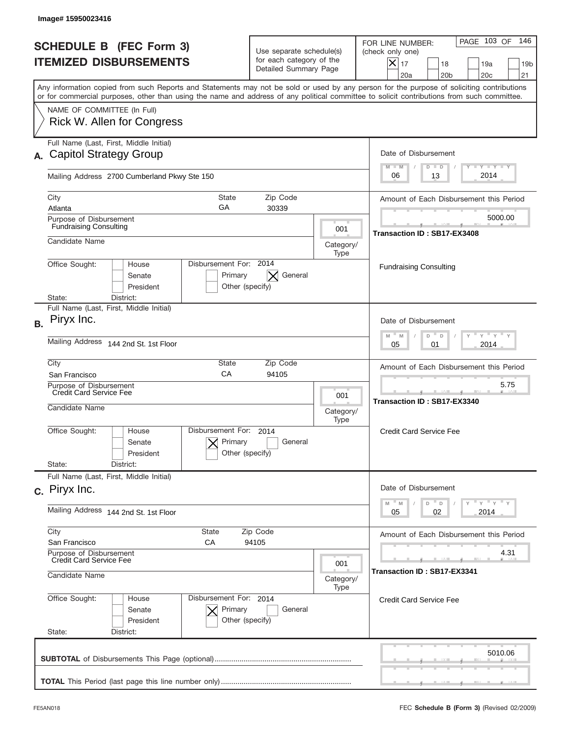Image# 15950023416

# SCHEDULE B (FEC Form 3)
## ITEMIZED DISBURSEMENTS

Use separate schedule(s) for each category of the Detailed Summary Page

FOR LINE NUMBER: (check only one)
[X] 17 [ ] 18 [ ] 19a [ ] 19b [ ] 20a [ ] 20b [ ] 20c [ ] 21

Any information copied from such Reports and Statements may not be sold or used by any person for the purpose of soliciting contributions or for commercial purposes, other than using the name and address of any political committee to solicit contributions from such committee.

NAME OF COMMITTEE (In Full)
Rick W. Allen for Congress

---

**A.** Full Name (Last, First, Middle Initial): Capitol Strategy Group

Mailing Address: 2700 Cumberland Pkwy Ste 150

City: Atlanta | State: GA | Zip Code: 30339

Purpose of Disbursement: Fundraising Consulting

Category/Type: 001

Candidate Name:

Office Sought: [ ] House [ ] Senate [ ] President
State: District:

Disbursement For: 2014 [ ] Primary [X] General [ ] Other (specify)

Date of Disbursement: 06/13/2014

Amount of Each Disbursement this Period: 5000.00

Transaction ID : SB17-EX3408

Fundraising Consulting

---

**B.** Full Name (Last, First, Middle Initial): Piryx Inc.

Mailing Address: 144 2nd St. 1st Floor

City: San Francisco | State: CA | Zip Code: 94105

Purpose of Disbursement: Credit Card Service Fee

Category/Type: 001

Candidate Name:

Office Sought: [ ] House [ ] Senate [ ] President
State: District:

Disbursement For: 2014 [X] Primary [ ] General [ ] Other (specify)

Date of Disbursement: 05/01/2014

Amount of Each Disbursement this Period: 5.75

Transaction ID : SB17-EX3340

Credit Card Service Fee

---

**C.** Full Name (Last, First, Middle Initial): Piryx Inc.

Mailing Address: 144 2nd St. 1st Floor

City: San Francisco | State: CA | Zip Code: 94105

Purpose of Disbursement: Credit Card Service Fee

Category/Type: 001

Candidate Name:

Office Sought: [ ] House [ ] Senate [ ] President
State: District:

Disbursement For: 2014 [X] Primary [ ] General [ ] Other (specify)

Date of Disbursement: 05/02/2014

Amount of Each Disbursement this Period: 4.31

Transaction ID : SB17-EX3341

Credit Card Service Fee

---

**SUBTOTAL** of Disbursements This Page (optional): 5010.06

**TOTAL** This Period (last page this line number only):

FE5AN018 — FEC **Schedule B (Form 3)** (Revised 02/2009)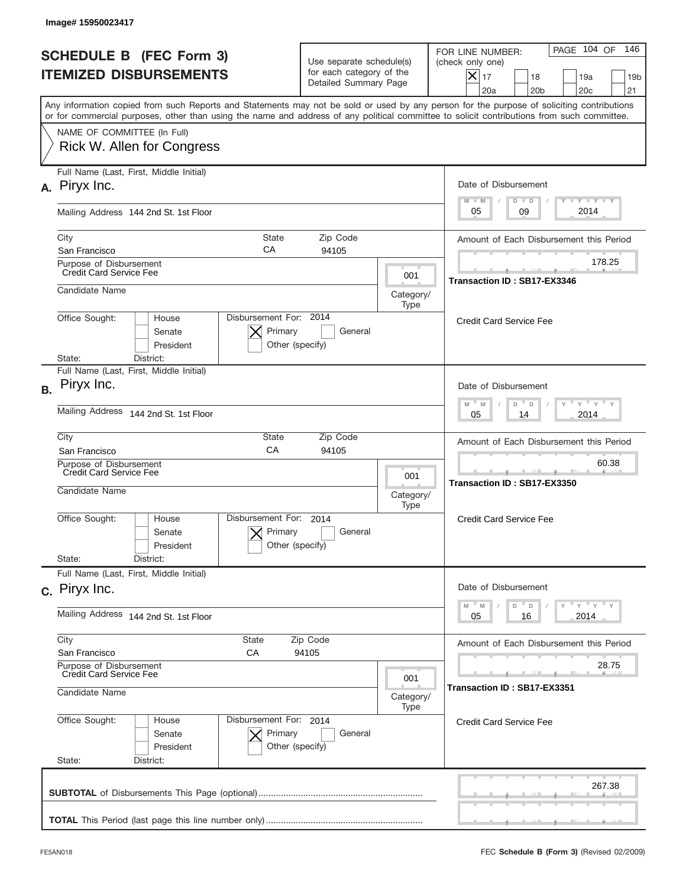Image# 15950023417

# SCHEDULE B (FEC Form 3)
# ITEMIZED DISBURSEMENTS

Use separate schedule(s) for each category of the Detailed Summary Page

FOR LINE NUMBER: (check only one)

- [X] 17
- [ ] 18
- [ ] 19a
- [ ] 19b
- [ ] 20a
- [ ] 20b
- [ ] 20c
- [ ] 21

PAGE 104 OF 146

Any information copied from such Reports and Statements may not be sold or used by any person for the purpose of soliciting contributions or for commercial purposes, other than using the name and address of any political committee to solicit contributions from such committee.

NAME OF COMMITTEE (In Full)
Rick W. Allen for Congress

---

**A.** Full Name (Last, First, Middle Initial): Piryx Inc.

Mailing Address: 144 2nd St. 1st Floor

City: San Francisco | State: CA | Zip Code: 94105

Purpose of Disbursement: Credit Card Service Fee

Category/Type: 001

Candidate Name:

Office Sought: [ ] House [ ] Senate [ ] President

State: District:

Disbursement For: 2014 [X] Primary [ ] General [ ] Other (specify)

Date of Disbursement: 05 / 09 / 2014

Amount of Each Disbursement this Period: 178.25

Transaction ID : SB17-EX3346

Credit Card Service Fee

---

**B.** Full Name (Last, First, Middle Initial): Piryx Inc.

Mailing Address: 144 2nd St. 1st Floor

City: San Francisco | State: CA | Zip Code: 94105

Purpose of Disbursement: Credit Card Service Fee

Category/Type: 001

Candidate Name:

Office Sought: [ ] House [ ] Senate [ ] President

State: District:

Disbursement For: 2014 [X] Primary [ ] General [ ] Other (specify)

Date of Disbursement: 05 / 14 / 2014

Amount of Each Disbursement this Period: 60.38

Transaction ID : SB17-EX3350

Credit Card Service Fee

---

**C.** Full Name (Last, First, Middle Initial): Piryx Inc.

Mailing Address: 144 2nd St. 1st Floor

City: San Francisco | State: CA | Zip Code: 94105

Purpose of Disbursement: Credit Card Service Fee

Category/Type: 001

Candidate Name:

Office Sought: [ ] House [ ] Senate [ ] President

State: District:

Disbursement For: 2014 [X] Primary [ ] General [ ] Other (specify)

Date of Disbursement: 05 / 16 / 2014

Amount of Each Disbursement this Period: 28.75

Transaction ID : SB17-EX3351

Credit Card Service Fee

---

**SUBTOTAL** of Disbursements This Page (optional): 267.38

**TOTAL** This Period (last page this line number only):

FE5AN018 FEC **Schedule B (Form 3)** (Revised 02/2009)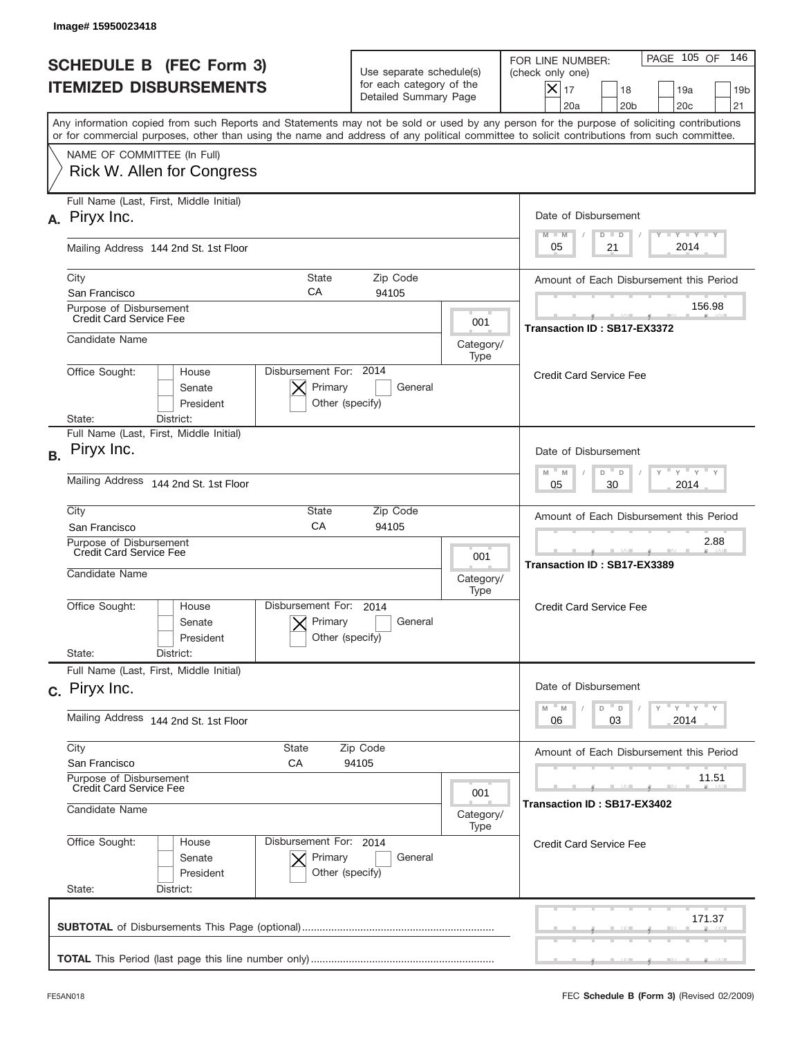Image# 15950023418

# SCHEDULE B (FEC Form 3)
## ITEMIZED DISBURSEMENTS

Use separate schedule(s) for each category of the Detailed Summary Page

FOR LINE NUMBER: (check only one)

- [X] 17
- [ ] 18
- [ ] 19a
- [ ] 19b
- [ ] 20a
- [ ] 20b
- [ ] 20c
- [ ] 21

Any information copied from such Reports and Statements may not be sold or used by any person for the purpose of soliciting contributions or for commercial purposes, other than using the name and address of any political committee to solicit contributions from such committee.

NAME OF COMMITTEE (In Full)
Rick W. Allen for Congress

---

**A.** Full Name (Last, First, Middle Initial): Piryx Inc.

Mailing Address: 144 2nd St. 1st Floor

City: San Francisco | State: CA | Zip Code: 94105

Purpose of Disbursement: Credit Card Service Fee

Category/Type: 001

Candidate Name:

Office Sought: House / Senate / President

Disbursement For: 2014 — [X] Primary [ ] General [ ] Other (specify)

State: District:

Date of Disbursement: 05 / 21 / 2014

Amount of Each Disbursement this Period: 156.98

Transaction ID : SB17-EX3372

Credit Card Service Fee

---

**B.** Full Name (Last, First, Middle Initial): Piryx Inc.

Mailing Address: 144 2nd St. 1st Floor

City: San Francisco | State: CA | Zip Code: 94105

Purpose of Disbursement: Credit Card Service Fee

Category/Type: 001

Candidate Name:

Office Sought: House / Senate / President

Disbursement For: 2014 — [X] Primary [ ] General [ ] Other (specify)

State: District:

Date of Disbursement: 05 / 30 / 2014

Amount of Each Disbursement this Period: 2.88

Transaction ID : SB17-EX3389

Credit Card Service Fee

---

**C.** Full Name (Last, First, Middle Initial): Piryx Inc.

Mailing Address: 144 2nd St. 1st Floor

City: San Francisco | State: CA | Zip Code: 94105

Purpose of Disbursement: Credit Card Service Fee

Category/Type: 001

Candidate Name:

Office Sought: House / Senate / President

Disbursement For: 2014 — [X] Primary [ ] General [ ] Other (specify)

State: District:

Date of Disbursement: 06 / 03 / 2014

Amount of Each Disbursement this Period: 11.51

Transaction ID : SB17-EX3402

Credit Card Service Fee

---

**SUBTOTAL** of Disbursements This Page (optional): 171.37

**TOTAL** This Period (last page this line number only):

FE5AN018

FEC **Schedule B (Form 3)** (Revised 02/2009)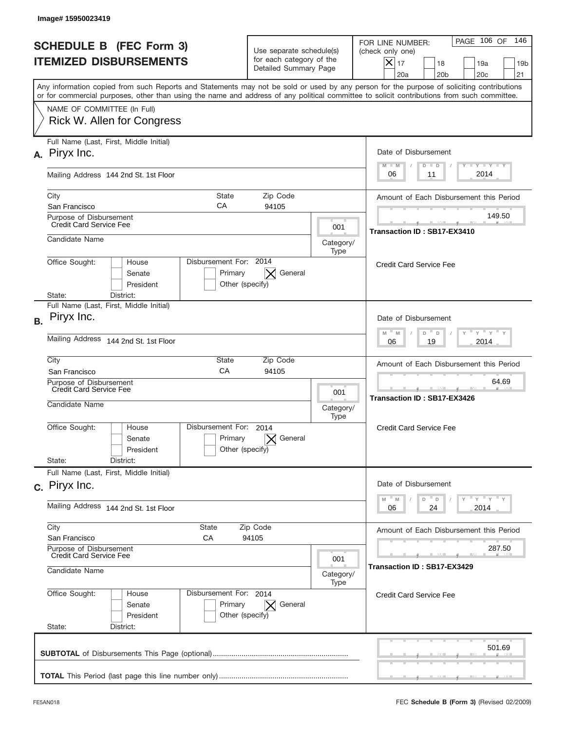Image# 15950023419

# SCHEDULE B (FEC Form 3)
## ITEMIZED DISBURSEMENTS

Use separate schedule(s) for each category of the Detailed Summary Page

FOR LINE NUMBER: (check only one)
[X] 17 [ ] 18 [ ] 19a [ ] 19b [ ] 20a [ ] 20b [ ] 20c [ ] 21

PAGE 106 OF 146

Any information copied from such Reports and Statements may not be sold or used by any person for the purpose of soliciting contributions or for commercial purposes, other than using the name and address of any political committee to solicit contributions from such committee.

NAME OF COMMITTEE (In Full)
Rick W. Allen for Congress

---

**A.** Full Name (Last, First, Middle Initial): Piryx Inc.

Mailing Address: 144 2nd St. 1st Floor

City: San Francisco | State: CA | Zip Code: 94105

Purpose of Disbursement: Credit Card Service Fee

Category/Type: 001

Candidate Name:

Office Sought: [ ] House [ ] Senate [ ] President
State: District:

Disbursement For: 2014 [ ] Primary [X] General [ ] Other (specify)

Date of Disbursement: 06 / 11 / 2014

Amount of Each Disbursement this Period: 149.50

Transaction ID : SB17-EX3410

Credit Card Service Fee

---

**B.** Full Name (Last, First, Middle Initial): Piryx Inc.

Mailing Address: 144 2nd St. 1st Floor

City: San Francisco | State: CA | Zip Code: 94105

Purpose of Disbursement: Credit Card Service Fee

Category/Type: 001

Candidate Name:

Office Sought: [ ] House [ ] Senate [ ] President
State: District:

Disbursement For: 2014 [ ] Primary [X] General [ ] Other (specify)

Date of Disbursement: 06 / 19 / 2014

Amount of Each Disbursement this Period: 64.69

Transaction ID : SB17-EX3426

Credit Card Service Fee

---

**C.** Full Name (Last, First, Middle Initial): Piryx Inc.

Mailing Address: 144 2nd St. 1st Floor

City: San Francisco | State: CA | Zip Code: 94105

Purpose of Disbursement: Credit Card Service Fee

Category/Type: 001

Candidate Name:

Office Sought: [ ] House [ ] Senate [ ] President
State: District:

Disbursement For: 2014 [ ] Primary [X] General [ ] Other (specify)

Date of Disbursement: 06 / 24 / 2014

Amount of Each Disbursement this Period: 287.50

Transaction ID : SB17-EX3429

Credit Card Service Fee

---

**SUBTOTAL** of Disbursements This Page (optional) .......... 501.69

**TOTAL** This Period (last page this line number only) ..........

FE5AN018 FEC **Schedule B (Form 3)** (Revised 02/2009)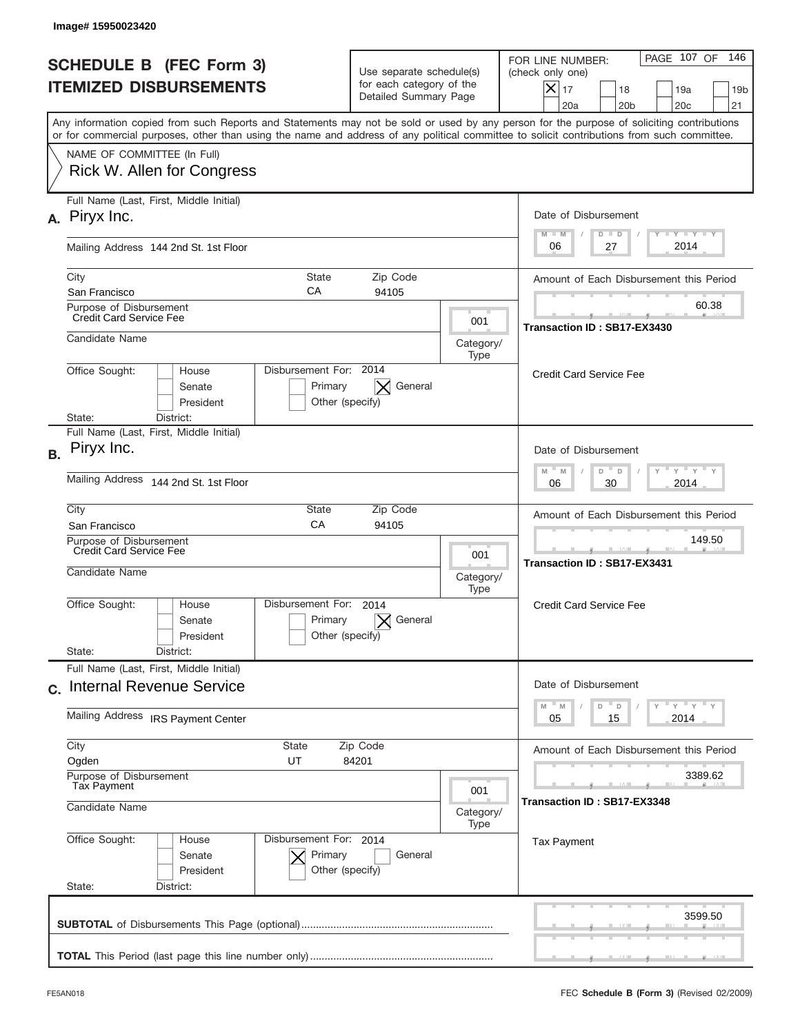Image# 15950023420

# SCHEDULE B (FEC Form 3)
## ITEMIZED DISBURSEMENTS

Use separate schedule(s) for each category of the Detailed Summary Page

FOR LINE NUMBER: (check only one)
[X] 17 [ ] 18 [ ] 19a [ ] 19b [ ] 20a [ ] 20b [ ] 20c [ ] 21

Any information copied from such Reports and Statements may not be sold or used by any person for the purpose of soliciting contributions or for commercial purposes, other than using the name and address of any political committee to solicit contributions from such committee.

NAME OF COMMITTEE (In Full)
Rick W. Allen for Congress

---

**A.** Full Name (Last, First, Middle Initial): Piryx Inc.

Mailing Address: 144 2nd St. 1st Floor

City: San Francisco | State: CA | Zip Code: 94105

Purpose of Disbursement: Credit Card Service Fee

Category/Type: 001

Candidate Name:

Office Sought: [ ] House [ ] Senate [ ] President

State: District:

Disbursement For: 2014 [ ] Primary [X] General [ ] Other (specify)

Date of Disbursement: 06/27/2014

Amount of Each Disbursement this Period: 60.38

Transaction ID : SB17-EX3430

Credit Card Service Fee

---

**B.** Full Name (Last, First, Middle Initial): Piryx Inc.

Mailing Address: 144 2nd St. 1st Floor

City: San Francisco | State: CA | Zip Code: 94105

Purpose of Disbursement: Credit Card Service Fee

Category/Type: 001

Candidate Name:

Office Sought: [ ] House [ ] Senate [ ] President

State: District:

Disbursement For: 2014 [ ] Primary [X] General [ ] Other (specify)

Date of Disbursement: 06/30/2014

Amount of Each Disbursement this Period: 149.50

Transaction ID : SB17-EX3431

Credit Card Service Fee

---

**C.** Full Name (Last, First, Middle Initial): Internal Revenue Service

Mailing Address: IRS Payment Center

City: Ogden | State: UT | Zip Code: 84201

Purpose of Disbursement: Tax Payment

Category/Type: 001

Candidate Name:

Office Sought: [ ] House [ ] Senate [ ] President

State: District:

Disbursement For: 2014 [X] Primary [ ] General [ ] Other (specify)

Date of Disbursement: 05/15/2014

Amount of Each Disbursement this Period: 3389.62

Transaction ID : SB17-EX3348

Tax Payment

---

**SUBTOTAL** of Disbursements This Page (optional): 3599.50

**TOTAL** This Period (last page this line number only):

FE5AN018 — FEC **Schedule B (Form 3)** (Revised 02/2009)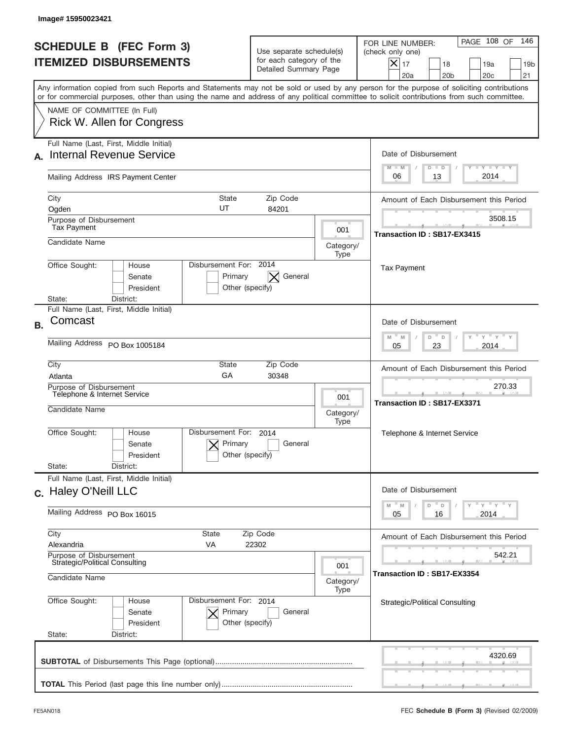Image# 15950023421

# SCHEDULE B (FEC Form 3)
# ITEMIZED DISBURSEMENTS

Use separate schedule(s) for each category of the Detailed Summary Page

FOR LINE NUMBER: (check only one)

- [x] 17
- [ ] 18
- [ ] 19a
- [ ] 19b
- [ ] 20a
- [ ] 20b
- [ ] 20c
- [ ] 21

PAGE 108 OF 146

Any information copied from such Reports and Statements may not be sold or used by any person for the purpose of soliciting contributions or for commercial purposes, other than using the name and address of any political committee to solicit contributions from such committee.

NAME OF COMMITTEE (In Full)
Rick W. Allen for Congress

---

**A.** Full Name (Last, First, Middle Initial): Internal Revenue Service

Mailing Address: IRS Payment Center

City: Ogden | State: UT | Zip Code: 84201

Purpose of Disbursement: Tax Payment

Category/Type: 001

Candidate Name:

Office Sought: [ ] House [ ] Senate [ ] President

State: District:

Disbursement For: 2014 [ ] Primary [x] General [ ] Other (specify)

Date of Disbursement: 06 / 13 / 2014

Amount of Each Disbursement this Period: 3508.15

Transaction ID : SB17-EX3415

Tax Payment

---

**B.** Full Name (Last, First, Middle Initial): Comcast

Mailing Address: PO Box 1005184

City: Atlanta | State: GA | Zip Code: 30348

Purpose of Disbursement: Telephone & Internet Service

Category/Type: 001

Candidate Name:

Office Sought: [ ] House [ ] Senate [ ] President

State: District:

Disbursement For: 2014 [x] Primary [ ] General [ ] Other (specify)

Date of Disbursement: 05 / 23 / 2014

Amount of Each Disbursement this Period: 270.33

Transaction ID : SB17-EX3371

Telephone & Internet Service

---

**C.** Full Name (Last, First, Middle Initial): Haley O'Neill LLC

Mailing Address: PO Box 16015

City: Alexandria | State: VA | Zip Code: 22302

Purpose of Disbursement: Strategic/Political Consulting

Category/Type: 001

Candidate Name:

Office Sought: [ ] House [ ] Senate [ ] President

State: District:

Disbursement For: 2014 [x] Primary [ ] General [ ] Other (specify)

Date of Disbursement: 05 / 16 / 2014

Amount of Each Disbursement this Period: 542.21

Transaction ID : SB17-EX3354

Strategic/Political Consulting

---

**SUBTOTAL** of Disbursements This Page (optional): 4320.69

**TOTAL** This Period (last page this line number only):

FE5AN018 FEC **Schedule B (Form 3)** (Revised 02/2009)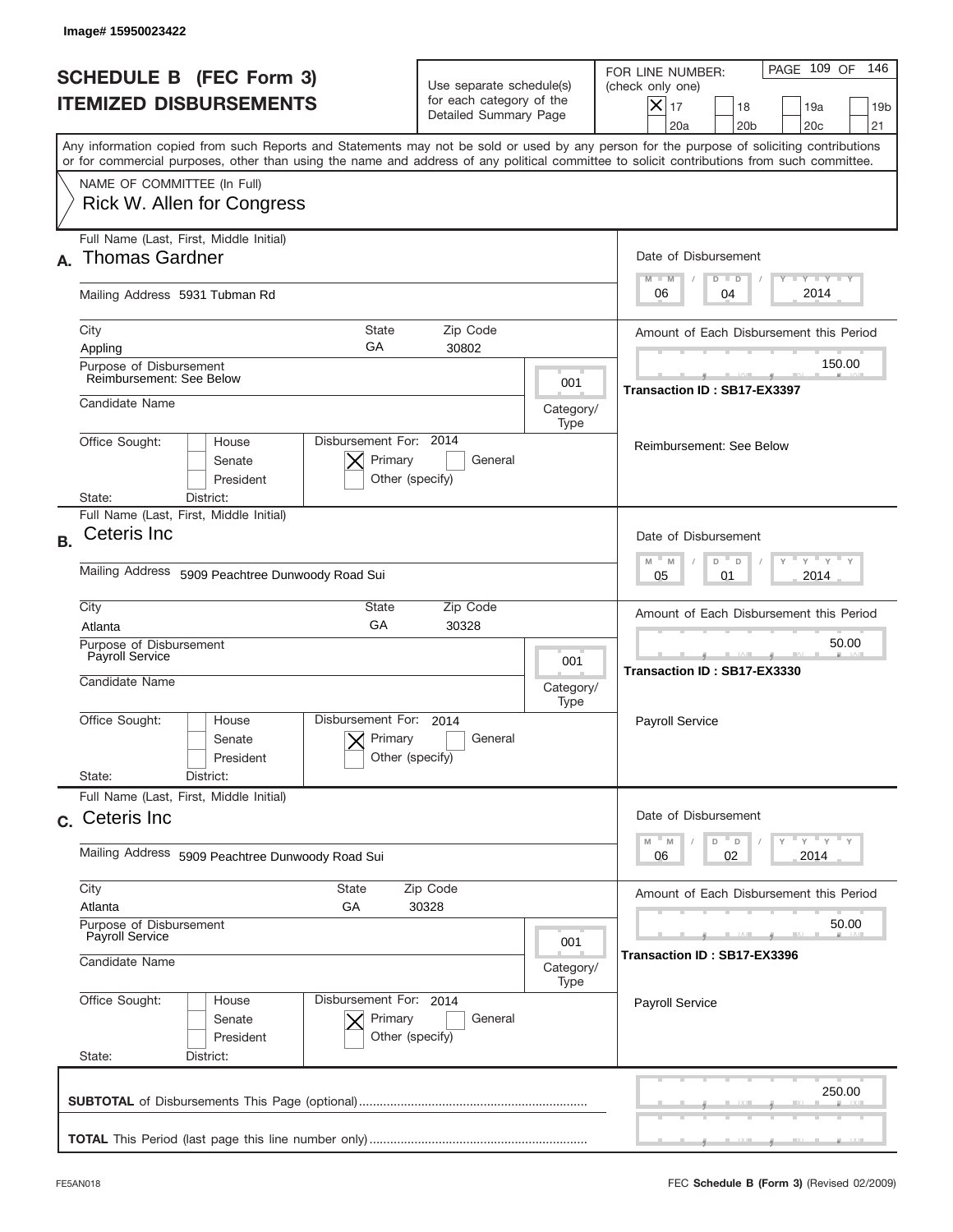Image# 15950023422

# SCHEDULE B (FEC Form 3)
# ITEMIZED DISBURSEMENTS

Use separate schedule(s) for each category of the Detailed Summary Page

FOR LINE NUMBER: (check only one)

[X] 17 [ ] 18 [ ] 19a [ ] 19b [ ] 20a [ ] 20b [ ] 20c [ ] 21

Any information copied from such Reports and Statements may not be sold or used by any person for the purpose of soliciting contributions or for commercial purposes, other than using the name and address of any political committee to solicit contributions from such committee.

NAME OF COMMITTEE (In Full)
Rick W. Allen for Congress

---

**A.** Full Name (Last, First, Middle Initial): Thomas Gardner

Mailing Address: 5931 Tubman Rd

City: Appling | State: GA | Zip Code: 30802

Purpose of Disbursement: Reimbursement: See Below

Category/Type: 001

Candidate Name:

Office Sought: [ ] House [ ] Senate [ ] President

State: District:

Disbursement For: 2014 [X] Primary [ ] General [ ] Other (specify)

Date of Disbursement: 06 / 04 / 2014

Amount of Each Disbursement this Period: 150.00

Transaction ID : SB17-EX3397

Reimbursement: See Below

---

**B.** Full Name (Last, First, Middle Initial): Ceteris Inc

Mailing Address: 5909 Peachtree Dunwoody Road Sui

City: Atlanta | State: GA | Zip Code: 30328

Purpose of Disbursement: Payroll Service

Category/Type: 001

Candidate Name:

Office Sought: [ ] House [ ] Senate [ ] President

State: District:

Disbursement For: 2014 [X] Primary [ ] General [ ] Other (specify)

Date of Disbursement: 05 / 01 / 2014

Amount of Each Disbursement this Period: 50.00

Transaction ID : SB17-EX3330

Payroll Service

---

**C.** Full Name (Last, First, Middle Initial): Ceteris Inc

Mailing Address: 5909 Peachtree Dunwoody Road Sui

City: Atlanta | State: GA | Zip Code: 30328

Purpose of Disbursement: Payroll Service

Category/Type: 001

Candidate Name:

Office Sought: [ ] House [ ] Senate [ ] President

State: District:

Disbursement For: 2014 [X] Primary [ ] General [ ] Other (specify)

Date of Disbursement: 06 / 02 / 2014

Amount of Each Disbursement this Period: 50.00

Transaction ID : SB17-EX3396

Payroll Service

---

**SUBTOTAL** of Disbursements This Page (optional): 250.00

**TOTAL** This Period (last page this line number only):

FE5AN018 FEC **Schedule B (Form 3)** (Revised 02/2009)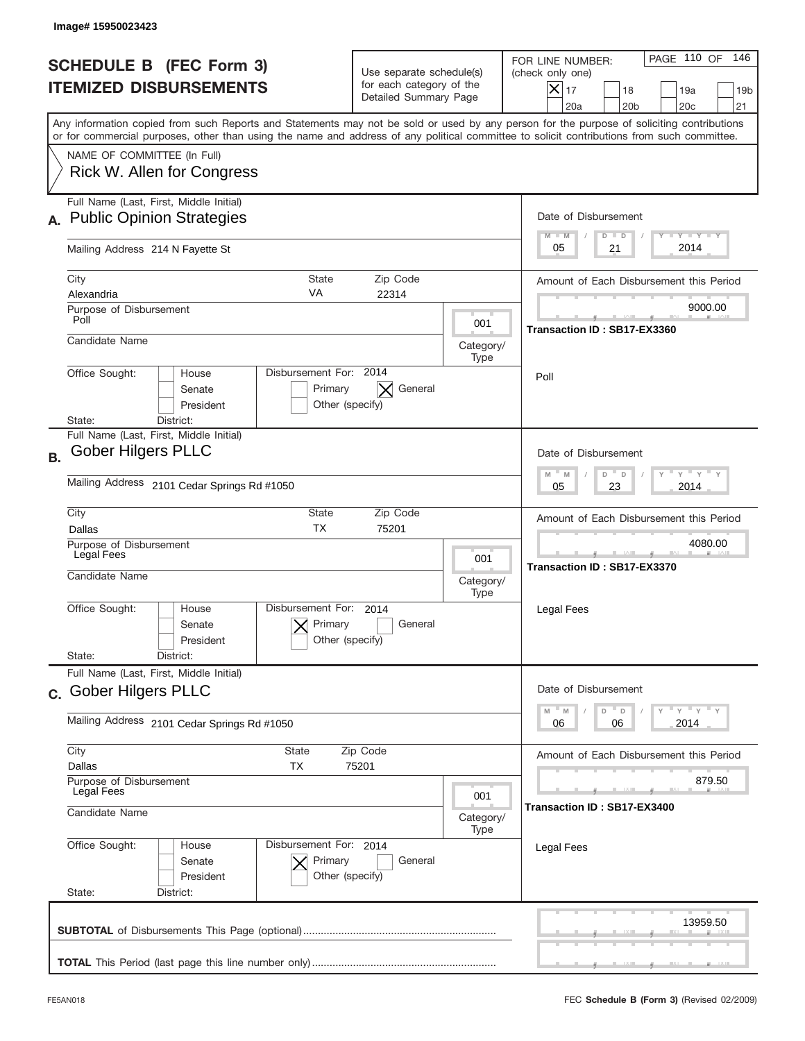Image# 15950023423

# SCHEDULE B (FEC Form 3)
# ITEMIZED DISBURSEMENTS

Use separate schedule(s) for each category of the Detailed Summary Page

FOR LINE NUMBER: (check only one)
[X] 17 [ ] 18 [ ] 19a [ ] 19b [ ] 20a [ ] 20b [ ] 20c [ ] 21

PAGE 110 OF 146

Any information copied from such Reports and Statements may not be sold or used by any person for the purpose of soliciting contributions or for commercial purposes, other than using the name and address of any political committee to solicit contributions from such committee.

NAME OF COMMITTEE (In Full)
Rick W. Allen for Congress

---

**A.** Full Name (Last, First, Middle Initial): **Public Opinion Strategies**

Mailing Address: 214 N Fayette St

City: Alexandria | State: VA | Zip Code: 22314

Purpose of Disbursement: Poll

Category/Type: 001

Candidate Name:

Office Sought: [ ] House [ ] Senate [ ] President
State: District:

Disbursement For: 2014 [ ] Primary [X] General [ ] Other (specify)

Date of Disbursement: 05 / 21 / 2014

Amount of Each Disbursement this Period: 9000.00

Transaction ID : SB17-EX3360

Poll

---

**B.** Full Name (Last, First, Middle Initial): **Gober Hilgers PLLC**

Mailing Address: 2101 Cedar Springs Rd #1050

City: Dallas | State: TX | Zip Code: 75201

Purpose of Disbursement: Legal Fees

Category/Type: 001

Candidate Name:

Office Sought: [ ] House [ ] Senate [ ] President
State: District:

Disbursement For: 2014 [X] Primary [ ] General [ ] Other (specify)

Date of Disbursement: 05 / 23 / 2014

Amount of Each Disbursement this Period: 4080.00

Transaction ID : SB17-EX3370

Legal Fees

---

**C.** Full Name (Last, First, Middle Initial): **Gober Hilgers PLLC**

Mailing Address: 2101 Cedar Springs Rd #1050

City: Dallas | State: TX | Zip Code: 75201

Purpose of Disbursement: Legal Fees

Category/Type: 001

Candidate Name:

Office Sought: [ ] House [ ] Senate [ ] President
State: District:

Disbursement For: 2014 [X] Primary [ ] General [ ] Other (specify)

Date of Disbursement: 06 / 06 / 2014

Amount of Each Disbursement this Period: 879.50

Transaction ID : SB17-EX3400

Legal Fees

---

**SUBTOTAL** of Disbursements This Page (optional): 13959.50

**TOTAL** This Period (last page this line number only):

FE5AN018 — FEC **Schedule B (Form 3)** (Revised 02/2009)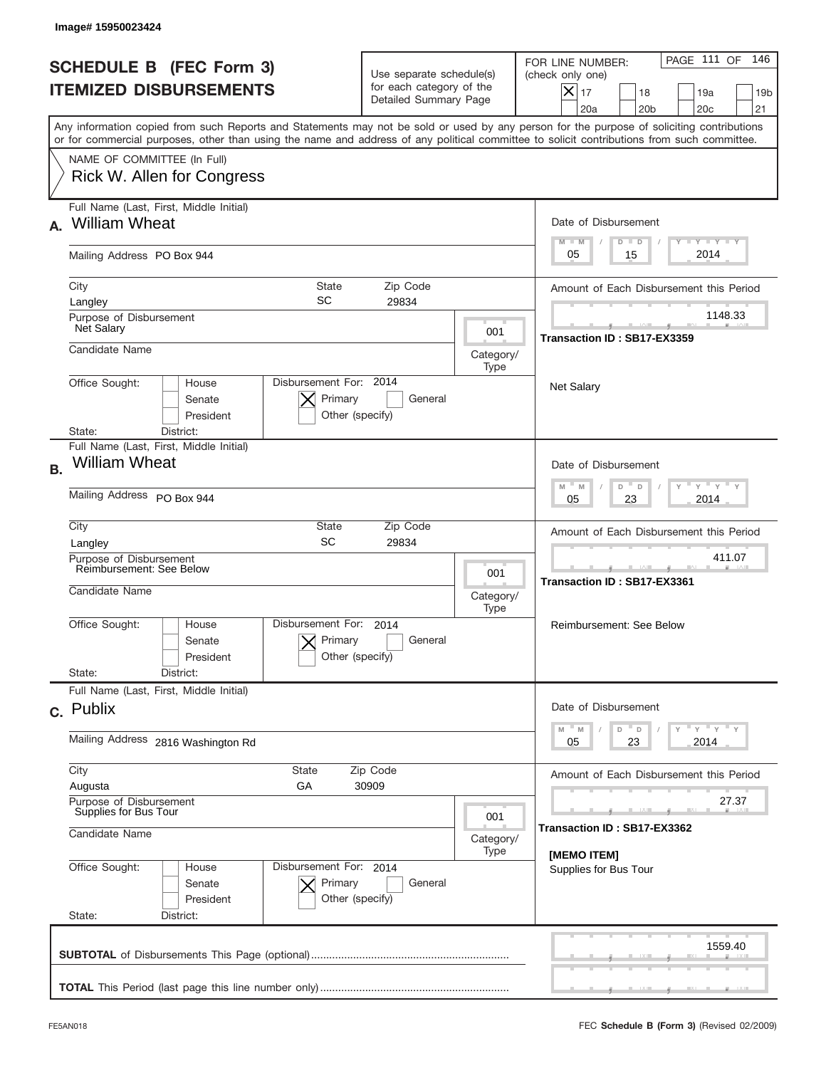Image# 15950023424

# SCHEDULE B (FEC Form 3)
## ITEMIZED DISBURSEMENTS

Use separate schedule(s) for each category of the Detailed Summary Page

FOR LINE NUMBER: (check only one)
[X] 17 [ ] 18 [ ] 19a [ ] 19b [ ] 20a [ ] 20b [ ] 20c [ ] 21

PAGE 111 OF 146

Any information copied from such Reports and Statements may not be sold or used by any person for the purpose of soliciting contributions or for commercial purposes, other than using the name and address of any political committee to solicit contributions from such committee.

NAME OF COMMITTEE (In Full)
Rick W. Allen for Congress

---

**A.** Full Name (Last, First, Middle Initial): William Wheat

Mailing Address: PO Box 944

City: Langley | State: SC | Zip Code: 29834

Purpose of Disbursement: Net Salary

Category/Type: 001

Candidate Name:

Office Sought: [ ] House [ ] Senate [ ] President

State: District:

Disbursement For: 2014 [X] Primary [ ] General [ ] Other (specify)

Date of Disbursement: 05/15/2014

Amount of Each Disbursement this Period: 1148.33

Transaction ID : SB17-EX3359

Net Salary

---

**B.** Full Name (Last, First, Middle Initial): William Wheat

Mailing Address: PO Box 944

City: Langley | State: SC | Zip Code: 29834

Purpose of Disbursement: Reimbursement: See Below

Category/Type: 001

Candidate Name:

Office Sought: [ ] House [ ] Senate [ ] President

State: District:

Disbursement For: 2014 [X] Primary [ ] General [ ] Other (specify)

Date of Disbursement: 05/23/2014

Amount of Each Disbursement this Period: 411.07

Transaction ID : SB17-EX3361

Reimbursement: See Below

---

**C.** Full Name (Last, First, Middle Initial): Publix

Mailing Address: 2816 Washington Rd

City: Augusta | State: GA | Zip Code: 30909

Purpose of Disbursement: Supplies for Bus Tour

Category/Type: 001

Candidate Name:

Office Sought: [ ] House [ ] Senate [ ] President

State: District:

Disbursement For: 2014 [X] Primary [ ] General [ ] Other (specify)

Date of Disbursement: 05/23/2014

Amount of Each Disbursement this Period: 27.37

Transaction ID : SB17-EX3362

[MEMO ITEM]
Supplies for Bus Tour

---

**SUBTOTAL** of Disbursements This Page (optional): 1559.40

**TOTAL** This Period (last page this line number only):

FE5AN018 FEC **Schedule B (Form 3)** (Revised 02/2009)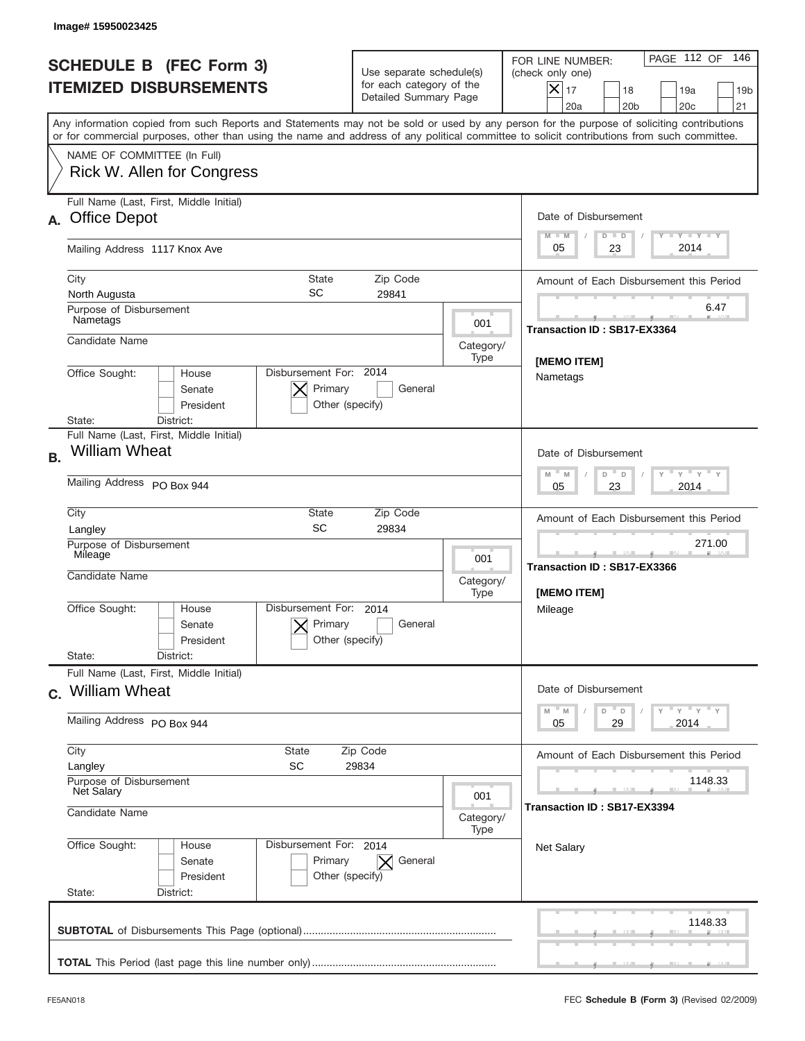Image# 15950023425

# SCHEDULE B (FEC Form 3)
# ITEMIZED DISBURSEMENTS

Use separate schedule(s) for each category of the Detailed Summary Page

FOR LINE NUMBER: (check only one)

[X] 17 [ ] 18 [ ] 19a [ ] 19b [ ] 20a [ ] 20b [ ] 20c [ ] 21

PAGE 112 OF 146

Any information copied from such Reports and Statements may not be sold or used by any person for the purpose of soliciting contributions or for commercial purposes, other than using the name and address of any political committee to solicit contributions from such committee.

NAME OF COMMITTEE (In Full)
Rick W. Allen for Congress

---

**A.** Full Name (Last, First, Middle Initial): Office Depot

Mailing Address: 1117 Knox Ave

City: North Augusta | State: SC | Zip Code: 29841

Purpose of Disbursement: Nametags

Category/Type: 001

Candidate Name:

Office Sought: [ ] House [ ] Senate [ ] President

State: District:

Disbursement For: 2014 [X] Primary [ ] General [ ] Other (specify)

Date of Disbursement: 05 / 23 / 2014

Amount of Each Disbursement this Period: 6.47

Transaction ID : SB17-EX3364

[MEMO ITEM]
Nametags

---

**B.** Full Name (Last, First, Middle Initial): William Wheat

Mailing Address: PO Box 944

City: Langley | State: SC | Zip Code: 29834

Purpose of Disbursement: Mileage

Category/Type: 001

Candidate Name:

Office Sought: [ ] House [ ] Senate [ ] President

State: District:

Disbursement For: 2014 [X] Primary [ ] General [ ] Other (specify)

Date of Disbursement: 05 / 23 / 2014

Amount of Each Disbursement this Period: 271.00

Transaction ID : SB17-EX3366

[MEMO ITEM]
Mileage

---

**C.** Full Name (Last, First, Middle Initial): William Wheat

Mailing Address: PO Box 944

City: Langley | State: SC | Zip Code: 29834

Purpose of Disbursement: Net Salary

Category/Type: 001

Candidate Name:

Office Sought: [ ] House [ ] Senate [ ] President

State: District:

Disbursement For: 2014 [ ] Primary [X] General [ ] Other (specify)

Date of Disbursement: 05 / 29 / 2014

Amount of Each Disbursement this Period: 1148.33

Transaction ID : SB17-EX3394

Net Salary

---

**SUBTOTAL** of Disbursements This Page (optional): 1148.33

**TOTAL** This Period (last page this line number only):

FE5AN018

FEC **Schedule B (Form 3)** (Revised 02/2009)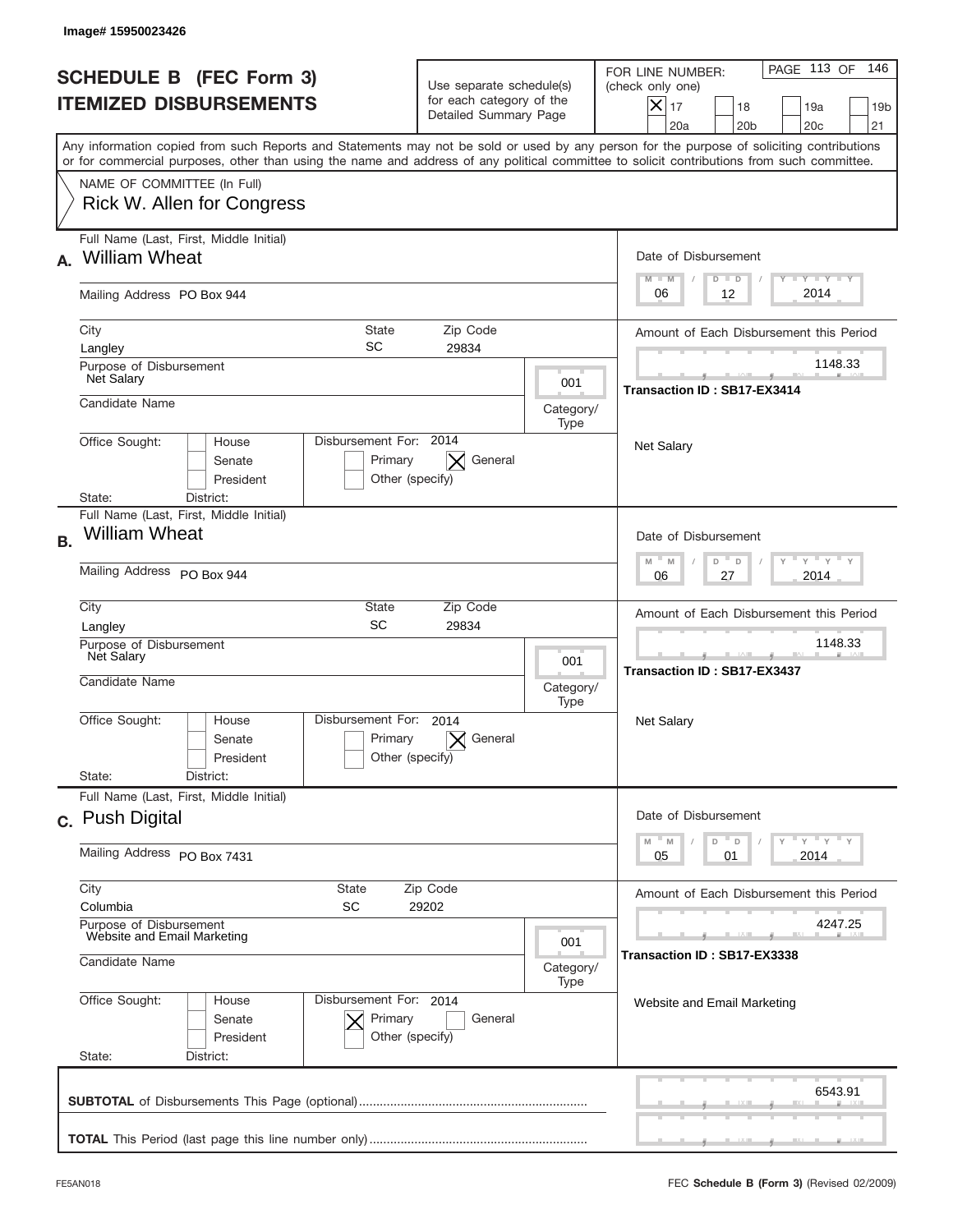Image# 15950023426

# SCHEDULE B (FEC Form 3)
## ITEMIZED DISBURSEMENTS

Use separate schedule(s) for each category of the Detailed Summary Page

FOR LINE NUMBER: (check only one)
[X] 17 [ ] 18 [ ] 19a [ ] 19b [ ] 20a [ ] 20b [ ] 20c [ ] 21

Any information copied from such Reports and Statements may not be sold or used by any person for the purpose of soliciting contributions or for commercial purposes, other than using the name and address of any political committee to solicit contributions from such committee.

NAME OF COMMITTEE (In Full)
Rick W. Allen for Congress

---

**A.** Full Name (Last, First, Middle Initial): William Wheat

Mailing Address: PO Box 944

City: Langley | State: SC | Zip Code: 29834

Purpose of Disbursement: Net Salary

Category/Type: 001

Candidate Name:

Office Sought: [ ] House [ ] Senate [ ] President

State: District:

Disbursement For: 2014 [ ] Primary [X] General [ ] Other (specify)

Date of Disbursement: 06 / 12 / 2014

Amount of Each Disbursement this Period: 1148.33

Transaction ID : SB17-EX3414

Net Salary

---

**B.** Full Name (Last, First, Middle Initial): William Wheat

Mailing Address: PO Box 944

City: Langley | State: SC | Zip Code: 29834

Purpose of Disbursement: Net Salary

Category/Type: 001

Candidate Name:

Office Sought: [ ] House [ ] Senate [ ] President

State: District:

Disbursement For: 2014 [ ] Primary [X] General [ ] Other (specify)

Date of Disbursement: 06 / 27 / 2014

Amount of Each Disbursement this Period: 1148.33

Transaction ID : SB17-EX3437

Net Salary

---

**C.** Full Name (Last, First, Middle Initial): Push Digital

Mailing Address: PO Box 7431

City: Columbia | State: SC | Zip Code: 29202

Purpose of Disbursement: Website and Email Marketing

Category/Type: 001

Candidate Name:

Office Sought: [ ] House [ ] Senate [ ] President

State: District:

Disbursement For: 2014 [X] Primary [ ] General [ ] Other (specify)

Date of Disbursement: 05 / 01 / 2014

Amount of Each Disbursement this Period: 4247.25

Transaction ID : SB17-EX3338

Website and Email Marketing

---

**SUBTOTAL** of Disbursements This Page (optional): 6543.91

**TOTAL** This Period (last page this line number only):

FE5AN018 — FEC **Schedule B (Form 3)** (Revised 02/2009)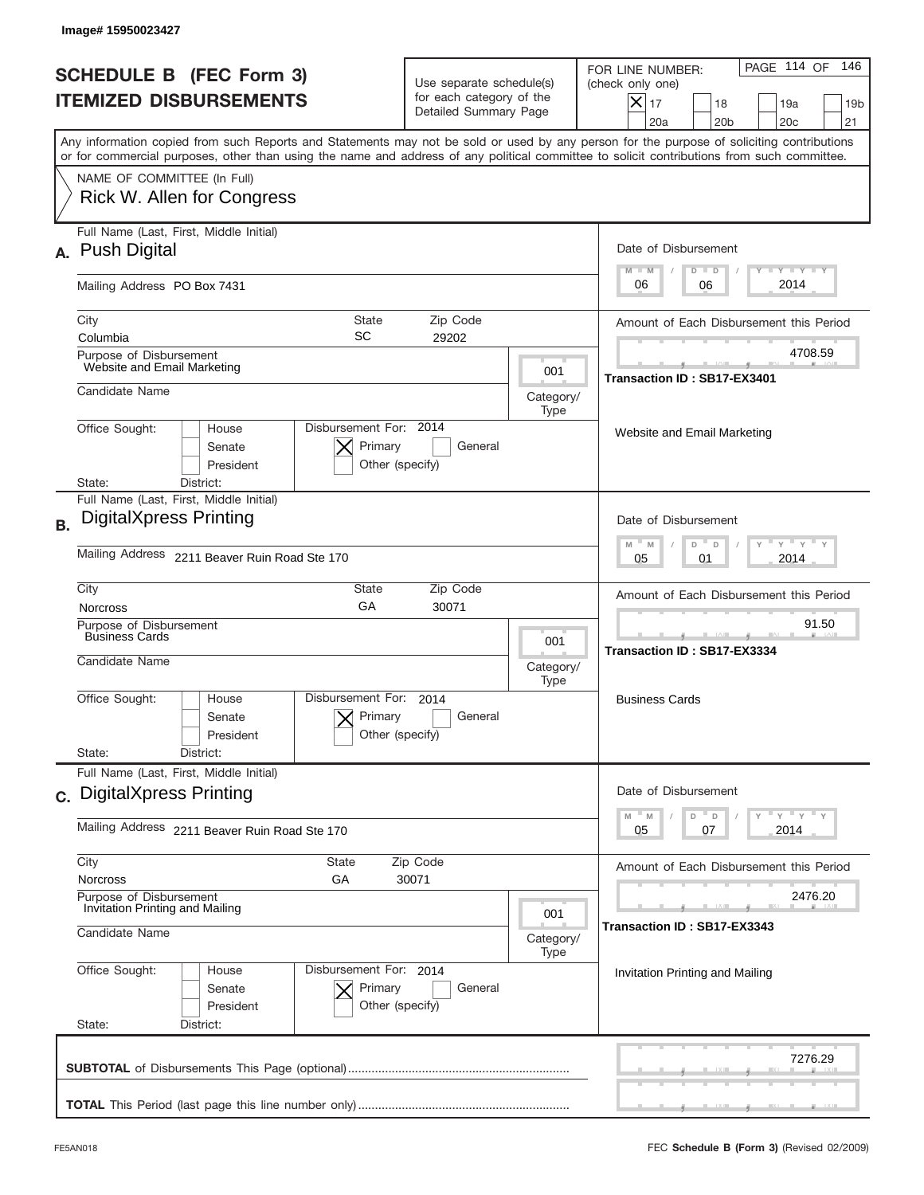Image# 15950023427

# SCHEDULE B (FEC Form 3)
# ITEMIZED DISBURSEMENTS

Use separate schedule(s) for each category of the Detailed Summary Page

FOR LINE NUMBER: (check only one)

- [X] 17
- [ ] 18
- [ ] 19a
- [ ] 19b
- [ ] 20a
- [ ] 20b
- [ ] 20c
- [ ] 21

Any information copied from such Reports and Statements may not be sold or used by any person for the purpose of soliciting contributions or for commercial purposes, other than using the name and address of any political committee to solicit contributions from such committee.

NAME OF COMMITTEE (In Full)
Rick W. Allen for Congress

---

**A.** Full Name (Last, First, Middle Initial): Push Digital

Mailing Address: PO Box 7431

City: Columbia | State: SC | Zip Code: 29202

Purpose of Disbursement: Website and Email Marketing

Category/Type: 001

Candidate Name:

Office Sought: [ ] House [ ] Senate [ ] President

State: District:

Disbursement For: 2014 [X] Primary [ ] General [ ] Other (specify)

Date of Disbursement: 06 / 06 / 2014

Amount of Each Disbursement this Period: 4708.59

Transaction ID : SB17-EX3401

Website and Email Marketing

---

**B.** Full Name (Last, First, Middle Initial): DigitalXpress Printing

Mailing Address: 2211 Beaver Ruin Road Ste 170

City: Norcross | State: GA | Zip Code: 30071

Purpose of Disbursement: Business Cards

Category/Type: 001

Candidate Name:

Office Sought: [ ] House [ ] Senate [ ] President

State: District:

Disbursement For: 2014 [X] Primary [ ] General [ ] Other (specify)

Date of Disbursement: 05 / 01 / 2014

Amount of Each Disbursement this Period: 91.50

Transaction ID : SB17-EX3334

Business Cards

---

**C.** Full Name (Last, First, Middle Initial): DigitalXpress Printing

Mailing Address: 2211 Beaver Ruin Road Ste 170

City: Norcross | State: GA | Zip Code: 30071

Purpose of Disbursement: Invitation Printing and Mailing

Category/Type: 001

Candidate Name:

Office Sought: [ ] House [ ] Senate [ ] President

State: District:

Disbursement For: 2014 [X] Primary [ ] General [ ] Other (specify)

Date of Disbursement: 05 / 07 / 2014

Amount of Each Disbursement this Period: 2476.20

Transaction ID : SB17-EX3343

Invitation Printing and Mailing

---

**SUBTOTAL** of Disbursements This Page (optional): 7276.29

**TOTAL** This Period (last page this line number only):

FE5AN018 — FEC **Schedule B (Form 3)** (Revised 02/2009)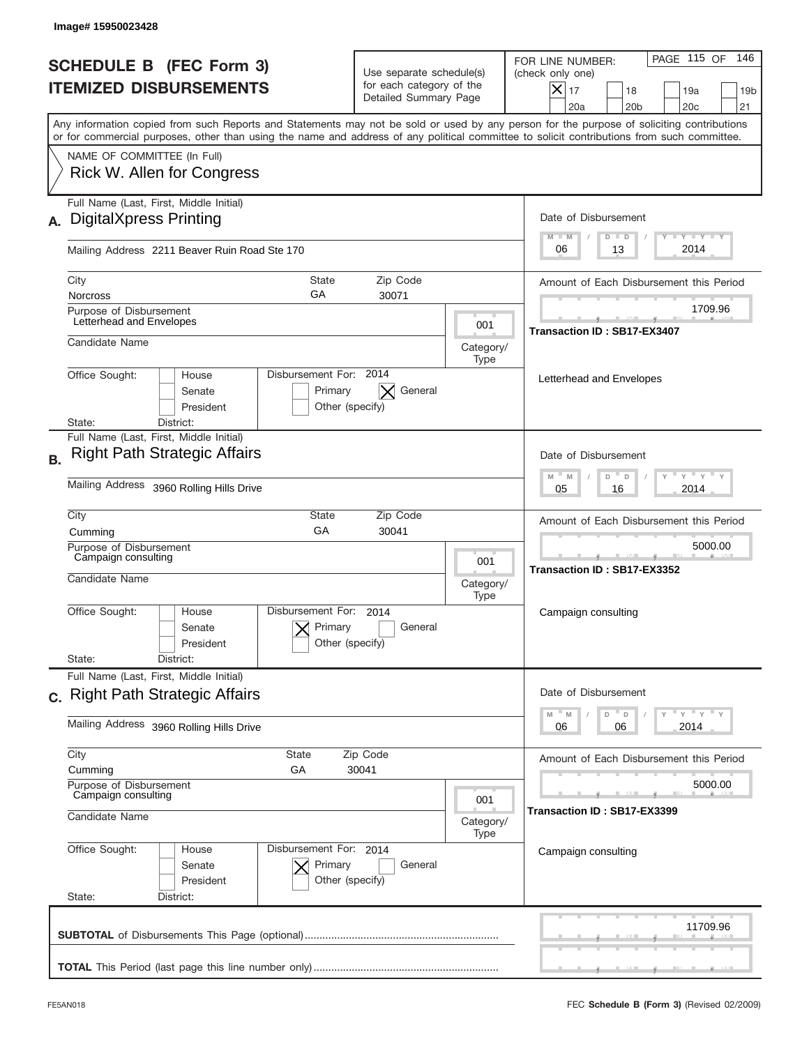Image# 15950023428

# SCHEDULE B (FEC Form 3)
# ITEMIZED DISBURSEMENTS

Use separate schedule(s) for each category of the Detailed Summary Page

FOR LINE NUMBER: (check only one)
[X] 17 [ ] 18 [ ] 19a [ ] 19b [ ] 20a [ ] 20b [ ] 20c [ ] 21

Any information copied from such Reports and Statements may not be sold or used by any person for the purpose of soliciting contributions or for commercial purposes, other than using the name and address of any political committee to solicit contributions from such committee.

NAME OF COMMITTEE (In Full)
Rick W. Allen for Congress

## A.

Full Name (Last, First, Middle Initial): DigitalXpress Printing

Date of Disbursement: 06 / 13 / 2014

Mailing Address: 2211 Beaver Ruin Road Ste 170

City: Norcross | State: GA | Zip Code: 30071

Amount of Each Disbursement this Period: 1709.96

Purpose of Disbursement: Letterhead and Envelopes

Category/Type: 001

Transaction ID : SB17-EX3407

Candidate Name:

Letterhead and Envelopes

Office Sought: [ ] House [ ] Senate [ ] President

Disbursement For: 2014 [ ] Primary [X] General [ ] Other (specify)

State: District:

## B.

Full Name (Last, First, Middle Initial): Right Path Strategic Affairs

Date of Disbursement: 05 / 16 / 2014

Mailing Address: 3960 Rolling Hills Drive

City: Cumming | State: GA | Zip Code: 30041

Amount of Each Disbursement this Period: 5000.00

Purpose of Disbursement: Campaign consulting

Category/Type: 001

Transaction ID : SB17-EX3352

Candidate Name:

Campaign consulting

Office Sought: [ ] House [ ] Senate [ ] President

Disbursement For: 2014 [X] Primary [ ] General [ ] Other (specify)

State: District:

## C.

Full Name (Last, First, Middle Initial): Right Path Strategic Affairs

Date of Disbursement: 06 / 06 / 2014

Mailing Address: 3960 Rolling Hills Drive

City: Cumming | State: GA | Zip Code: 30041

Amount of Each Disbursement this Period: 5000.00

Purpose of Disbursement: Campaign consulting

Category/Type: 001

Transaction ID : SB17-EX3399

Candidate Name:

Campaign consulting

Office Sought: [ ] House [ ] Senate [ ] President

Disbursement For: 2014 [X] Primary [ ] General [ ] Other (specify)

State: District:

**SUBTOTAL** of Disbursements This Page (optional): 11709.96

**TOTAL** This Period (last page this line number only):

FE5AN018 — FEC **Schedule B (Form 3)** (Revised 02/2009)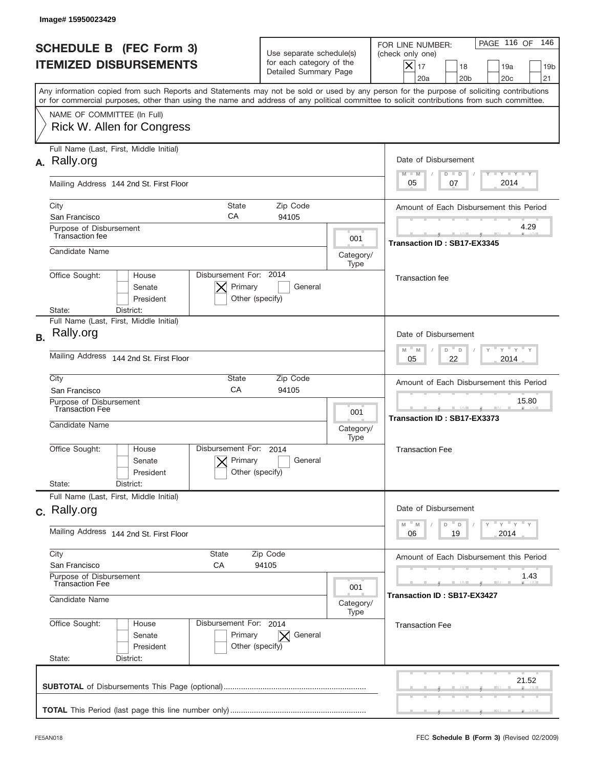Image# 15950023429

# SCHEDULE B (FEC Form 3)
# ITEMIZED DISBURSEMENTS

Use separate schedule(s) for each category of the Detailed Summary Page

FOR LINE NUMBER: (check only one)

[X] 17 [ ] 18 [ ] 19a [ ] 19b [ ] 20a [ ] 20b [ ] 20c [ ] 21

PAGE 116 OF 146

Any information copied from such Reports and Statements may not be sold or used by any person for the purpose of soliciting contributions or for commercial purposes, other than using the name and address of any political committee to solicit contributions from such committee.

NAME OF COMMITTEE (In Full)
Rick W. Allen for Congress

---

**A.** Full Name (Last, First, Middle Initial): Rally.org

Mailing Address: 144 2nd St. First Floor

City: San Francisco | State: CA | Zip Code: 94105

Purpose of Disbursement: Transaction fee

Category/Type: 001

Candidate Name:

Office Sought: [ ] House [ ] Senate [ ] President

State: District:

Disbursement For: 2014 [X] Primary [ ] General [ ] Other (specify)

Date of Disbursement: 05 / 07 / 2014

Amount of Each Disbursement this Period: 4.29

Transaction ID : SB17-EX3345

Transaction fee

---

**B.** Full Name (Last, First, Middle Initial): Rally.org

Mailing Address: 144 2nd St. First Floor

City: San Francisco | State: CA | Zip Code: 94105

Purpose of Disbursement: Transaction Fee

Category/Type: 001

Candidate Name:

Office Sought: [ ] House [ ] Senate [ ] President

State: District:

Disbursement For: 2014 [X] Primary [ ] General [ ] Other (specify)

Date of Disbursement: 05 / 22 / 2014

Amount of Each Disbursement this Period: 15.80

Transaction ID : SB17-EX3373

Transaction Fee

---

**C.** Full Name (Last, First, Middle Initial): Rally.org

Mailing Address: 144 2nd St. First Floor

City: San Francisco | State: CA | Zip Code: 94105

Purpose of Disbursement: Transaction Fee

Category/Type: 001

Candidate Name:

Office Sought: [ ] House [ ] Senate [ ] President

State: District:

Disbursement For: 2014 [ ] Primary [X] General [ ] Other (specify)

Date of Disbursement: 06 / 19 / 2014

Amount of Each Disbursement this Period: 1.43

Transaction ID : SB17-EX3427

Transaction Fee

---

**SUBTOTAL** of Disbursements This Page (optional): 21.52

**TOTAL** This Period (last page this line number only):

FE5AN018

FEC **Schedule B (Form 3)** (Revised 02/2009)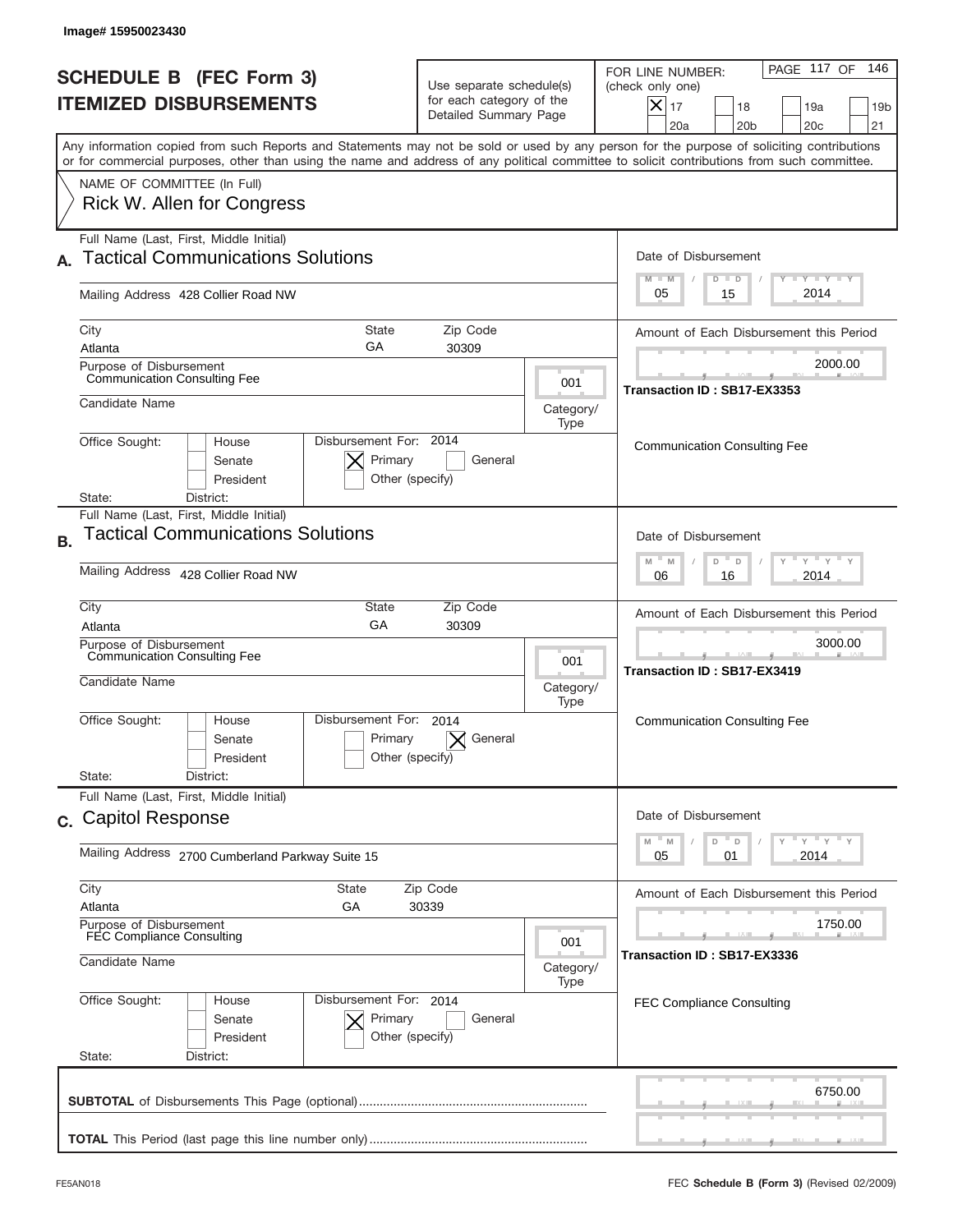Image# 15950023430

# SCHEDULE B (FEC Form 3)
# ITEMIZED DISBURSEMENTS

Use separate schedule(s) for each category of the Detailed Summary Page

FOR LINE NUMBER: (check only one)
[X] 17 [ ] 18 [ ] 19a [ ] 19b [ ] 20a [ ] 20b [ ] 20c [ ] 21

Any information copied from such Reports and Statements may not be sold or used by any person for the purpose of soliciting contributions or for commercial purposes, other than using the name and address of any political committee to solicit contributions from such committee.

NAME OF COMMITTEE (In Full)
Rick W. Allen for Congress

---

**A.** Full Name (Last, First, Middle Initial): Tactical Communications Solutions

Mailing Address: 428 Collier Road NW

City: Atlanta | State: GA | Zip Code: 30309

Purpose of Disbursement: Communication Consulting Fee

Category/Type: 001

Candidate Name:

Office Sought: [ ] House [ ] Senate [ ] President

State: District:

Disbursement For: 2014 [X] Primary [ ] General [ ] Other (specify)

Date of Disbursement: 05 / 15 / 2014

Amount of Each Disbursement this Period: 2000.00

Transaction ID : SB17-EX3353

Communication Consulting Fee

---

**B.** Full Name (Last, First, Middle Initial): Tactical Communications Solutions

Mailing Address: 428 Collier Road NW

City: Atlanta | State: GA | Zip Code: 30309

Purpose of Disbursement: Communication Consulting Fee

Category/Type: 001

Candidate Name:

Office Sought: [ ] House [ ] Senate [ ] President

State: District:

Disbursement For: 2014 [ ] Primary [X] General [ ] Other (specify)

Date of Disbursement: 06 / 16 / 2014

Amount of Each Disbursement this Period: 3000.00

Transaction ID : SB17-EX3419

Communication Consulting Fee

---

**C.** Full Name (Last, First, Middle Initial): Capitol Response

Mailing Address: 2700 Cumberland Parkway Suite 15

City: Atlanta | State: GA | Zip Code: 30339

Purpose of Disbursement: FEC Compliance Consulting

Category/Type: 001

Candidate Name:

Office Sought: [ ] House [ ] Senate [ ] President

State: District:

Disbursement For: 2014 [X] Primary [ ] General [ ] Other (specify)

Date of Disbursement: 05 / 01 / 2014

Amount of Each Disbursement this Period: 1750.00

Transaction ID : SB17-EX3336

FEC Compliance Consulting

---

**SUBTOTAL** of Disbursements This Page (optional): 6750.00

**TOTAL** This Period (last page this line number only):

FE5AN018

FEC **Schedule B (Form 3)** (Revised 02/2009)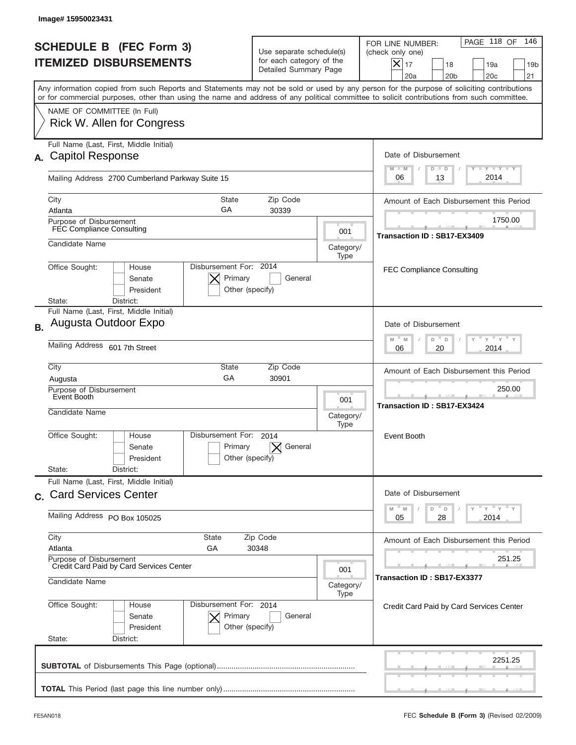Image# 15950023431

# SCHEDULE B (FEC Form 3)
## ITEMIZED DISBURSEMENTS

Use separate schedule(s) for each category of the Detailed Summary Page

FOR LINE NUMBER: (check only one)
[X] 17 [ ] 18 [ ] 19a [ ] 19b [ ] 20a [ ] 20b [ ] 20c [ ] 21

PAGE 118 OF 146

Any information copied from such Reports and Statements may not be sold or used by any person for the purpose of soliciting contributions or for commercial purposes, other than using the name and address of any political committee to solicit contributions from such committee.

NAME OF COMMITTEE (In Full)
Rick W. Allen for Congress

---

**A.** Full Name (Last, First, Middle Initial): **Capitol Response**

Mailing Address: 2700 Cumberland Parkway Suite 15

City: Atlanta | State: GA | Zip Code: 30339

Purpose of Disbursement: FEC Compliance Consulting

Category/Type: 001

Candidate Name:

Office Sought: [ ] House [ ] Senate [ ] President

State: District:

Disbursement For: 2014 [X] Primary [ ] General [ ] Other (specify)

Date of Disbursement: 06 / 13 / 2014

Amount of Each Disbursement this Period: 1750.00

Transaction ID : SB17-EX3409

FEC Compliance Consulting

---

**B.** Full Name (Last, First, Middle Initial): **Augusta Outdoor Expo**

Mailing Address: 601 7th Street

City: Augusta | State: GA | Zip Code: 30901

Purpose of Disbursement: Event Booth

Category/Type: 001

Candidate Name:

Office Sought: [ ] House [ ] Senate [ ] President

State: District:

Disbursement For: 2014 [ ] Primary [X] General [ ] Other (specify)

Date of Disbursement: 06 / 20 / 2014

Amount of Each Disbursement this Period: 250.00

Transaction ID : SB17-EX3424

Event Booth

---

**C.** Full Name (Last, First, Middle Initial): **Card Services Center**

Mailing Address: PO Box 105025

City: Atlanta | State: GA | Zip Code: 30348

Purpose of Disbursement: Credit Card Paid by Card Services Center

Category/Type: 001

Candidate Name:

Office Sought: [ ] House [ ] Senate [ ] President

State: District:

Disbursement For: 2014 [X] Primary [ ] General [ ] Other (specify)

Date of Disbursement: 05 / 28 / 2014

Amount of Each Disbursement this Period: 251.25

Transaction ID : SB17-EX3377

Credit Card Paid by Card Services Center

---

**SUBTOTAL** of Disbursements This Page (optional): 2251.25

**TOTAL** This Period (last page this line number only):

FE5AN018 | FEC **Schedule B (Form 3)** (Revised 02/2009)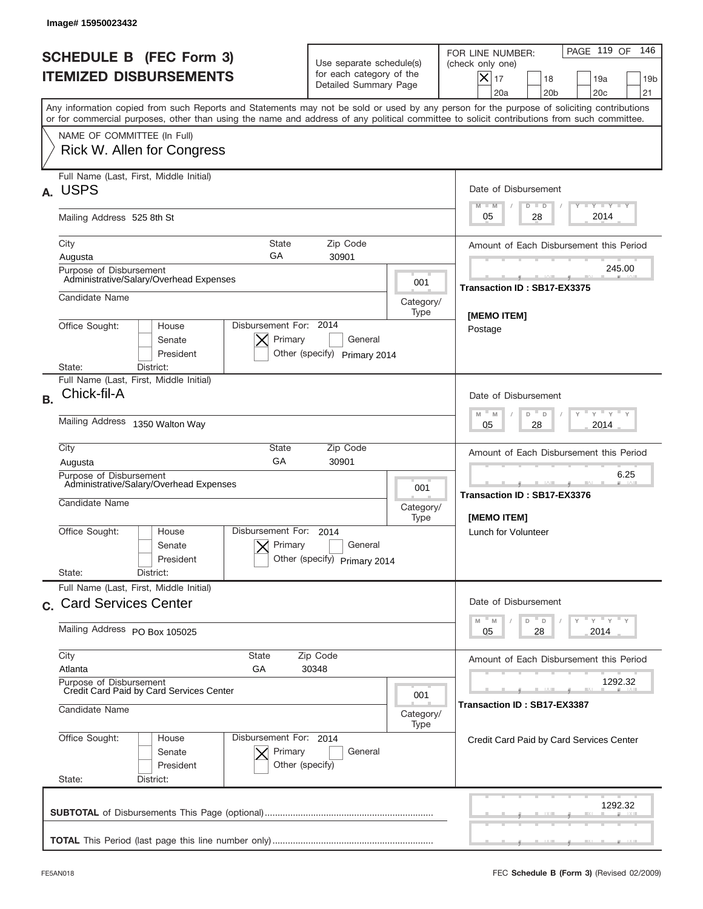Image# 15950023432

# SCHEDULE B (FEC Form 3)
## ITEMIZED DISBURSEMENTS

Use separate schedule(s) for each category of the Detailed Summary Page

FOR LINE NUMBER: (check only one)

- [x] 17
- [ ] 18
- [ ] 19a
- [ ] 19b
- [ ] 20a
- [ ] 20b
- [ ] 20c
- [ ] 21

PAGE 119 OF 146

Any information copied from such Reports and Statements may not be sold or used by any person for the purpose of soliciting contributions or for commercial purposes, other than using the name and address of any political committee to solicit contributions from such committee.

NAME OF COMMITTEE (In Full)
Rick W. Allen for Congress

---

**A.** Full Name (Last, First, Middle Initial): **USPS**

Mailing Address: 525 8th St

City: Augusta | State: GA | Zip Code: 30901

Purpose of Disbursement: Administrative/Salary/Overhead Expenses

Category/Type: 001

Candidate Name:

Office Sought: [ ] House [ ] Senate [ ] President

State: District:

Disbursement For: 2014 [x] Primary [ ] General [ ] Other (specify) Primary 2014

Date of Disbursement: 05 / 28 / 2014

Amount of Each Disbursement this Period: 245.00

Transaction ID : SB17-EX3375

[MEMO ITEM]
Postage

---

**B.** Full Name (Last, First, Middle Initial): **Chick-fil-A**

Mailing Address: 1350 Walton Way

City: Augusta | State: GA | Zip Code: 30901

Purpose of Disbursement: Administrative/Salary/Overhead Expenses

Category/Type: 001

Candidate Name:

Office Sought: [ ] House [ ] Senate [ ] President

State: District:

Disbursement For: 2014 [x] Primary [ ] General [ ] Other (specify) Primary 2014

Date of Disbursement: 05 / 28 / 2014

Amount of Each Disbursement this Period: 6.25

Transaction ID : SB17-EX3376

[MEMO ITEM]
Lunch for Volunteer

---

**C.** Full Name (Last, First, Middle Initial): **Card Services Center**

Mailing Address: PO Box 105025

City: Atlanta | State: GA | Zip Code: 30348

Purpose of Disbursement: Credit Card Paid by Card Services Center

Category/Type: 001

Candidate Name:

Office Sought: [ ] House [ ] Senate [ ] President

State: District:

Disbursement For: 2014 [x] Primary [ ] General [ ] Other (specify)

Date of Disbursement: 05 / 28 / 2014

Amount of Each Disbursement this Period: 1292.32

Transaction ID : SB17-EX3387

Credit Card Paid by Card Services Center

---

**SUBTOTAL** of Disbursements This Page (optional): 1292.32

**TOTAL** This Period (last page this line number only):

FE5AN018 — FEC **Schedule B (Form 3)** (Revised 02/2009)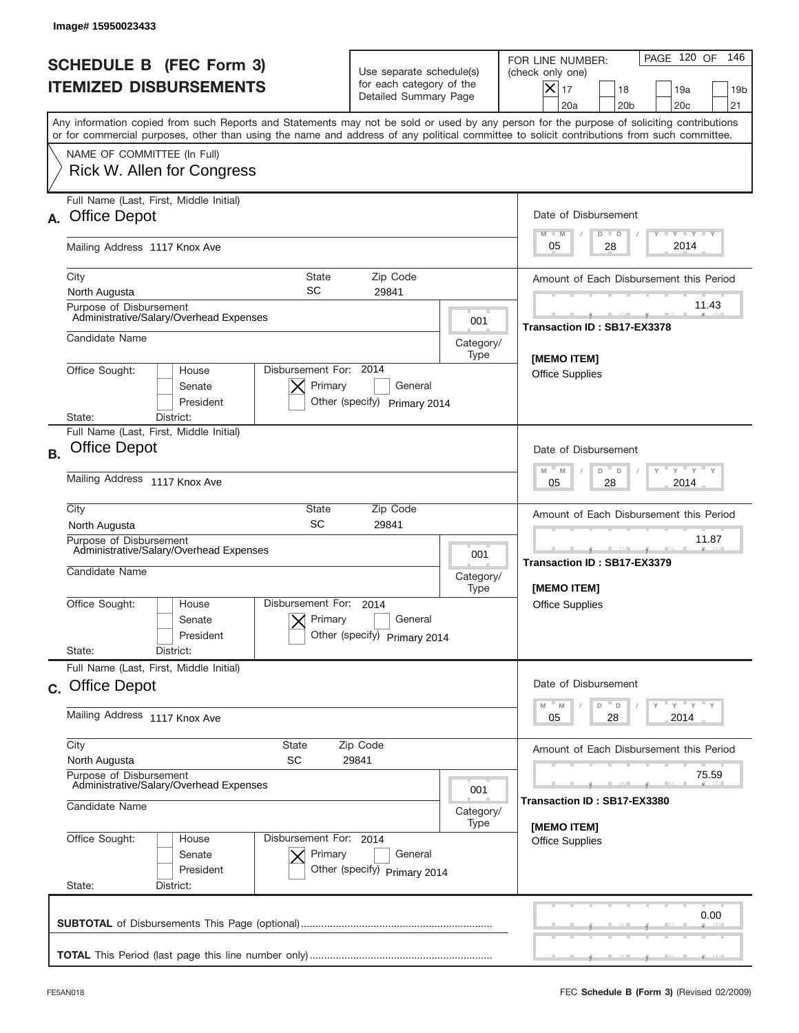Image# 15950023433

# SCHEDULE B (FEC Form 3)
# ITEMIZED DISBURSEMENTS

Use separate schedule(s) for each category of the Detailed Summary Page

FOR LINE NUMBER: (check only one)
[X] 17 [ ] 18 [ ] 19a [ ] 19b [ ] 20a [ ] 20b [ ] 20c [ ] 21

Any information copied from such Reports and Statements may not be sold or used by any person for the purpose of soliciting contributions or for commercial purposes, other than using the name and address of any political committee to solicit contributions from such committee.

NAME OF COMMITTEE (In Full)
Rick W. Allen for Congress

## A.
Full Name (Last, First, Middle Initial): Office Depot
Mailing Address: 1117 Knox Ave
City: North Augusta | State: SC | Zip Code: 29841
Purpose of Disbursement: Administrative/Salary/Overhead Expenses
Category/Type: 001
Candidate Name:
Office Sought: [ ] House [ ] Senate [ ] President
State: District:
Disbursement For: 2014 [X] Primary [ ] General [ ] Other (specify) Primary 2014

Date of Disbursement: 05/28/2014
Amount of Each Disbursement this Period: 11.43
Transaction ID : SB17-EX3378
[MEMO ITEM]
Office Supplies

## B.
Full Name (Last, First, Middle Initial): Office Depot
Mailing Address: 1117 Knox Ave
City: North Augusta | State: SC | Zip Code: 29841
Purpose of Disbursement: Administrative/Salary/Overhead Expenses
Category/Type: 001
Candidate Name:
Office Sought: [ ] House [ ] Senate [ ] President
State: District:
Disbursement For: 2014 [X] Primary [ ] General [ ] Other (specify) Primary 2014

Date of Disbursement: 05/28/2014
Amount of Each Disbursement this Period: 11.87
Transaction ID : SB17-EX3379
[MEMO ITEM]
Office Supplies

## C.
Full Name (Last, First, Middle Initial): Office Depot
Mailing Address: 1117 Knox Ave
City: North Augusta | State: SC | Zip Code: 29841
Purpose of Disbursement: Administrative/Salary/Overhead Expenses
Category/Type: 001
Candidate Name:
Office Sought: [ ] House [ ] Senate [ ] President
State: District:
Disbursement For: 2014 [X] Primary [ ] General [ ] Other (specify) Primary 2014

Date of Disbursement: 05/28/2014
Amount of Each Disbursement this Period: 75.59
Transaction ID : SB17-EX3380
[MEMO ITEM]
Office Supplies

**SUBTOTAL** of Disbursements This Page (optional): 0.00

**TOTAL** This Period (last page this line number only):

FE5AN018 — FEC **Schedule B (Form 3)** (Revised 02/2009)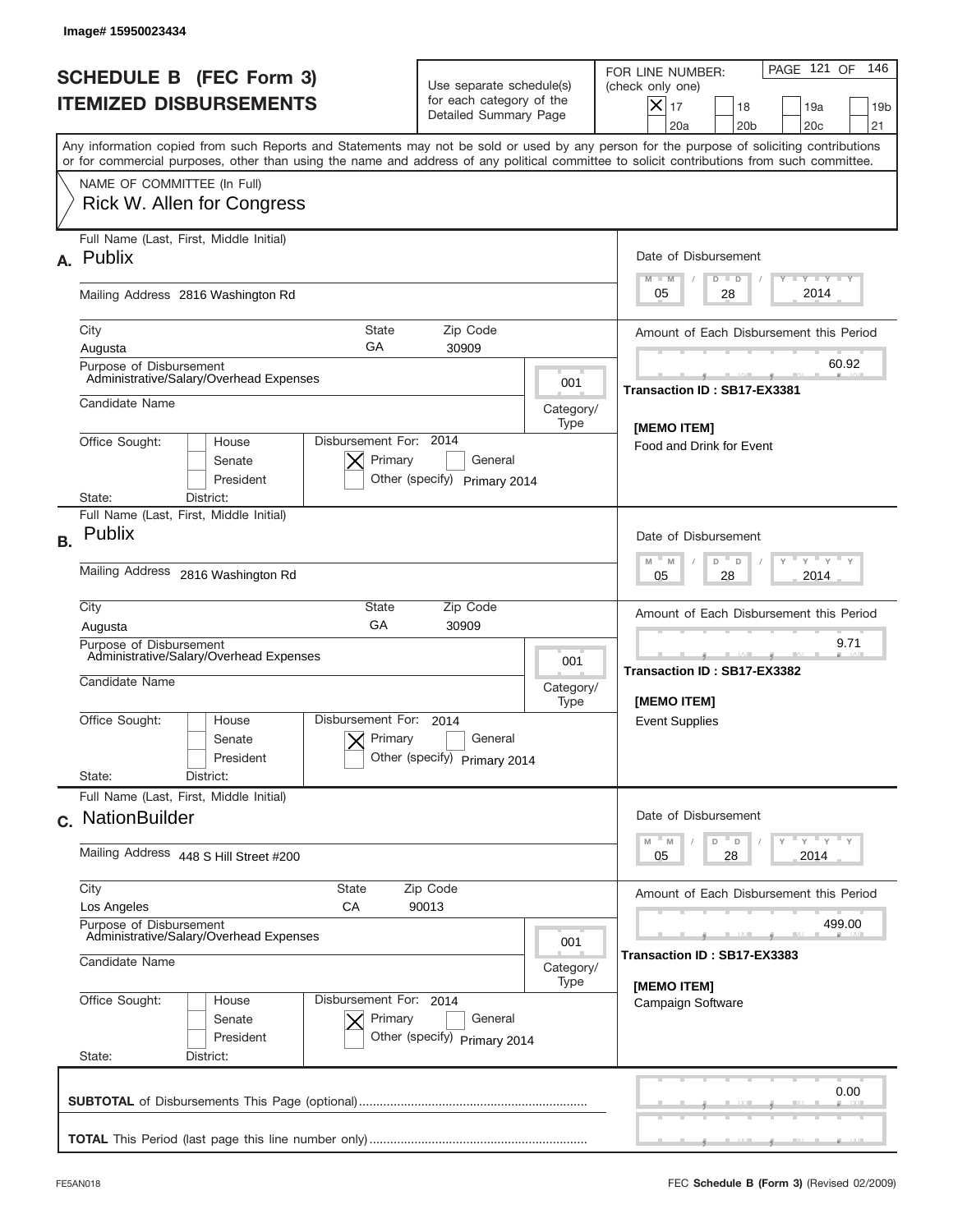Image# 15950023434

# SCHEDULE B (FEC Form 3)
# ITEMIZED DISBURSEMENTS

Use separate schedule(s) for each category of the Detailed Summary Page

FOR LINE NUMBER: (check only one)
[X] 17 [ ] 18 [ ] 19a [ ] 19b [ ] 20a [ ] 20b [ ] 20c [ ] 21

Any information copied from such Reports and Statements may not be sold or used by any person for the purpose of soliciting contributions or for commercial purposes, other than using the name and address of any political committee to solicit contributions from such committee.

NAME OF COMMITTEE (In Full)
Rick W. Allen for Congress

---

**A.** Full Name (Last, First, Middle Initial): Publix
Mailing Address: 2816 Washington Rd
City: Augusta State: GA Zip Code: 30909
Purpose of Disbursement: Administrative/Salary/Overhead Expenses
Category/Type: 001
Candidate Name:
Office Sought: [ ] House [ ] Senate [ ] President
State: District:
Disbursement For: 2014 [X] Primary [ ] General Other (specify) Primary 2014
Date of Disbursement: 05/28/2014
Amount of Each Disbursement this Period: 60.92
Transaction ID : SB17-EX3381
[MEMO ITEM]
Food and Drink for Event

---

**B.** Full Name (Last, First, Middle Initial): Publix
Mailing Address: 2816 Washington Rd
City: Augusta State: GA Zip Code: 30909
Purpose of Disbursement: Administrative/Salary/Overhead Expenses
Category/Type: 001
Candidate Name:
Office Sought: [ ] House [ ] Senate [ ] President
State: District:
Disbursement For: 2014 [X] Primary [ ] General Other (specify) Primary 2014
Date of Disbursement: 05/28/2014
Amount of Each Disbursement this Period: 9.71
Transaction ID : SB17-EX3382
[MEMO ITEM]
Event Supplies

---

**C.** Full Name (Last, First, Middle Initial): NationBuilder
Mailing Address: 448 S Hill Street #200
City: Los Angeles State: CA Zip Code: 90013
Purpose of Disbursement: Administrative/Salary/Overhead Expenses
Category/Type: 001
Candidate Name:
Office Sought: [ ] House [ ] Senate [ ] President
State: District:
Disbursement For: 2014 [X] Primary [ ] General Other (specify) Primary 2014
Date of Disbursement: 05/28/2014
Amount of Each Disbursement this Period: 499.00
Transaction ID : SB17-EX3383
[MEMO ITEM]
Campaign Software

---

**SUBTOTAL** of Disbursements This Page (optional): 0.00

**TOTAL** This Period (last page this line number only):

FE5AN018 FEC **Schedule B (Form 3)** (Revised 02/2009)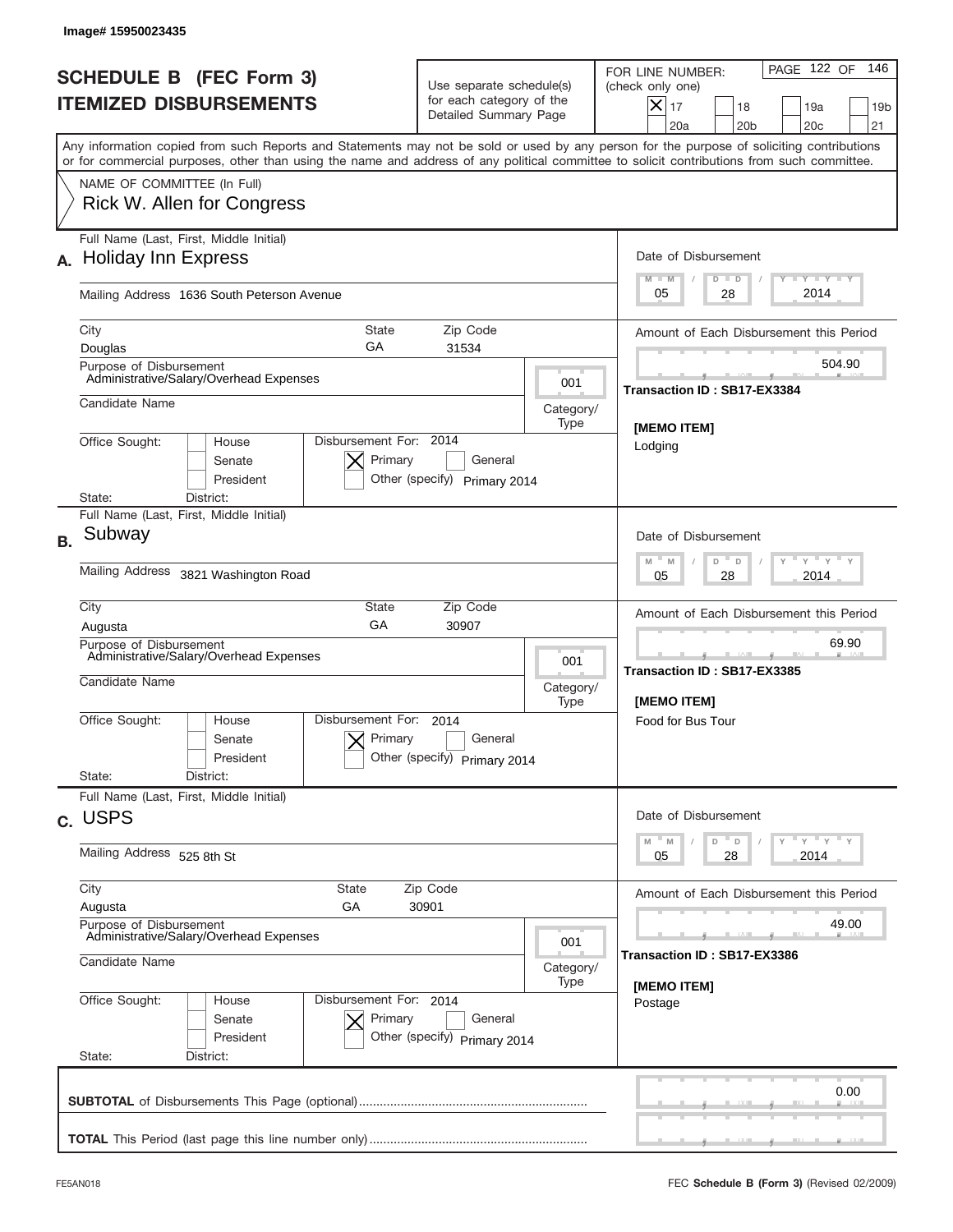Image# 15950023435

# SCHEDULE B (FEC Form 3)
## ITEMIZED DISBURSEMENTS

Use separate schedule(s) for each category of the Detailed Summary Page

FOR LINE NUMBER: (check only one)

- [X] 17
- [ ] 18
- [ ] 19a
- [ ] 19b
- [ ] 20a
- [ ] 20b
- [ ] 20c
- [ ] 21

PAGE 122 OF 146

Any information copied from such Reports and Statements may not be sold or used by any person for the purpose of soliciting contributions or for commercial purposes, other than using the name and address of any political committee to solicit contributions from such committee.

NAME OF COMMITTEE (In Full)
Rick W. Allen for Congress

---

**A.** Full Name (Last, First, Middle Initial): Holiday Inn Express

Mailing Address: 1636 South Peterson Avenue

City: Douglas | State: GA | Zip Code: 31534

Purpose of Disbursement: Administrative/Salary/Overhead Expenses

Category/Type: 001

Candidate Name:

Office Sought: [ ] House [ ] Senate [ ] President

State: District:

Disbursement For: 2014 [X] Primary [ ] General [ ] Other (specify) Primary 2014

Date of Disbursement: 05 / 28 / 2014

Amount of Each Disbursement this Period: 504.90

Transaction ID : SB17-EX3384

[MEMO ITEM]
Lodging

---

**B.** Full Name (Last, First, Middle Initial): Subway

Mailing Address: 3821 Washington Road

City: Augusta | State: GA | Zip Code: 30907

Purpose of Disbursement: Administrative/Salary/Overhead Expenses

Category/Type: 001

Candidate Name:

Office Sought: [ ] House [ ] Senate [ ] President

State: District:

Disbursement For: 2014 [X] Primary [ ] General [ ] Other (specify) Primary 2014

Date of Disbursement: 05 / 28 / 2014

Amount of Each Disbursement this Period: 69.90

Transaction ID : SB17-EX3385

[MEMO ITEM]
Food for Bus Tour

---

**C.** Full Name (Last, First, Middle Initial): USPS

Mailing Address: 525 8th St

City: Augusta | State: GA | Zip Code: 30901

Purpose of Disbursement: Administrative/Salary/Overhead Expenses

Category/Type: 001

Candidate Name:

Office Sought: [ ] House [ ] Senate [ ] President

State: District:

Disbursement For: 2014 [X] Primary [ ] General [ ] Other (specify) Primary 2014

Date of Disbursement: 05 / 28 / 2014

Amount of Each Disbursement this Period: 49.00

Transaction ID : SB17-EX3386

[MEMO ITEM]
Postage

---

**SUBTOTAL** of Disbursements This Page (optional): 0.00

**TOTAL** This Period (last page this line number only):

FE5AN018

FEC **Schedule B (Form 3)** (Revised 02/2009)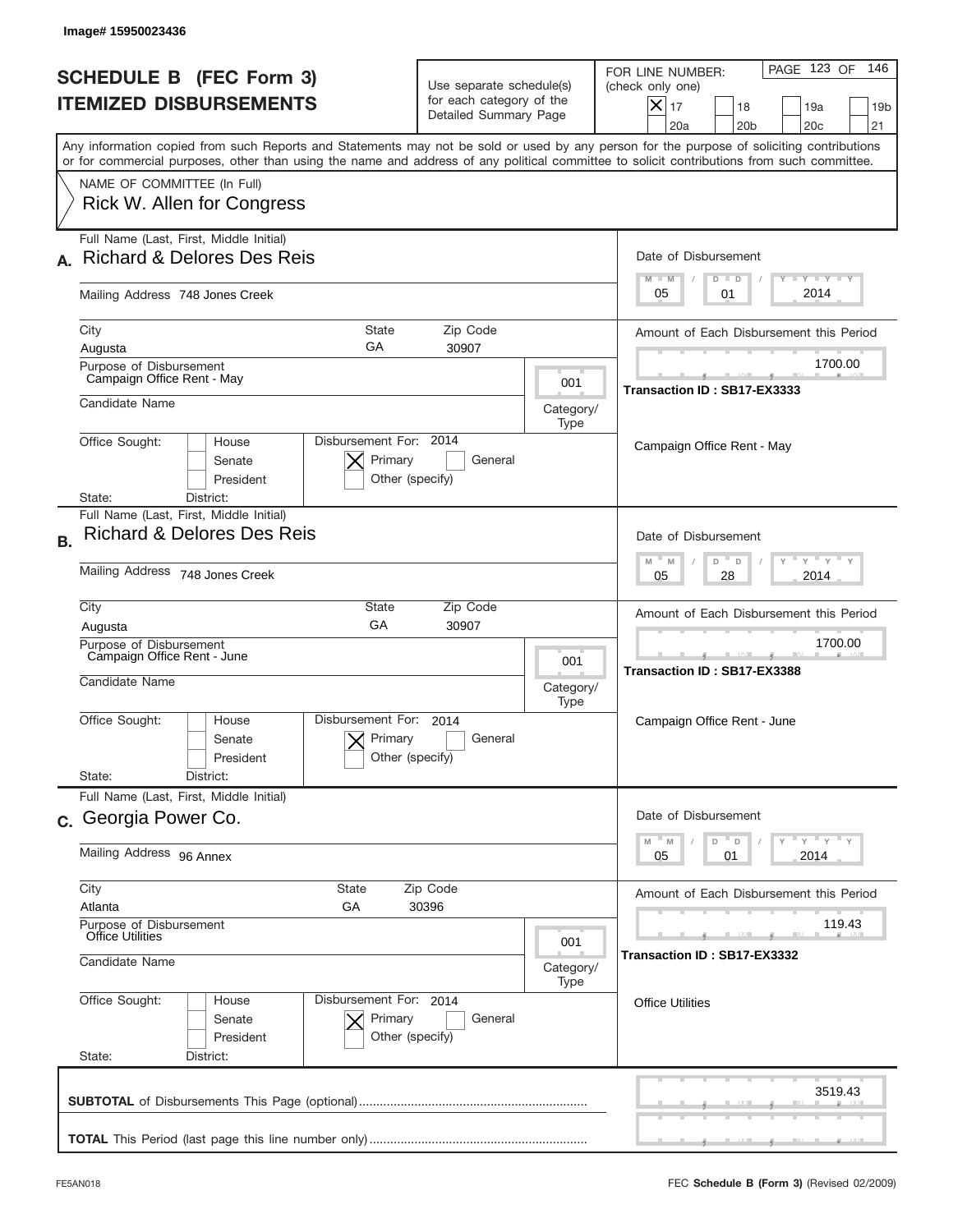Image# 15950023436

# SCHEDULE B (FEC Form 3)
## ITEMIZED DISBURSEMENTS

Use separate schedule(s) for each category of the Detailed Summary Page

FOR LINE NUMBER: (check only one)

[X] 17 [ ] 18 [ ] 19a [ ] 19b [ ] 20a [ ] 20b [ ] 20c [ ] 21

PAGE 123 OF 146

Any information copied from such Reports and Statements may not be sold or used by any person for the purpose of soliciting contributions or for commercial purposes, other than using the name and address of any political committee to solicit contributions from such committee.

NAME OF COMMITTEE (In Full)
Rick W. Allen for Congress

---

**A.** Full Name (Last, First, Middle Initial): Richard & Delores Des Reis

Mailing Address: 748 Jones Creek

City: Augusta | State: GA | Zip Code: 30907

Purpose of Disbursement: Campaign Office Rent - May

Category/Type: 001

Candidate Name:

Office Sought: [ ] House [ ] Senate [ ] President

State: District:

Disbursement For: 2014 [X] Primary [ ] General [ ] Other (specify)

Date of Disbursement: 05/01/2014

Amount of Each Disbursement this Period: 1700.00

Transaction ID : SB17-EX3333

Campaign Office Rent - May

---

**B.** Full Name (Last, First, Middle Initial): Richard & Delores Des Reis

Mailing Address: 748 Jones Creek

City: Augusta | State: GA | Zip Code: 30907

Purpose of Disbursement: Campaign Office Rent - June

Category/Type: 001

Candidate Name:

Office Sought: [ ] House [ ] Senate [ ] President

State: District:

Disbursement For: 2014 [X] Primary [ ] General [ ] Other (specify)

Date of Disbursement: 05/28/2014

Amount of Each Disbursement this Period: 1700.00

Transaction ID : SB17-EX3388

Campaign Office Rent - June

---

**C.** Full Name (Last, First, Middle Initial): Georgia Power Co.

Mailing Address: 96 Annex

City: Atlanta | State: GA | Zip Code: 30396

Purpose of Disbursement: Office Utilities

Category/Type: 001

Candidate Name:

Office Sought: [ ] House [ ] Senate [ ] President

State: District:

Disbursement For: 2014 [X] Primary [ ] General [ ] Other (specify)

Date of Disbursement: 05/01/2014

Amount of Each Disbursement this Period: 119.43

Transaction ID : SB17-EX3332

Office Utilities

---

**SUBTOTAL** of Disbursements This Page (optional): 3519.43

**TOTAL** This Period (last page this line number only):

FE5AN018

FEC **Schedule B (Form 3)** (Revised 02/2009)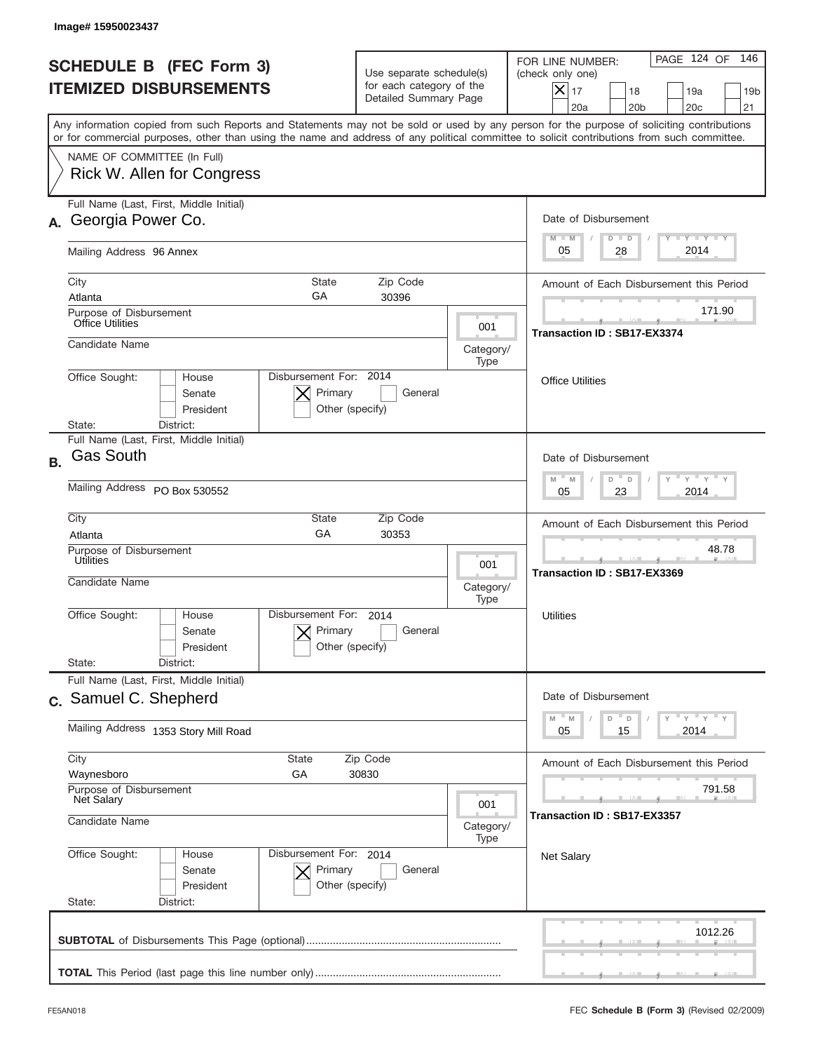Image# 15950023437

# SCHEDULE B (FEC Form 3)
## ITEMIZED DISBURSEMENTS

Use separate schedule(s) for each category of the Detailed Summary Page

FOR LINE NUMBER: (check only one)

- [X] 17
- [ ] 18
- [ ] 19a
- [ ] 19b
- [ ] 20a
- [ ] 20b
- [ ] 20c
- [ ] 21

PAGE 124 OF 146

Any information copied from such Reports and Statements may not be sold or used by any person for the purpose of soliciting contributions or for commercial purposes, other than using the name and address of any political committee to solicit contributions from such committee.

NAME OF COMMITTEE (In Full)
Rick W. Allen for Congress

---

**A.** Full Name (Last, First, Middle Initial): Georgia Power Co.

Mailing Address: 96 Annex

City: Atlanta | State: GA | Zip Code: 30396

Purpose of Disbursement: Office Utilities

Category/Type: 001

Candidate Name:

Office Sought: [ ] House [ ] Senate [ ] President

State: District:

Disbursement For: 2014 [X] Primary [ ] General [ ] Other (specify)

Date of Disbursement: 05 / 28 / 2014

Amount of Each Disbursement this Period: 171.90

Transaction ID : SB17-EX3374

Office Utilities

---

**B.** Full Name (Last, First, Middle Initial): Gas South

Mailing Address: PO Box 530552

City: Atlanta | State: GA | Zip Code: 30353

Purpose of Disbursement: Utilities

Category/Type: 001

Candidate Name:

Office Sought: [ ] House [ ] Senate [ ] President

State: District:

Disbursement For: 2014 [X] Primary [ ] General [ ] Other (specify)

Date of Disbursement: 05 / 23 / 2014

Amount of Each Disbursement this Period: 48.78

Transaction ID : SB17-EX3369

Utilities

---

**C.** Full Name (Last, First, Middle Initial): Samuel C. Shepherd

Mailing Address: 1353 Story Mill Road

City: Waynesboro | State: GA | Zip Code: 30830

Purpose of Disbursement: Net Salary

Category/Type: 001

Candidate Name:

Office Sought: [ ] House [ ] Senate [ ] President

State: District:

Disbursement For: 2014 [X] Primary [ ] General [ ] Other (specify)

Date of Disbursement: 05 / 15 / 2014

Amount of Each Disbursement this Period: 791.58

Transaction ID : SB17-EX3357

Net Salary

---

**SUBTOTAL** of Disbursements This Page (optional): 1012.26

**TOTAL** This Period (last page this line number only):

FE5AN018 FEC **Schedule B (Form 3)** (Revised 02/2009)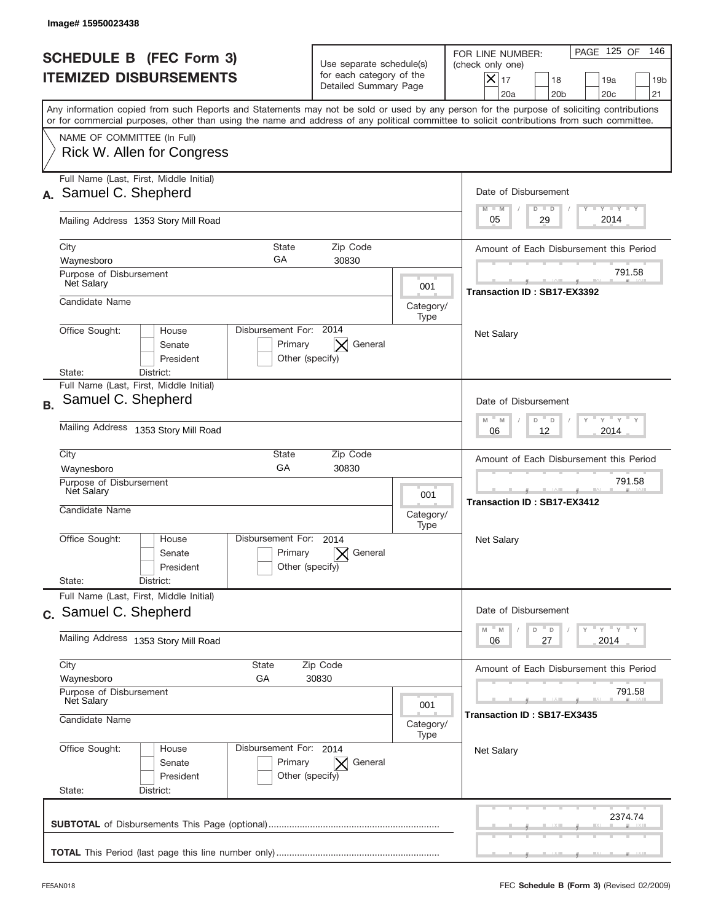Image# 15950023438

# SCHEDULE B (FEC Form 3)
## ITEMIZED DISBURSEMENTS

Use separate schedule(s) for each category of the Detailed Summary Page

FOR LINE NUMBER: (check only one)
[X] 17 [ ] 18 [ ] 19a [ ] 19b [ ] 20a [ ] 20b [ ] 20c [ ] 21

Any information copied from such Reports and Statements may not be sold or used by any person for the purpose of soliciting contributions or for commercial purposes, other than using the name and address of any political committee to solicit contributions from such committee.

NAME OF COMMITTEE (In Full)
Rick W. Allen for Congress

---

**A.** Full Name (Last, First, Middle Initial): Samuel C. Shepherd

Mailing Address: 1353 Story Mill Road

City: Waynesboro | State: GA | Zip Code: 30830

Purpose of Disbursement: Net Salary

Category/Type: 001

Candidate Name:

Office Sought: [ ] House [ ] Senate [ ] President

State: District:

Disbursement For: 2014 [ ] Primary [X] General [ ] Other (specify)

Date of Disbursement: 05/29/2014

Amount of Each Disbursement this Period: 791.58

Transaction ID : SB17-EX3392

Net Salary

---

**B.** Full Name (Last, First, Middle Initial): Samuel C. Shepherd

Mailing Address: 1353 Story Mill Road

City: Waynesboro | State: GA | Zip Code: 30830

Purpose of Disbursement: Net Salary

Category/Type: 001

Candidate Name:

Office Sought: [ ] House [ ] Senate [ ] President

State: District:

Disbursement For: 2014 [ ] Primary [X] General [ ] Other (specify)

Date of Disbursement: 06/12/2014

Amount of Each Disbursement this Period: 791.58

Transaction ID : SB17-EX3412

Net Salary

---

**C.** Full Name (Last, First, Middle Initial): Samuel C. Shepherd

Mailing Address: 1353 Story Mill Road

City: Waynesboro | State: GA | Zip Code: 30830

Purpose of Disbursement: Net Salary

Category/Type: 001

Candidate Name:

Office Sought: [ ] House [ ] Senate [ ] President

State: District:

Disbursement For: 2014 [ ] Primary [X] General [ ] Other (specify)

Date of Disbursement: 06/27/2014

Amount of Each Disbursement this Period: 791.58

Transaction ID : SB17-EX3435

Net Salary

---

**SUBTOTAL** of Disbursements This Page (optional): 2374.74

**TOTAL** This Period (last page this line number only):

FE5AN018 — FEC **Schedule B (Form 3)** (Revised 02/2009)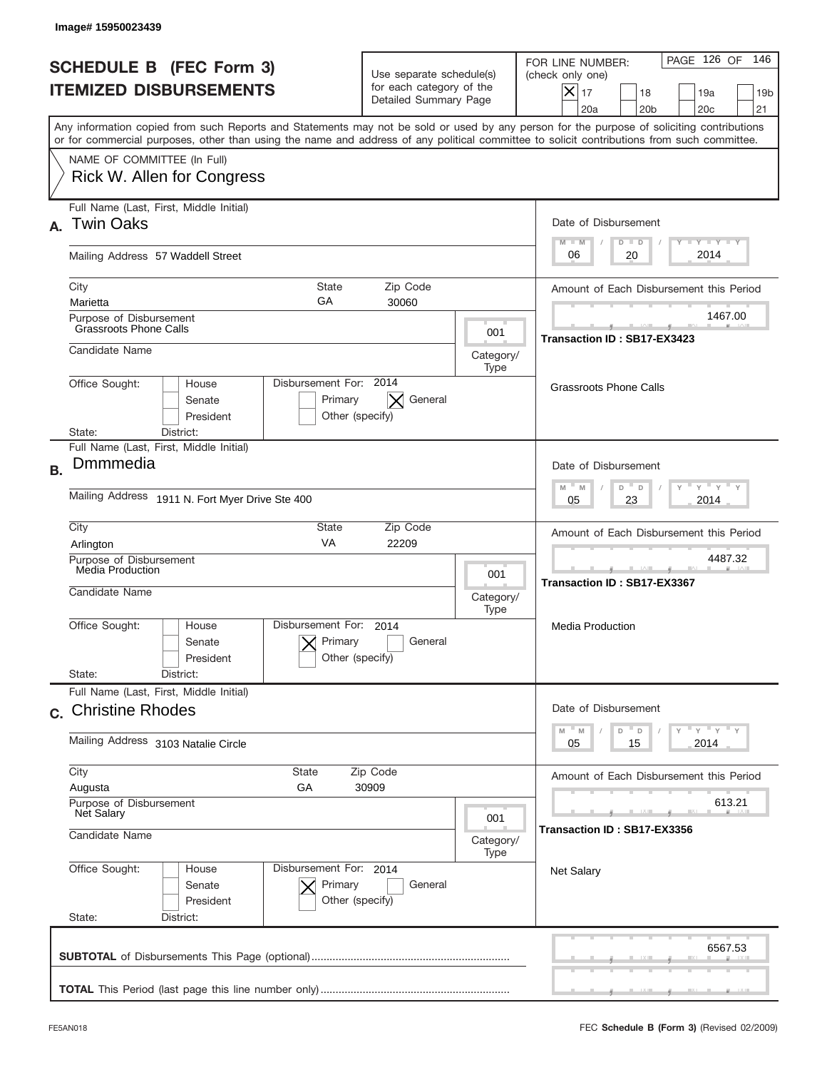Image# 15950023439

# SCHEDULE B (FEC Form 3)
# ITEMIZED DISBURSEMENTS

Use separate schedule(s) for each category of the Detailed Summary Page

FOR LINE NUMBER: (check only one)
[X] 17 [ ] 18 [ ] 19a [ ] 19b [ ] 20a [ ] 20b [ ] 20c [ ] 21

PAGE 126 OF 146

Any information copied from such Reports and Statements may not be sold or used by any person for the purpose of soliciting contributions or for commercial purposes, other than using the name and address of any political committee to solicit contributions from such committee.

NAME OF COMMITTEE (In Full)
Rick W. Allen for Congress

---

**A.** Full Name (Last, First, Middle Initial): **Twin Oaks**

Mailing Address: 57 Waddell Street

City: Marietta | State: GA | Zip Code: 30060

Purpose of Disbursement: Grassroots Phone Calls

Category/Type: 001

Candidate Name:

Office Sought: [ ] House [ ] Senate [ ] President

State: District:

Disbursement For: 2014 [ ] Primary [X] General [ ] Other (specify)

Date of Disbursement: 06 / 20 / 2014

Amount of Each Disbursement this Period: 1467.00

Transaction ID : SB17-EX3423

Grassroots Phone Calls

---

**B.** Full Name (Last, First, Middle Initial): **Dmmmedia**

Mailing Address: 1911 N. Fort Myer Drive Ste 400

City: Arlington | State: VA | Zip Code: 22209

Purpose of Disbursement: Media Production

Category/Type: 001

Candidate Name:

Office Sought: [ ] House [ ] Senate [ ] President

State: District:

Disbursement For: 2014 [X] Primary [ ] General [ ] Other (specify)

Date of Disbursement: 05 / 23 / 2014

Amount of Each Disbursement this Period: 4487.32

Transaction ID : SB17-EX3367

Media Production

---

**C.** Full Name (Last, First, Middle Initial): **Christine Rhodes**

Mailing Address: 3103 Natalie Circle

City: Augusta | State: GA | Zip Code: 30909

Purpose of Disbursement: Net Salary

Category/Type: 001

Candidate Name:

Office Sought: [ ] House [ ] Senate [ ] President

State: District:

Disbursement For: 2014 [X] Primary [ ] General [ ] Other (specify)

Date of Disbursement: 05 / 15 / 2014

Amount of Each Disbursement this Period: 613.21

Transaction ID : SB17-EX3356

Net Salary

---

**SUBTOTAL** of Disbursements This Page (optional): 6567.53

**TOTAL** This Period (last page this line number only):

FE5AN018 — FEC **Schedule B (Form 3)** (Revised 02/2009)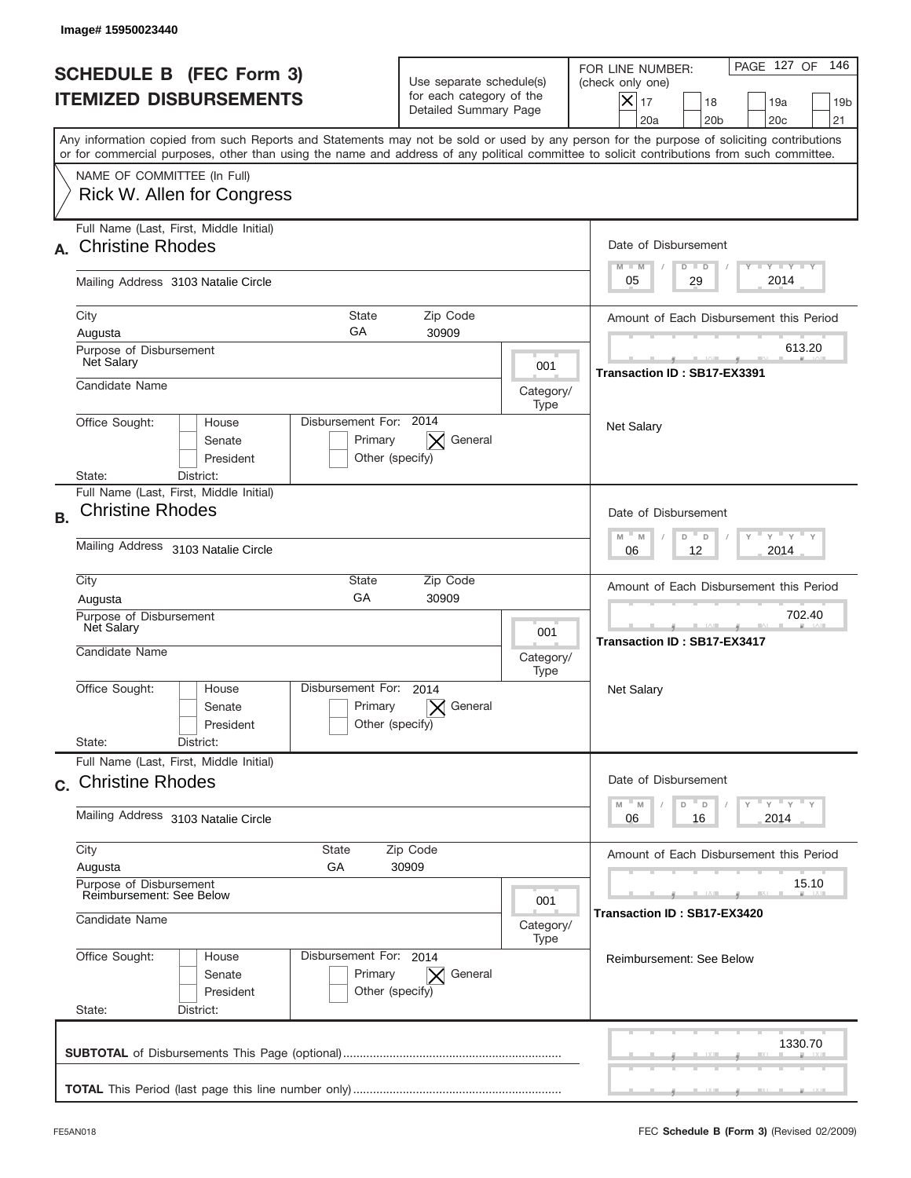Image# 15950023440

# SCHEDULE B (FEC Form 3)
## ITEMIZED DISBURSEMENTS

Use separate schedule(s) for each category of the Detailed Summary Page

FOR LINE NUMBER: (check only one)

- [X] 17
- [ ] 18
- [ ] 19a
- [ ] 19b
- [ ] 20a
- [ ] 20b
- [ ] 20c
- [ ] 21

Any information copied from such Reports and Statements may not be sold or used by any person for the purpose of soliciting contributions or for commercial purposes, other than using the name and address of any political committee to solicit contributions from such committee.

NAME OF COMMITTEE (In Full)
Rick W. Allen for Congress

---

**A.** Full Name (Last, First, Middle Initial): Christine Rhodes

Mailing Address: 3103 Natalie Circle

City: Augusta | State: GA | Zip Code: 30909

Purpose of Disbursement: Net Salary

Category/Type: 001

Candidate Name:

Office Sought: House / Senate / President
State: District:

Disbursement For: 2014 — Primary / [X] General / Other (specify)

Date of Disbursement: 05/29/2014

Amount of Each Disbursement this Period: 613.20

Transaction ID : SB17-EX3391

Net Salary

---

**B.** Full Name (Last, First, Middle Initial): Christine Rhodes

Mailing Address: 3103 Natalie Circle

City: Augusta | State: GA | Zip Code: 30909

Purpose of Disbursement: Net Salary

Category/Type: 001

Candidate Name:

Office Sought: House / Senate / President
State: District:

Disbursement For: 2014 — Primary / [X] General / Other (specify)

Date of Disbursement: 06/12/2014

Amount of Each Disbursement this Period: 702.40

Transaction ID : SB17-EX3417

Net Salary

---

**C.** Full Name (Last, First, Middle Initial): Christine Rhodes

Mailing Address: 3103 Natalie Circle

City: Augusta | State: GA | Zip Code: 30909

Purpose of Disbursement: Reimbursement: See Below

Category/Type: 001

Candidate Name:

Office Sought: House / Senate / President
State: District:

Disbursement For: 2014 — Primary / [X] General / Other (specify)

Date of Disbursement: 06/16/2014

Amount of Each Disbursement this Period: 15.10

Transaction ID : SB17-EX3420

Reimbursement: See Below

---

**SUBTOTAL** of Disbursements This Page (optional): 1330.70

**TOTAL** This Period (last page this line number only):

FE5AN018 — FEC **Schedule B (Form 3)** (Revised 02/2009)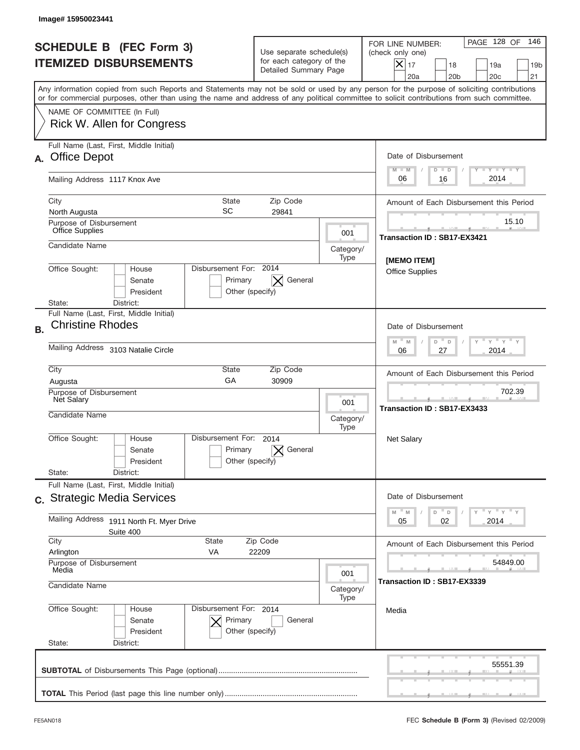Image# 15950023441

# SCHEDULE B (FEC Form 3)
# ITEMIZED DISBURSEMENTS

Use separate schedule(s) for each category of the Detailed Summary Page

FOR LINE NUMBER: (check only one)
[X] 17 [ ] 18 [ ] 19a [ ] 19b [ ] 20a [ ] 20b [ ] 20c [ ] 21

PAGE 128 OF 146

Any information copied from such Reports and Statements may not be sold or used by any person for the purpose of soliciting contributions or for commercial purposes, other than using the name and address of any political committee to solicit contributions from such committee.

NAME OF COMMITTEE (In Full)
Rick W. Allen for Congress

---

**A.** Full Name (Last, First, Middle Initial): Office Depot

Mailing Address: 1117 Knox Ave

City: North Augusta | State: SC | Zip Code: 29841

Purpose of Disbursement: Office Supplies

Category/Type: 001

Candidate Name:

Office Sought: [ ] House [ ] Senate [ ] President

State: District:

Disbursement For: 2014 [ ] Primary [X] General [ ] Other (specify)

Date of Disbursement: 06 / 16 / 2014

Amount of Each Disbursement this Period: 15.10

Transaction ID : SB17-EX3421

[MEMO ITEM]
Office Supplies

---

**B.** Full Name (Last, First, Middle Initial): Christine Rhodes

Mailing Address: 3103 Natalie Circle

City: Augusta | State: GA | Zip Code: 30909

Purpose of Disbursement: Net Salary

Category/Type: 001

Candidate Name:

Office Sought: [ ] House [ ] Senate [ ] President

State: District:

Disbursement For: 2014 [ ] Primary [X] General [ ] Other (specify)

Date of Disbursement: 06 / 27 / 2014

Amount of Each Disbursement this Period: 702.39

Transaction ID : SB17-EX3433

Net Salary

---

**C.** Full Name (Last, First, Middle Initial): Strategic Media Services

Mailing Address: 1911 North Ft. Myer Drive, Suite 400

City: Arlington | State: VA | Zip Code: 22209

Purpose of Disbursement: Media

Category/Type: 001

Candidate Name:

Office Sought: [ ] House [ ] Senate [ ] President

State: District:

Disbursement For: 2014 [X] Primary [ ] General [ ] Other (specify)

Date of Disbursement: 05 / 02 / 2014

Amount of Each Disbursement this Period: 54849.00

Transaction ID : SB17-EX3339

Media

---

**SUBTOTAL** of Disbursements This Page (optional): 55551.39

**TOTAL** This Period (last page this line number only):

FE5AN018 — FEC **Schedule B (Form 3)** (Revised 02/2009)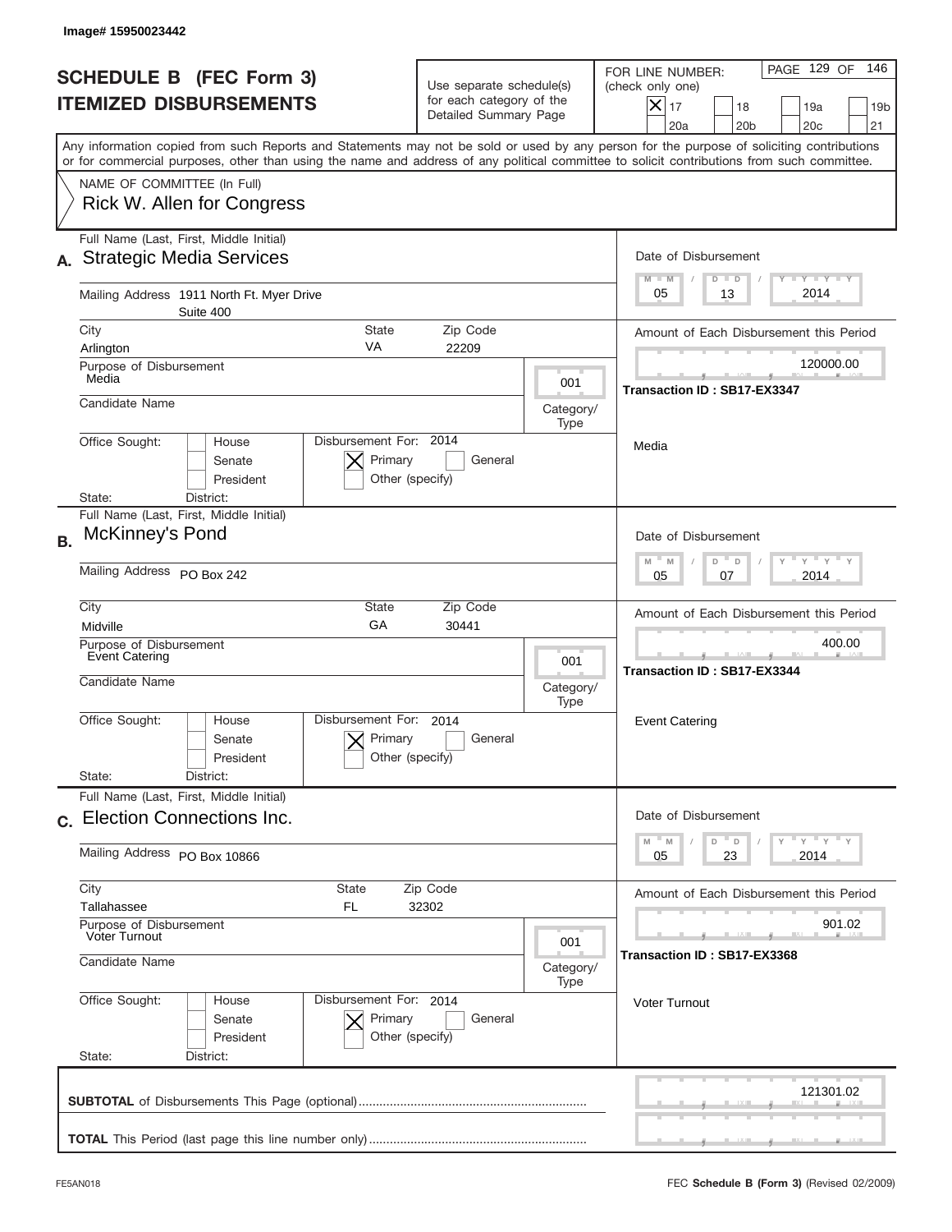Image# 15950023442

# SCHEDULE B (FEC Form 3)
# ITEMIZED DISBURSEMENTS

Use separate schedule(s) for each category of the Detailed Summary Page

FOR LINE NUMBER: (check only one)
[X] 17 [ ] 18 [ ] 19a [ ] 19b [ ] 20a [ ] 20b [ ] 20c [ ] 21

PAGE 129 OF 146

Any information copied from such Reports and Statements may not be sold or used by any person for the purpose of soliciting contributions or for commercial purposes, other than using the name and address of any political committee to solicit contributions from such committee.

NAME OF COMMITTEE (In Full)
Rick W. Allen for Congress

---

**A.** Full Name (Last, First, Middle Initial): Strategic Media Services

Mailing Address: 1911 North Ft. Myer Drive, Suite 400

City: Arlington | State: VA | Zip Code: 22209

Purpose of Disbursement: Media

Category/Type: 001

Candidate Name:

Office Sought: [ ] House [ ] Senate [ ] President

State: District:

Disbursement For: 2014 [X] Primary [ ] General [ ] Other (specify)

Date of Disbursement: 05 / 13 / 2014

Amount of Each Disbursement this Period: 120000.00

Transaction ID : SB17-EX3347

Media

---

**B.** Full Name (Last, First, Middle Initial): McKinney's Pond

Mailing Address: PO Box 242

City: Midville | State: GA | Zip Code: 30441

Purpose of Disbursement: Event Catering

Category/Type: 001

Candidate Name:

Office Sought: [ ] House [ ] Senate [ ] President

State: District:

Disbursement For: 2014 [X] Primary [ ] General [ ] Other (specify)

Date of Disbursement: 05 / 07 / 2014

Amount of Each Disbursement this Period: 400.00

Transaction ID : SB17-EX3344

Event Catering

---

**C.** Full Name (Last, First, Middle Initial): Election Connections Inc.

Mailing Address: PO Box 10866

City: Tallahassee | State: FL | Zip Code: 32302

Purpose of Disbursement: Voter Turnout

Category/Type: 001

Candidate Name:

Office Sought: [ ] House [ ] Senate [ ] President

State: District:

Disbursement For: 2014 [X] Primary [ ] General [ ] Other (specify)

Date of Disbursement: 05 / 23 / 2014

Amount of Each Disbursement this Period: 901.02

Transaction ID : SB17-EX3368

Voter Turnout

---

**SUBTOTAL** of Disbursements This Page (optional): 121301.02

**TOTAL** This Period (last page this line number only):

FE5AN018 — FEC **Schedule B (Form 3)** (Revised 02/2009)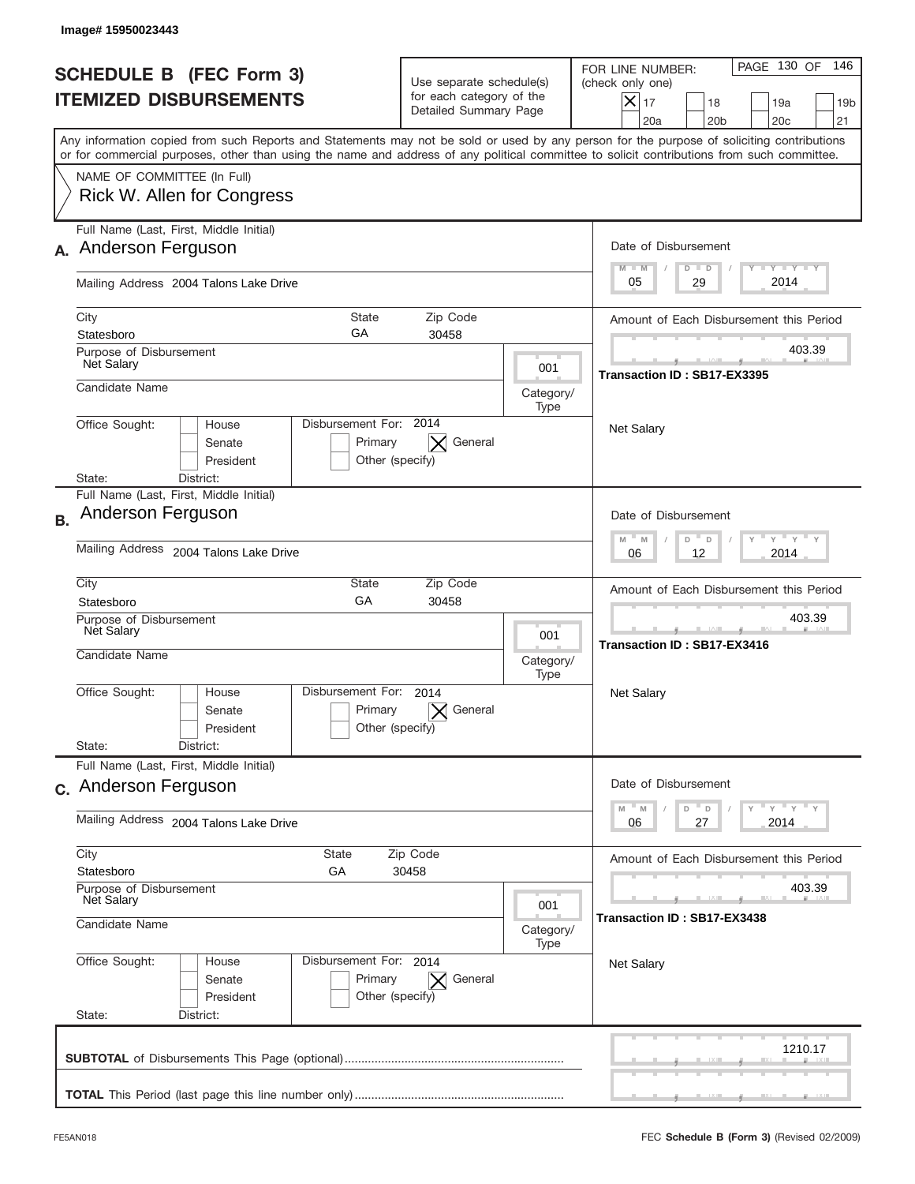Image# 15950023443

# SCHEDULE B (FEC Form 3)
# ITEMIZED DISBURSEMENTS

Use separate schedule(s) for each category of the Detailed Summary Page

FOR LINE NUMBER: (check only one)

- [X] 17
- [ ] 18
- [ ] 19a
- [ ] 19b
- [ ] 20a
- [ ] 20b
- [ ] 20c
- [ ] 21

Any information copied from such Reports and Statements may not be sold or used by any person for the purpose of soliciting contributions or for commercial purposes, other than using the name and address of any political committee to solicit contributions from such committee.

NAME OF COMMITTEE (In Full)
Rick W. Allen for Congress

---

**A.** Full Name (Last, First, Middle Initial): Anderson Ferguson

Mailing Address: 2004 Talons Lake Drive

City: Statesboro | State: GA | Zip Code: 30458

Purpose of Disbursement: Net Salary

Category/Type: 001

Candidate Name:

Office Sought: [ ] House [ ] Senate [ ] President

State: District:

Disbursement For: 2014 [ ] Primary [X] General [ ] Other (specify)

Date of Disbursement: 05/29/2014

Amount of Each Disbursement this Period: 403.39

Transaction ID : SB17-EX3395

Net Salary

---

**B.** Full Name (Last, First, Middle Initial): Anderson Ferguson

Mailing Address: 2004 Talons Lake Drive

City: Statesboro | State: GA | Zip Code: 30458

Purpose of Disbursement: Net Salary

Category/Type: 001

Candidate Name:

Office Sought: [ ] House [ ] Senate [ ] President

State: District:

Disbursement For: 2014 [ ] Primary [X] General [ ] Other (specify)

Date of Disbursement: 06/12/2014

Amount of Each Disbursement this Period: 403.39

Transaction ID : SB17-EX3416

Net Salary

---

**C.** Full Name (Last, First, Middle Initial): Anderson Ferguson

Mailing Address: 2004 Talons Lake Drive

City: Statesboro | State: GA | Zip Code: 30458

Purpose of Disbursement: Net Salary

Category/Type: 001

Candidate Name:

Office Sought: [ ] House [ ] Senate [ ] President

State: District:

Disbursement For: 2014 [ ] Primary [X] General [ ] Other (specify)

Date of Disbursement: 06/27/2014

Amount of Each Disbursement this Period: 403.39

Transaction ID : SB17-EX3438

Net Salary

---

**SUBTOTAL** of Disbursements This Page (optional): 1210.17

**TOTAL** This Period (last page this line number only):

FE5AN018

FEC **Schedule B (Form 3)** (Revised 02/2009)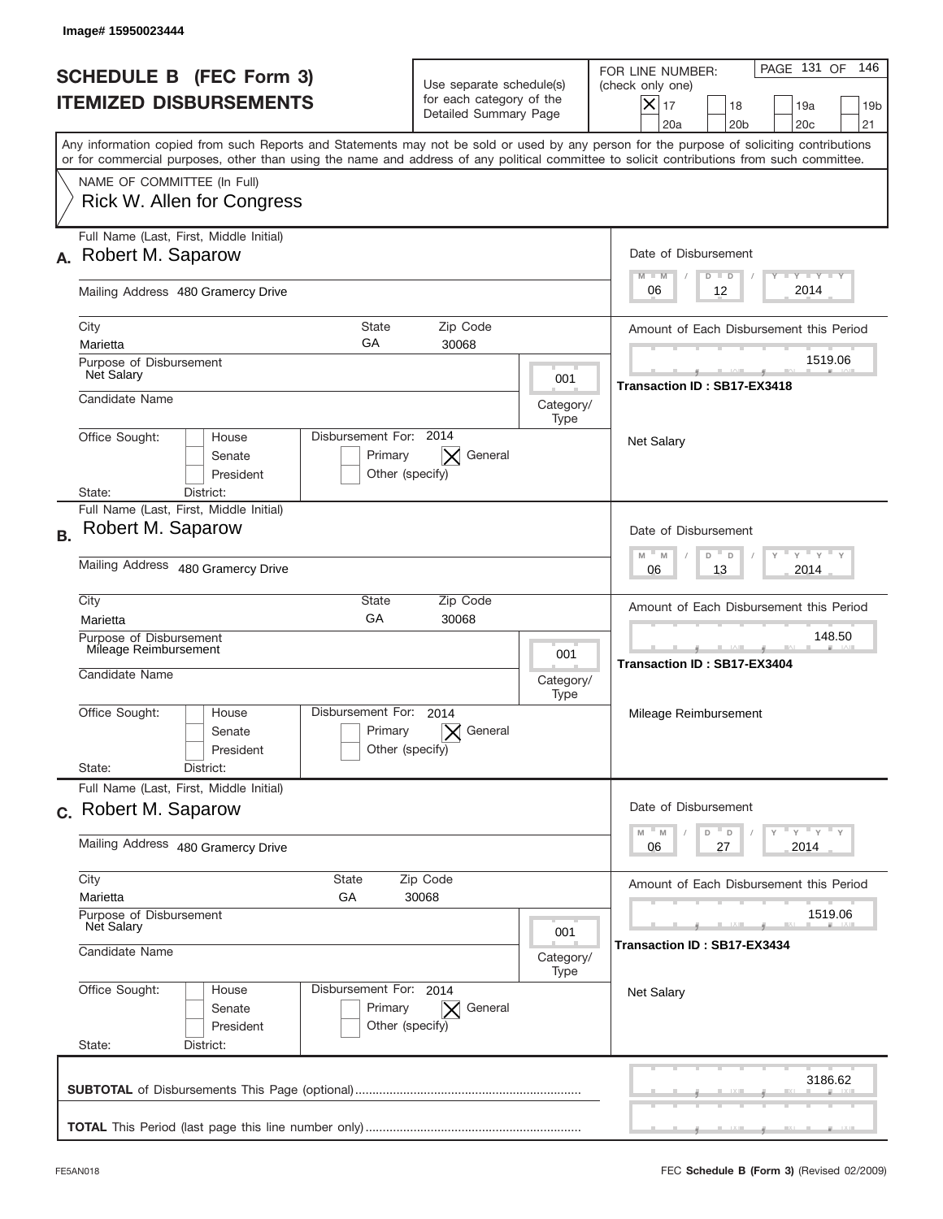Image# 15950023444

# SCHEDULE B (FEC Form 3)
## ITEMIZED DISBURSEMENTS

Use separate schedule(s) for each category of the Detailed Summary Page

FOR LINE NUMBER: (check only one)

- [x] 17
- [ ] 18
- [ ] 19a
- [ ] 19b
- [ ] 20a
- [ ] 20b
- [ ] 20c
- [ ] 21

PAGE 131 OF 146

Any information copied from such Reports and Statements may not be sold or used by any person for the purpose of soliciting contributions or for commercial purposes, other than using the name and address of any political committee to solicit contributions from such committee.

NAME OF COMMITTEE (In Full)
Rick W. Allen for Congress

---

**A.** Full Name (Last, First, Middle Initial): Robert M. Saparow

Mailing Address: 480 Gramercy Drive

City: Marietta | State: GA | Zip Code: 30068

Purpose of Disbursement: Net Salary

Category/Type: 001

Candidate Name:

Office Sought: [ ] House [ ] Senate [ ] President

State: District:

Disbursement For: 2014 [ ] Primary [x] General [ ] Other (specify)

Date of Disbursement: 06 / 12 / 2014

Amount of Each Disbursement this Period: 1519.06

Transaction ID : SB17-EX3418

Net Salary

---

**B.** Full Name (Last, First, Middle Initial): Robert M. Saparow

Mailing Address: 480 Gramercy Drive

City: Marietta | State: GA | Zip Code: 30068

Purpose of Disbursement: Mileage Reimbursement

Category/Type: 001

Candidate Name:

Office Sought: [ ] House [ ] Senate [ ] President

State: District:

Disbursement For: 2014 [ ] Primary [x] General [ ] Other (specify)

Date of Disbursement: 06 / 13 / 2014

Amount of Each Disbursement this Period: 148.50

Transaction ID : SB17-EX3404

Mileage Reimbursement

---

**C.** Full Name (Last, First, Middle Initial): Robert M. Saparow

Mailing Address: 480 Gramercy Drive

City: Marietta | State: GA | Zip Code: 30068

Purpose of Disbursement: Net Salary

Category/Type: 001

Candidate Name:

Office Sought: [ ] House [ ] Senate [ ] President

State: District:

Disbursement For: 2014 [ ] Primary [x] General [ ] Other (specify)

Date of Disbursement: 06 / 27 / 2014

Amount of Each Disbursement this Period: 1519.06

Transaction ID : SB17-EX3434

Net Salary

---

**SUBTOTAL** of Disbursements This Page (optional): 3186.62

**TOTAL** This Period (last page this line number only):

FE5AN018 | FEC **Schedule B (Form 3)** (Revised 02/2009)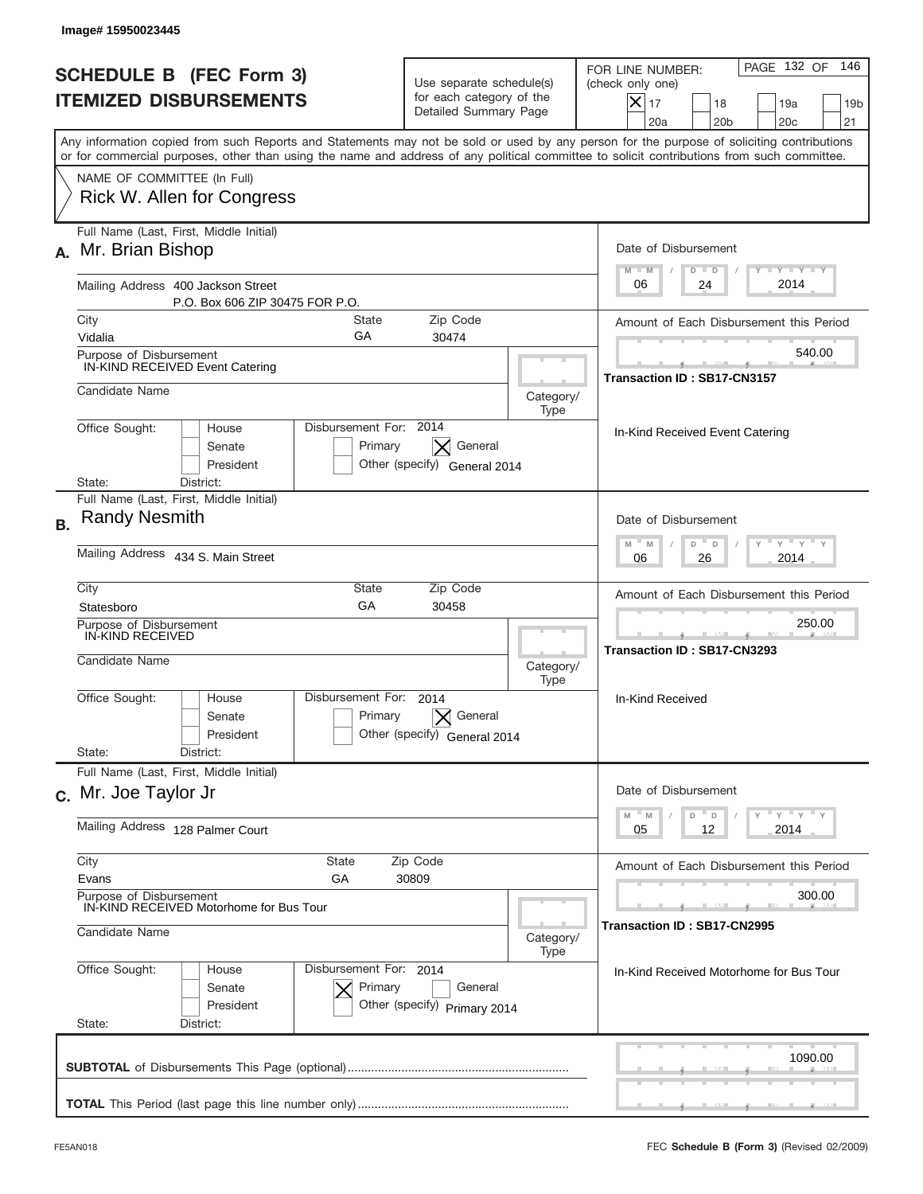Image# 15950023445

# SCHEDULE B (FEC Form 3)
## ITEMIZED DISBURSEMENTS

Use separate schedule(s) for each category of the Detailed Summary Page

FOR LINE NUMBER: (check only one)
[X] 17 [ ] 18 [ ] 19a [ ] 19b
[ ] 20a [ ] 20b [ ] 20c [ ] 21

PAGE 132 OF 146

Any information copied from such Reports and Statements may not be sold or used by any person for the purpose of soliciting contributions or for commercial purposes, other than using the name and address of any political committee to solicit contributions from such committee.

NAME OF COMMITTEE (In Full)
Rick W. Allen for Congress

---

**A.** Full Name (Last, First, Middle Initial): Mr. Brian Bishop

Mailing Address: 400 Jackson Street
P.O. Box 606 ZIP 30475 FOR P.O.

City: Vidalia State: GA Zip Code: 30474

Purpose of Disbursement: IN-KIND RECEIVED Event Catering

Candidate Name:

Category/Type:

Office Sought: [ ] House [ ] Senate [ ] President
State: District:

Disbursement For: 2014 [ ] Primary [X] General [ ] Other (specify) General 2014

Date of Disbursement: 06 / 24 / 2014

Amount of Each Disbursement this Period: 540.00

Transaction ID : SB17-CN3157

In-Kind Received Event Catering

---

**B.** Full Name (Last, First, Middle Initial): Randy Nesmith

Mailing Address: 434 S. Main Street

City: Statesboro State: GA Zip Code: 30458

Purpose of Disbursement: IN-KIND RECEIVED

Candidate Name:

Category/Type:

Office Sought: [ ] House [ ] Senate [ ] President
State: District:

Disbursement For: 2014 [ ] Primary [X] General [ ] Other (specify) General 2014

Date of Disbursement: 06 / 26 / 2014

Amount of Each Disbursement this Period: 250.00

Transaction ID : SB17-CN3293

In-Kind Received

---

**C.** Full Name (Last, First, Middle Initial): Mr. Joe Taylor Jr

Mailing Address: 128 Palmer Court

City: Evans State: GA Zip Code: 30809

Purpose of Disbursement: IN-KIND RECEIVED Motorhome for Bus Tour

Candidate Name:

Category/Type:

Office Sought: [ ] House [ ] Senate [ ] President
State: District:

Disbursement For: 2014 [X] Primary [ ] General [ ] Other (specify) Primary 2014

Date of Disbursement: 05 / 12 / 2014

Amount of Each Disbursement this Period: 300.00

Transaction ID : SB17-CN2995

In-Kind Received Motorhome for Bus Tour

---

**SUBTOTAL** of Disbursements This Page (optional): 1090.00

**TOTAL** This Period (last page this line number only):

FE5AN018 FEC **Schedule B (Form 3)** (Revised 02/2009)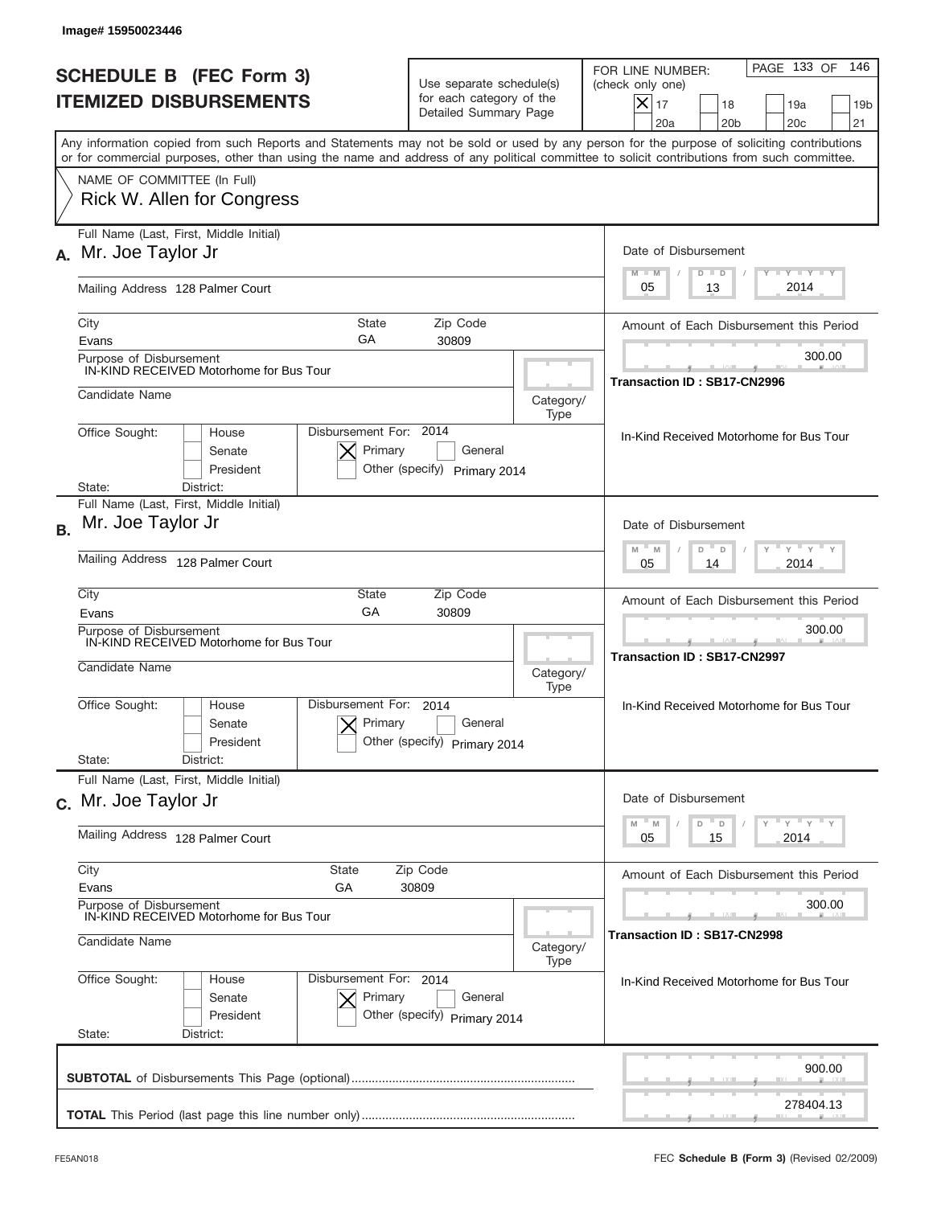Image# 15950023446

# SCHEDULE B (FEC Form 3)
## ITEMIZED DISBURSEMENTS

Use separate schedule(s) for each category of the Detailed Summary Page

FOR LINE NUMBER: (check only one)

- [X] 17
- [ ] 18
- [ ] 19a
- [ ] 19b
- [ ] 20a
- [ ] 20b
- [ ] 20c
- [ ] 21

PAGE 133 OF 146

Any information copied from such Reports and Statements may not be sold or used by any person for the purpose of soliciting contributions or for commercial purposes, other than using the name and address of any political committee to solicit contributions from such committee.

NAME OF COMMITTEE (In Full)
Rick W. Allen for Congress

---

**A.** Full Name (Last, First, Middle Initial): Mr. Joe Taylor Jr

Mailing Address: 128 Palmer Court

City: Evans | State: GA | Zip Code: 30809

Purpose of Disbursement: IN-KIND RECEIVED Motorhome for Bus Tour

Candidate Name:

Category/Type:

Office Sought: [ ] House [ ] Senate [ ] President

State: District:

Disbursement For: 2014 — [X] Primary [ ] General [ ] Other (specify) Primary 2014

Date of Disbursement: 05 / 13 / 2014

Amount of Each Disbursement this Period: 300.00

Transaction ID : SB17-CN2996

In-Kind Received Motorhome for Bus Tour

---

**B.** Full Name (Last, First, Middle Initial): Mr. Joe Taylor Jr

Mailing Address: 128 Palmer Court

City: Evans | State: GA | Zip Code: 30809

Purpose of Disbursement: IN-KIND RECEIVED Motorhome for Bus Tour

Candidate Name:

Category/Type:

Office Sought: [ ] House [ ] Senate [ ] President

State: District:

Disbursement For: 2014 — [X] Primary [ ] General [ ] Other (specify) Primary 2014

Date of Disbursement: 05 / 14 / 2014

Amount of Each Disbursement this Period: 300.00

Transaction ID : SB17-CN2997

In-Kind Received Motorhome for Bus Tour

---

**C.** Full Name (Last, First, Middle Initial): Mr. Joe Taylor Jr

Mailing Address: 128 Palmer Court

City: Evans | State: GA | Zip Code: 30809

Purpose of Disbursement: IN-KIND RECEIVED Motorhome for Bus Tour

Candidate Name:

Category/Type:

Office Sought: [ ] House [ ] Senate [ ] President

State: District:

Disbursement For: 2014 — [X] Primary [ ] General [ ] Other (specify) Primary 2014

Date of Disbursement: 05 / 15 / 2014

Amount of Each Disbursement this Period: 300.00

Transaction ID : SB17-CN2998

In-Kind Received Motorhome for Bus Tour

---

**SUBTOTAL** of Disbursements This Page (optional): 900.00

**TOTAL** This Period (last page this line number only): 278404.13

FE5AN018 — FEC **Schedule B** (Form 3) (Revised 02/2009)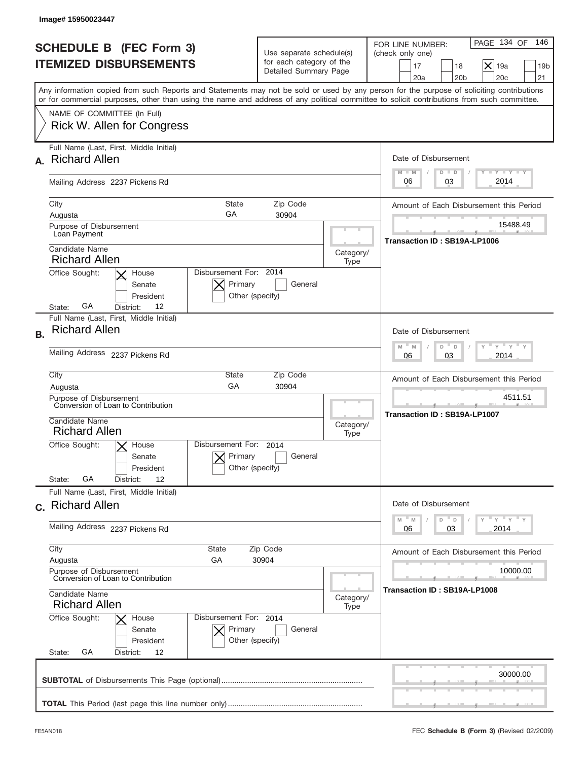Image# 15950023447

# SCHEDULE B (FEC Form 3)
## ITEMIZED DISBURSEMENTS

Use separate schedule(s) for each category of the Detailed Summary Page

FOR LINE NUMBER: (check only one)
17 | 18 | [X] 19a | 19b | 20a | 20b | 20c | 21

PAGE 134 OF 146

Any information copied from such Reports and Statements may not be sold or used by any person for the purpose of soliciting contributions or for commercial purposes, other than using the name and address of any political committee to solicit contributions from such committee.

NAME OF COMMITTEE (In Full)
Rick W. Allen for Congress

---

**A.** Full Name (Last, First, Middle Initial): Richard Allen

Mailing Address: 2237 Pickens Rd

City: Augusta | State: GA | Zip Code: 30904

Purpose of Disbursement: Loan Payment

Candidate Name: Richard Allen

Category/Type:

Office Sought: [X] House [ ] Senate [ ] President

State: GA District: 12

Disbursement For: 2014 [X] Primary [ ] General [ ] Other (specify)

Date of Disbursement: 06/03/2014

Amount of Each Disbursement this Period: 15488.49

Transaction ID : SB19A-LP1006

---

**B.** Full Name (Last, First, Middle Initial): Richard Allen

Mailing Address: 2237 Pickens Rd

City: Augusta | State: GA | Zip Code: 30904

Purpose of Disbursement: Conversion of Loan to Contribution

Candidate Name: Richard Allen

Category/Type:

Office Sought: [X] House [ ] Senate [ ] President

State: GA District: 12

Disbursement For: 2014 [X] Primary [ ] General [ ] Other (specify)

Date of Disbursement: 06/03/2014

Amount of Each Disbursement this Period: 4511.51

Transaction ID : SB19A-LP1007

---

**C.** Full Name (Last, First, Middle Initial): Richard Allen

Mailing Address: 2237 Pickens Rd

City: Augusta | State: GA | Zip Code: 30904

Purpose of Disbursement: Conversion of Loan to Contribution

Candidate Name: Richard Allen

Category/Type:

Office Sought: [X] House [ ] Senate [ ] President

State: GA District: 12

Disbursement For: 2014 [X] Primary [ ] General [ ] Other (specify)

Date of Disbursement: 06/03/2014

Amount of Each Disbursement this Period: 10000.00

Transaction ID : SB19A-LP1008

---

**SUBTOTAL** of Disbursements This Page (optional): 30000.00

**TOTAL** This Period (last page this line number only):

FE5AN018 | FEC **Schedule B (Form 3)** (Revised 02/2009)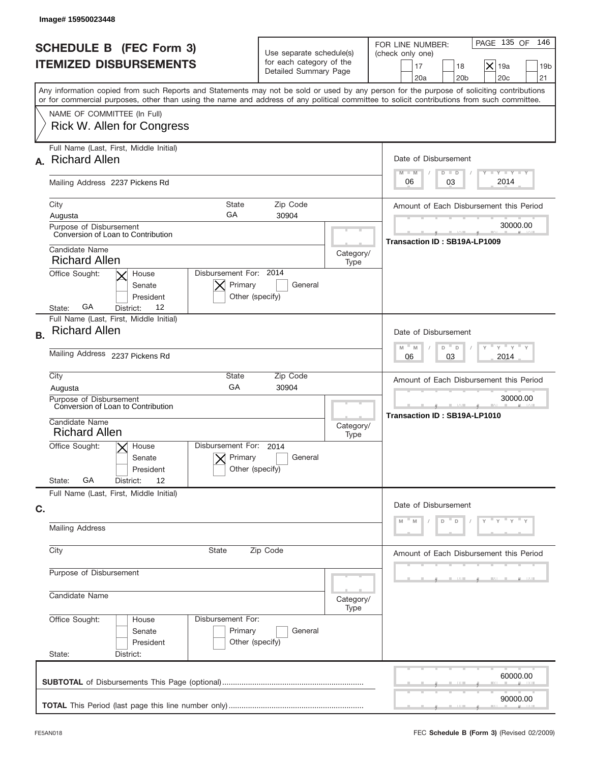Image# 15950023448

# SCHEDULE B (FEC Form 3) ITEMIZED DISBURSEMENTS

Use separate schedule(s) for each category of the Detailed Summary Page

FOR LINE NUMBER: (check only one)

17 | 18 | [X] 19a | 19b | 20a | 20b | 20c | 21

PAGE 135 OF 146

Any information copied from such Reports and Statements may not be sold or used by any person for the purpose of soliciting contributions or for commercial purposes, other than using the name and address of any political committee to solicit contributions from such committee.

NAME OF COMMITTEE (In Full)
Rick W. Allen for Congress

## A.

Full Name (Last, First, Middle Initial): Richard Allen

Mailing Address: 2237 Pickens Rd

City: Augusta | State: GA | Zip Code: 30904

Purpose of Disbursement: Conversion of Loan to Contribution

Candidate Name: Richard Allen

Category/Type:

Office Sought: [X] House | Senate | President

State: GA | District: 12

Disbursement For: 2014 [X] Primary | General | Other (specify)

Date of Disbursement: 06 / 03 / 2014

Amount of Each Disbursement this Period: 30000.00

Transaction ID : SB19A-LP1009

## B.

Full Name (Last, First, Middle Initial): Richard Allen

Mailing Address: 2237 Pickens Rd

City: Augusta | State: GA | Zip Code: 30904

Purpose of Disbursement: Conversion of Loan to Contribution

Candidate Name: Richard Allen

Category/Type:

Office Sought: [X] House | Senate | President

State: GA | District: 12

Disbursement For: 2014 [X] Primary | General | Other (specify)

Date of Disbursement: 06 / 03 / 2014

Amount of Each Disbursement this Period: 30000.00

Transaction ID : SB19A-LP1010

## C.

Full Name (Last, First, Middle Initial):

Mailing Address:

City: | State: | Zip Code:

Purpose of Disbursement:

Candidate Name:

Category/Type:

Office Sought: House | Senate | President

State: | District:

Disbursement For: Primary | General | Other (specify)

Date of Disbursement: M M / D D / Y Y Y Y

Amount of Each Disbursement this Period:

---

**SUBTOTAL** of Disbursements This Page (optional): 60000.00

**TOTAL** This Period (last page this line number only): 90000.00

FE5AN018 — FEC **Schedule B** (Form 3) (Revised 02/2009)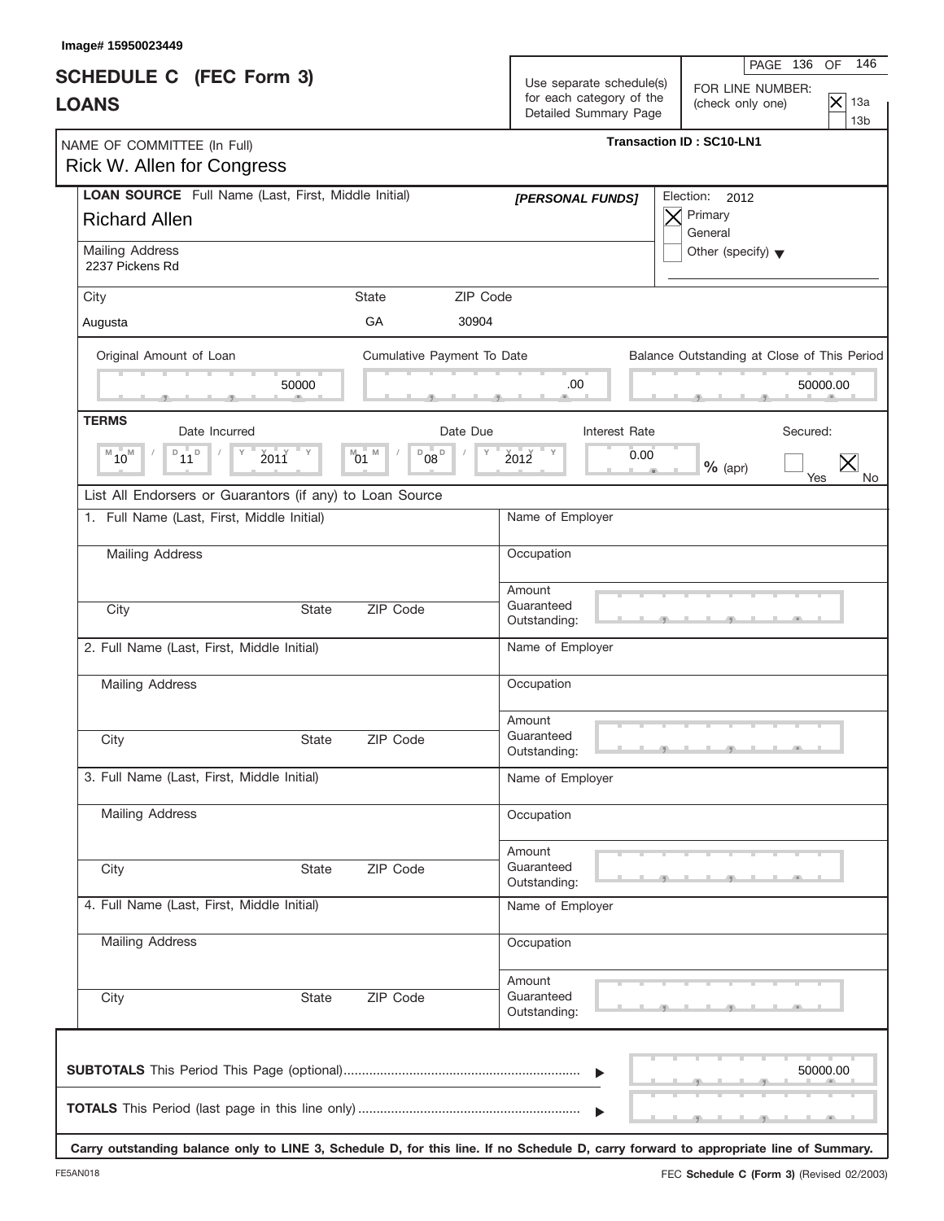Image# 15950023449

# SCHEDULE C (FEC Form 3)
# LOANS

Use separate schedule(s) for each category of the Detailed Summary Page

FOR LINE NUMBER: (check only one)
- [X] 13a
- [ ] 13b

NAME OF COMMITTEE (In Full)
Rick W. Allen for Congress

Transaction ID : SC10-LN1

**LOAN SOURCE** Full Name (Last, First, Middle Initial) **[PERSONAL FUNDS]**
Richard Allen

Mailing Address
2237 Pickens Rd

| City | State | ZIP Code |
|---|---|---|
| Augusta | GA | 30904 |

Election: 2012
- [X] Primary
- [ ] General
- [ ] Other (specify)

| Original Amount of Loan | Cumulative Payment To Date | Balance Outstanding at Close of This Period |
|---|---|---|
| 50000 | .00 | 50000.00 |

**TERMS**

| Date Incurred | Date Due | Interest Rate | Secured |
|---|---|---|---|
| 10 / 11 / 2011 | 01 / 08 / 2012 | 0.00 % (apr) | [ ] Yes [X] No |

List All Endorsers or Guarantors (if any) to Loan Source

1. Full Name (Last, First, Middle Initial)
   Name of Employer
   Mailing Address
   Occupation
   City / State / ZIP Code
   Amount Guaranteed Outstanding:

2. Full Name (Last, First, Middle Initial)
   Name of Employer
   Mailing Address
   Occupation
   City / State / ZIP Code
   Amount Guaranteed Outstanding:

3. Full Name (Last, First, Middle Initial)
   Name of Employer
   Mailing Address
   Occupation
   City / State / ZIP Code
   Amount Guaranteed Outstanding:

4. Full Name (Last, First, Middle Initial)
   Name of Employer
   Mailing Address
   Occupation
   City / State / ZIP Code
   Amount Guaranteed Outstanding:

**SUBTOTALS** This Period This Page (optional) ▶ 50000.00

**TOTALS** This Period (last page in this line only) ▶

**Carry outstanding balance only to LINE 3, Schedule D, for this line. If no Schedule D, carry forward to appropriate line of Summary.**

FE5AN018 FEC **Schedule C (Form 3)** (Revised 02/2003)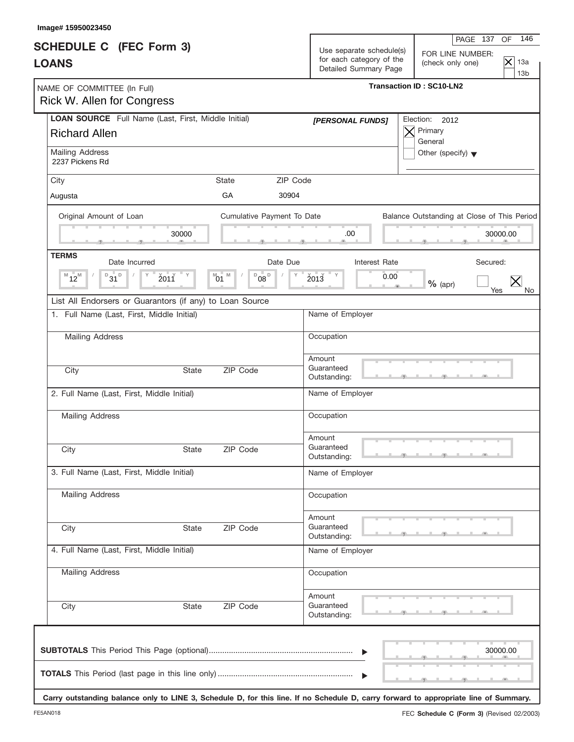Image# 15950023450

# SCHEDULE C (FEC Form 3)
# LOANS

Use separate schedule(s) for each category of the Detailed Summary Page

FOR LINE NUMBER: (check only one)

- [X] 13a
- [ ] 13b

NAME OF COMMITTEE (In Full)
Rick W. Allen for Congress

**Transaction ID : SC10-LN2**

**LOAN SOURCE** Full Name (Last, First, Middle Initial)
Richard Allen

*[PERSONAL FUNDS]*

Election: 2012
- [X] Primary
- [ ] General
- [ ] Other (specify)

Mailing Address
2237 Pickens Rd

| City | State | ZIP Code |
| --- | --- | --- |
| Augusta | GA | 30904 |

| Original Amount of Loan | Cumulative Payment To Date | Balance Outstanding at Close of This Period |
| --- | --- | --- |
| 30000 | .00 | 30000.00 |

**TERMS**

| Date Incurred | Date Due | Interest Rate | Secured |
| --- | --- | --- | --- |
| 12 / 31 / 2011 | 01 / 08 / 2013 | 0.00 % (apr) | Yes [ ] No [X] |

List All Endorsers or Guarantors (if any) to Loan Source

1. Full Name (Last, First, Middle Initial)
   Mailing Address
   City State ZIP Code
   Name of Employer
   Occupation
   Amount Guaranteed Outstanding:

2. Full Name (Last, First, Middle Initial)
   Mailing Address
   City State ZIP Code
   Name of Employer
   Occupation
   Amount Guaranteed Outstanding:

3. Full Name (Last, First, Middle Initial)
   Mailing Address
   City State ZIP Code
   Name of Employer
   Occupation
   Amount Guaranteed Outstanding:

4. Full Name (Last, First, Middle Initial)
   Mailing Address
   City State ZIP Code
   Name of Employer
   Occupation
   Amount Guaranteed Outstanding:

**SUBTOTALS** This Period This Page (optional) ........ 30000.00

**TOTALS** This Period (last page in this line only) ........

**Carry outstanding balance only to LINE 3, Schedule D, for this line. If no Schedule D, carry forward to appropriate line of Summary.**

FE5AN018

FEC **Schedule C (Form 3)** (Revised 02/2003)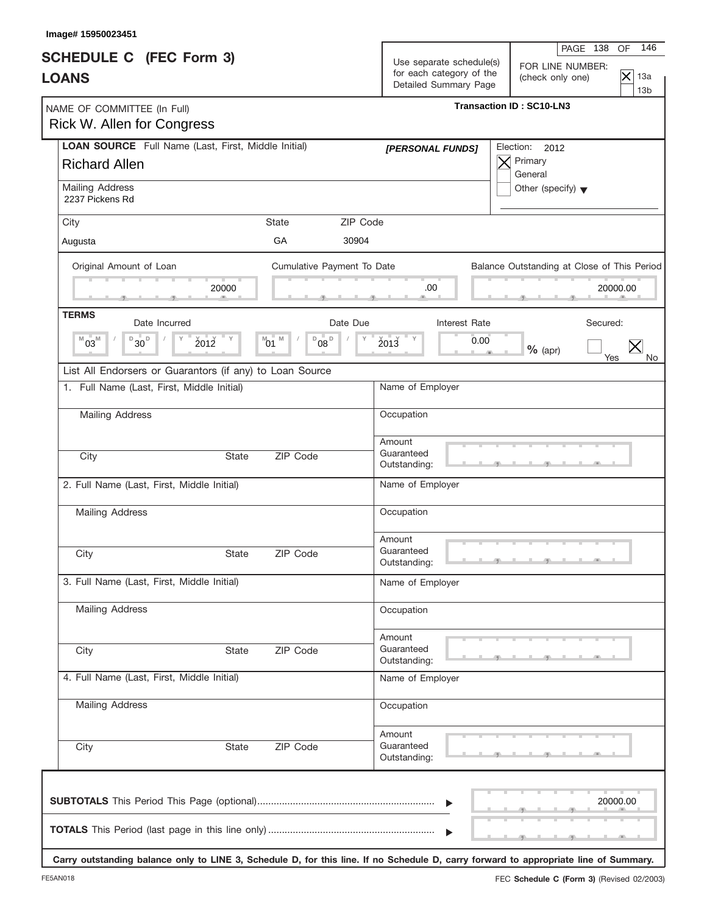Image# 15950023451

# SCHEDULE C (FEC Form 3)
# LOANS

Use separate schedule(s) for each category of the Detailed Summary Page

FOR LINE NUMBER: (check only one)
- [X] 13a
- [ ] 13b

NAME OF COMMITTEE (In Full)
Rick W. Allen for Congress

**Transaction ID : SC10-LN3**

**LOAN SOURCE** Full Name (Last, First, Middle Initial)
Richard Allen

*[PERSONAL FUNDS]*

Election: 2012
- [X] Primary
- [ ] General
- [ ] Other (specify)

Mailing Address
2237 Pickens Rd

| City | State | ZIP Code |
|---|---|---|
| Augusta | GA | 30904 |

| Original Amount of Loan | Cumulative Payment To Date | Balance Outstanding at Close of This Period |
|---|---|---|
| 20000 | .00 | 20000.00 |

**TERMS**

| Date Incurred | Date Due | Interest Rate | Secured: |
|---|---|---|---|
| 03 / 30 / 2012 | 01 / 08 / 2013 | 0.00 % (apr) | [ ] Yes [X] No |

List All Endorsers or Guarantors (if any) to Loan Source

1. Full Name (Last, First, Middle Initial)
   Name of Employer
   Mailing Address
   Occupation
   City / State / ZIP Code
   Amount Guaranteed Outstanding:

2. Full Name (Last, First, Middle Initial)
   Name of Employer
   Mailing Address
   Occupation
   City / State / ZIP Code
   Amount Guaranteed Outstanding:

3. Full Name (Last, First, Middle Initial)
   Name of Employer
   Mailing Address
   Occupation
   City / State / ZIP Code
   Amount Guaranteed Outstanding:

4. Full Name (Last, First, Middle Initial)
   Name of Employer
   Mailing Address
   Occupation
   City / State / ZIP Code
   Amount Guaranteed Outstanding:

**SUBTOTALS** This Period This Page (optional) ▶ 20000.00

**TOTALS** This Period (last page in this line only) ▶

**Carry outstanding balance only to LINE 3, Schedule D, for this line. If no Schedule D, carry forward to appropriate line of Summary.**

FE5AN018

FEC **Schedule C (Form 3)** (Revised 02/2003)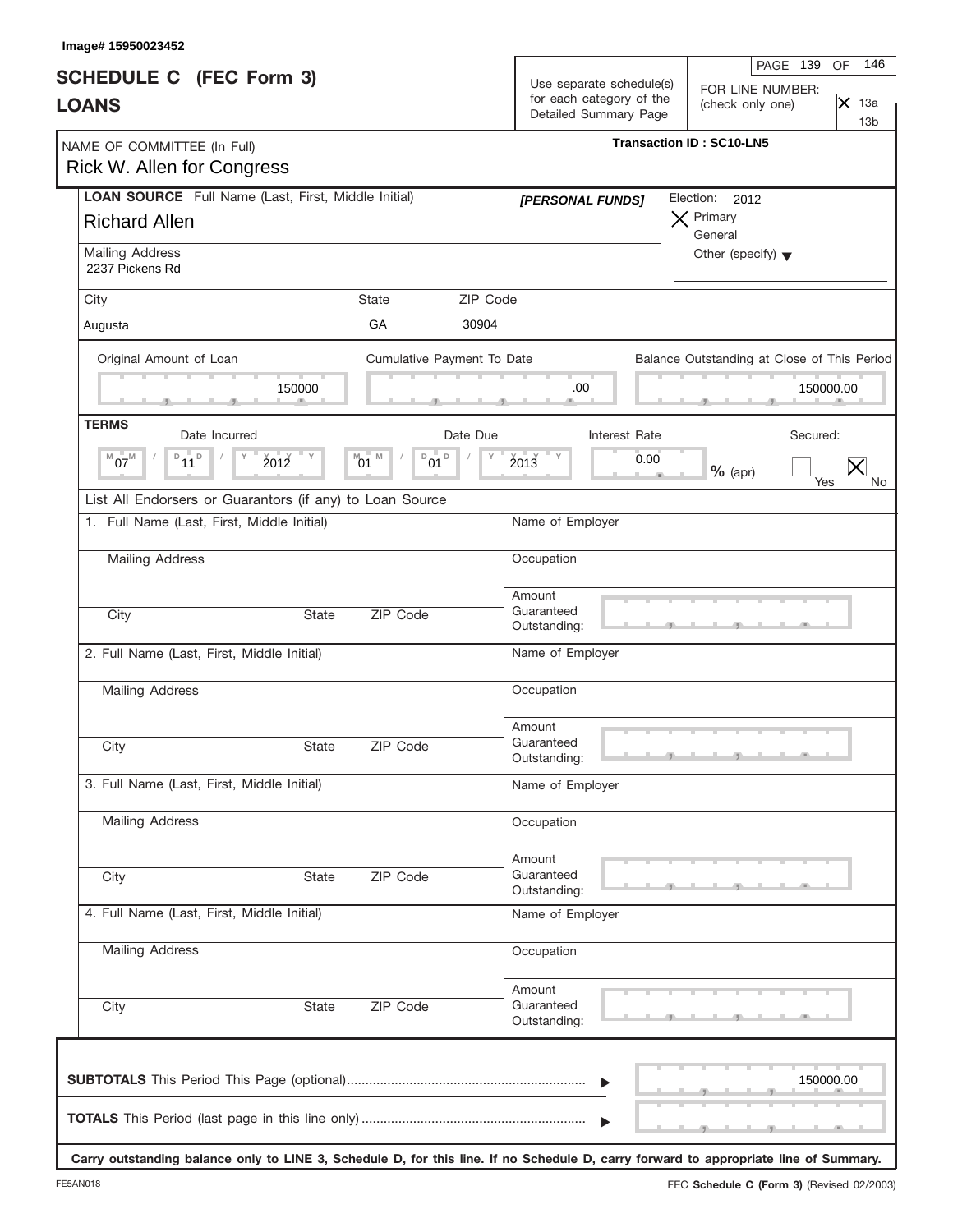Image# 15950023452

# SCHEDULE C (FEC Form 3)
# LOANS

Use separate schedule(s) for each category of the Detailed Summary Page

FOR LINE NUMBER: (check only one)
- [X] 13a
- [ ] 13b

NAME OF COMMITTEE (In Full)
Rick W. Allen for Congress

**Transaction ID : SC10-LN5**

**LOAN SOURCE** Full Name (Last, First, Middle Initial)
Richard Allen

***[PERSONAL FUNDS]***

Election: 2012
- [X] Primary
- [ ] General
- [ ] Other (specify)

Mailing Address
2237 Pickens Rd

| City | State | ZIP Code |
|---|---|---|
| Augusta | GA | 30904 |

| Original Amount of Loan | Cumulative Payment To Date | Balance Outstanding at Close of This Period |
|---|---|---|
| 150000 | .00 | 150000.00 |

**TERMS**

| Date Incurred | Date Due | Interest Rate | Secured: |
|---|---|---|---|
| 07 / 11 / 2012 | 01 / 01 / 2013 | 0.00 % (apr) | [ ] Yes [X] No |

List All Endorsers or Guarantors (if any) to Loan Source

1. Full Name (Last, First, Middle Initial)
   Mailing Address
   City / State / ZIP Code
   Name of Employer
   Occupation
   Amount Guaranteed Outstanding:

2. Full Name (Last, First, Middle Initial)
   Mailing Address
   City / State / ZIP Code
   Name of Employer
   Occupation
   Amount Guaranteed Outstanding:

3. Full Name (Last, First, Middle Initial)
   Mailing Address
   City / State / ZIP Code
   Name of Employer
   Occupation
   Amount Guaranteed Outstanding:

4. Full Name (Last, First, Middle Initial)
   Mailing Address
   City / State / ZIP Code
   Name of Employer
   Occupation
   Amount Guaranteed Outstanding:

**SUBTOTALS** This Period This Page (optional) .......... 150000.00

**TOTALS** This Period (last page in this line only) ..........

**Carry outstanding balance only to LINE 3, Schedule D, for this line. If no Schedule D, carry forward to appropriate line of Summary.**

FE5AN018 — FEC **Schedule C (Form 3)** (Revised 02/2003)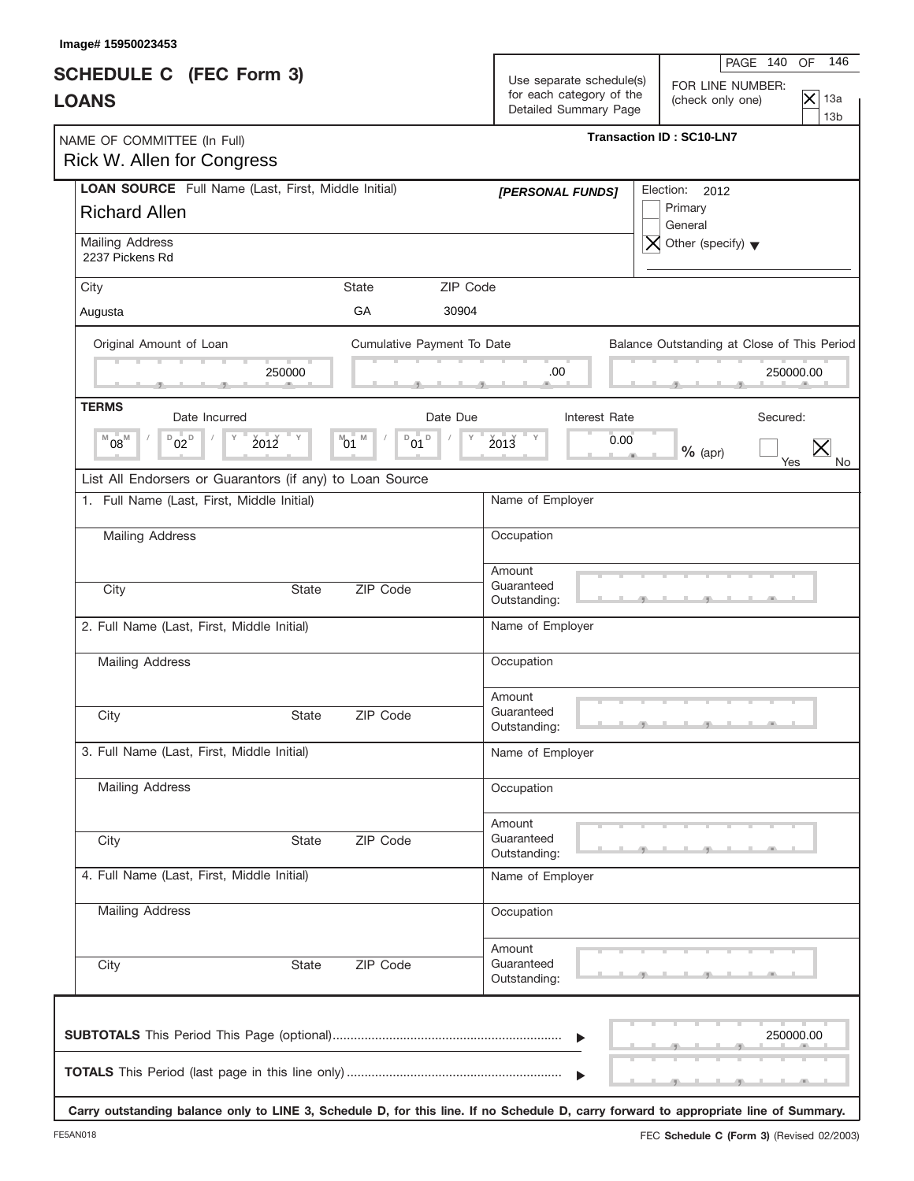Image# 15950023453

# SCHEDULE C (FEC Form 3)
# LOANS

Use separate schedule(s) for each category of the Detailed Summary Page

FOR LINE NUMBER: (check only one)
- [X] 13a
- [ ] 13b

Transaction ID : SC10-LN7

NAME OF COMMITTEE (In Full)
Rick W. Allen for Congress

**LOAN SOURCE** Full Name (Last, First, Middle Initial) **[PERSONAL FUNDS]**
Richard Allen

Election: 2012
- [ ] Primary
- [ ] General
- [X] Other (specify)

Mailing Address
2237 Pickens Rd

| City | State | ZIP Code |
|---|---|---|
| Augusta | GA | 30904 |

| Original Amount of Loan | Cumulative Payment To Date | Balance Outstanding at Close of This Period |
|---|---|---|
| 250000 | .00 | 250000.00 |

**TERMS**

| Date Incurred | Date Due | Interest Rate | Secured |
|---|---|---|---|
| 08/02/2012 | 01/01/2013 | 0.00 % (apr) | [ ] Yes [X] No |

List All Endorsers or Guarantors (if any) to Loan Source

1. Full Name (Last, First, Middle Initial)
   Mailing Address
   City / State / ZIP Code
   Name of Employer
   Occupation
   Amount Guaranteed Outstanding:

2. Full Name (Last, First, Middle Initial)
   Mailing Address
   City / State / ZIP Code
   Name of Employer
   Occupation
   Amount Guaranteed Outstanding:

3. Full Name (Last, First, Middle Initial)
   Mailing Address
   City / State / ZIP Code
   Name of Employer
   Occupation
   Amount Guaranteed Outstanding:

4. Full Name (Last, First, Middle Initial)
   Mailing Address
   City / State / ZIP Code
   Name of Employer
   Occupation
   Amount Guaranteed Outstanding:

**SUBTOTALS** This Period This Page (optional) ............ 250000.00

**TOTALS** This Period (last page in this line only) ............

**Carry outstanding balance only to LINE 3, Schedule D, for this line. If no Schedule D, carry forward to appropriate line of Summary.**

FE5AN018 FEC **Schedule C (Form 3)** (Revised 02/2003)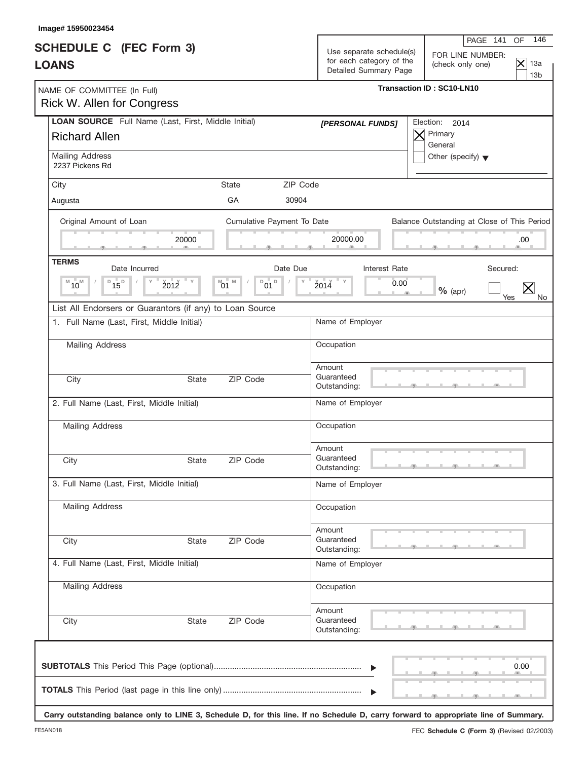Image# 15950023454

# SCHEDULE C (FEC Form 3)
# LOANS

Use separate schedule(s) for each category of the Detailed Summary Page

FOR LINE NUMBER: (check only one)
- [X] 13a
- [ ] 13b

NAME OF COMMITTEE (In Full): Rick W. Allen for Congress

Transaction ID : SC10-LN10

**LOAN SOURCE** Full Name (Last, First, Middle Initial): Richard Allen

*[PERSONAL FUNDS]*

Election: 2014
- [X] Primary
- [ ] General
- [ ] Other (specify)

Mailing Address: 2237 Pickens Rd

| City | State | ZIP Code |
|---|---|---|
| Augusta | GA | 30904 |

| Original Amount of Loan | Cumulative Payment To Date | Balance Outstanding at Close of This Period |
|---|---|---|
| 20000 | 20000.00 | .00 |

**TERMS**

| Date Incurred | Date Due | Interest Rate | Secured |
|---|---|---|---|
| 10 / 15 / 2012 | 01 / 01 / 2014 | 0.00 % (apr) | [ ] Yes [X] No |

List All Endorsers or Guarantors (if any) to Loan Source

| 1. Full Name (Last, First, Middle Initial) | Name of Employer |
|---|---|
| Mailing Address | Occupation |
| City / State / ZIP Code | Amount Guaranteed Outstanding: |

| 2. Full Name (Last, First, Middle Initial) | Name of Employer |
|---|---|
| Mailing Address | Occupation |
| City / State / ZIP Code | Amount Guaranteed Outstanding: |

| 3. Full Name (Last, First, Middle Initial) | Name of Employer |
|---|---|
| Mailing Address | Occupation |
| City / State / ZIP Code | Amount Guaranteed Outstanding: |

| 4. Full Name (Last, First, Middle Initial) | Name of Employer |
|---|---|
| Mailing Address | Occupation |
| City / State / ZIP Code | Amount Guaranteed Outstanding: |

**SUBTOTALS** This Period This Page (optional) ........ 0.00

**TOTALS** This Period (last page in this line only) ........

**Carry outstanding balance only to LINE 3, Schedule D, for this line. If no Schedule D, carry forward to appropriate line of Summary.**

FE5AN018

FEC **Schedule C (Form 3)** (Revised 02/2003)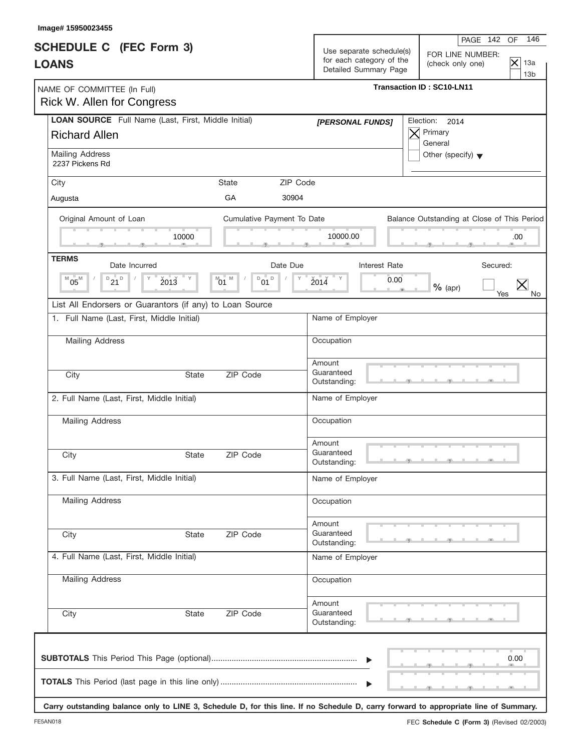Image# 15950023455

# SCHEDULE C (FEC Form 3)
# LOANS

Use separate schedule(s) for each category of the Detailed Summary Page

FOR LINE NUMBER: (check only one)
[X] 13a
[ ] 13b

NAME OF COMMITTEE (In Full)
Rick W. Allen for Congress

Transaction ID : SC10-LN11

**LOAN SOURCE** Full Name (Last, First, Middle Initial)
Richard Allen

*[PERSONAL FUNDS]*

Election: 2014
[X] Primary
[ ] General
[ ] Other (specify)

Mailing Address
2237 Pickens Rd

| City | State | ZIP Code |
|---|---|---|
| Augusta | GA | 30904 |

| Original Amount of Loan | Cumulative Payment To Date | Balance Outstanding at Close of This Period |
|---|---|---|
| 10000 | 10000.00 | .00 |

**TERMS**

| Date Incurred | Date Due | Interest Rate | Secured |
|---|---|---|---|
| 05 / 21 / 2013 | 01 / 01 / 2014 | 0.00 % (apr) | [ ] Yes [X] No |

List All Endorsers or Guarantors (if any) to Loan Source

1. Full Name (Last, First, Middle Initial)
   Mailing Address
   City / State / ZIP Code
   Name of Employer
   Occupation
   Amount Guaranteed Outstanding:

2. Full Name (Last, First, Middle Initial)
   Mailing Address
   City / State / ZIP Code
   Name of Employer
   Occupation
   Amount Guaranteed Outstanding:

3. Full Name (Last, First, Middle Initial)
   Mailing Address
   City / State / ZIP Code
   Name of Employer
   Occupation
   Amount Guaranteed Outstanding:

4. Full Name (Last, First, Middle Initial)
   Mailing Address
   City / State / ZIP Code
   Name of Employer
   Occupation
   Amount Guaranteed Outstanding:

**SUBTOTALS** This Period This Page (optional) ........ 0.00

**TOTALS** This Period (last page in this line only) ........

**Carry outstanding balance only to LINE 3, Schedule D, for this line. If no Schedule D, carry forward to appropriate line of Summary.**

FE5AN018

FEC **Schedule C (Form 3)** (Revised 02/2003)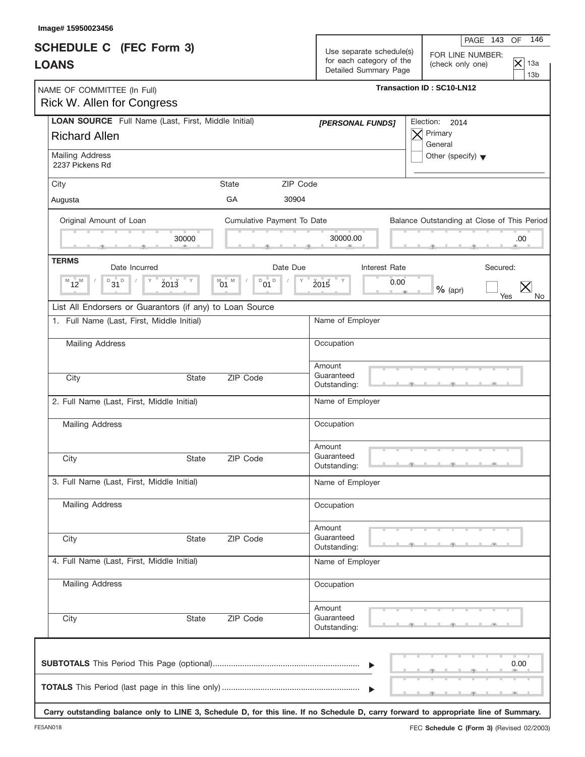Image# 15950023456

# SCHEDULE C (FEC Form 3)
# LOANS

Use separate schedule(s) for each category of the Detailed Summary Page

FOR LINE NUMBER: (check only one)
- [X] 13a
- [ ] 13b

NAME OF COMMITTEE (In Full)
Rick W. Allen for Congress

Transaction ID : SC10-LN12

**LOAN SOURCE** Full Name (Last, First, Middle Initial)
Richard Allen

[PERSONAL FUNDS]

Election: 2014
- [X] Primary
- [ ] General
- [ ] Other (specify)

Mailing Address
2237 Pickens Rd

| City | State | ZIP Code |
|---|---|---|
| Augusta | GA | 30904 |

| Original Amount of Loan | Cumulative Payment To Date | Balance Outstanding at Close of This Period |
|---|---|---|
| 30000 | 30000.00 | .00 |

**TERMS**

| Date Incurred | Date Due | Interest Rate | Secured: |
|---|---|---|---|
| 12/31/2013 | 01/01/2015 | 0.00 % (apr) | [ ] Yes [X] No |

List All Endorsers or Guarantors (if any) to Loan Source

| 1. Full Name (Last, First, Middle Initial) | Name of Employer |
|---|---|
| Mailing Address | Occupation |
| City / State / ZIP Code | Amount Guaranteed Outstanding: |

| 2. Full Name (Last, First, Middle Initial) | Name of Employer |
|---|---|
| Mailing Address | Occupation |
| City / State / ZIP Code | Amount Guaranteed Outstanding: |

| 3. Full Name (Last, First, Middle Initial) | Name of Employer |
|---|---|
| Mailing Address | Occupation |
| City / State / ZIP Code | Amount Guaranteed Outstanding: |

| 4. Full Name (Last, First, Middle Initial) | Name of Employer |
|---|---|
| Mailing Address | Occupation |
| City / State / ZIP Code | Amount Guaranteed Outstanding: |

**SUBTOTALS** This Period This Page (optional) ........ 0.00

**TOTALS** This Period (last page in this line only) ........

**Carry outstanding balance only to LINE 3, Schedule D, for this line. If no Schedule D, carry forward to appropriate line of Summary.**

FE5AN018

FEC **Schedule C (Form 3)** (Revised 02/2003)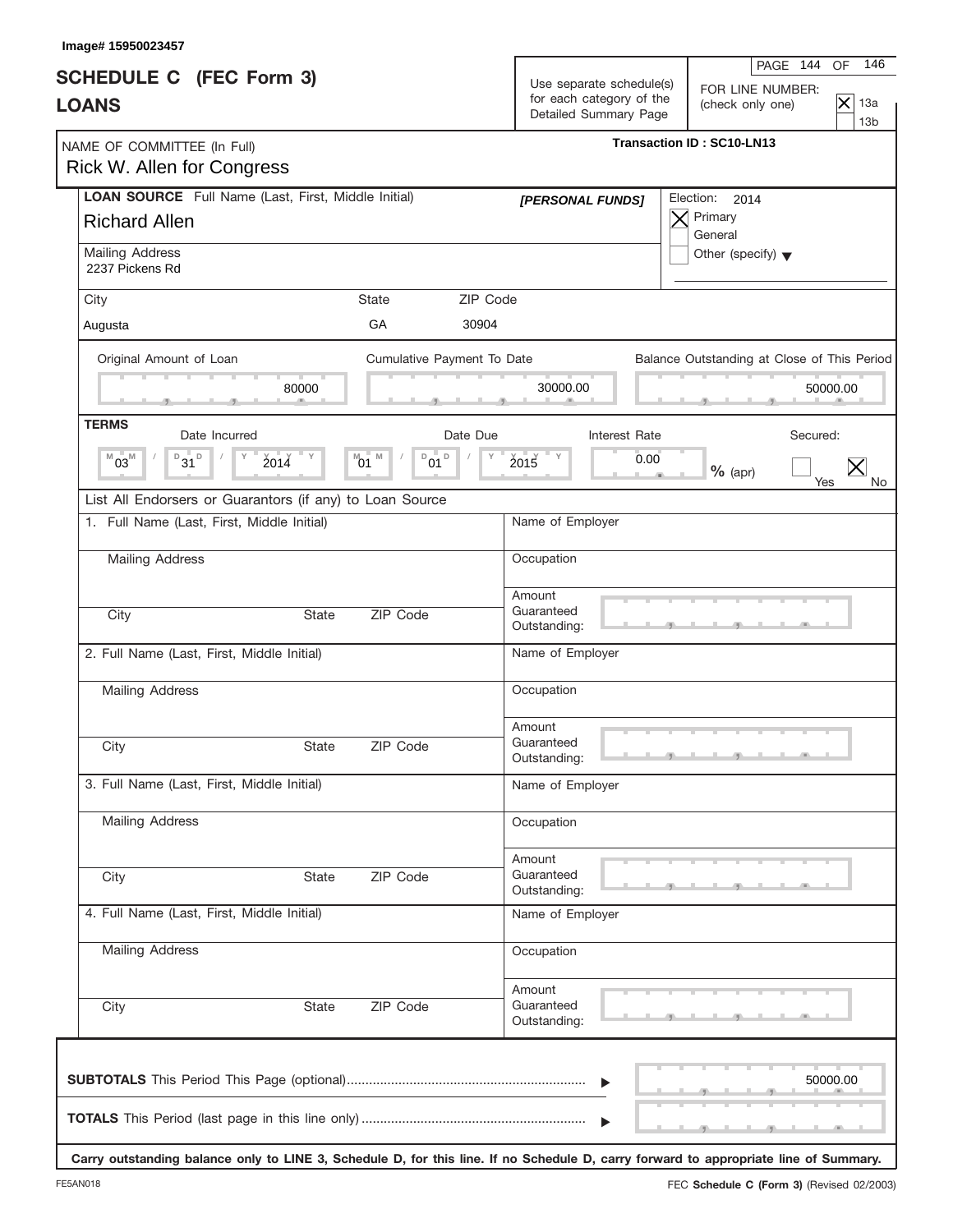Image# 15950023457

# SCHEDULE C (FEC Form 3)
# LOANS

Use separate schedule(s) for each category of the Detailed Summary Page

FOR LINE NUMBER: (check only one)
- [X] 13a
- [ ] 13b

NAME OF COMMITTEE (In Full)
Rick W. Allen for Congress

**Transaction ID : SC10-LN13**

**LOAN SOURCE** Full Name (Last, First, Middle Initial)
Richard Allen

*[PERSONAL FUNDS]*

Election: 2014
- [X] Primary
- [ ] General
- [ ] Other (specify)

Mailing Address
2237 Pickens Rd

| City | State | ZIP Code |
|---|---|---|
| Augusta | GA | 30904 |

| Original Amount of Loan | Cumulative Payment To Date | Balance Outstanding at Close of This Period |
|---|---|---|
| 80000 | 30000.00 | 50000.00 |

**TERMS**

| Date Incurred | Date Due | Interest Rate | Secured |
|---|---|---|---|
| 03 / 31 / 2014 | 01 / 01 / 2015 | 0.00 % (apr) | [ ] Yes [X] No |

List All Endorsers or Guarantors (if any) to Loan Source

| | |
|---|---|
| 1. Full Name (Last, First, Middle Initial) | Name of Employer |
| Mailing Address | Occupation |
| City / State / ZIP Code | Amount Guaranteed Outstanding: |
| 2. Full Name (Last, First, Middle Initial) | Name of Employer |
| Mailing Address | Occupation |
| City / State / ZIP Code | Amount Guaranteed Outstanding: |
| 3. Full Name (Last, First, Middle Initial) | Name of Employer |
| Mailing Address | Occupation |
| City / State / ZIP Code | Amount Guaranteed Outstanding: |
| 4. Full Name (Last, First, Middle Initial) | Name of Employer |
| Mailing Address | Occupation |
| City / State / ZIP Code | Amount Guaranteed Outstanding: |

**SUBTOTALS** This Period This Page (optional) ........ 50000.00

**TOTALS** This Period (last page in this line only) ........

**Carry outstanding balance only to LINE 3, Schedule D, for this line. If no Schedule D, carry forward to appropriate line of Summary.**

FE5AN018

FEC **Schedule C (Form 3)** (Revised 02/2003)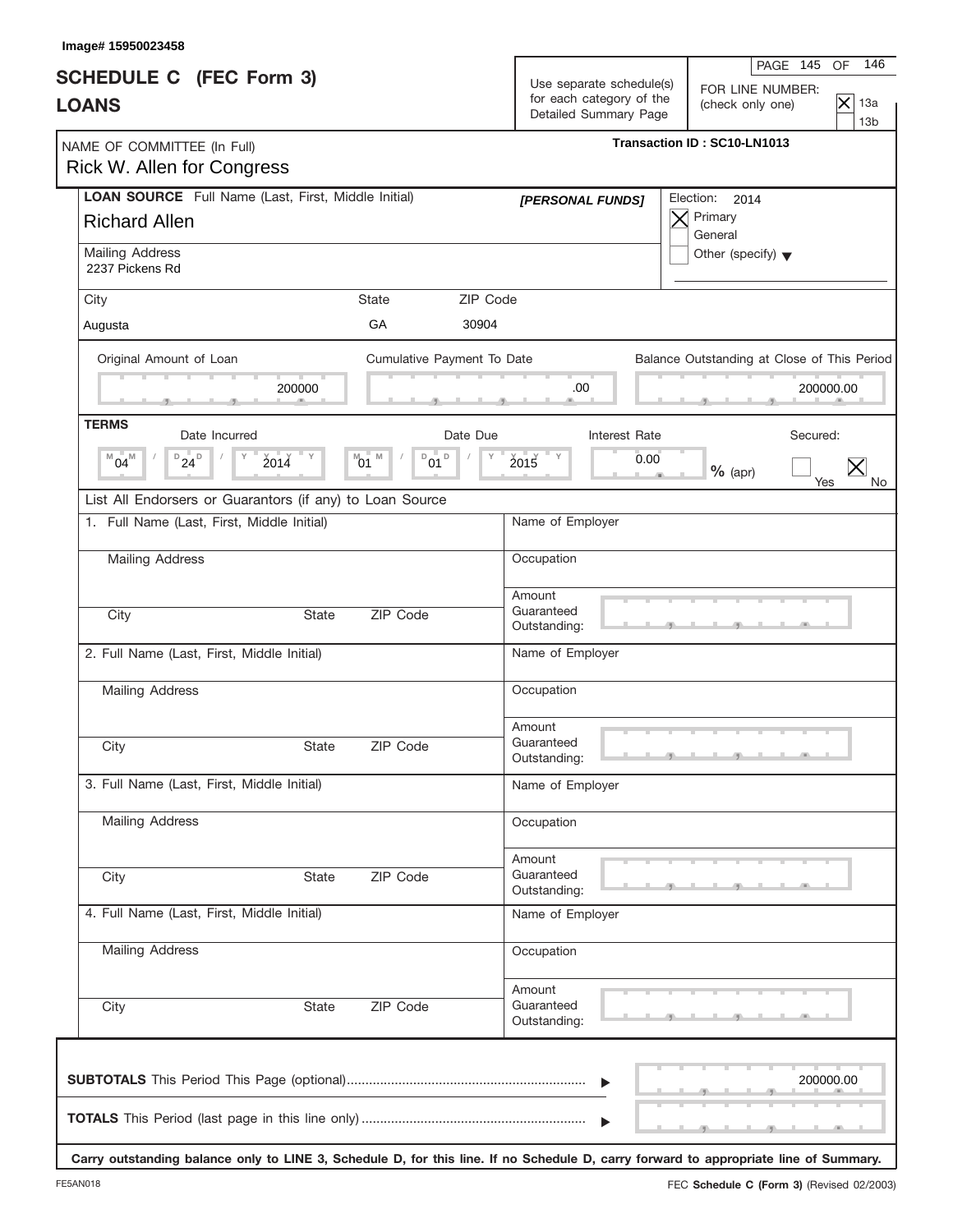Image# 15950023458

# SCHEDULE C (FEC Form 3)
# LOANS

Use separate schedule(s) for each category of the Detailed Summary Page

FOR LINE NUMBER: (check only one)
- [X] 13a
- [ ] 13b

NAME OF COMMITTEE (In Full)
Rick W. Allen for Congress

Transaction ID : SC10-LN1013

**LOAN SOURCE** Full Name (Last, First, Middle Initial)
Richard Allen

*[PERSONAL FUNDS]*

Election: 2014
- [X] Primary
- [ ] General
- [ ] Other (specify)

Mailing Address
2237 Pickens Rd

| City | State | ZIP Code |
|---|---|---|
| Augusta | GA | 30904 |

| Original Amount of Loan | Cumulative Payment To Date | Balance Outstanding at Close of This Period |
|---|---|---|
| 200000 | .00 | 200000.00 |

**TERMS**

| Date Incurred | Date Due | Interest Rate | Secured |
|---|---|---|---|
| 04/24/2014 | 01/01/2015 | 0.00 % (apr) | Yes [ ] No [X] |

List All Endorsers or Guarantors (if any) to Loan Source

1. Full Name (Last, First, Middle Initial)
   Mailing Address
   City State ZIP Code
   Name of Employer
   Occupation
   Amount Guaranteed Outstanding:

2. Full Name (Last, First, Middle Initial)
   Mailing Address
   City State ZIP Code
   Name of Employer
   Occupation
   Amount Guaranteed Outstanding:

3. Full Name (Last, First, Middle Initial)
   Mailing Address
   City State ZIP Code
   Name of Employer
   Occupation
   Amount Guaranteed Outstanding:

4. Full Name (Last, First, Middle Initial)
   Mailing Address
   City State ZIP Code
   Name of Employer
   Occupation
   Amount Guaranteed Outstanding:

**SUBTOTALS** This Period This Page (optional) ........ 200000.00

**TOTALS** This Period (last page in this line only) ........

**Carry outstanding balance only to LINE 3, Schedule D, for this line. If no Schedule D, carry forward to appropriate line of Summary.**

FE5AN018 FEC **Schedule C (Form 3)** (Revised 02/2003)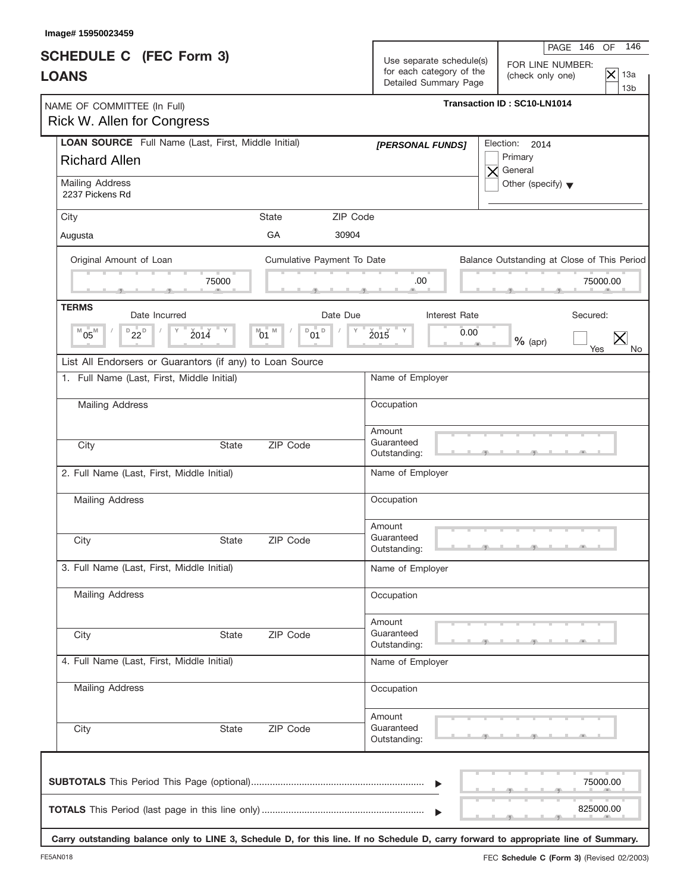Image# 15950023459

# SCHEDULE C (FEC Form 3)
# LOANS

Use separate schedule(s) for each category of the Detailed Summary Page

FOR LINE NUMBER: (check only one)
[X] 13a
[ ] 13b

Transaction ID : SC10-LN1014

NAME OF COMMITTEE (In Full)
Rick W. Allen for Congress

**LOAN SOURCE** Full Name (Last, First, Middle Initial) *[PERSONAL FUNDS]*
Richard Allen

Mailing Address
2237 Pickens Rd

| City | State | ZIP Code |
|---|---|---|
| Augusta | GA | 30904 |

Election: 2014
[ ] Primary
[X] General
[ ] Other (specify)

| Original Amount of Loan | Cumulative Payment To Date | Balance Outstanding at Close of This Period |
|---|---|---|
| 75000 | .00 | 75000.00 |

**TERMS**

| Date Incurred | Date Due | Interest Rate | Secured |
|---|---|---|---|
| 05/22/2014 | 01/01/2015 | 0.00 % (apr) | [ ] Yes [X] No |

List All Endorsers or Guarantors (if any) to Loan Source

1. Full Name (Last, First, Middle Initial)
Mailing Address
City State ZIP Code
Name of Employer
Occupation
Amount Guaranteed Outstanding:

2. Full Name (Last, First, Middle Initial)
Mailing Address
City State ZIP Code
Name of Employer
Occupation
Amount Guaranteed Outstanding:

3. Full Name (Last, First, Middle Initial)
Mailing Address
City State ZIP Code
Name of Employer
Occupation
Amount Guaranteed Outstanding:

4. Full Name (Last, First, Middle Initial)
Mailing Address
City State ZIP Code
Name of Employer
Occupation
Amount Guaranteed Outstanding:

**SUBTOTALS** This Period This Page (optional)................ 75000.00

**TOTALS** This Period (last page in this line only)................ 825000.00

**Carry outstanding balance only to LINE 3, Schedule D, for this line. If no Schedule D, carry forward to appropriate line of Summary.**

FE5AN018

FEC **Schedule C (Form 3)** (Revised 02/2003)